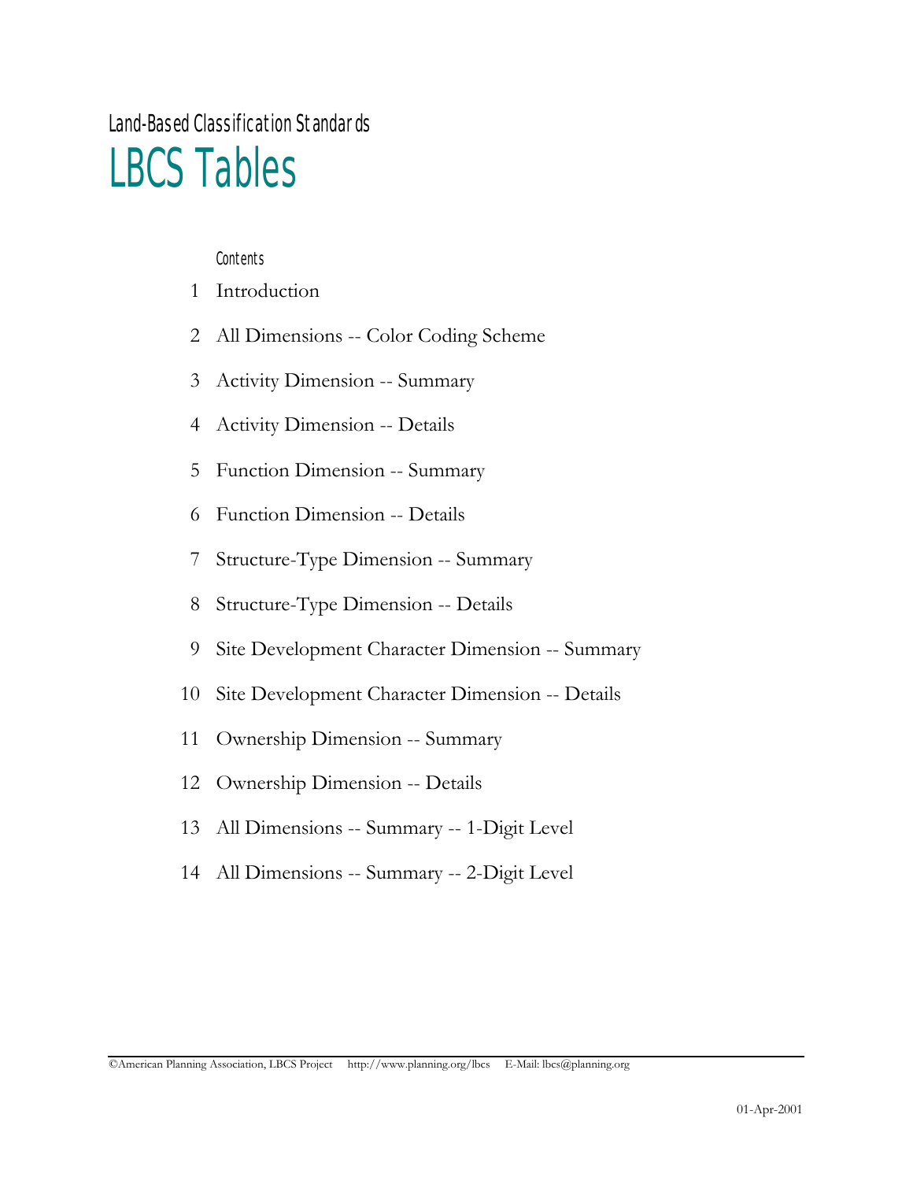Land-Based Classification Standards

# LBCS Tables

Contents

1 Introduction

2 All Dimensions -- Color Coding Scheme

3 Activity Dimension -- Summary

4 Activity Dimension -- Details

5 Function Dimension -- Summary

6 Function Dimension -- Details

7 Structure-Type Dimension -- Summary

8 Structure-Type Dimension -- Details

9 Site Development Character Dimension -- Summary

10 Site Development Character Dimension -- Details

11 Ownership Dimension -- Summary

12 Ownership Dimension -- Details

13 All Dimensions -- Summary -- 1-Digit Level

14 All Dimensions -- Summary -- 2-Digit Level

©American Planning Association, LBCS Project http://www.planning.org/lbcs E-Mail: lbcs@planning.org

01-Apr-2001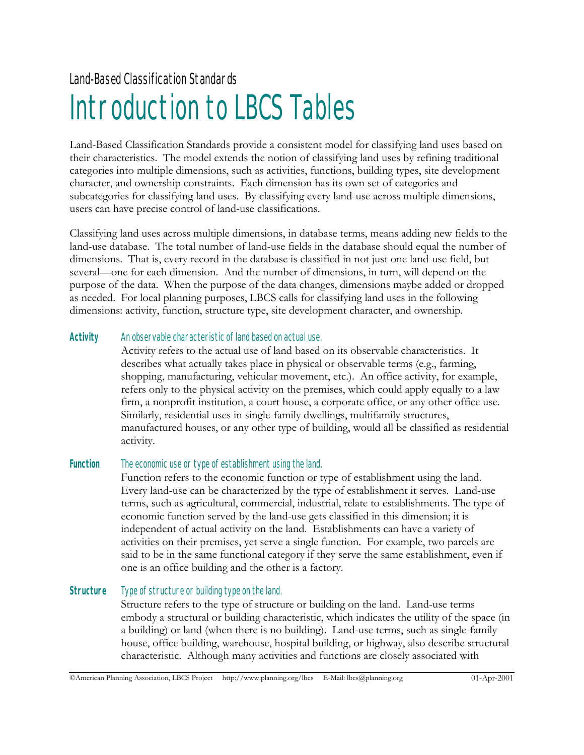Land-Based Classification Standards

# Introduction to LBCS Tables

Land-Based Classification Standards provide a consistent model for classifying land uses based on their characteristics. The model extends the notion of classifying land uses by refining traditional categories into multiple dimensions, such as activities, functions, building types, site development character, and ownership constraints. Each dimension has its own set of categories and subcategories for classifying land uses. By classifying every land-use across multiple dimensions, users can have precise control of land-use classifications.

Classifying land uses across multiple dimensions, in database terms, means adding new fields to the land-use database. The total number of land-use fields in the database should equal the number of dimensions. That is, every record in the database is classified in not just one land-use field, but several—one for each dimension. And the number of dimensions, in turn, will depend on the purpose of the data. When the purpose of the data changes, dimensions maybe added or dropped as needed. For local planning purposes, LBCS calls for classifying land uses in the following dimensions: activity, function, structure type, site development character, and ownership.

**Activity** *An observable characteristic of land based on actual use.*

Activity refers to the actual use of land based on its observable characteristics. It describes what actually takes place in physical or observable terms (e.g., farming, shopping, manufacturing, vehicular movement, etc.). An office activity, for example, refers only to the physical activity on the premises, which could apply equally to a law firm, a nonprofit institution, a court house, a corporate office, or any other office use. Similarly, residential uses in single-family dwellings, multifamily structures, manufactured houses, or any other type of building, would all be classified as residential activity.

**Function** *The economic use or type of establishment using the land.*

Function refers to the economic function or type of establishment using the land. Every land-use can be characterized by the type of establishment it serves. Land-use terms, such as agricultural, commercial, industrial, relate to establishments. The type of economic function served by the land-use gets classified in this dimension; it is independent of actual activity on the land. Establishments can have a variety of activities on their premises, yet serve a single function. For example, two parcels are said to be in the same functional category if they serve the same establishment, even if one is an office building and the other is a factory.

**Structure** *Type of structure or building type on the land.*

Structure refers to the type of structure or building on the land. Land-use terms embody a structural or building characteristic, which indicates the utility of the space (in a building) or land (when there is no building). Land-use terms, such as single-family house, office building, warehouse, hospital building, or highway, also describe structural characteristic. Although many activities and functions are closely associated with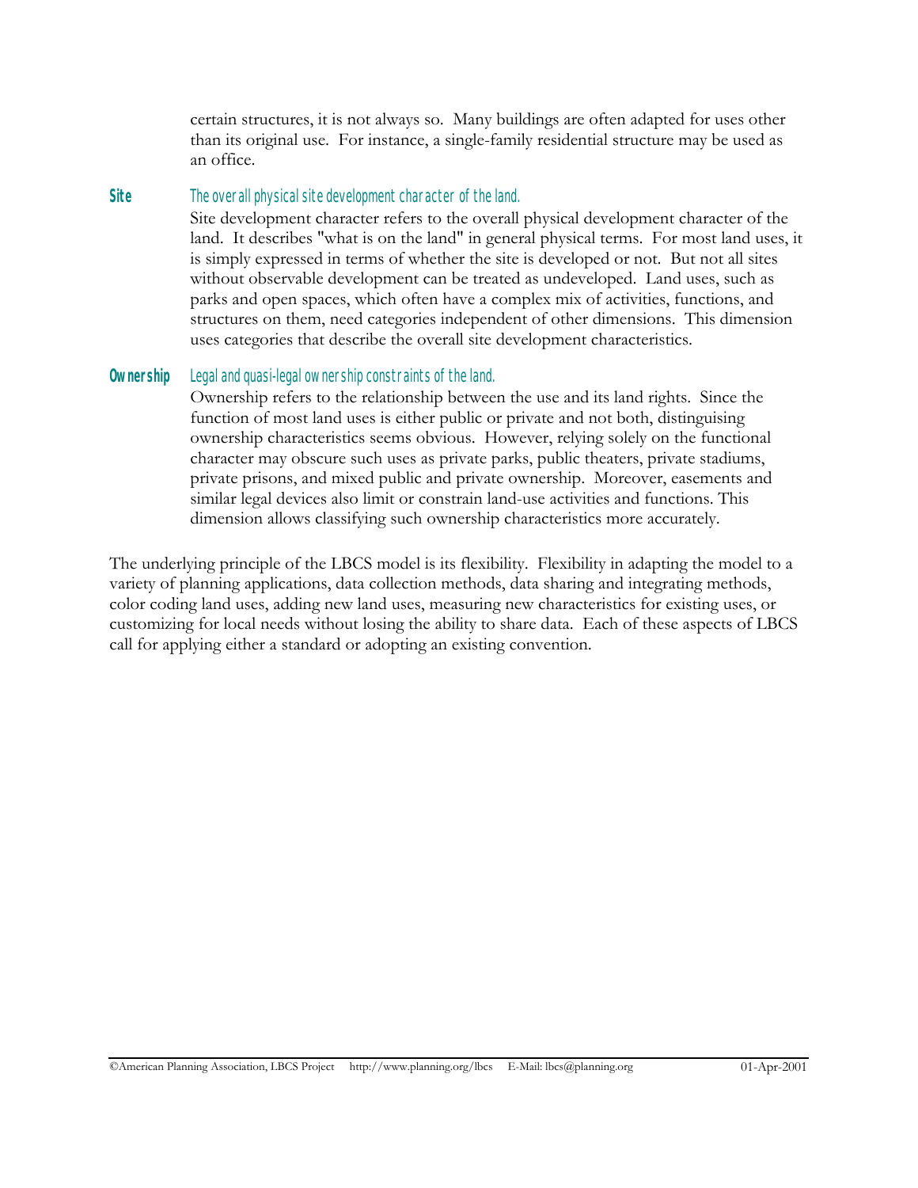certain structures, it is not always so. Many buildings are often adapted for uses other than its original use. For instance, a single-family residential structure may be used as an office.

**Site** *The overall physical site development character of the land.*

Site development character refers to the overall physical development character of the land. It describes "what is on the land" in general physical terms. For most land uses, it is simply expressed in terms of whether the site is developed or not. But not all sites without observable development can be treated as undeveloped. Land uses, such as parks and open spaces, which often have a complex mix of activities, functions, and structures on them, need categories independent of other dimensions. This dimension uses categories that describe the overall site development characteristics.

**Ownership** *Legal and quasi-legal ownership constraints of the land.*

Ownership refers to the relationship between the use and its land rights. Since the function of most land uses is either public or private and not both, distinguising ownership characteristics seems obvious. However, relying solely on the functional character may obscure such uses as private parks, public theaters, private stadiums, private prisons, and mixed public and private ownership. Moreover, easements and similar legal devices also limit or constrain land-use activities and functions. This dimension allows classifying such ownership characteristics more accurately.

The underlying principle of the LBCS model is its flexibility. Flexibility in adapting the model to a variety of planning applications, data collection methods, data sharing and integrating methods, color coding land uses, adding new land uses, measuring new characteristics for existing uses, or customizing for local needs without losing the ability to share data. Each of these aspects of LBCS call for applying either a standard or adopting an existing convention.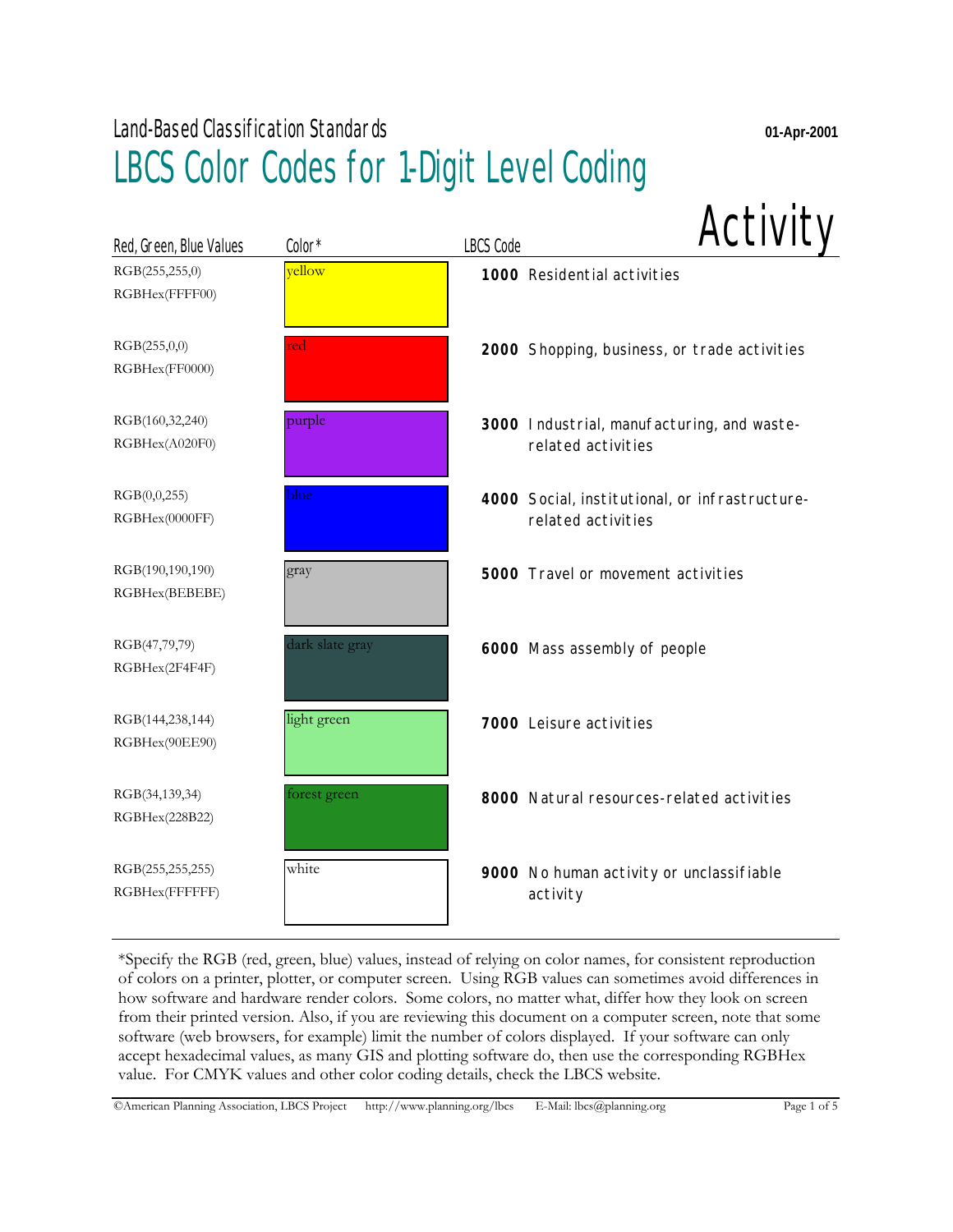Land-Based Classification Standards

01-Apr-2001

# LBCS Color Codes for 1-Digit Level Coding

## Activity

| Red, Green, Blue Values | Color* | LBCS Code |
|---|---|---|
| RGB(255,255,0) RGBHex(FFFF00) | yellow | **1000** Residential activities |
| RGB(255,0,0) RGBHex(FF0000) | red | **2000** Shopping, business, or trade activities |
| RGB(160,32,240) RGBHex(A020F0) | purple | **3000** Industrial, manufacturing, and waste-related activities |
| RGB(0,0,255) RGBHex(0000FF) | blue | **4000** Social, institutional, or infrastructure-related activities |
| RGB(190,190,190) RGBHex(BEBEBE) | gray | **5000** Travel or movement activities |
| RGB(47,79,79) RGBHex(2F4F4F) | dark slate gray | **6000** Mass assembly of people |
| RGB(144,238,144) RGBHex(90EE90) | light green | **7000** Leisure activities |
| RGB(34,139,34) RGBHex(228B22) | forest green | **8000** Natural resources-related activities |
| RGB(255,255,255) RGBHex(FFFFFF) | white | **9000** No human activity or unclassifiable activity |

*Specify the RGB (red, green, blue) values, instead of relying on color names, for consistent reproduction of colors on a printer, plotter, or computer screen. Using RGB values can sometimes avoid differences in how software and hardware render colors. Some colors, no matter what, differ how they look on screen from their printed version. Also, if you are reviewing this document on a computer screen, note that some software (web browsers, for example) limit the number of colors displayed. If your software can only accept hexadecimal values, as many GIS and plotting software do, then use the corresponding RGBHex value. For CMYK values and other color coding details, check the LBCS website.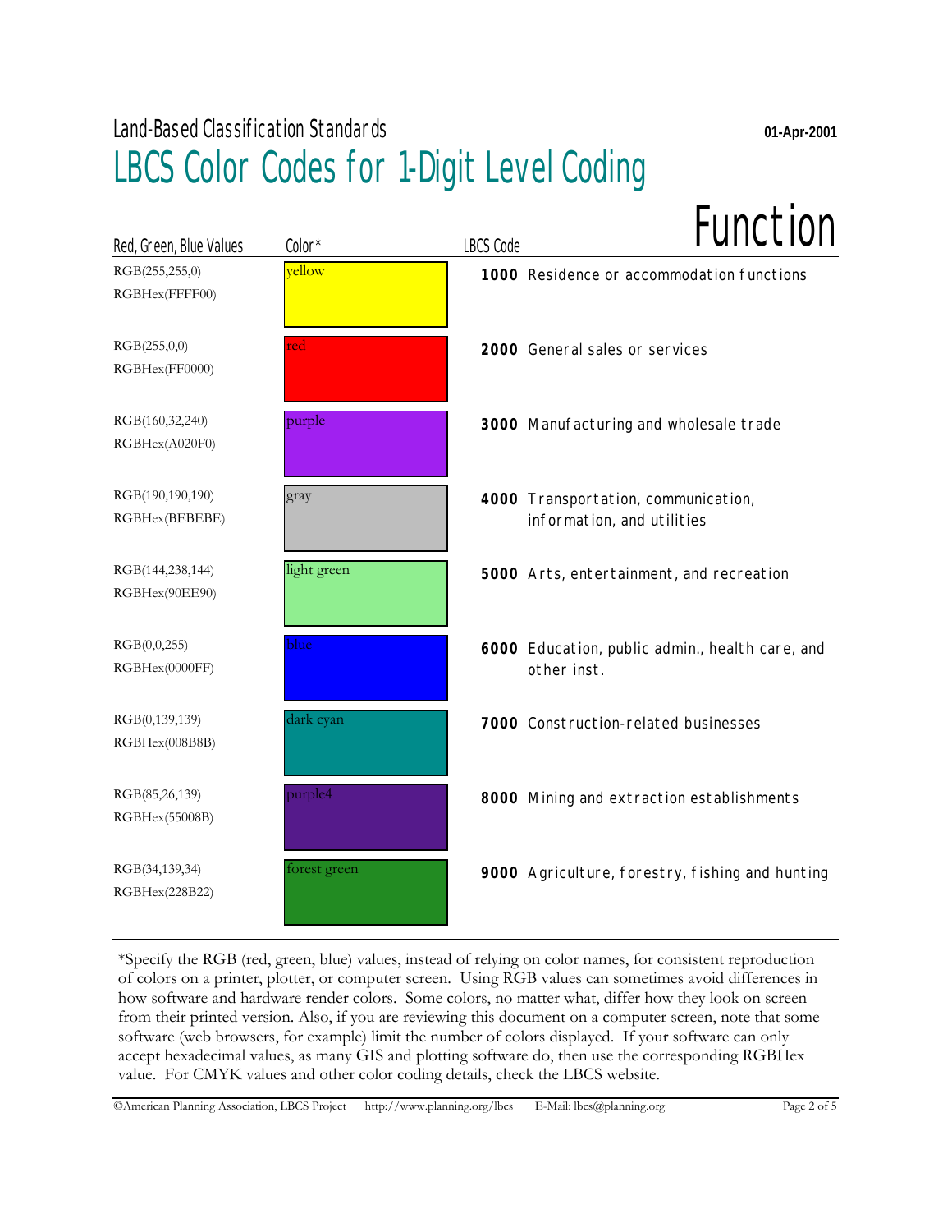Land-Based Classification Standards

# LBCS Color Codes for 1-Digit Level Coding

01-Apr-2001

## Function

| Red, Green, Blue Values | Color* | LBCS Code |
|---|---|---|
| RGB(255,255,0)<br>RGBHex(FFFF00) | yellow | **1000** Residence or accommodation functions |
| RGB(255,0,0)<br>RGBHex(FF0000) | red | **2000** General sales or services |
| RGB(160,32,240)<br>RGBHex(A020F0) | purple | **3000** Manufacturing and wholesale trade |
| RGB(190,190,190)<br>RGBHex(BEBEBE) | gray | **4000** Transportation, communication, information, and utilities |
| RGB(144,238,144)<br>RGBHex(90EE90) | light green | **5000** Arts, entertainment, and recreation |
| RGB(0,0,255)<br>RGBHex(0000FF) | blue | **6000** Education, public admin., health care, and other inst. |
| RGB(0,139,139)<br>RGBHex(008B8B) | dark cyan | **7000** Construction-related businesses |
| RGB(85,26,139)<br>RGBHex(55008B) | purple4 | **8000** Mining and extraction establishments |
| RGB(34,139,34)<br>RGBHex(228B22) | forest green | **9000** Agriculture, forestry, fishing and hunting |

*Specify the RGB (red, green, blue) values, instead of relying on color names, for consistent reproduction of colors on a printer, plotter, or computer screen. Using RGB values can sometimes avoid differences in how software and hardware render colors. Some colors, no matter what, differ how they look on screen from their printed version. Also, if you are reviewing this document on a computer screen, note that some software (web browsers, for example) limit the number of colors displayed. If your software can only accept hexadecimal values, as many GIS and plotting software do, then use the corresponding RGBHex value. For CMYK values and other color coding details, check the LBCS website.

©American Planning Association, LBCS Project http://www.planning.org/lbcs E-Mail: lbcs@planning.org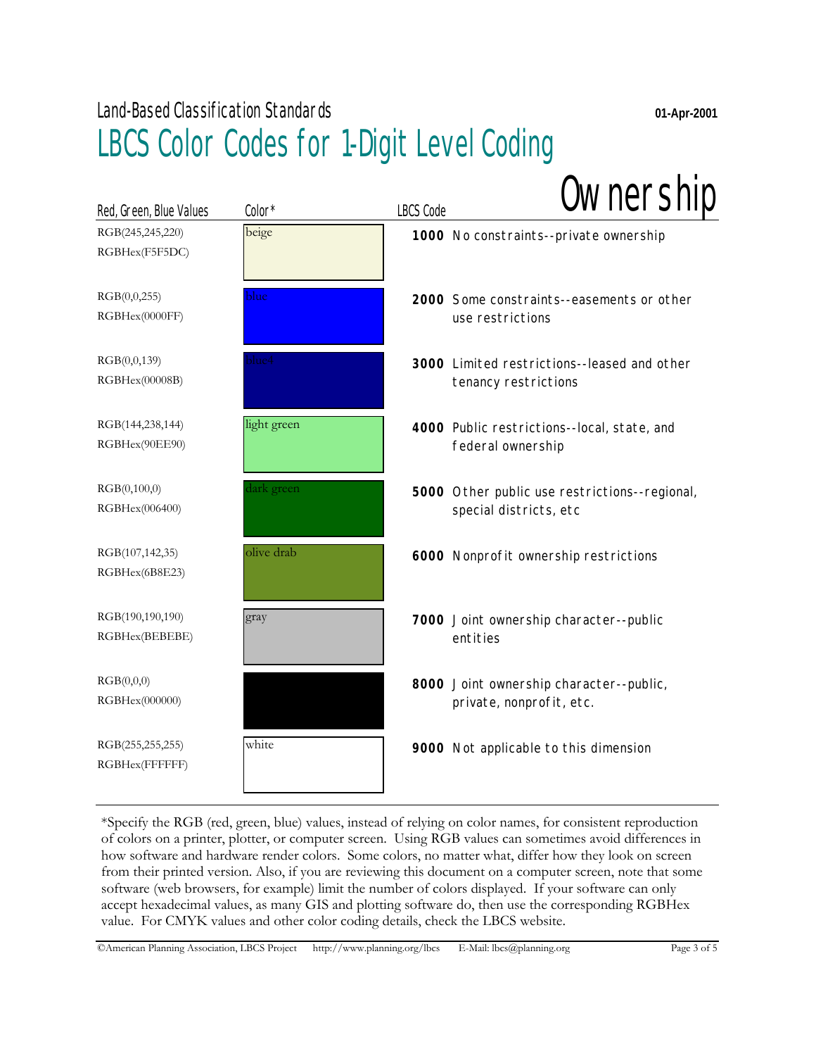Land-Based Classification Standards

01-Apr-2001

# LBCS Color Codes for 1-Digit Level Coding

## Ownership

| Red, Green, Blue Values | Color* | LBCS Code | |
|---|---|---|---|
| RGB(245,245,220) RGBHex(F5F5DC) | beige | **1000** | No constraints--private ownership |
| RGB(0,0,255) RGBHex(0000FF) | blue | **2000** | Some constraints--easements or other use restrictions |
| RGB(0,0,139) RGBHex(00008B) | blue4 | **3000** | Limited restrictions--leased and other tenancy restrictions |
| RGB(144,238,144) RGBHex(90EE90) | light green | **4000** | Public restrictions--local, state, and federal ownership |
| RGB(0,100,0) RGBHex(006400) | dark green | **5000** | Other public use restrictions--regional, special districts, etc |
| RGB(107,142,35) RGBHex(6B8E23) | olive drab | **6000** | Nonprofit ownership restrictions |
| RGB(190,190,190) RGBHex(BEBEBE) | gray | **7000** | Joint ownership character--public entities |
| RGB(0,0,0) RGBHex(000000) | | **8000** | Joint ownership character--public, private, nonprofit, etc. |
| RGB(255,255,255) RGBHex(FFFFFF) | white | **9000** | Not applicable to this dimension |

*Specify the RGB (red, green, blue) values, instead of relying on color names, for consistent reproduction of colors on a printer, plotter, or computer screen. Using RGB values can sometimes avoid differences in how software and hardware render colors. Some colors, no matter what, differ how they look on screen from their printed version. Also, if you are reviewing this document on a computer screen, note that some software (web browsers, for example) limit the number of colors displayed. If your software can only accept hexadecimal values, as many GIS and plotting software do, then use the corresponding RGBHex value. For CMYK values and other color coding details, check the LBCS website.

©American Planning Association, LBCS Project http://www.planning.org/lbcs E-Mail: lbcs@planning.org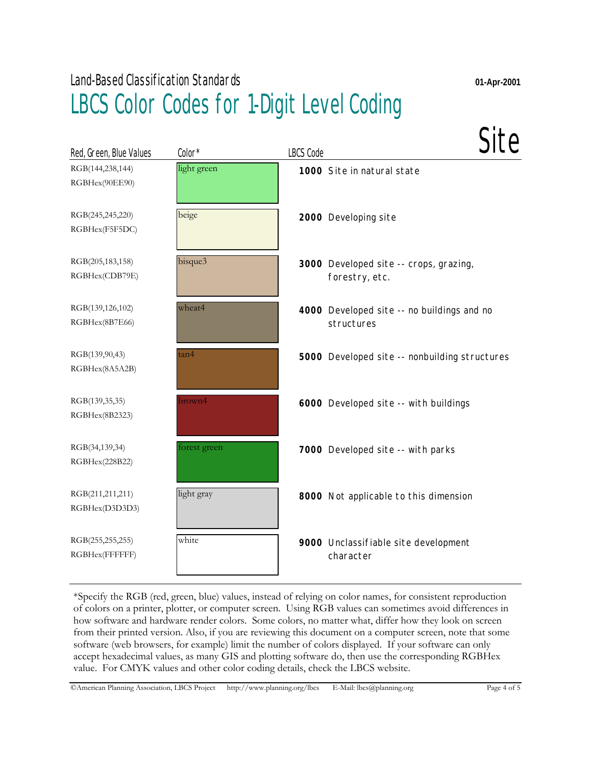Land-Based Classification Standards

01-Apr-2001

# LBCS Color Codes for 1-Digit Level Coding

## Site

| Red, Green, Blue Values | Color* | LBCS Code |
| --- | --- | --- |
| RGB(144,238,144) RGBHex(90EE90) | light green | **1000** Site in natural state |
| RGB(245,245,220) RGBHex(F5F5DC) | beige | **2000** Developing site |
| RGB(205,183,158) RGBHex(CDB79E) | bisque3 | **3000** Developed site -- crops, grazing, forestry, etc. |
| RGB(139,126,102) RGBHex(8B7E66) | wheat4 | **4000** Developed site -- no buildings and no structures |
| RGB(139,90,43) RGBHex(8A5A2B) | tan4 | **5000** Developed site -- nonbuilding structures |
| RGB(139,35,35) RGBHex(8B2323) | brown4 | **6000** Developed site -- with buildings |
| RGB(34,139,34) RGBHex(228B22) | forest green | **7000** Developed site -- with parks |
| RGB(211,211,211) RGBHex(D3D3D3) | light gray | **8000** Not applicable to this dimension |
| RGB(255,255,255) RGBHex(FFFFFF) | white | **9000** Unclassifiable site development character |

*Specify the RGB (red, green, blue) values, instead of relying on color names, for consistent reproduction of colors on a printer, plotter, or computer screen. Using RGB values can sometimes avoid differences in how software and hardware render colors. Some colors, no matter what, differ how they look on screen from their printed version. Also, if you are reviewing this document on a computer screen, note that some software (web browsers, for example) limit the number of colors displayed. If your software can only accept hexadecimal values, as many GIS and plotting software do, then use the corresponding RGBHex value. For CMYK values and other color coding details, check the LBCS website.

©American Planning Association, LBCS Project http://www.planning.org/lbcs E-Mail: lbcs@planning.org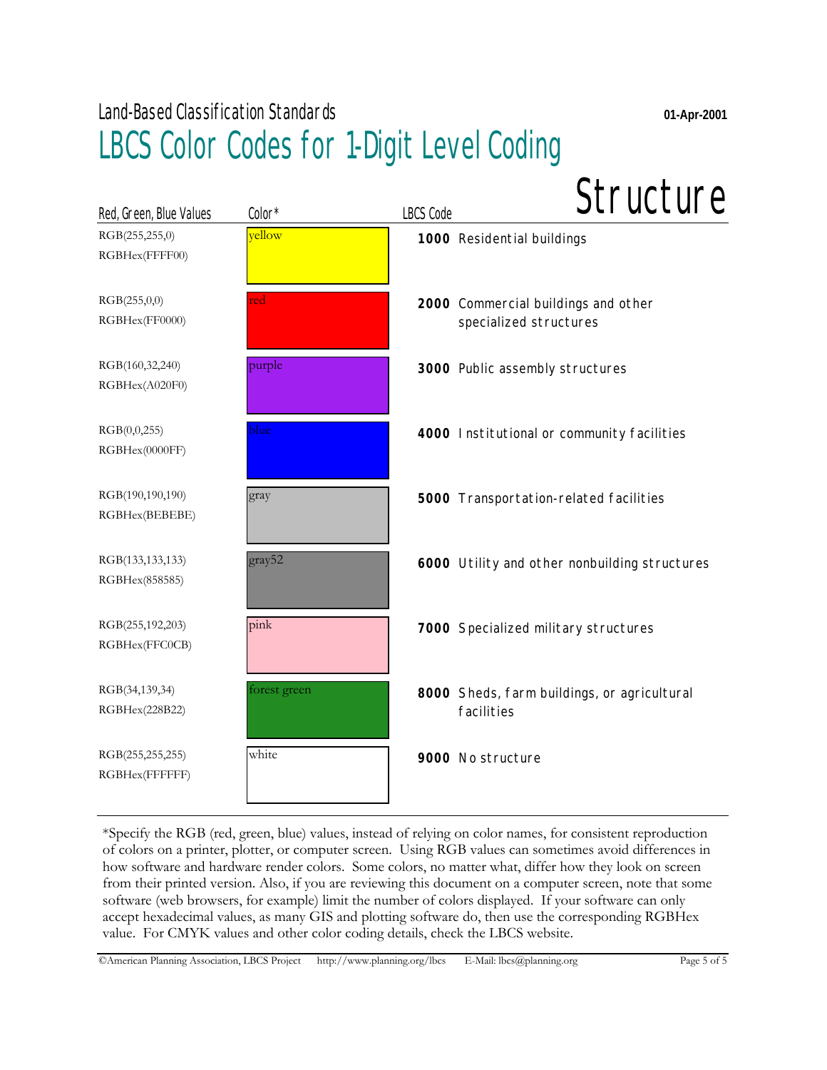Land-Based Classification Standards

01-Apr-2001

# LBCS Color Codes for 1-Digit Level Coding

## Structure

| Red, Green, Blue Values | Color* | LBCS Code | |
|---|---|---|---|
| RGB(255,255,0) RGBHex(FFFF00) | yellow | **1000** | Residential buildings |
| RGB(255,0,0) RGBHex(FF0000) | red | **2000** | Commercial buildings and other specialized structures |
| RGB(160,32,240) RGBHex(A020F0) | purple | **3000** | Public assembly structures |
| RGB(0,0,255) RGBHex(0000FF) | blue | **4000** | Institutional or community facilities |
| RGB(190,190,190) RGBHex(BEBEBE) | gray | **5000** | Transportation-related facilities |
| RGB(133,133,133) RGBHex(858585) | gray52 | **6000** | Utility and other nonbuilding structures |
| RGB(255,192,203) RGBHex(FFC0CB) | pink | **7000** | Specialized military structures |
| RGB(34,139,34) RGBHex(228B22) | forest green | **8000** | Sheds, farm buildings, or agricultural facilities |
| RGB(255,255,255) RGBHex(FFFFFF) | white | **9000** | No structure |

*Specify the RGB (red, green, blue) values, instead of relying on color names, for consistent reproduction of colors on a printer, plotter, or computer screen. Using RGB values can sometimes avoid differences in how software and hardware render colors. Some colors, no matter what, differ how they look on screen from their printed version. Also, if you are reviewing this document on a computer screen, note that some software (web browsers, for example) limit the number of colors displayed. If your software can only accept hexadecimal values, as many GIS and plotting software do, then use the corresponding RGBHex value. For CMYK values and other color coding details, check the LBCS website.

©American Planning Association, LBCS Project http://www.planning.org/lbcs E-Mail: lbcs@planning.org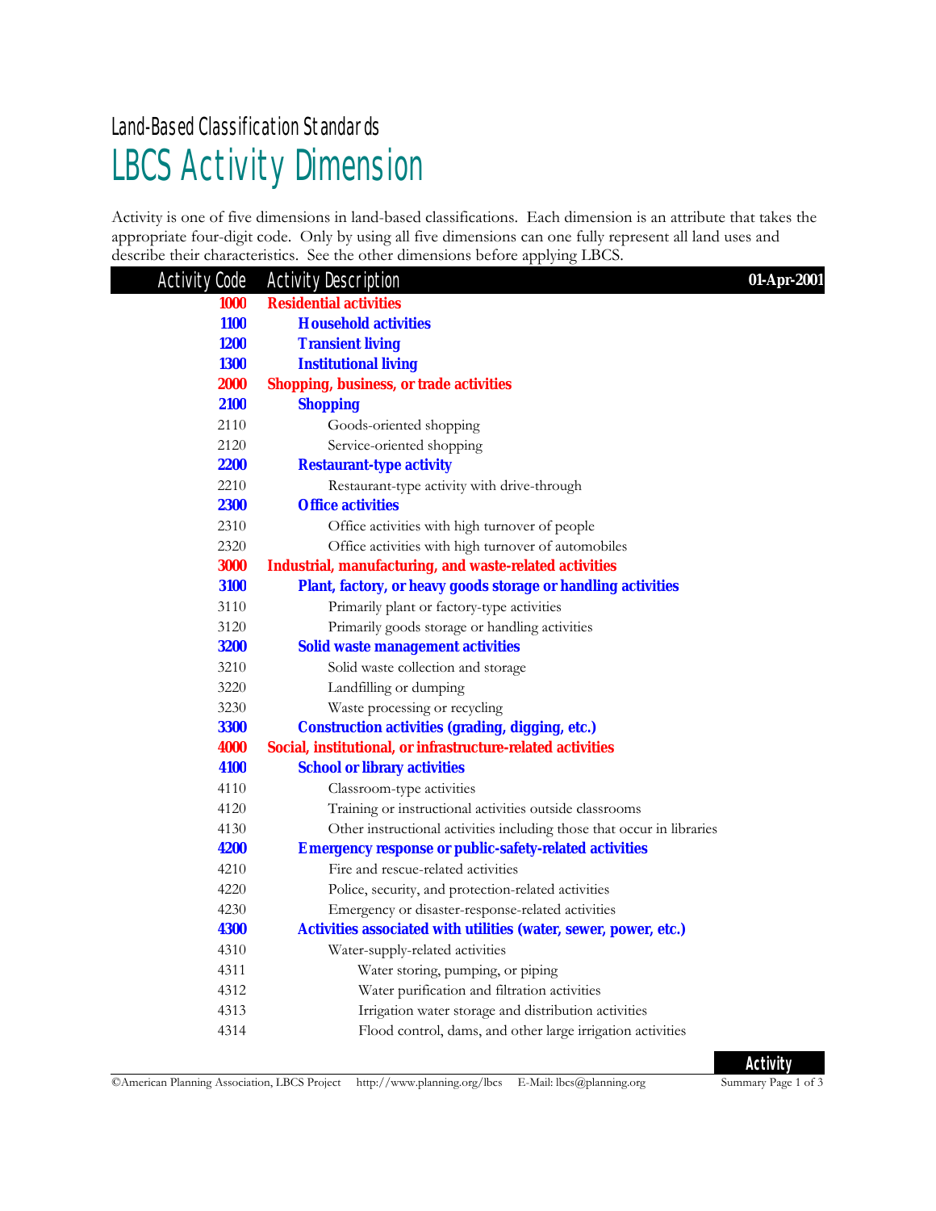Land-Based Classification Standards

# LBCS Activity Dimension

Activity is one of five dimensions in land-based classifications. Each dimension is an attribute that takes the appropriate four-digit code. Only by using all five dimensions can one fully represent all land uses and describe their characteristics. See the other dimensions before applying LBCS.

| Activity Code | Activity Description | 01-Apr-2001 |
|---|---|---|
| **1000** | **Residential activities** | |
| **1100** | **Household activities** | |
| **1200** | **Transient living** | |
| **1300** | **Institutional living** | |
| **2000** | **Shopping, business, or trade activities** | |
| **2100** | **Shopping** | |
| 2110 | Goods-oriented shopping | |
| 2120 | Service-oriented shopping | |
| **2200** | **Restaurant-type activity** | |
| 2210 | Restaurant-type activity with drive-through | |
| **2300** | **Office activities** | |
| 2310 | Office activities with high turnover of people | |
| 2320 | Office activities with high turnover of automobiles | |
| **3000** | **Industrial, manufacturing, and waste-related activities** | |
| **3100** | **Plant, factory, or heavy goods storage or handling activities** | |
| 3110 | Primarily plant or factory-type activities | |
| 3120 | Primarily goods storage or handling activities | |
| **3200** | **Solid waste management activities** | |
| 3210 | Solid waste collection and storage | |
| 3220 | Landfilling or dumping | |
| 3230 | Waste processing or recycling | |
| **3300** | **Construction activities (grading, digging, etc.)** | |
| **4000** | **Social, institutional, or infrastructure-related activities** | |
| **4100** | **School or library activities** | |
| 4110 | Classroom-type activities | |
| 4120 | Training or instructional activities outside classrooms | |
| 4130 | Other instructional activities including those that occur in libraries | |
| **4200** | **Emergency response or public-safety-related activities** | |
| 4210 | Fire and rescue-related activities | |
| 4220 | Police, security, and protection-related activities | |
| 4230 | Emergency or disaster-response-related activities | |
| **4300** | **Activities associated with utilities (water, sewer, power, etc.)** | |
| 4310 | Water-supply-related activities | |
| 4311 | Water storing, pumping, or piping | |
| 4312 | Water purification and filtration activities | |
| 4313 | Irrigation water storage and distribution activities | |
| 4314 | Flood control, dams, and other large irrigation activities | |

©American Planning Association, LBCS Project http://www.planning.org/lbcs E-Mail: lbcs@planning.org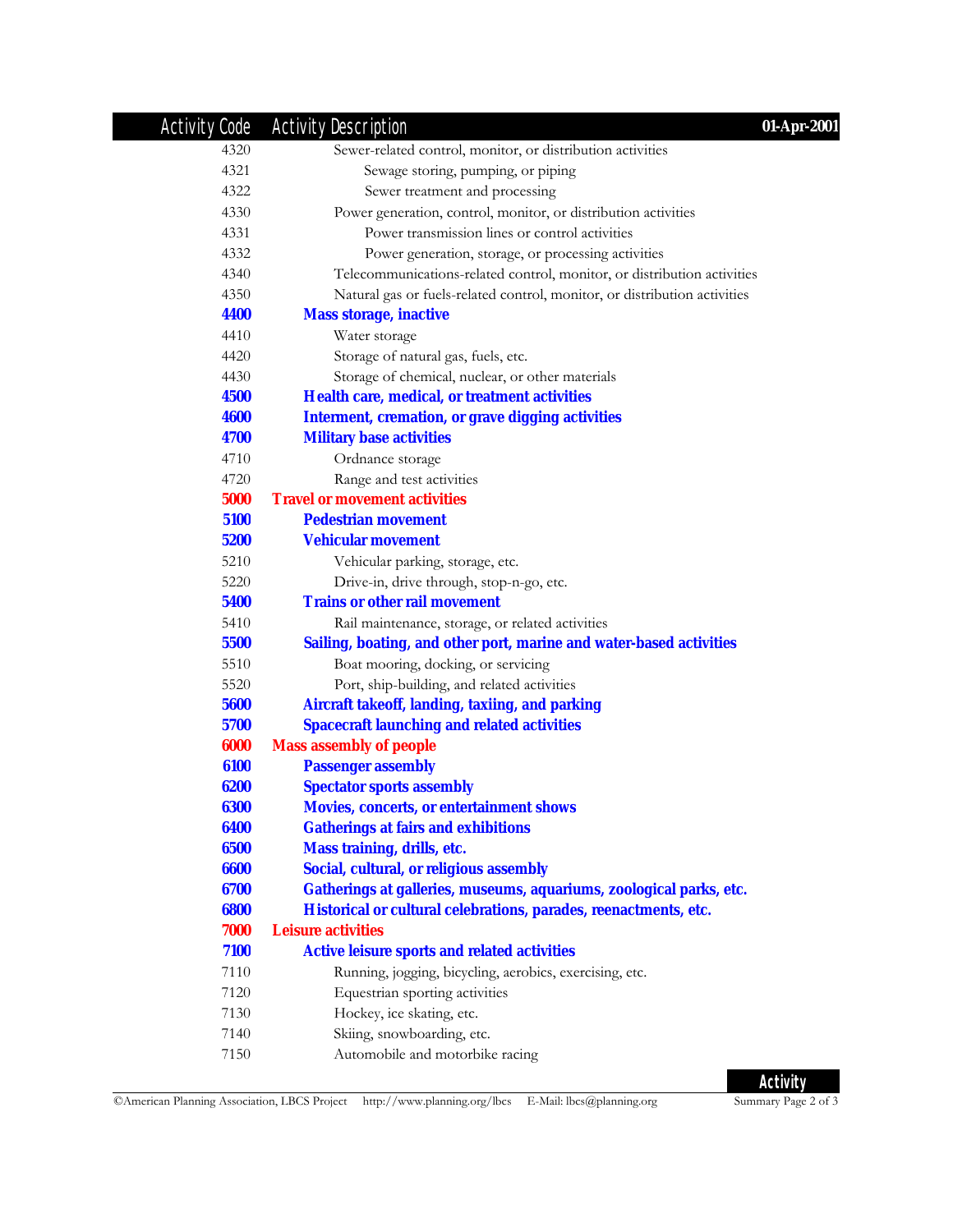| Activity Code | Activity Description |
|---|---|
| 4320 | Sewer-related control, monitor, or distribution activities |
| 4321 | Sewage storing, pumping, or piping |
| 4322 | Sewer treatment and processing |
| 4330 | Power generation, control, monitor, or distribution activities |
| 4331 | Power transmission lines or control activities |
| 4332 | Power generation, storage, or processing activities |
| 4340 | Telecommunications-related control, monitor, or distribution activities |
| 4350 | Natural gas or fuels-related control, monitor, or distribution activities |
| **4400** | **Mass storage, inactive** |
| 4410 | Water storage |
| 4420 | Storage of natural gas, fuels, etc. |
| 4430 | Storage of chemical, nuclear, or other materials |
| **4500** | **Health care, medical, or treatment activities** |
| **4600** | **Interment, cremation, or grave digging activities** |
| **4700** | **Military base activities** |
| 4710 | Ordnance storage |
| 4720 | Range and test activities |
| **5000** | **Travel or movement activities** |
| **5100** | **Pedestrian movement** |
| **5200** | **Vehicular movement** |
| 5210 | Vehicular parking, storage, etc. |
| 5220 | Drive-in, drive through, stop-n-go, etc. |
| **5400** | **Trains or other rail movement** |
| 5410 | Rail maintenance, storage, or related activities |
| **5500** | **Sailing, boating, and other port, marine and water-based activities** |
| 5510 | Boat mooring, docking, or servicing |
| 5520 | Port, ship-building, and related activities |
| **5600** | **Aircraft takeoff, landing, taxiing, and parking** |
| **5700** | **Spacecraft launching and related activities** |
| **6000** | **Mass assembly of people** |
| **6100** | **Passenger assembly** |
| **6200** | **Spectator sports assembly** |
| **6300** | **Movies, concerts, or entertainment shows** |
| **6400** | **Gatherings at fairs and exhibitions** |
| **6500** | **Mass training, drills, etc.** |
| **6600** | **Social, cultural, or religious assembly** |
| **6700** | **Gatherings at galleries, museums, aquariums, zoological parks, etc.** |
| **6800** | **Historical or cultural celebrations, parades, reenactments, etc.** |
| **7000** | **Leisure activities** |
| **7100** | **Active leisure sports and related activities** |
| 7110 | Running, jogging, bicycling, aerobics, exercising, etc. |
| 7120 | Equestrian sporting activities |
| 7130 | Hockey, ice skating, etc. |
| 7140 | Skiing, snowboarding, etc. |
| 7150 | Automobile and motorbike racing |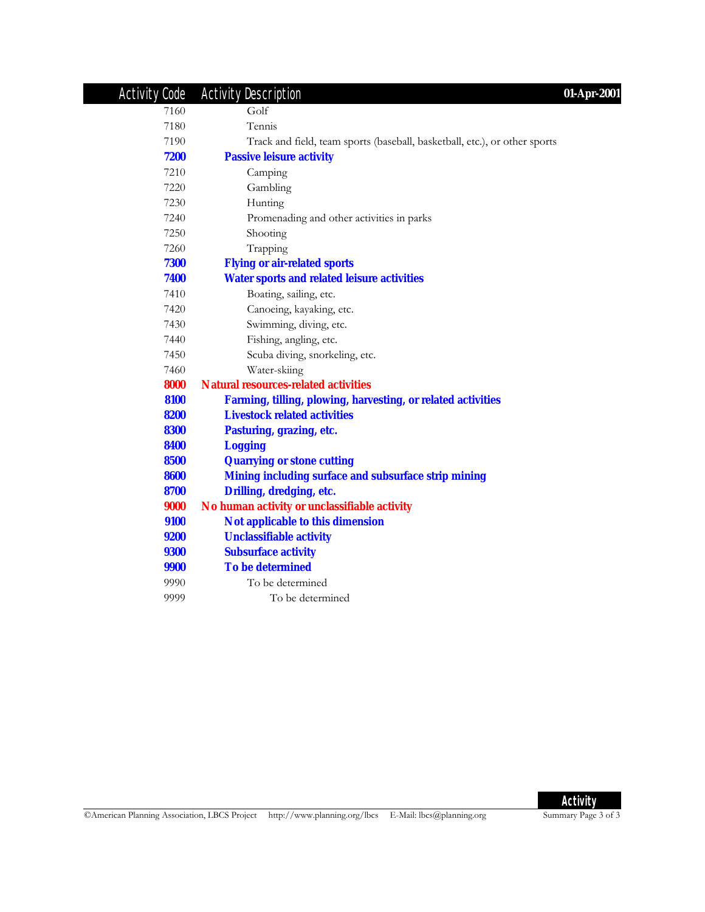| Activity Code | Activity Description |
|---|---|
| 7160 | Golf |
| 7180 | Tennis |
| 7190 | Track and field, team sports (baseball, basketball, etc.), or other sports |
| **7200** | **Passive leisure activity** |
| 7210 | Camping |
| 7220 | Gambling |
| 7230 | Hunting |
| 7240 | Promenading and other activities in parks |
| 7250 | Shooting |
| 7260 | Trapping |
| **7300** | **Flying or air-related sports** |
| **7400** | **Water sports and related leisure activities** |
| 7410 | Boating, sailing, etc. |
| 7420 | Canoeing, kayaking, etc. |
| 7430 | Swimming, diving, etc. |
| 7440 | Fishing, angling, etc. |
| 7450 | Scuba diving, snorkeling, etc. |
| 7460 | Water-skiing |
| **8000** | **Natural resources-related activities** |
| **8100** | **Farming, tilling, plowing, harvesting, or related activities** |
| **8200** | **Livestock related activities** |
| **8300** | **Pasturing, grazing, etc.** |
| **8400** | **Logging** |
| **8500** | **Quarrying or stone cutting** |
| **8600** | **Mining including surface and subsurface strip mining** |
| **8700** | **Drilling, dredging, etc.** |
| **9000** | **No human activity or unclassifiable activity** |
| **9100** | **Not applicable to this dimension** |
| **9200** | **Unclassifiable activity** |
| **9300** | **Subsurface activity** |
| **9900** | **To be determined** |
| 9990 | To be determined |
| 9999 | To be determined |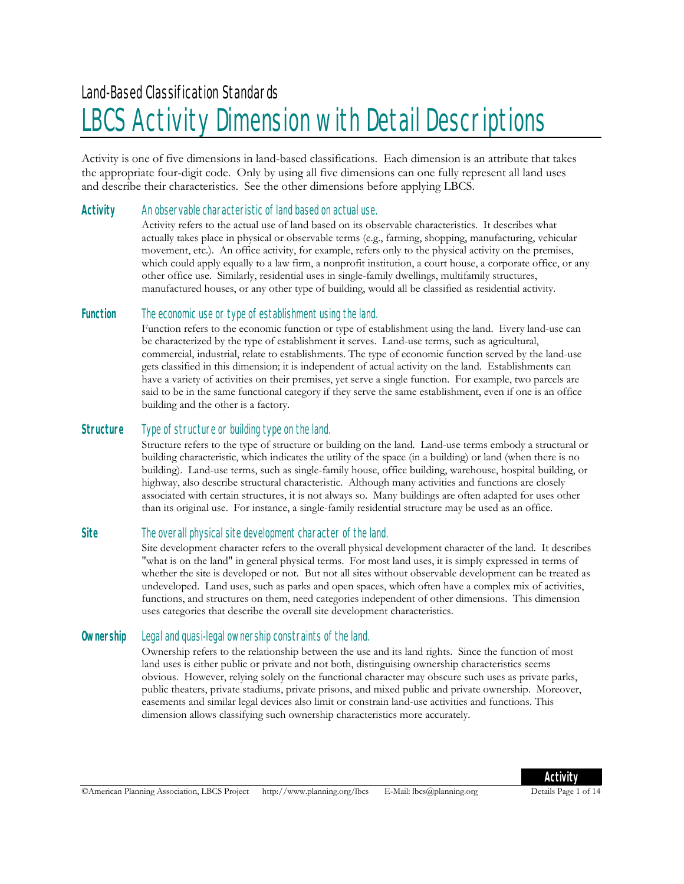Land-Based Classification Standards

# LBCS Activity Dimension with Detail Descriptions

Activity is one of five dimensions in land-based classifications. Each dimension is an attribute that takes the appropriate four-digit code. Only by using all five dimensions can one fully represent all land uses and describe their characteristics. See the other dimensions before applying LBCS.

**Activity** *An observable characteristic of land based on actual use.*

Activity refers to the actual use of land based on its observable characteristics. It describes what actually takes place in physical or observable terms (e.g., farming, shopping, manufacturing, vehicular movement, etc.). An office activity, for example, refers only to the physical activity on the premises, which could apply equally to a law firm, a nonprofit institution, a court house, a corporate office, or any other office use. Similarly, residential uses in single-family dwellings, multifamily structures, manufactured houses, or any other type of building, would all be classified as residential activity.

**Function** *The economic use or type of establishment using the land.*

Function refers to the economic function or type of establishment using the land. Every land-use can be characterized by the type of establishment it serves. Land-use terms, such as agricultural, commercial, industrial, relate to establishments. The type of economic function served by the land-use gets classified in this dimension; it is independent of actual activity on the land. Establishments can have a variety of activities on their premises, yet serve a single function. For example, two parcels are said to be in the same functional category if they serve the same establishment, even if one is an office building and the other is a factory.

**Structure** *Type of structure or building type on the land.*

Structure refers to the type of structure or building on the land. Land-use terms embody a structural or building characteristic, which indicates the utility of the space (in a building) or land (when there is no building). Land-use terms, such as single-family house, office building, warehouse, hospital building, or highway, also describe structural characteristic. Although many activities and functions are closely associated with certain structures, it is not always so. Many buildings are often adapted for uses other than its original use. For instance, a single-family residential structure may be used as an office.

**Site** *The overall physical site development character of the land.*

Site development character refers to the overall physical development character of the land. It describes "what is on the land" in general physical terms. For most land uses, it is simply expressed in terms of whether the site is developed or not. But not all sites without observable development can be treated as undeveloped. Land uses, such as parks and open spaces, which often have a complex mix of activities, functions, and structures on them, need categories independent of other dimensions. This dimension uses categories that describe the overall site development characteristics.

**Ownership** *Legal and quasi-legal ownership constraints of the land.*

Ownership refers to the relationship between the use and its land rights. Since the function of most land uses is either public or private and not both, distinguishing ownership characteristics seems obvious. However, relying solely on the functional character may obscure such uses as private parks, public theaters, private stadiums, private prisons, and mixed public and private ownership. Moreover, easements and similar legal devices also limit or constrain land-use activities and functions. This dimension allows classifying such ownership characteristics more accurately.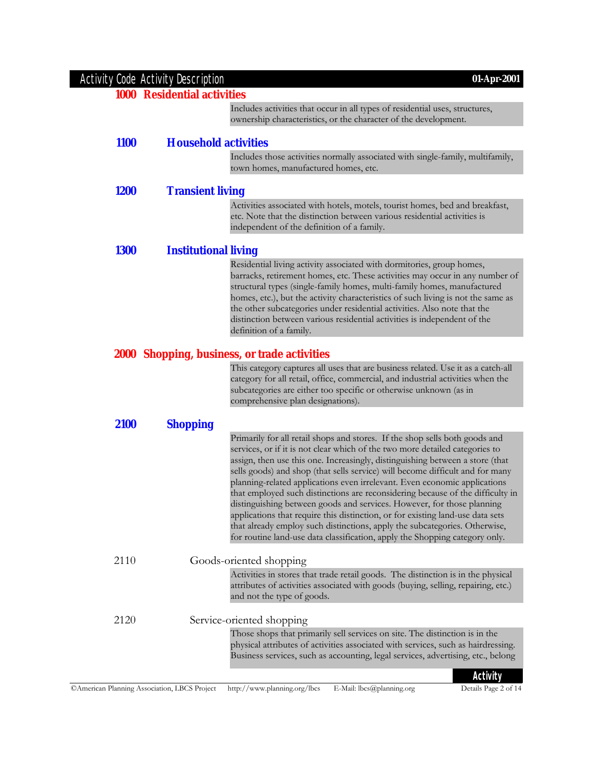| Activity Code | Activity Description |
|---|---|

## 1000 Residential activities

Includes activities that occur in all types of residential uses, structures, ownership characteristics, or the character of the development.

### 1100 Household activities

Includes those activities normally associated with single-family, multifamily, town homes, manufactured homes, etc.

### 1200 Transient living

Activities associated with hotels, motels, tourist homes, bed and breakfast, etc. Note that the distinction between various residential activities is independent of the definition of a family.

### 1300 Institutional living

Residential living activity associated with dormitories, group homes, barracks, retirement homes, etc. These activities may occur in any number of structural types (single-family homes, multi-family homes, manufactured homes, etc.), but the activity characteristics of such living is not the same as the other subcategories under residential activities. Also note that the distinction between various residential activities is independent of the definition of a family.

## 2000 Shopping, business, or trade activities

This category captures all uses that are business related. Use it as a catch-all category for all retail, office, commercial, and industrial activities when the subcategories are either too specific or otherwise unknown (as in comprehensive plan designations).

### 2100 Shopping

Primarily for all retail shops and stores. If the shop sells both goods and services, or if it is not clear which of the two more detailed categories to assign, then use this one. Increasingly, distinguishing between a store (that sells goods) and shop (that sells service) will become difficult and for many planning-related applications even irrelevant. Even economic applications that employed such distinctions are reconsidering because of the difficulty in distinguishing between goods and services. However, for those planning applications that require this distinction, or for existing land-use data sets that already employ such distinctions, apply the subcategories. Otherwise, for routine land-use data classification, apply the Shopping category only.

2110 Goods-oriented shopping

Activities in stores that trade retail goods. The distinction is in the physical attributes of activities associated with goods (buying, selling, repairing, etc.) and not the type of goods.

2120 Service-oriented shopping

Those shops that primarily sell services on site. The distinction is in the physical attributes of activities associated with services, such as hairdressing. Business services, such as accounting, legal services, advertising, etc., belong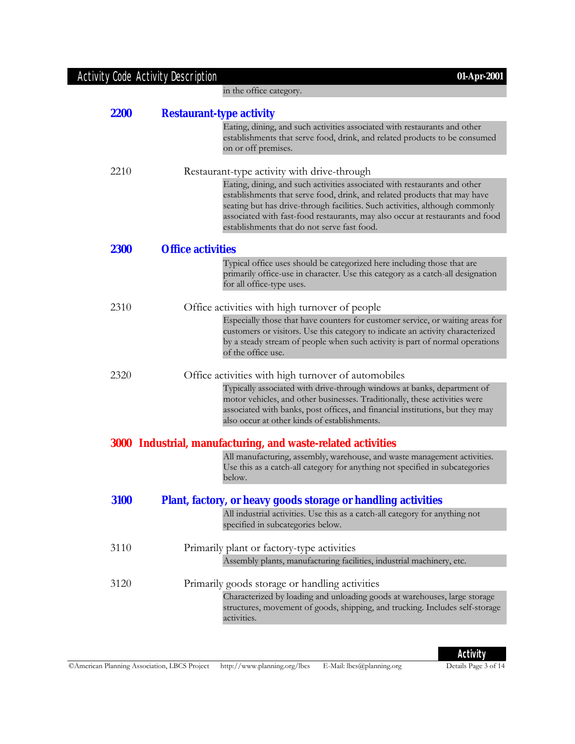in the office category.

## 2200 Restaurant-type activity

Eating, dining, and such activities associated with restaurants and other establishments that serve food, drink, and related products to be consumed on or off premises.

2210 Restaurant-type activity with drive-through

Eating, dining, and such activities associated with restaurants and other establishments that serve food, drink, and related products that may have seating but has drive-through facilities. Such activities, although commonly associated with fast-food restaurants, may also occur at restaurants and food establishments that do not serve fast food.

## 2300 Office activities

Typical office uses should be categorized here including those that are primarily office-use in character. Use this category as a catch-all designation for all office-type uses.

2310 Office activities with high turnover of people

Especially those that have counters for customer service, or waiting areas for customers or visitors. Use this category to indicate an activity characterized by a steady stream of people when such activity is part of normal operations of the office use.

2320 Office activities with high turnover of automobiles

Typically associated with drive-through windows at banks, department of motor vehicles, and other businesses. Traditionally, these activities were associated with banks, post offices, and financial institutions, but they may also occur at other kinds of establishments.

# 3000 Industrial, manufacturing, and waste-related activities

All manufacturing, assembly, warehouse, and waste management activities. Use this as a catch-all category for anything not specified in subcategories below.

## 3100 Plant, factory, or heavy goods storage or handling activities

All industrial activities. Use this as a catch-all category for anything not specified in subcategories below.

3110 Primarily plant or factory-type activities

Assembly plants, manufacturing facilities, industrial machinery, etc.

3120 Primarily goods storage or handling activities

Characterized by loading and unloading goods at warehouses, large storage structures, movement of goods, shipping, and trucking. Includes self-storage activities.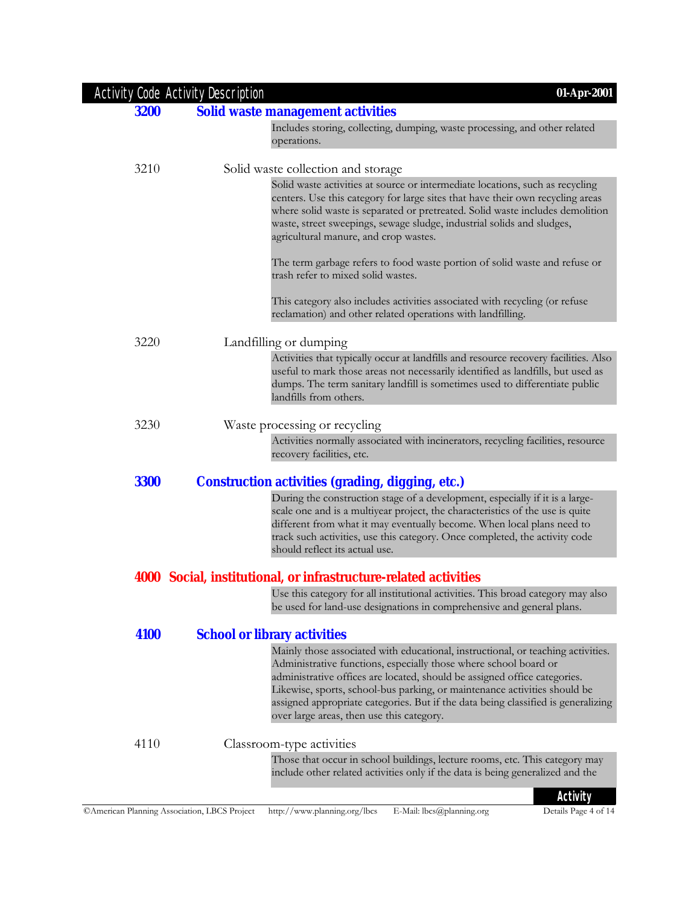| Activity Code | Activity Description |
|---|---|

## 3200 Solid waste management activities

Includes storing, collecting, dumping, waste processing, and other related operations.

**3210** Solid waste collection and storage

Solid waste activities at source or intermediate locations, such as recycling centers. Use this category for large sites that have their own recycling areas where solid waste is separated or pretreated. Solid waste includes demolition waste, street sweepings, sewage sludge, industrial solids and sludges, agricultural manure, and crop wastes.

The term garbage refers to food waste portion of solid waste and refuse or trash refer to mixed solid wastes.

This category also includes activities associated with recycling (or refuse reclamation) and other related operations with landfilling.

**3220** Landfilling or dumping

Activities that typically occur at landfills and resource recovery facilities. Also useful to mark those areas not necessarily identified as landfills, but used as dumps. The term sanitary landfill is sometimes used to differentiate public landfills from others.

**3230** Waste processing or recycling

Activities normally associated with incinerators, recycling facilities, resource recovery facilities, etc.

## 3300 Construction activities (grading, digging, etc.)

During the construction stage of a development, especially if it is a large-scale one and is a multiyear project, the characteristics of the use is quite different from what it may eventually become. When local plans need to track such activities, use this category. Once completed, the activity code should reflect its actual use.

# 4000 Social, institutional, or infrastructure-related activities

Use this category for all institutional activities. This broad category may also be used for land-use designations in comprehensive and general plans.

## 4100 School or library activities

Mainly those associated with educational, instructional, or teaching activities. Administrative functions, especially those where school board or administrative offices are located, should be assigned office categories. Likewise, sports, school-bus parking, or maintenance activities should be assigned appropriate categories. But if the data being classified is generalizing over large areas, then use this category.

**4110** Classroom-type activities

Those that occur in school buildings, lecture rooms, etc. This category may include other related activities only if the data is being generalized and the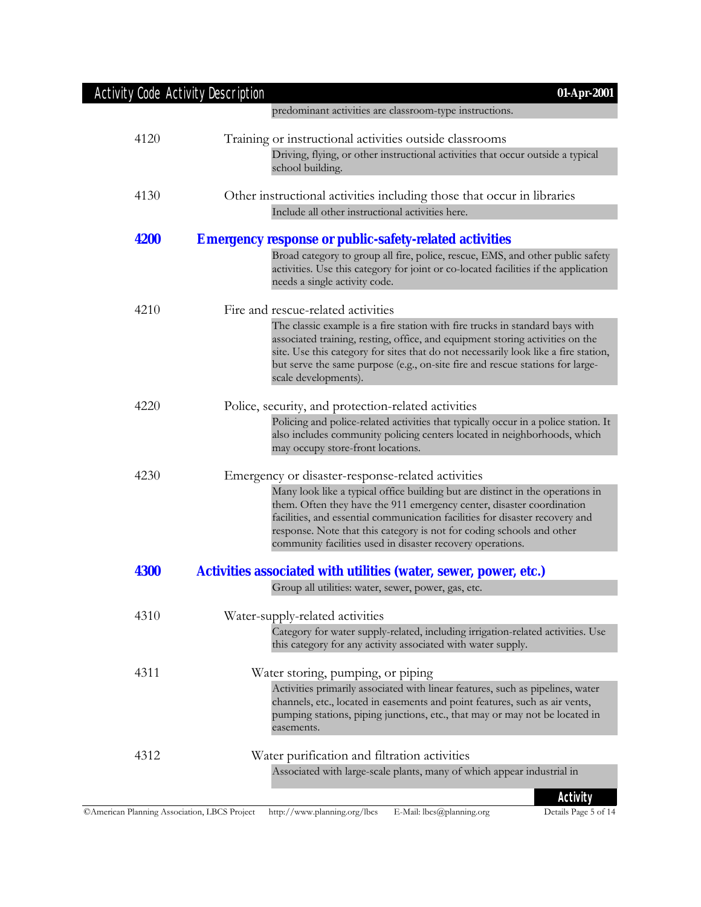predominant activities are classroom-type instructions.

**4120** Training or instructional activities outside classrooms

Driving, flying, or other instructional activities that occur outside a typical school building.

**4130** Other instructional activities including those that occur in libraries

Include all other instructional activities here.

## 4200 Emergency response or public-safety-related activities

Broad category to group all fire, police, rescue, EMS, and other public safety activities. Use this category for joint or co-located facilities if the application needs a single activity code.

**4210** Fire and rescue-related activities

The classic example is a fire station with fire trucks in standard bays with associated training, resting, office, and equipment storing activities on the site. Use this category for sites that do not necessarily look like a fire station, but serve the same purpose (e.g., on-site fire and rescue stations for large-scale developments).

**4220** Police, security, and protection-related activities

Policing and police-related activities that typically occur in a police station. It also includes community policing centers located in neighborhoods, which may occupy store-front locations.

**4230** Emergency or disaster-response-related activities

Many look like a typical office building but are distinct in the operations in them. Often they have the 911 emergency center, disaster coordination facilities, and essential communication facilities for disaster recovery and response. Note that this category is not for coding schools and other community facilities used in disaster recovery operations.

## 4300 Activities associated with utilities (water, sewer, power, etc.)

Group all utilities: water, sewer, power, gas, etc.

**4310** Water-supply-related activities

Category for water supply-related, including irrigation-related activities. Use this category for any activity associated with water supply.

**4311** Water storing, pumping, or piping

Activities primarily associated with linear features, such as pipelines, water channels, etc., located in easements and point features, such as air vents, pumping stations, piping junctions, etc., that may or may not be located in easements.

**4312** Water purification and filtration activities

Associated with large-scale plants, many of which appear industrial in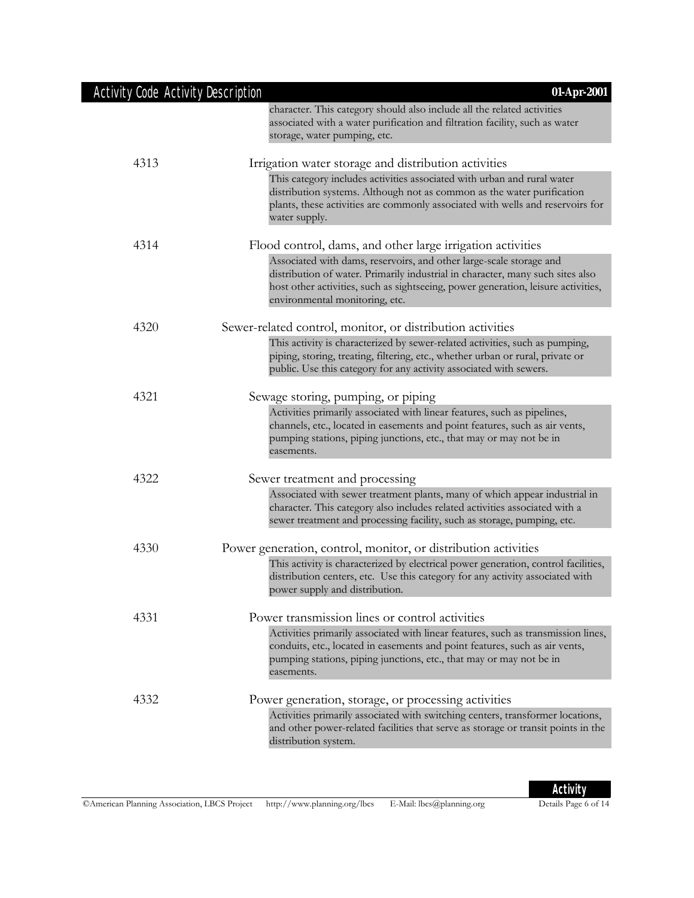| Activity Code | Activity Description |
|---|---|
| | character. This category should also include all the related activities associated with a water purification and filtration facility, such as water storage, water pumping, etc. |
| 4313 | Irrigation water storage and distribution activities<br>This category includes activities associated with urban and rural water distribution systems. Although not as common as the water purification plants, these activities are commonly associated with wells and reservoirs for water supply. |
| 4314 | Flood control, dams, and other large irrigation activities<br>Associated with dams, reservoirs, and other large-scale storage and distribution of water. Primarily industrial in character, many such sites also host other activities, such as sightseeing, power generation, leisure activities, environmental monitoring, etc. |
| 4320 | Sewer-related control, monitor, or distribution activities<br>This activity is characterized by sewer-related activities, such as pumping, piping, storing, treating, filtering, etc., whether urban or rural, private or public. Use this category for any activity associated with sewers. |
| 4321 | Sewage storing, pumping, or piping<br>Activities primarily associated with linear features, such as pipelines, channels, etc., located in easements and point features, such as air vents, pumping stations, piping junctions, etc., that may or may not be in easements. |
| 4322 | Sewer treatment and processing<br>Associated with sewer treatment plants, many of which appear industrial in character. This category also includes related activities associated with a sewer treatment and processing facility, such as storage, pumping, etc. |
| 4330 | Power generation, control, monitor, or distribution activities<br>This activity is characterized by electrical power generation, control facilities, distribution centers, etc. Use this category for any activity associated with power supply and distribution. |
| 4331 | Power transmission lines or control activities<br>Activities primarily associated with linear features, such as transmission lines, conduits, etc., located in easements and point features, such as air vents, pumping stations, piping junctions, etc., that may or may not be in easements. |
| 4332 | Power generation, storage, or processing activities<br>Activities primarily associated with switching centers, transformer locations, and other power-related facilities that serve as storage or transit points in the distribution system. |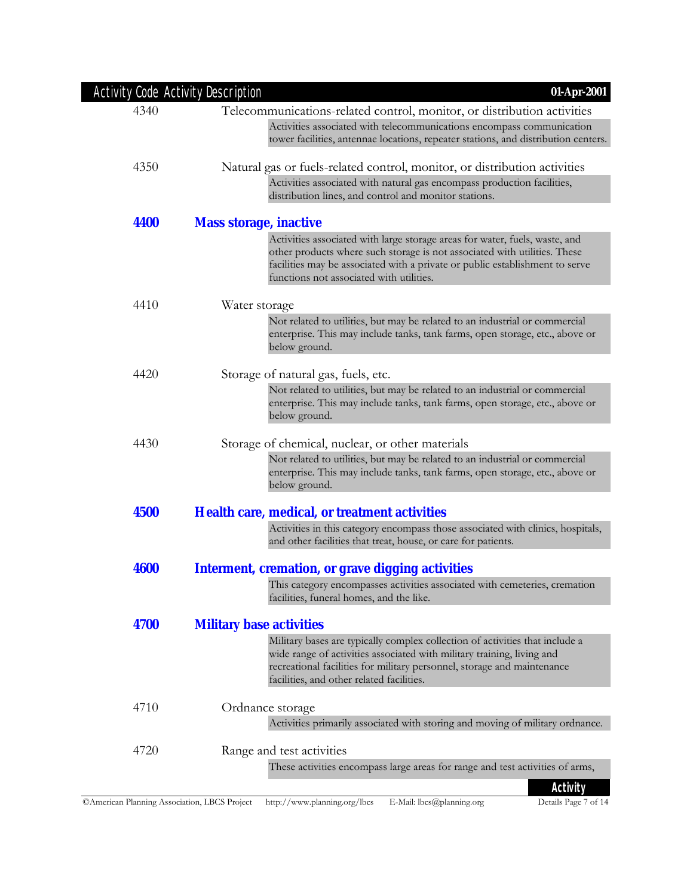| Activity Code | Activity Description |
|---|---|
| 4340 | Telecommunications-related control, monitor, or distribution activities |
| | Activities associated with telecommunications encompass communication tower facilities, antennae locations, repeater stations, and distribution centers. |
| 4350 | Natural gas or fuels-related control, monitor, or distribution activities |
| | Activities associated with natural gas encompass production facilities, distribution lines, and control and monitor stations. |
| **4400** | **Mass storage, inactive** |
| | Activities associated with large storage areas for water, fuels, waste, and other products where such storage is not associated with utilities. These facilities may be associated with a private or public establishment to serve functions not associated with utilities. |
| 4410 | Water storage |
| | Not related to utilities, but may be related to an industrial or commercial enterprise. This may include tanks, tank farms, open storage, etc., above or below ground. |
| 4420 | Storage of natural gas, fuels, etc. |
| | Not related to utilities, but may be related to an industrial or commercial enterprise. This may include tanks, tank farms, open storage, etc., above or below ground. |
| 4430 | Storage of chemical, nuclear, or other materials |
| | Not related to utilities, but may be related to an industrial or commercial enterprise. This may include tanks, tank farms, open storage, etc., above or below ground. |
| **4500** | **Health care, medical, or treatment activities** |
| | Activities in this category encompass those associated with clinics, hospitals, and other facilities that treat, house, or care for patients. |
| **4600** | **Interment, cremation, or grave digging activities** |
| | This category encompasses activities associated with cemeteries, cremation facilities, funeral homes, and the like. |
| **4700** | **Military base activities** |
| | Military bases are typically complex collection of activities that include a wide range of activities associated with military training, living and recreational facilities for military personnel, storage and maintenance facilities, and other related facilities. |
| 4710 | Ordnance storage |
| | Activities primarily associated with storing and moving of military ordnance. |
| 4720 | Range and test activities |
| | These activities encompass large areas for range and test activities of arms, |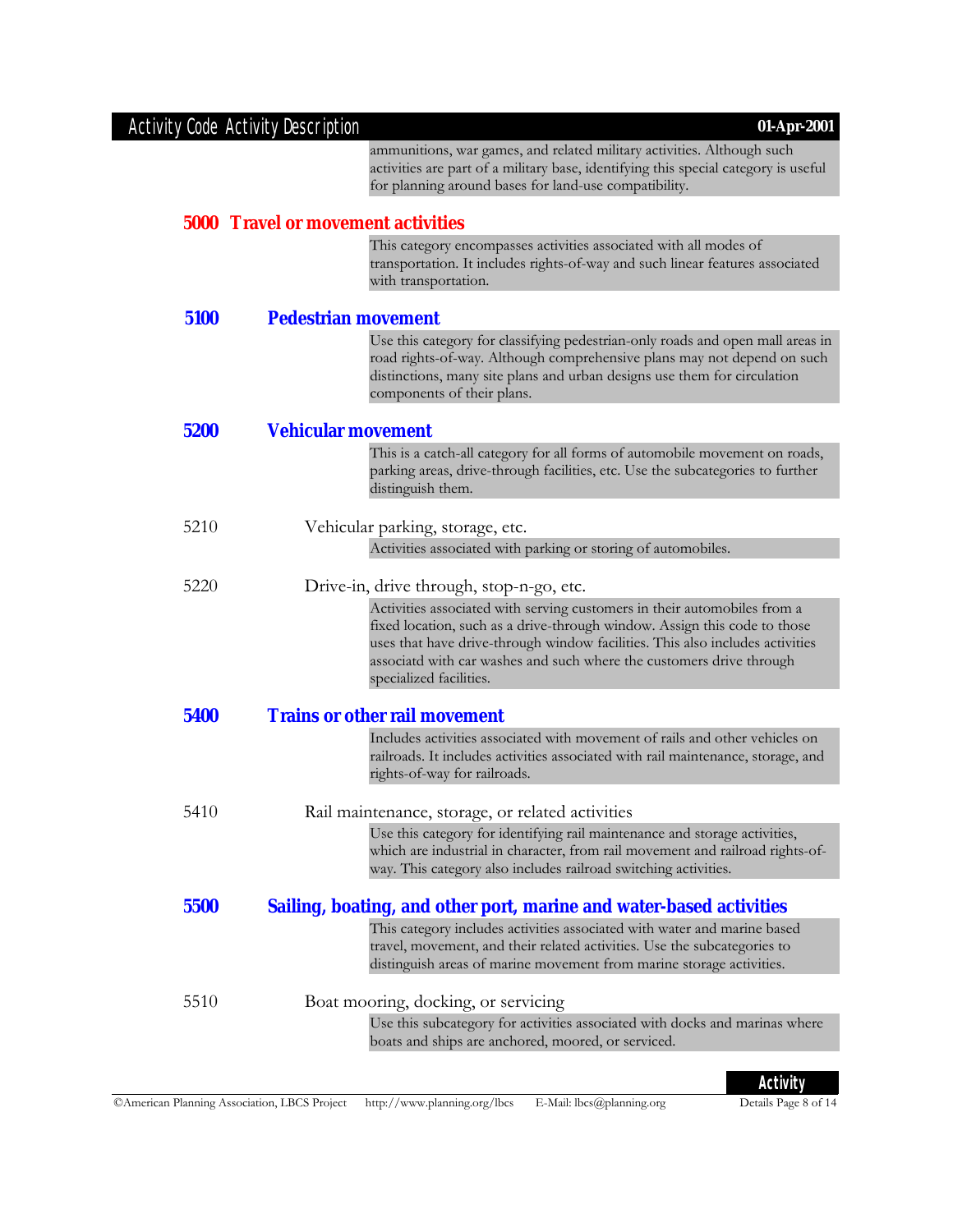ammunitions, war games, and related military activities. Although such activities are part of a military base, identifying this special category is useful for planning around bases for land-use compatibility.

## 5000 Travel or movement activities

This category encompasses activities associated with all modes of transportation. It includes rights-of-way and such linear features associated with transportation.

### 5100 Pedestrian movement

Use this category for classifying pedestrian-only roads and open mall areas in road rights-of-way. Although comprehensive plans may not depend on such distinctions, many site plans and urban designs use them for circulation components of their plans.

### 5200 Vehicular movement

This is a catch-all category for all forms of automobile movement on roads, parking areas, drive-through facilities, etc. Use the subcategories to further distinguish them.

5210 Vehicular parking, storage, etc.

Activities associated with parking or storing of automobiles.

5220 Drive-in, drive through, stop-n-go, etc.

Activities associated with serving customers in their automobiles from a fixed location, such as a drive-through window. Assign this code to those uses that have drive-through window facilities. This also includes activities associatd with car washes and such where the customers drive through specialized facilities.

### 5400 Trains or other rail movement

Includes activities associated with movement of rails and other vehicles on railroads. It includes activities associated with rail maintenance, storage, and rights-of-way for railroads.

5410 Rail maintenance, storage, or related activities

Use this category for identifying rail maintenance and storage activities, which are industrial in character, from rail movement and railroad rights-of-way. This category also includes railroad switching activities.

### 5500 Sailing, boating, and other port, marine and water-based activities

This category includes activities associated with water and marine based travel, movement, and their related activities. Use the subcategories to distinguish areas of marine movement from marine storage activities.

5510 Boat mooring, docking, or servicing

Use this subcategory for activities associated with docks and marinas where boats and ships are anchored, moored, or serviced.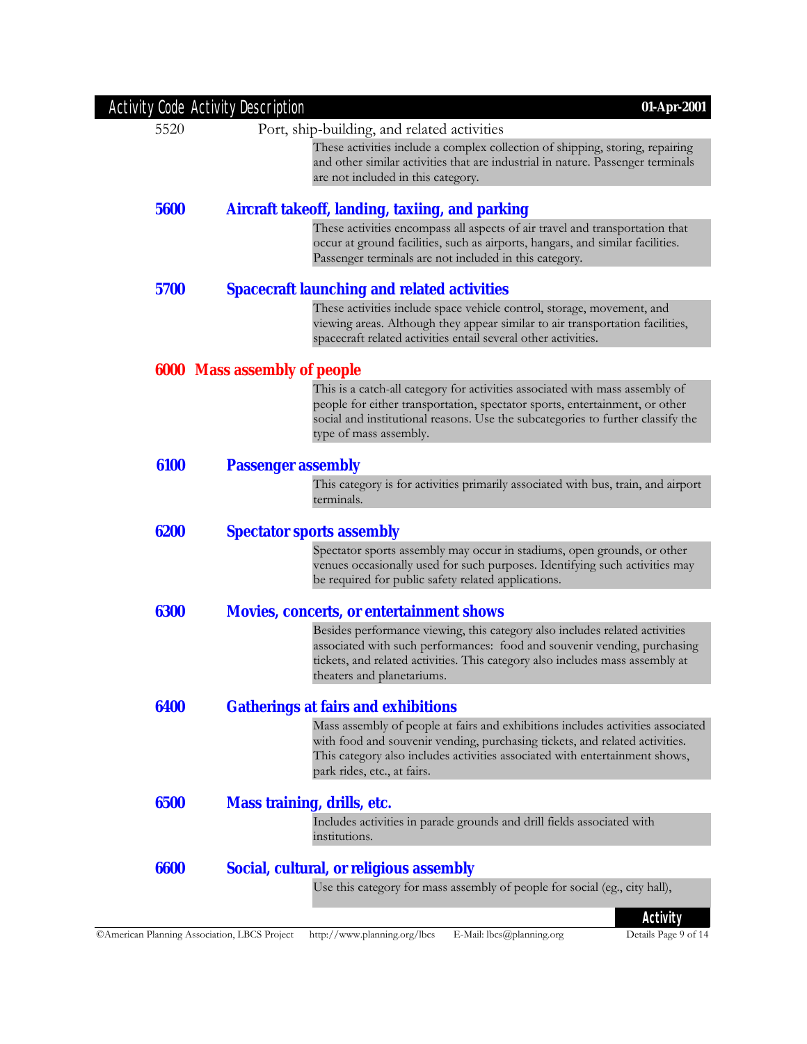| Activity Code | Activity Description |
|---|---|

5520 Port, ship-building, and related activities

These activities include a complex collection of shipping, storing, repairing and other similar activities that are industrial in nature. Passenger terminals are not included in this category.

### 5600 Aircraft takeoff, landing, taxiing, and parking

These activities encompass all aspects of air travel and transportation that occur at ground facilities, such as airports, hangars, and similar facilities. Passenger terminals are not included in this category.

### 5700 Spacecraft launching and related activities

These activities include space vehicle control, storage, movement, and viewing areas. Although they appear similar to air transportation facilities, spacecraft related activities entail several other activities.

## 6000 Mass assembly of people

This is a catch-all category for activities associated with mass assembly of people for either transportation, spectator sports, entertainment, or other social and institutional reasons. Use the subcategories to further classify the type of mass assembly.

### 6100 Passenger assembly

This category is for activities primarily associated with bus, train, and airport terminals.

### 6200 Spectator sports assembly

Spectator sports assembly may occur in stadiums, open grounds, or other venues occasionally used for such purposes. Identifying such activities may be required for public safety related applications.

### 6300 Movies, concerts, or entertainment shows

Besides performance viewing, this category also includes related activities associated with such performances: food and souvenir vending, purchasing tickets, and related activities. This category also includes mass assembly at theaters and planetariums.

### 6400 Gatherings at fairs and exhibitions

Mass assembly of people at fairs and exhibitions includes activities associated with food and souvenir vending, purchasing tickets, and related activities. This category also includes activities associated with entertainment shows, park rides, etc., at fairs.

### 6500 Mass training, drills, etc.

Includes activities in parade grounds and drill fields associated with institutions.

### 6600 Social, cultural, or religious assembly

Use this category for mass assembly of people for social (eg., city hall),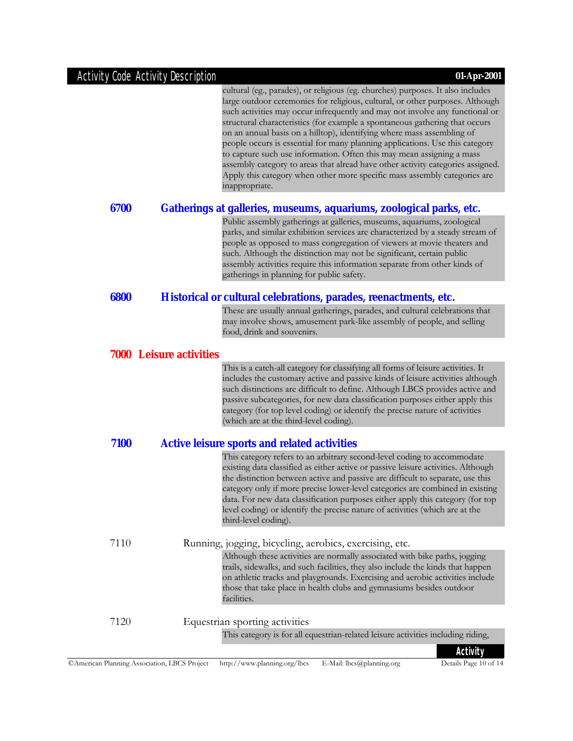cultural (eg., parades), or religious (eg. churches) purposes. It also includes large outdoor ceremonies for religious, cultural, or other purposes. Although such activities may occur infrequently and may not involve any functional or structural characteristics (for example a spontaneous gathering that occurs on an annual basis on a hilltop), identifying where mass assembling of people occurs is essential for many planning applications. Use this category to capture such use information. Often this may mean assigning a mass assembly category to areas that alread have other activity categories assigned. Apply this category when other more specific mass assembly categories are inappropriate.

### 6700 Gatherings at galleries, museums, aquariums, zoological parks, etc.

Public assembly gatherings at galleries, museums, aquariums, zoological parks, and similar exhibition services are characterized by a steady stream of people as opposed to mass congregation of viewers at movie theaters and such. Although the distinction may not be significant, certain public assembly activities require this information separate from other kinds of gatherings in planning for public safety.

### 6800 Historical or cultural celebrations, parades, reenactments, etc.

These are usually annual gatherings, parades, and cultural celebrations that may involve shows, amusement park-like assembly of people, and selling food, drink and souvenirs.

## 7000 Leisure activities

This is a catch-all category for classifying all forms of leisure activities. It includes the customary active and passive kinds of leisure activities although such distinctions are difficult to define. Although LBCS provides active and passive subcategories, for new data classification purposes either apply this category (for top level coding) or identify the precise nature of activities (which are at the third-level coding).

### 7100 Active leisure sports and related activities

This category refers to an arbitrary second-level coding to accommodate existing data classified as either active or passive leisure activities. Although the distinction between active and passive are difficult to separate, use this category only if more precise lower-level categories are combined in existing data. For new data classification purposes either apply this category (for top level coding) or identify the precise nature of activities (which are at the third-level coding).

#### 7110 Running, jogging, bicycling, aerobics, exercising, etc.

Although these activities are normally associated with bike paths, jogging trails, sidewalks, and such facilities, they also include the kinds that happen on athletic tracks and playgrounds. Exercising and aerobic activities include those that take place in health clubs and gymnasiums besides outdoor facilities.

#### 7120 Equestrian sporting activities

This category is for all equestrian-related leisure activities including riding,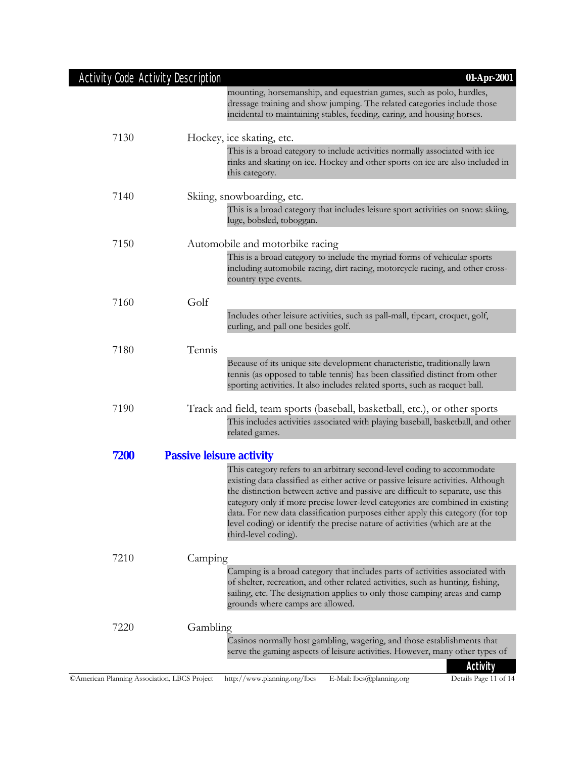mounting, horsemanship, and equestrian games, such as polo, hurdles, dressage training and show jumping. The related categories include those incidental to maintaining stables, feeding, caring, and housing horses.

7130 Hockey, ice skating, etc.

This is a broad category to include activities normally associated with ice rinks and skating on ice. Hockey and other sports on ice are also included in this category.

7140 Skiing, snowboarding, etc.

This is a broad category that includes leisure sport activities on snow: skiing, luge, bobsled, toboggan.

7150 Automobile and motorbike racing

This is a broad category to include the myriad forms of vehicular sports including automobile racing, dirt racing, motorcycle racing, and other cross-country type events.

7160 Golf

Includes other leisure activities, such as pall-mall, tipcart, croquet, golf, curling, and pall one besides golf.

7180 Tennis

Because of its unique site development characteristic, traditionally lawn tennis (as opposed to table tennis) has been classified distinct from other sporting activities. It also includes related sports, such as racquet ball.

7190 Track and field, team sports (baseball, basketball, etc.), or other sports

This includes activities associated with playing baseball, basketball, and other related games.

## 7200 Passive leisure activity

This category refers to an arbitrary second-level coding to accommodate existing data classified as either active or passive leisure activities. Although the distinction between active and passive are difficult to separate, use this category only if more precise lower-level categories are combined in existing data. For new data classification purposes either apply this category (for top level coding) or identify the precise nature of activities (which are at the third-level coding).

7210 Camping

Camping is a broad category that includes parts of activities associated with of shelter, recreation, and other related activities, such as hunting, fishing, sailing, etc. The designation applies to only those camping areas and camp grounds where camps are allowed.

7220 Gambling

Casinos normally host gambling, wagering, and those establishments that serve the gaming aspects of leisure activities. However, many other types of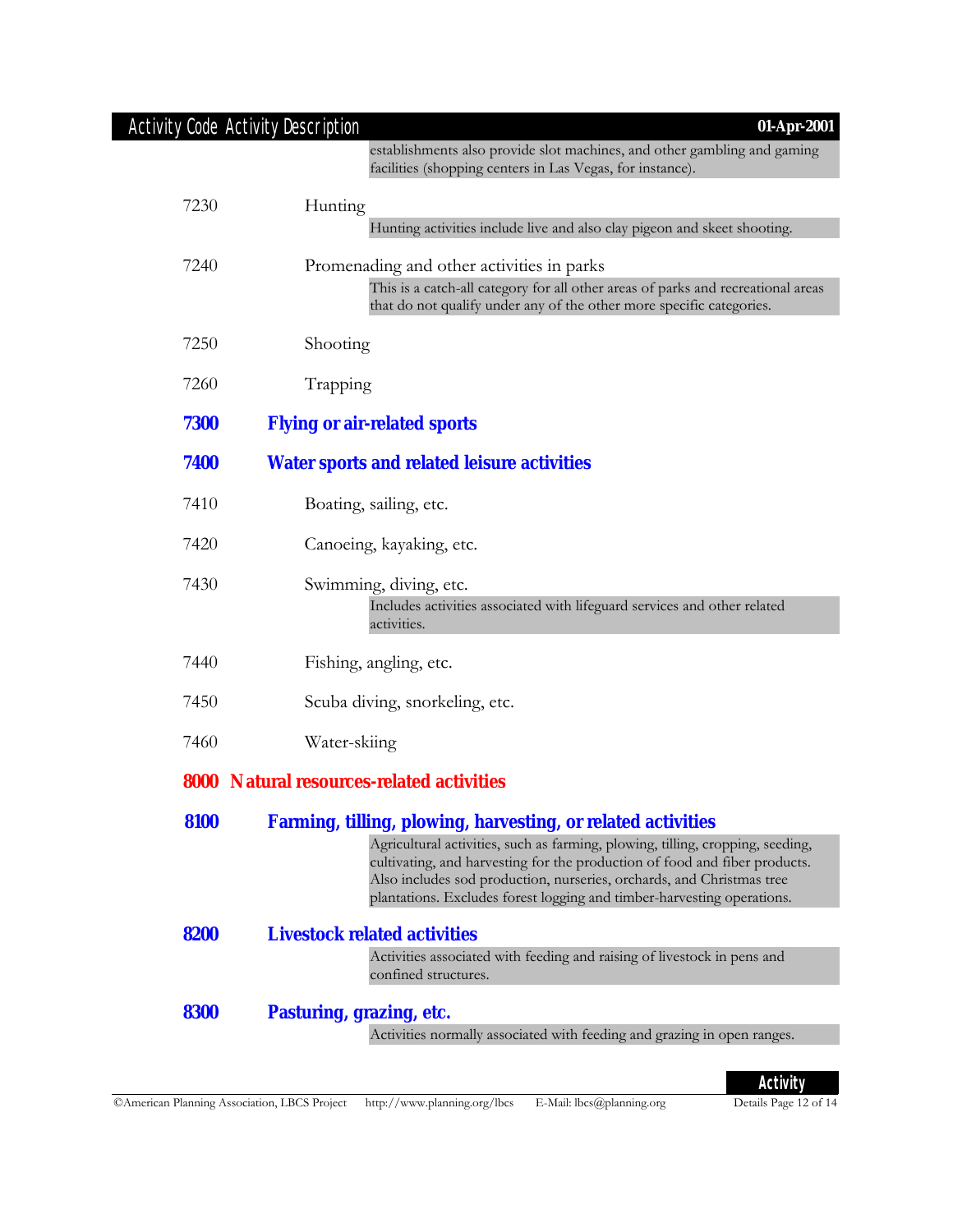establishments also provide slot machines, and other gambling and gaming facilities (shopping centers in Las Vegas, for instance).

7230 Hunting

Hunting activities include live and also clay pigeon and skeet shooting.

7240 Promenading and other activities in parks

This is a catch-all category for all other areas of parks and recreational areas that do not qualify under any of the other more specific categories.

7250 Shooting

7260 Trapping

### 7300 Flying or air-related sports

### 7400 Water sports and related leisure activities

7410 Boating, sailing, etc.

7420 Canoeing, kayaking, etc.

7430 Swimming, diving, etc.

Includes activities associated with lifeguard services and other related activities.

7440 Fishing, angling, etc.

7450 Scuba diving, snorkeling, etc.

7460 Water-skiing

## 8000 Natural resources-related activities

### 8100 Farming, tilling, plowing, harvesting, or related activities

Agricultural activities, such as farming, plowing, tilling, cropping, seeding, cultivating, and harvesting for the production of food and fiber products. Also includes sod production, nurseries, orchards, and Christmas tree plantations. Excludes forest logging and timber-harvesting operations.

### 8200 Livestock related activities

Activities associated with feeding and raising of livestock in pens and confined structures.

### 8300 Pasturing, grazing, etc.

Activities normally associated with feeding and grazing in open ranges.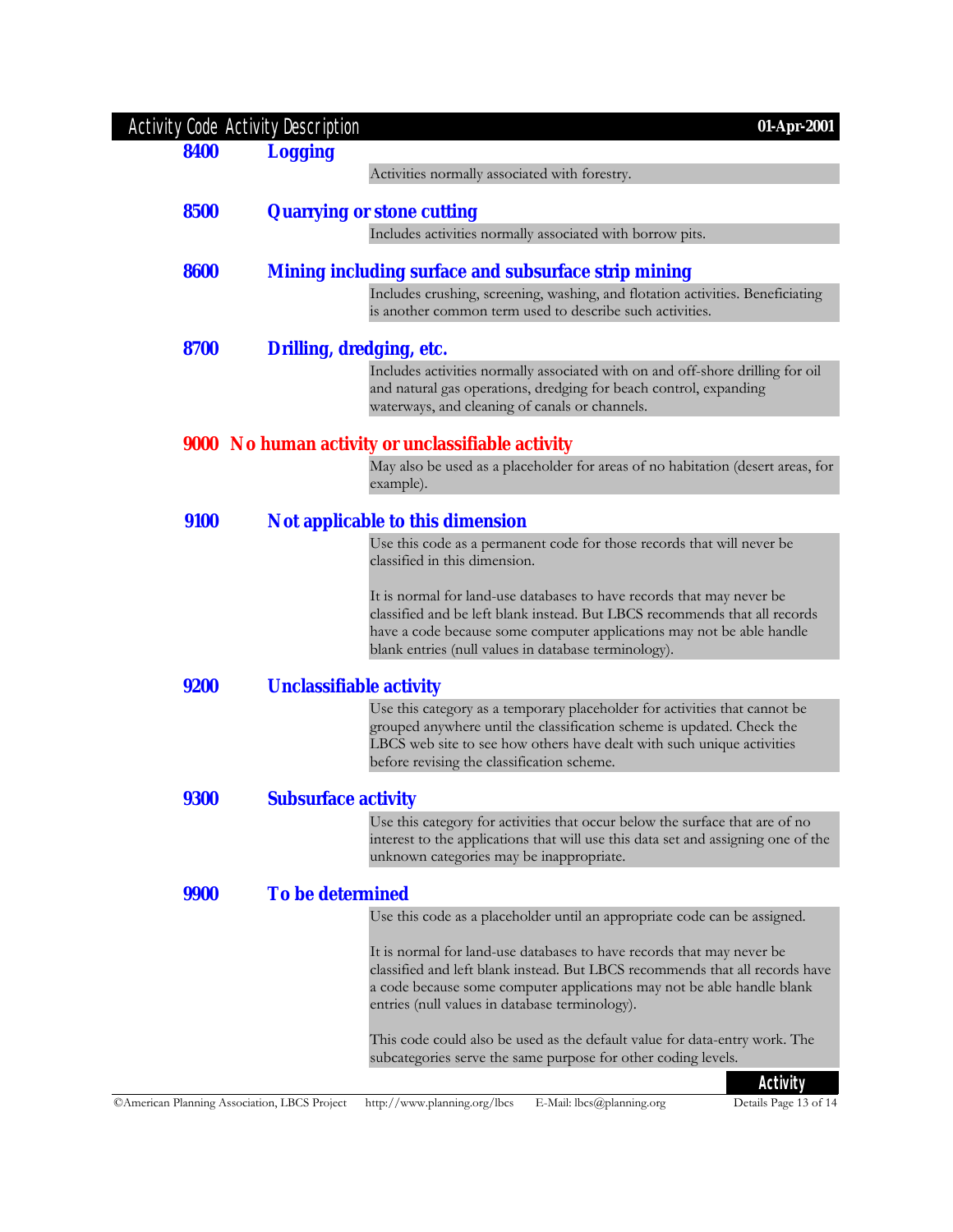**8400 Logging**

Activities normally associated with forestry.

**8500 Quarrying or stone cutting**

Includes activities normally associated with borrow pits.

**8600 Mining including surface and subsurface strip mining**

Includes crushing, screening, washing, and flotation activities. Beneficiating is another common term used to describe such activities.

**8700 Drilling, dredging, etc.**

Includes activities normally associated with on and off-shore drilling for oil and natural gas operations, dredging for beach control, expanding waterways, and cleaning of canals or channels.

**9000 No human activity or unclassifiable activity**

May also be used as a placeholder for areas of no habitation (desert areas, for example).

**9100 Not applicable to this dimension**

Use this code as a permanent code for those records that will never be classified in this dimension.

It is normal for land-use databases to have records that may never be classified and be left blank instead. But LBCS recommends that all records have a code because some computer applications may not be able handle blank entries (null values in database terminology).

**9200 Unclassifiable activity**

Use this category as a temporary placeholder for activities that cannot be grouped anywhere until the classification scheme is updated. Check the LBCS web site to see how others have dealt with such unique activities before revising the classification scheme.

**9300 Subsurface activity**

Use this category for activities that occur below the surface that are of no interest to the applications that will use this data set and assigning one of the unknown categories may be inappropriate.

**9900 To be determined**

Use this code as a placeholder until an appropriate code can be assigned.

It is normal for land-use databases to have records that may never be classified and left blank instead. But LBCS recommends that all records have a code because some computer applications may not be able handle blank entries (null values in database terminology).

This code could also be used as the default value for data-entry work. The subcategories serve the same purpose for other coding levels.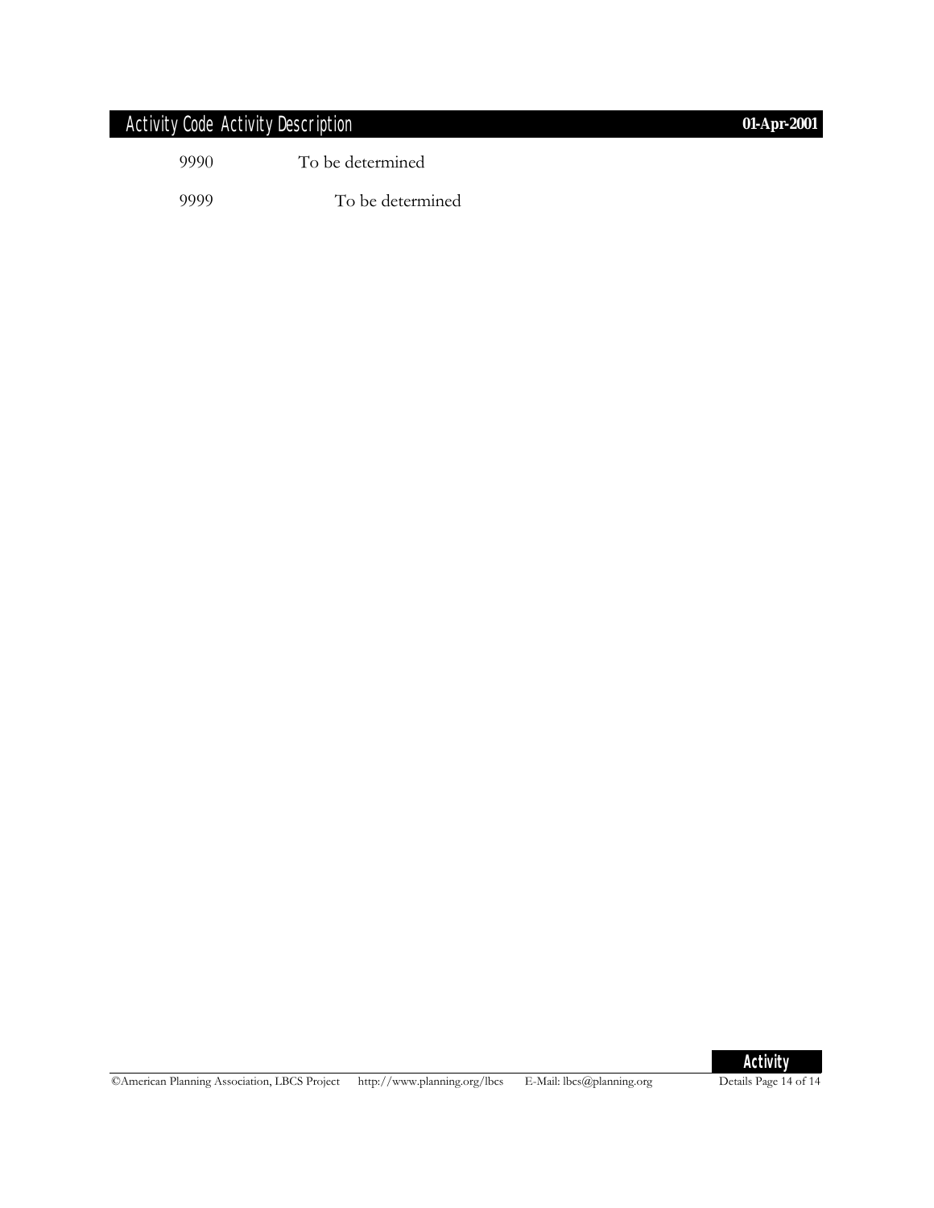| Activity Code | Activity Description |
|---|---|
| 9990 | To be determined |
| 9999 | To be determined |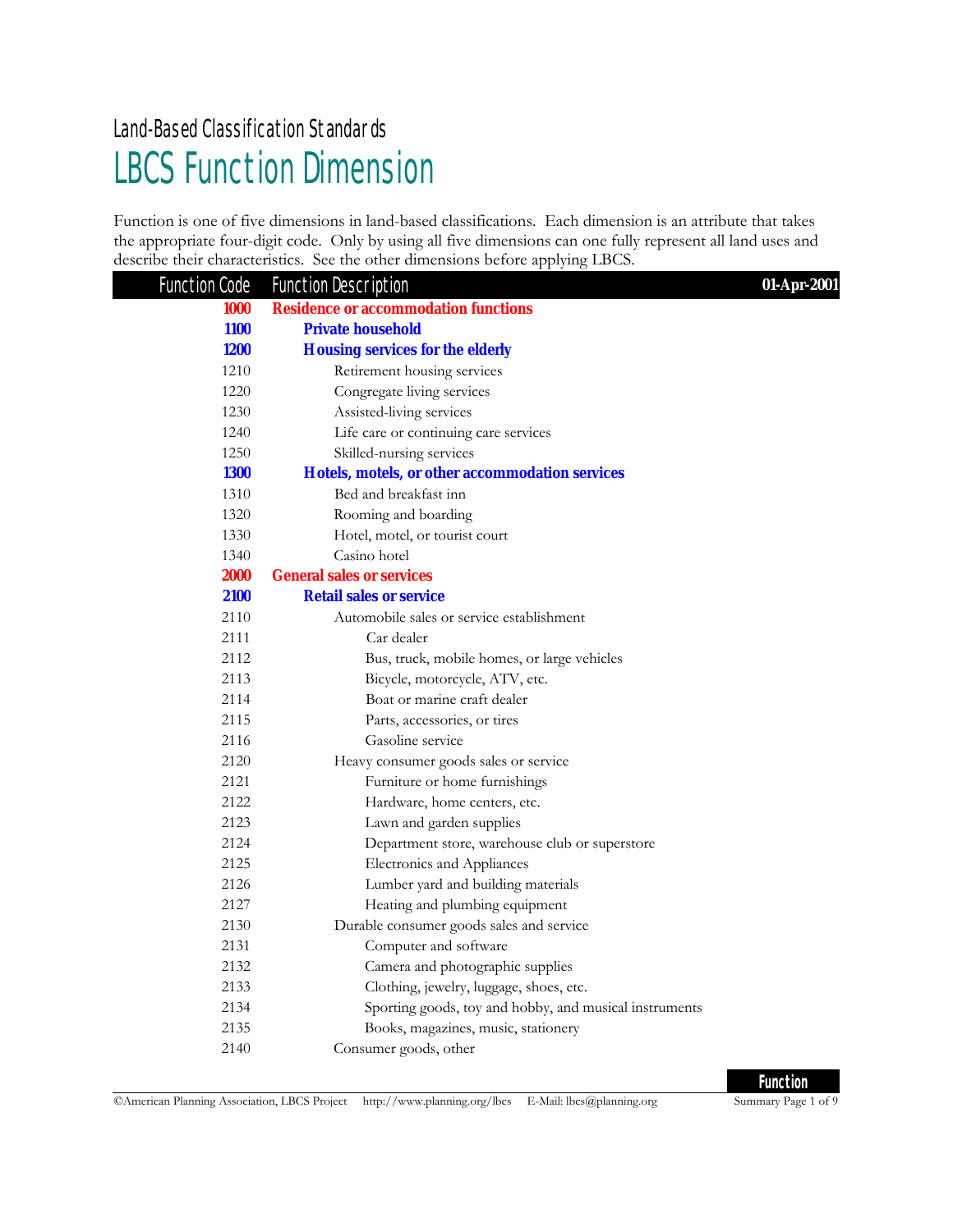Land-Based Classification Standards

# LBCS Function Dimension

Function is one of five dimensions in land-based classifications. Each dimension is an attribute that takes the appropriate four-digit code. Only by using all five dimensions can one fully represent all land uses and describe their characteristics. See the other dimensions before applying LBCS.

| Function Code | Function Description | 01-Apr-2001 |
|---|---|---|
| **1000** | **Residence or accommodation functions** | |
| **1100** | **Private household** | |
| **1200** | **Housing services for the elderly** | |
| 1210 | Retirement housing services | |
| 1220 | Congregate living services | |
| 1230 | Assisted-living services | |
| 1240 | Life care or continuing care services | |
| 1250 | Skilled-nursing services | |
| **1300** | **Hotels, motels, or other accommodation services** | |
| 1310 | Bed and breakfast inn | |
| 1320 | Rooming and boarding | |
| 1330 | Hotel, motel, or tourist court | |
| 1340 | Casino hotel | |
| **2000** | **General sales or services** | |
| **2100** | **Retail sales or service** | |
| 2110 | Automobile sales or service establishment | |
| 2111 | Car dealer | |
| 2112 | Bus, truck, mobile homes, or large vehicles | |
| 2113 | Bicycle, motorcycle, ATV, etc. | |
| 2114 | Boat or marine craft dealer | |
| 2115 | Parts, accessories, or tires | |
| 2116 | Gasoline service | |
| 2120 | Heavy consumer goods sales or service | |
| 2121 | Furniture or home furnishings | |
| 2122 | Hardware, home centers, etc. | |
| 2123 | Lawn and garden supplies | |
| 2124 | Department store, warehouse club or superstore | |
| 2125 | Electronics and Appliances | |
| 2126 | Lumber yard and building materials | |
| 2127 | Heating and plumbing equipment | |
| 2130 | Durable consumer goods sales and service | |
| 2131 | Computer and software | |
| 2132 | Camera and photographic supplies | |
| 2133 | Clothing, jewelry, luggage, shoes, etc. | |
| 2134 | Sporting goods, toy and hobby, and musical instruments | |
| 2135 | Books, magazines, music, stationery | |
| 2140 | Consumer goods, other | |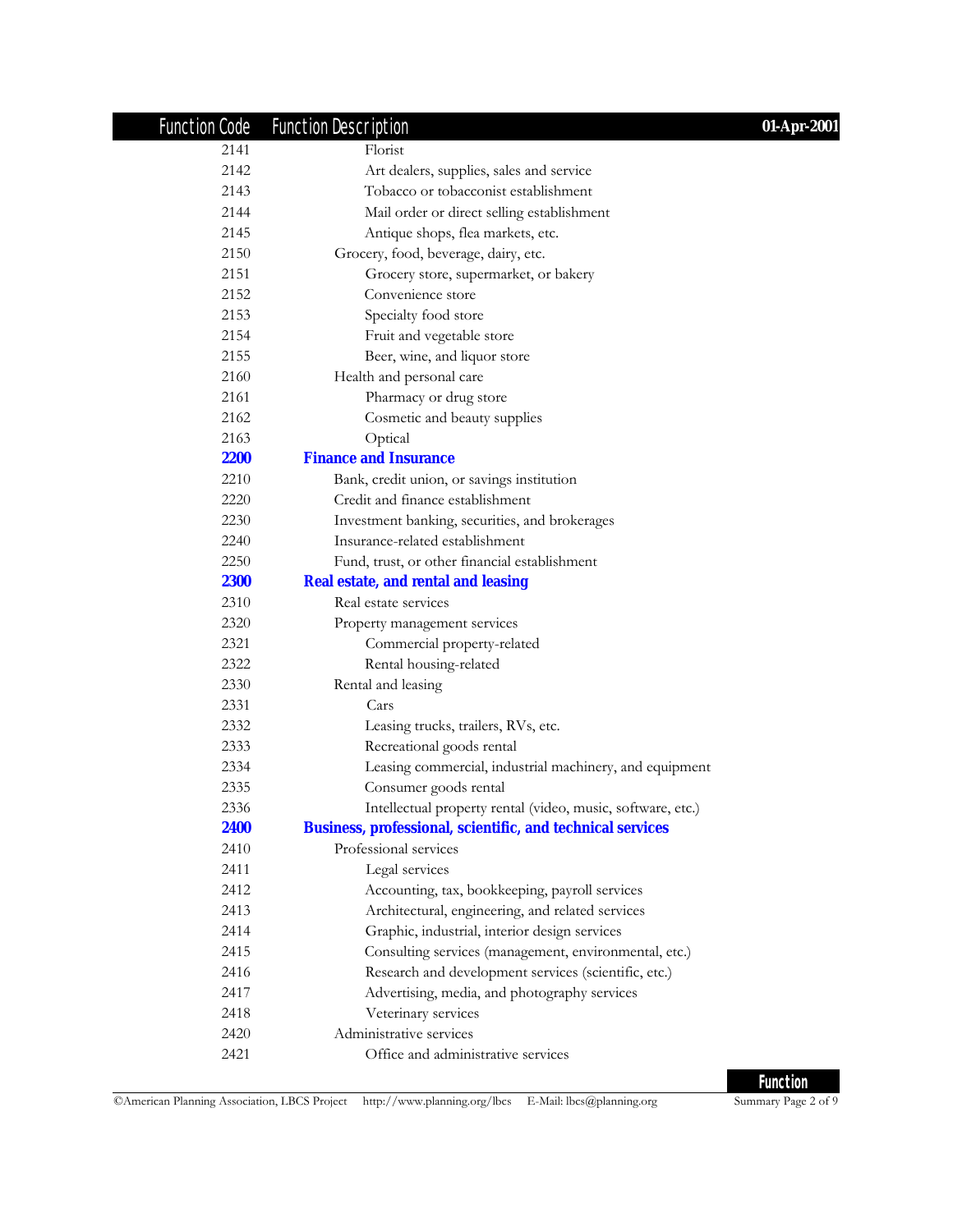| Function Code | Function Description |
|---|---|
| 2141 | Florist |
| 2142 | Art dealers, supplies, sales and service |
| 2143 | Tobacco or tobacconist establishment |
| 2144 | Mail order or direct selling establishment |
| 2145 | Antique shops, flea markets, etc. |
| 2150 | Grocery, food, beverage, dairy, etc. |
| 2151 | Grocery store, supermarket, or bakery |
| 2152 | Convenience store |
| 2153 | Specialty food store |
| 2154 | Fruit and vegetable store |
| 2155 | Beer, wine, and liquor store |
| 2160 | Health and personal care |
| 2161 | Pharmacy or drug store |
| 2162 | Cosmetic and beauty supplies |
| 2163 | Optical |
| **2200** | **Finance and Insurance** |
| 2210 | Bank, credit union, or savings institution |
| 2220 | Credit and finance establishment |
| 2230 | Investment banking, securities, and brokerages |
| 2240 | Insurance-related establishment |
| 2250 | Fund, trust, or other financial establishment |
| **2300** | **Real estate, and rental and leasing** |
| 2310 | Real estate services |
| 2320 | Property management services |
| 2321 | Commercial property-related |
| 2322 | Rental housing-related |
| 2330 | Rental and leasing |
| 2331 | Cars |
| 2332 | Leasing trucks, trailers, RVs, etc. |
| 2333 | Recreational goods rental |
| 2334 | Leasing commercial, industrial machinery, and equipment |
| 2335 | Consumer goods rental |
| 2336 | Intellectual property rental (video, music, software, etc.) |
| **2400** | **Business, professional, scientific, and technical services** |
| 2410 | Professional services |
| 2411 | Legal services |
| 2412 | Accounting, tax, bookkeeping, payroll services |
| 2413 | Architectural, engineering, and related services |
| 2414 | Graphic, industrial, interior design services |
| 2415 | Consulting services (management, environmental, etc.) |
| 2416 | Research and development services (scientific, etc.) |
| 2417 | Advertising, media, and photography services |
| 2418 | Veterinary services |
| 2420 | Administrative services |
| 2421 | Office and administrative services |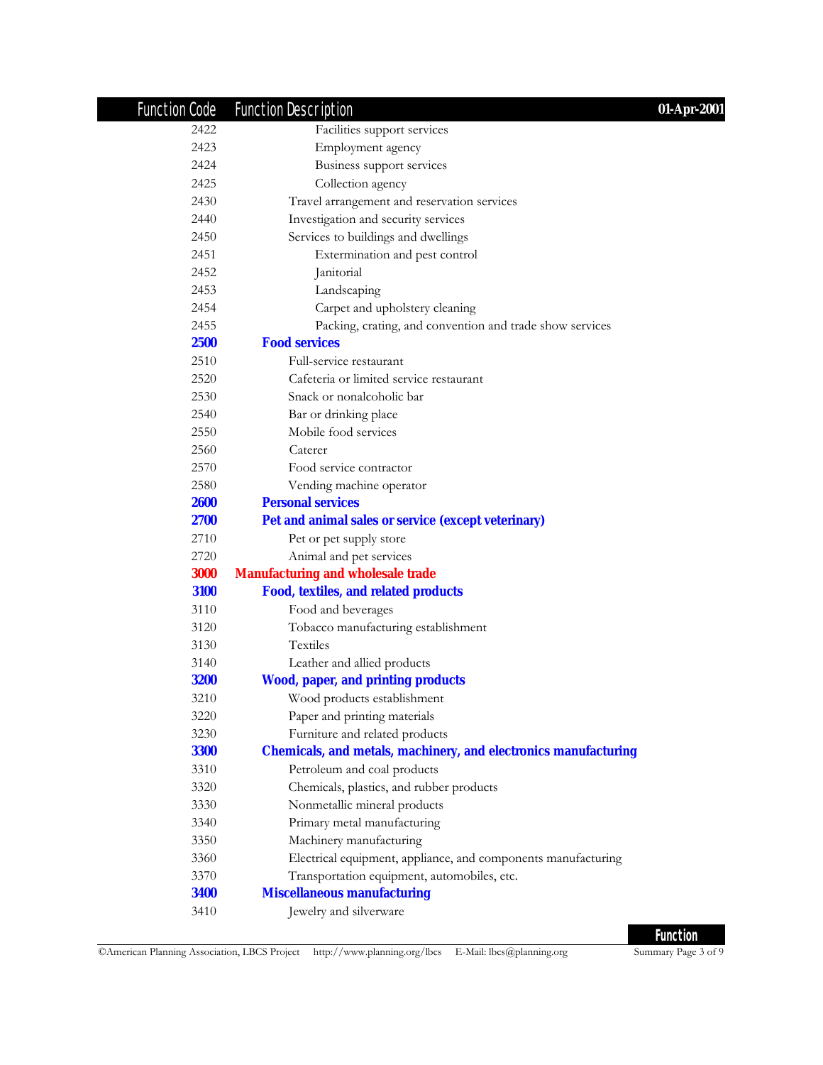| Function Code | Function Description |
|---|---|
| 2422 | Facilities support services |
| 2423 | Employment agency |
| 2424 | Business support services |
| 2425 | Collection agency |
| 2430 | Travel arrangement and reservation services |
| 2440 | Investigation and security services |
| 2450 | Services to buildings and dwellings |
| 2451 | Extermination and pest control |
| 2452 | Janitorial |
| 2453 | Landscaping |
| 2454 | Carpet and upholstery cleaning |
| 2455 | Packing, crating, and convention and trade show services |
| **2500** | **Food services** |
| 2510 | Full-service restaurant |
| 2520 | Cafeteria or limited service restaurant |
| 2530 | Snack or nonalcoholic bar |
| 2540 | Bar or drinking place |
| 2550 | Mobile food services |
| 2560 | Caterer |
| 2570 | Food service contractor |
| 2580 | Vending machine operator |
| **2600** | **Personal services** |
| **2700** | **Pet and animal sales or service (except veterinary)** |
| 2710 | Pet or pet supply store |
| 2720 | Animal and pet services |
| **3000** | **Manufacturing and wholesale trade** |
| **3100** | **Food, textiles, and related products** |
| 3110 | Food and beverages |
| 3120 | Tobacco manufacturing establishment |
| 3130 | Textiles |
| 3140 | Leather and allied products |
| **3200** | **Wood, paper, and printing products** |
| 3210 | Wood products establishment |
| 3220 | Paper and printing materials |
| 3230 | Furniture and related products |
| **3300** | **Chemicals, and metals, machinery, and electronics manufacturing** |
| 3310 | Petroleum and coal products |
| 3320 | Chemicals, plastics, and rubber products |
| 3330 | Nonmetallic mineral products |
| 3340 | Primary metal manufacturing |
| 3350 | Machinery manufacturing |
| 3360 | Electrical equipment, appliance, and components manufacturing |
| 3370 | Transportation equipment, automobiles, etc. |
| **3400** | **Miscellaneous manufacturing** |
| 3410 | Jewelry and silverware |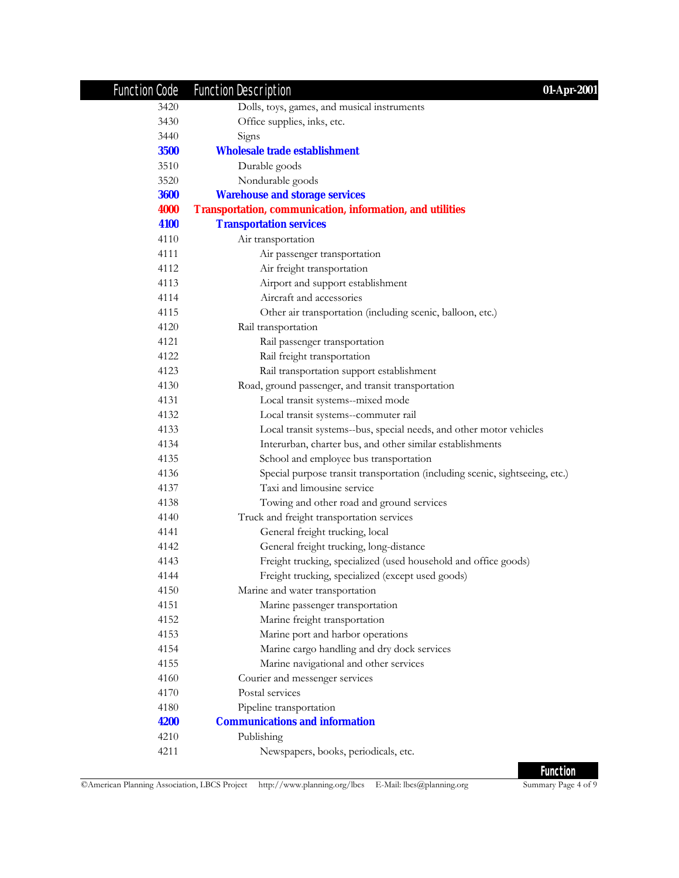| Function Code | Function Description |
|---|---|
| 3420 | Dolls, toys, games, and musical instruments |
| 3430 | Office supplies, inks, etc. |
| 3440 | Signs |
| **3500** | **Wholesale trade establishment** |
| 3510 | Durable goods |
| 3520 | Nondurable goods |
| **3600** | **Warehouse and storage services** |
| **4000** | **Transportation, communication, information, and utilities** |
| **4100** | **Transportation services** |
| 4110 | Air transportation |
| 4111 | Air passenger transportation |
| 4112 | Air freight transportation |
| 4113 | Airport and support establishment |
| 4114 | Aircraft and accessories |
| 4115 | Other air transportation (including scenic, balloon, etc.) |
| 4120 | Rail transportation |
| 4121 | Rail passenger transportation |
| 4122 | Rail freight transportation |
| 4123 | Rail transportation support establishment |
| 4130 | Road, ground passenger, and transit transportation |
| 4131 | Local transit systems--mixed mode |
| 4132 | Local transit systems--commuter rail |
| 4133 | Local transit systems--bus, special needs, and other motor vehicles |
| 4134 | Interurban, charter bus, and other similar establishments |
| 4135 | School and employee bus transportation |
| 4136 | Special purpose transit transportation (including scenic, sightseeing, etc.) |
| 4137 | Taxi and limousine service |
| 4138 | Towing and other road and ground services |
| 4140 | Truck and freight transportation services |
| 4141 | General freight trucking, local |
| 4142 | General freight trucking, long-distance |
| 4143 | Freight trucking, specialized (used household and office goods) |
| 4144 | Freight trucking, specialized (except used goods) |
| 4150 | Marine and water transportation |
| 4151 | Marine passenger transportation |
| 4152 | Marine freight transportation |
| 4153 | Marine port and harbor operations |
| 4154 | Marine cargo handling and dry dock services |
| 4155 | Marine navigational and other services |
| 4160 | Courier and messenger services |
| 4170 | Postal services |
| 4180 | Pipeline transportation |
| **4200** | **Communications and information** |
| 4210 | Publishing |
| 4211 | Newspapers, books, periodicals, etc. |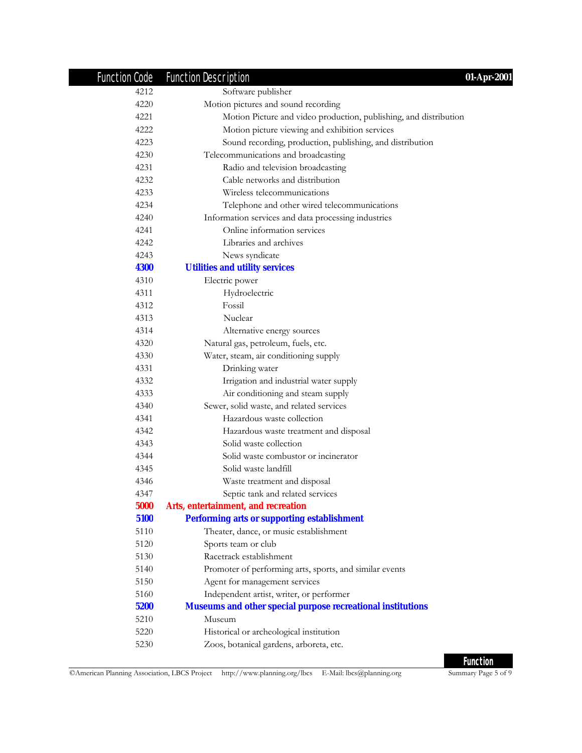| Function Code | Function Description |
|---|---|
| 4212 | Software publisher |
| 4220 | Motion pictures and sound recording |
| 4221 | Motion Picture and video production, publishing, and distribution |
| 4222 | Motion picture viewing and exhibition services |
| 4223 | Sound recording, production, publishing, and distribution |
| 4230 | Telecommunications and broadcasting |
| 4231 | Radio and television broadcasting |
| 4232 | Cable networks and distribution |
| 4233 | Wireless telecommunications |
| 4234 | Telephone and other wired telecommunications |
| 4240 | Information services and data processing industries |
| 4241 | Online information services |
| 4242 | Libraries and archives |
| 4243 | News syndicate |
| **4300** | **Utilities and utility services** |
| 4310 | Electric power |
| 4311 | Hydroelectric |
| 4312 | Fossil |
| 4313 | Nuclear |
| 4314 | Alternative energy sources |
| 4320 | Natural gas, petroleum, fuels, etc. |
| 4330 | Water, steam, air conditioning supply |
| 4331 | Drinking water |
| 4332 | Irrigation and industrial water supply |
| 4333 | Air conditioning and steam supply |
| 4340 | Sewer, solid waste, and related services |
| 4341 | Hazardous waste collection |
| 4342 | Hazardous waste treatment and disposal |
| 4343 | Solid waste collection |
| 4344 | Solid waste combustor or incinerator |
| 4345 | Solid waste landfill |
| 4346 | Waste treatment and disposal |
| 4347 | Septic tank and related services |
| **5000** | **Arts, entertainment, and recreation** |
| **5100** | **Performing arts or supporting establishment** |
| 5110 | Theater, dance, or music establishment |
| 5120 | Sports team or club |
| 5130 | Racetrack establishment |
| 5140 | Promoter of performing arts, sports, and similar events |
| 5150 | Agent for management services |
| 5160 | Independent artist, writer, or performer |
| **5200** | **Museums and other special purpose recreational institutions** |
| 5210 | Museum |
| 5220 | Historical or archeological institution |
| 5230 | Zoos, botanical gardens, arboreta, etc. |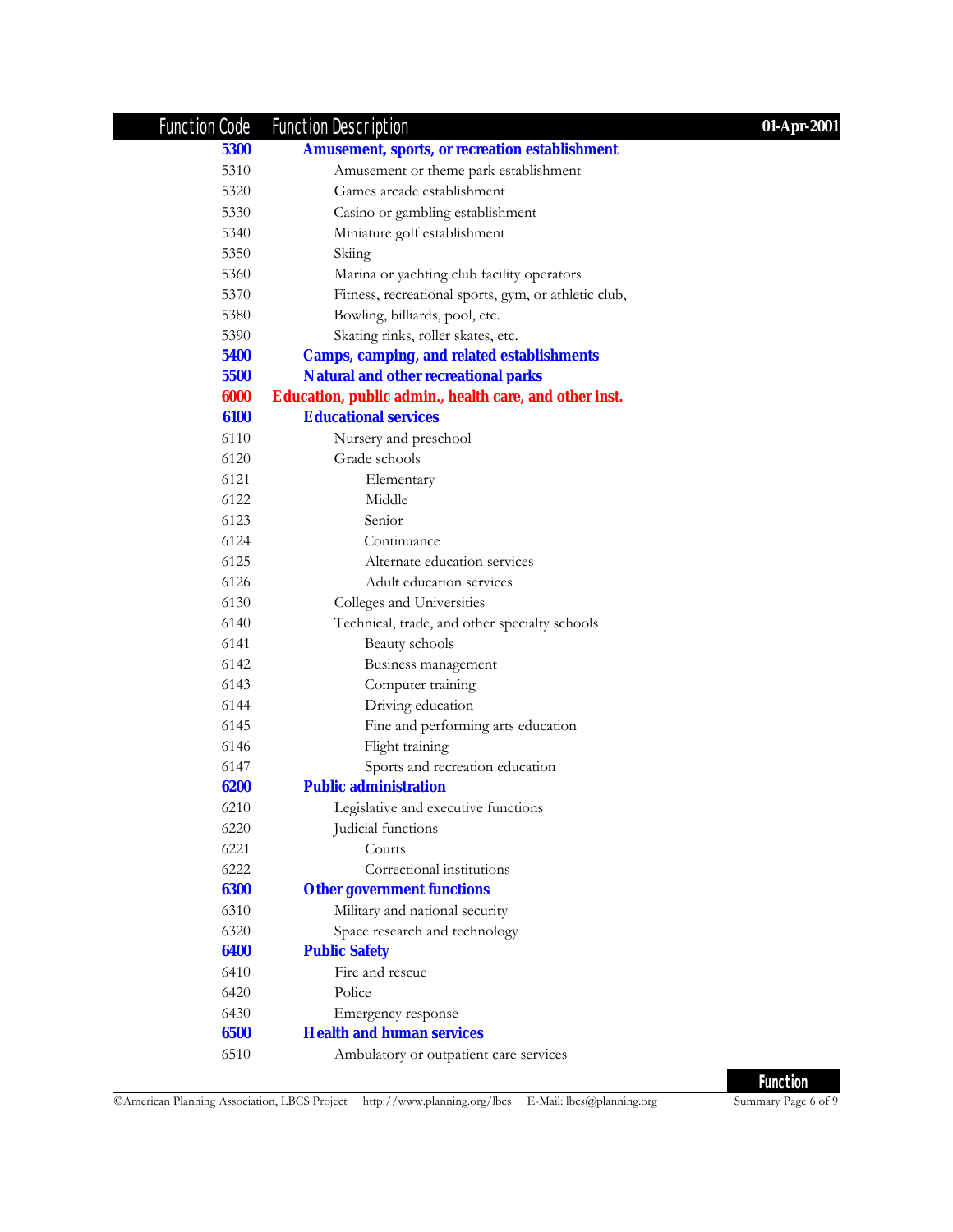| Function Code | Function Description |
|---|---|
| **5300** | **Amusement, sports, or recreation establishment** |
| 5310 | Amusement or theme park establishment |
| 5320 | Games arcade establishment |
| 5330 | Casino or gambling establishment |
| 5340 | Miniature golf establishment |
| 5350 | Skiing |
| 5360 | Marina or yachting club facility operators |
| 5370 | Fitness, recreational sports, gym, or athletic club, |
| 5380 | Bowling, billiards, pool, etc. |
| 5390 | Skating rinks, roller skates, etc. |
| **5400** | **Camps, camping, and related establishments** |
| **5500** | **Natural and other recreational parks** |
| **6000** | **Education, public admin., health care, and other inst.** |
| **6100** | **Educational services** |
| 6110 | Nursery and preschool |
| 6120 | Grade schools |
| 6121 | Elementary |
| 6122 | Middle |
| 6123 | Senior |
| 6124 | Continuance |
| 6125 | Alternate education services |
| 6126 | Adult education services |
| 6130 | Colleges and Universities |
| 6140 | Technical, trade, and other specialty schools |
| 6141 | Beauty schools |
| 6142 | Business management |
| 6143 | Computer training |
| 6144 | Driving education |
| 6145 | Fine and performing arts education |
| 6146 | Flight training |
| 6147 | Sports and recreation education |
| **6200** | **Public administration** |
| 6210 | Legislative and executive functions |
| 6220 | Judicial functions |
| 6221 | Courts |
| 6222 | Correctional institutions |
| **6300** | **Other government functions** |
| 6310 | Military and national security |
| 6320 | Space research and technology |
| **6400** | **Public Safety** |
| 6410 | Fire and rescue |
| 6420 | Police |
| 6430 | Emergency response |
| **6500** | **Health and human services** |
| 6510 | Ambulatory or outpatient care services |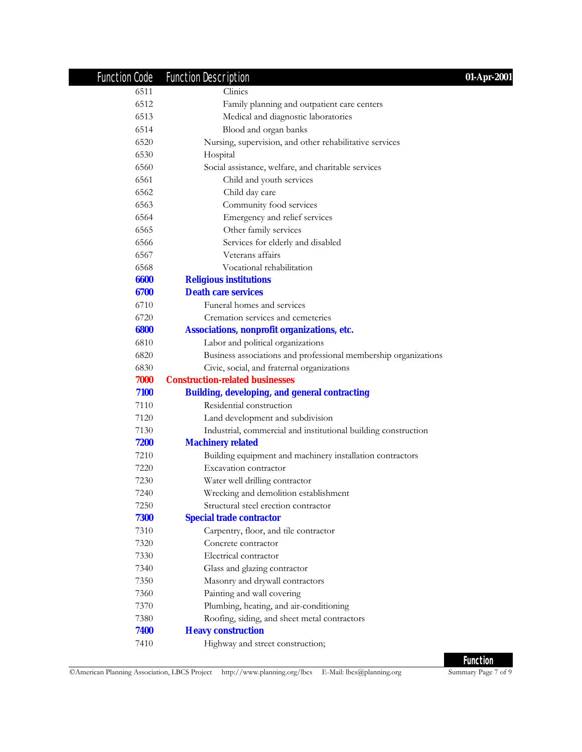| Function Code | Function Description |
|---|---|
| 6511 | Clinics |
| 6512 | Family planning and outpatient care centers |
| 6513 | Medical and diagnostic laboratories |
| 6514 | Blood and organ banks |
| 6520 | Nursing, supervision, and other rehabilitative services |
| 6530 | Hospital |
| 6560 | Social assistance, welfare, and charitable services |
| 6561 | Child and youth services |
| 6562 | Child day care |
| 6563 | Community food services |
| 6564 | Emergency and relief services |
| 6565 | Other family services |
| 6566 | Services for elderly and disabled |
| 6567 | Veterans affairs |
| 6568 | Vocational rehabilitation |
| **6600** | **Religious institutions** |
| **6700** | **Death care services** |
| 6710 | Funeral homes and services |
| 6720 | Cremation services and cemeteries |
| **6800** | **Associations, nonprofit organizations, etc.** |
| 6810 | Labor and political organizations |
| 6820 | Business associations and professional membership organizations |
| 6830 | Civic, social, and fraternal organizations |
| **7000** | **Construction-related businesses** |
| **7100** | **Building, developing, and general contracting** |
| 7110 | Residential construction |
| 7120 | Land development and subdivision |
| 7130 | Industrial, commercial and institutional building construction |
| **7200** | **Machinery related** |
| 7210 | Building equipment and machinery installation contractors |
| 7220 | Excavation contractor |
| 7230 | Water well drilling contractor |
| 7240 | Wrecking and demolition establishment |
| 7250 | Structural steel erection contractor |
| **7300** | **Special trade contractor** |
| 7310 | Carpentry, floor, and tile contractor |
| 7320 | Concrete contractor |
| 7330 | Electrical contractor |
| 7340 | Glass and glazing contractor |
| 7350 | Masonry and drywall contractors |
| 7360 | Painting and wall covering |
| 7370 | Plumbing, heating, and air-conditioning |
| 7380 | Roofing, siding, and sheet metal contractors |
| **7400** | **Heavy construction** |
| 7410 | Highway and street construction; |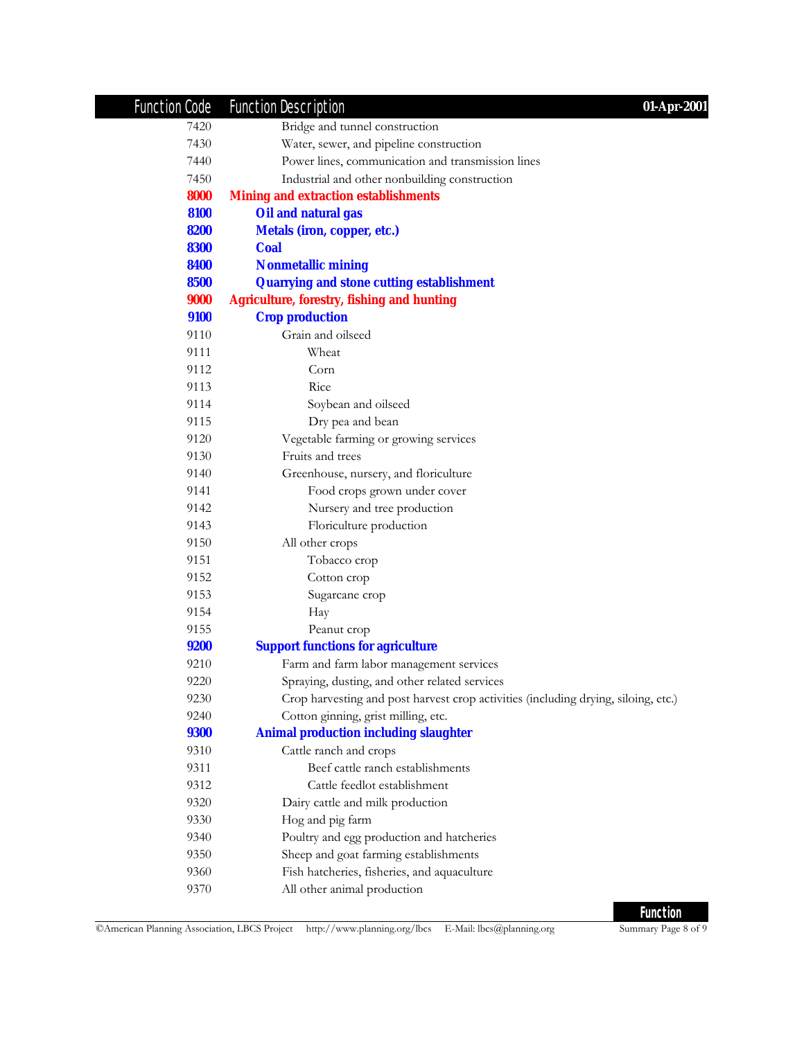| Function Code | Function Description |
|---|---|
| 7420 | Bridge and tunnel construction |
| 7430 | Water, sewer, and pipeline construction |
| 7440 | Power lines, communication and transmission lines |
| 7450 | Industrial and other nonbuilding construction |
| **8000** | **Mining and extraction establishments** |
| **8100** | **Oil and natural gas** |
| **8200** | **Metals (iron, copper, etc.)** |
| **8300** | **Coal** |
| **8400** | **Nonmetallic mining** |
| **8500** | **Quarrying and stone cutting establishment** |
| **9000** | **Agriculture, forestry, fishing and hunting** |
| **9100** | **Crop production** |
| 9110 | Grain and oilseed |
| 9111 | Wheat |
| 9112 | Corn |
| 9113 | Rice |
| 9114 | Soybean and oilseed |
| 9115 | Dry pea and bean |
| 9120 | Vegetable farming or growing services |
| 9130 | Fruits and trees |
| 9140 | Greenhouse, nursery, and floriculture |
| 9141 | Food crops grown under cover |
| 9142 | Nursery and tree production |
| 9143 | Floriculture production |
| 9150 | All other crops |
| 9151 | Tobacco crop |
| 9152 | Cotton crop |
| 9153 | Sugarcane crop |
| 9154 | Hay |
| 9155 | Peanut crop |
| **9200** | **Support functions for agriculture** |
| 9210 | Farm and farm labor management services |
| 9220 | Spraying, dusting, and other related services |
| 9230 | Crop harvesting and post harvest crop activities (including drying, siloing, etc.) |
| 9240 | Cotton ginning, grist milling, etc. |
| **9300** | **Animal production including slaughter** |
| 9310 | Cattle ranch and crops |
| 9311 | Beef cattle ranch establishments |
| 9312 | Cattle feedlot establishment |
| 9320 | Dairy cattle and milk production |
| 9330 | Hog and pig farm |
| 9340 | Poultry and egg production and hatcheries |
| 9350 | Sheep and goat farming establishments |
| 9360 | Fish hatcheries, fisheries, and aquaculture |
| 9370 | All other animal production |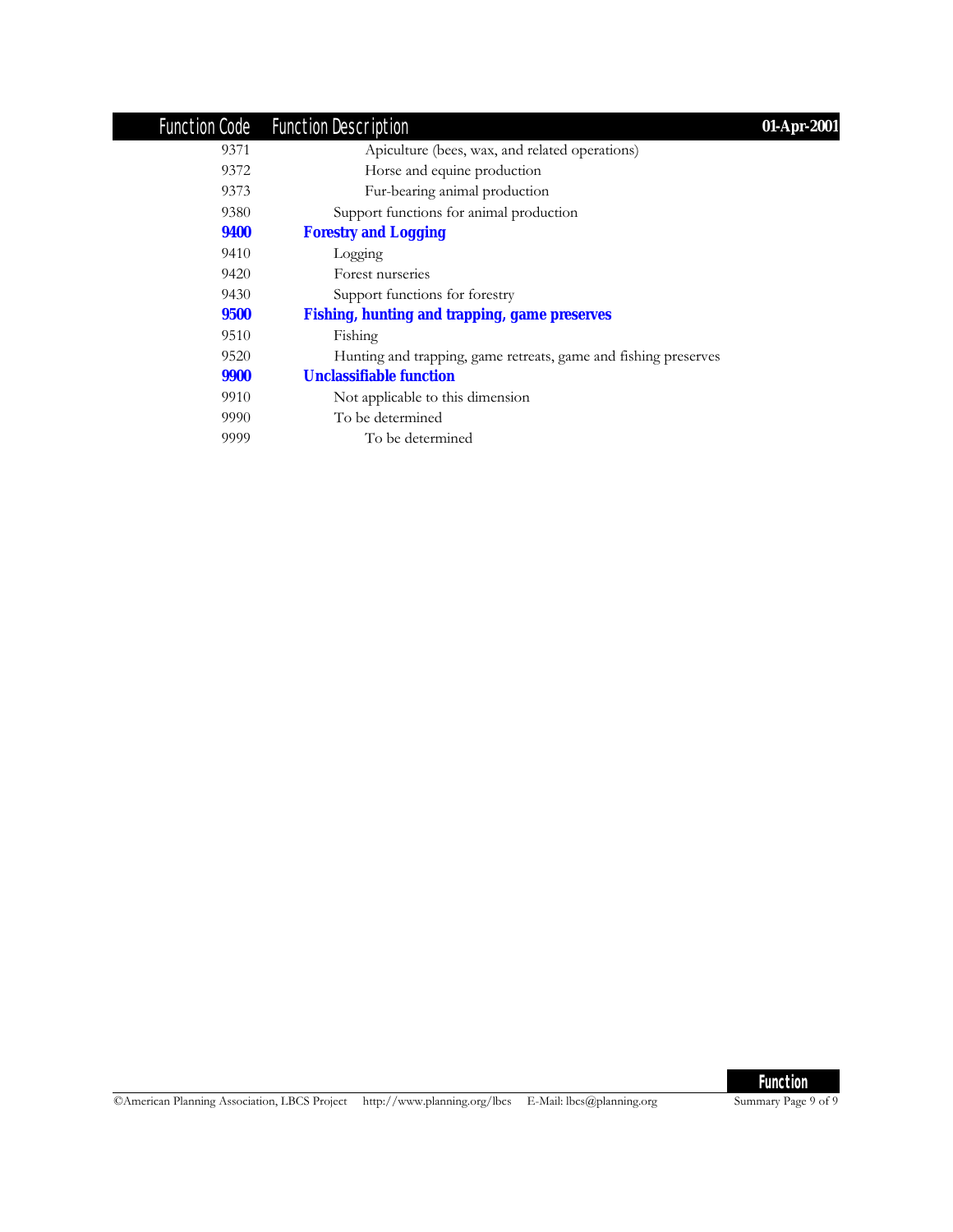| Function Code | Function Description |
|---|---|
| 9371 | Apiculture (bees, wax, and related operations) |
| 9372 | Horse and equine production |
| 9373 | Fur-bearing animal production |
| 9380 | Support functions for animal production |
| **9400** | **Forestry and Logging** |
| 9410 | Logging |
| 9420 | Forest nurseries |
| 9430 | Support functions for forestry |
| **9500** | **Fishing, hunting and trapping, game preserves** |
| 9510 | Fishing |
| 9520 | Hunting and trapping, game retreats, game and fishing preserves |
| **9900** | **Unclassifiable function** |
| 9910 | Not applicable to this dimension |
| 9990 | To be determined |
| 9999 | To be determined |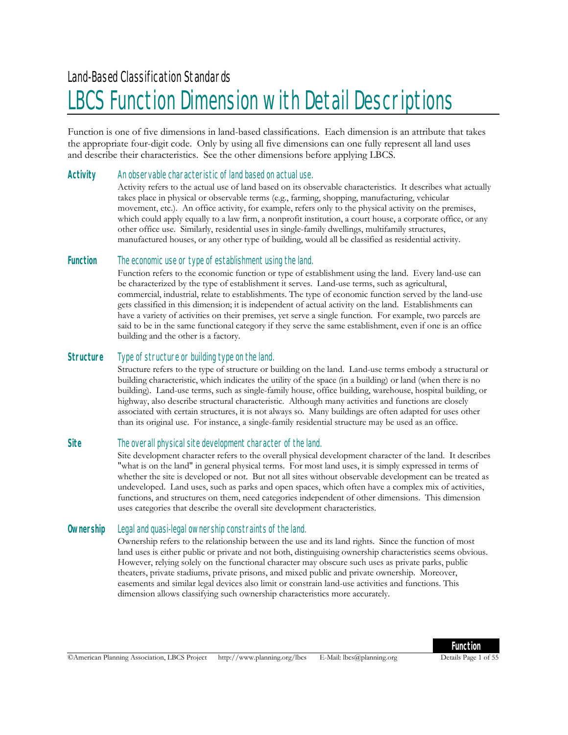Land-Based Classification Standards

# LBCS Function Dimension with Detail Descriptions

Function is one of five dimensions in land-based classifications. Each dimension is an attribute that takes the appropriate four-digit code. Only by using all five dimensions can one fully represent all land uses and describe their characteristics. See the other dimensions before applying LBCS.

**Activity** — *An observable characteristic of land based on actual use.*

Activity refers to the actual use of land based on its observable characteristics. It describes what actually takes place in physical or observable terms (e.g., farming, shopping, manufacturing, vehicular movement, etc.). An office activity, for example, refers only to the physical activity on the premises, which could apply equally to a law firm, a nonprofit institution, a court house, a corporate office, or any other office use. Similarly, residential uses in single-family dwellings, multifamily structures, manufactured houses, or any other type of building, would all be classified as residential activity.

**Function** — *The economic use or type of establishment using the land.*

Function refers to the economic function or type of establishment using the land. Every land-use can be characterized by the type of establishment it serves. Land-use terms, such as agricultural, commercial, industrial, relate to establishments. The type of economic function served by the land-use gets classified in this dimension; it is independent of actual activity on the land. Establishments can have a variety of activities on their premises, yet serve a single function. For example, two parcels are said to be in the same functional category if they serve the same establishment, even if one is an office building and the other is a factory.

**Structure** — *Type of structure or building type on the land.*

Structure refers to the type of structure or building on the land. Land-use terms embody a structural or building characteristic, which indicates the utility of the space (in a building) or land (when there is no building). Land-use terms, such as single-family house, office building, warehouse, hospital building, or highway, also describe structural characteristic. Although many activities and functions are closely associated with certain structures, it is not always so. Many buildings are often adapted for uses other than its original use. For instance, a single-family residential structure may be used as an office.

**Site** — *The overall physical site development character of the land.*

Site development character refers to the overall physical development character of the land. It describes "what is on the land" in general physical terms. For most land uses, it is simply expressed in terms of whether the site is developed or not. But not all sites without observable development can be treated as undeveloped. Land uses, such as parks and open spaces, which often have a complex mix of activities, functions, and structures on them, need categories independent of other dimensions. This dimension uses categories that describe the overall site development characteristics.

**Ownership** — *Legal and quasi-legal ownership constraints of the land.*

Ownership refers to the relationship between the use and its land rights. Since the function of most land uses is either public or private and not both, distinguishing ownership characteristics seems obvious. However, relying solely on the functional character may obscure such uses as private parks, public theaters, private stadiums, private prisons, and mixed public and private ownership. Moreover, easements and similar legal devices also limit or constrain land-use activities and functions. This dimension allows classifying such ownership characteristics more accurately.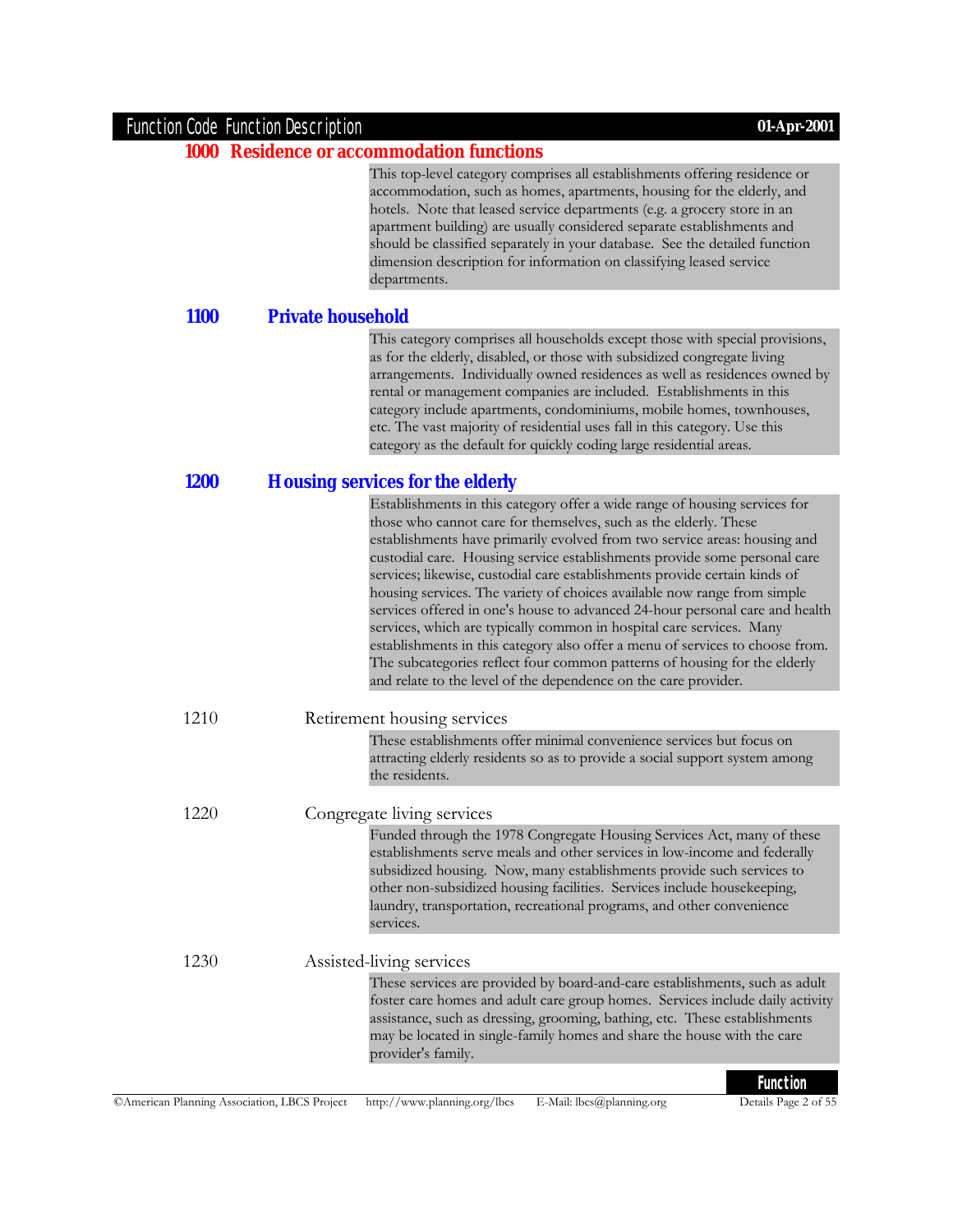## 1000 Residence or accommodation functions

This top-level category comprises all establishments offering residence or accommodation, such as homes, apartments, housing for the elderly, and hotels. Note that leased service departments (e.g. a grocery store in an apartment building) are usually considered separate establishments and should be classified separately in your database. See the detailed function dimension description for information on classifying leased service departments.

### 1100 Private household

This category comprises all households except those with special provisions, as for the elderly, disabled, or those with subsidized congregate living arrangements. Individually owned residences as well as residences owned by rental or management companies are included. Establishments in this category include apartments, condominiums, mobile homes, townhouses, etc. The vast majority of residential uses fall in this category. Use this category as the default for quickly coding large residential areas.

### 1200 Housing services for the elderly

Establishments in this category offer a wide range of housing services for those who cannot care for themselves, such as the elderly. These establishments have primarily evolved from two service areas: housing and custodial care. Housing service establishments provide some personal care services; likewise, custodial care establishments provide certain kinds of housing services. The variety of choices available now range from simple services offered in one's house to advanced 24-hour personal care and health services, which are typically common in hospital care services. Many establishments in this category also offer a menu of services to choose from. The subcategories reflect four common patterns of housing for the elderly and relate to the level of the dependence on the care provider.

#### 1210 Retirement housing services

These establishments offer minimal convenience services but focus on attracting elderly residents so as to provide a social support system among the residents.

#### 1220 Congregate living services

Funded through the 1978 Congregate Housing Services Act, many of these establishments serve meals and other services in low-income and federally subsidized housing. Now, many establishments provide such services to other non-subsidized housing facilities. Services include housekeeping, laundry, transportation, recreational programs, and other convenience services.

#### 1230 Assisted-living services

These services are provided by board-and-care establishments, such as adult foster care homes and adult care group homes. Services include daily activity assistance, such as dressing, grooming, bathing, etc. These establishments may be located in single-family homes and share the house with the care provider's family.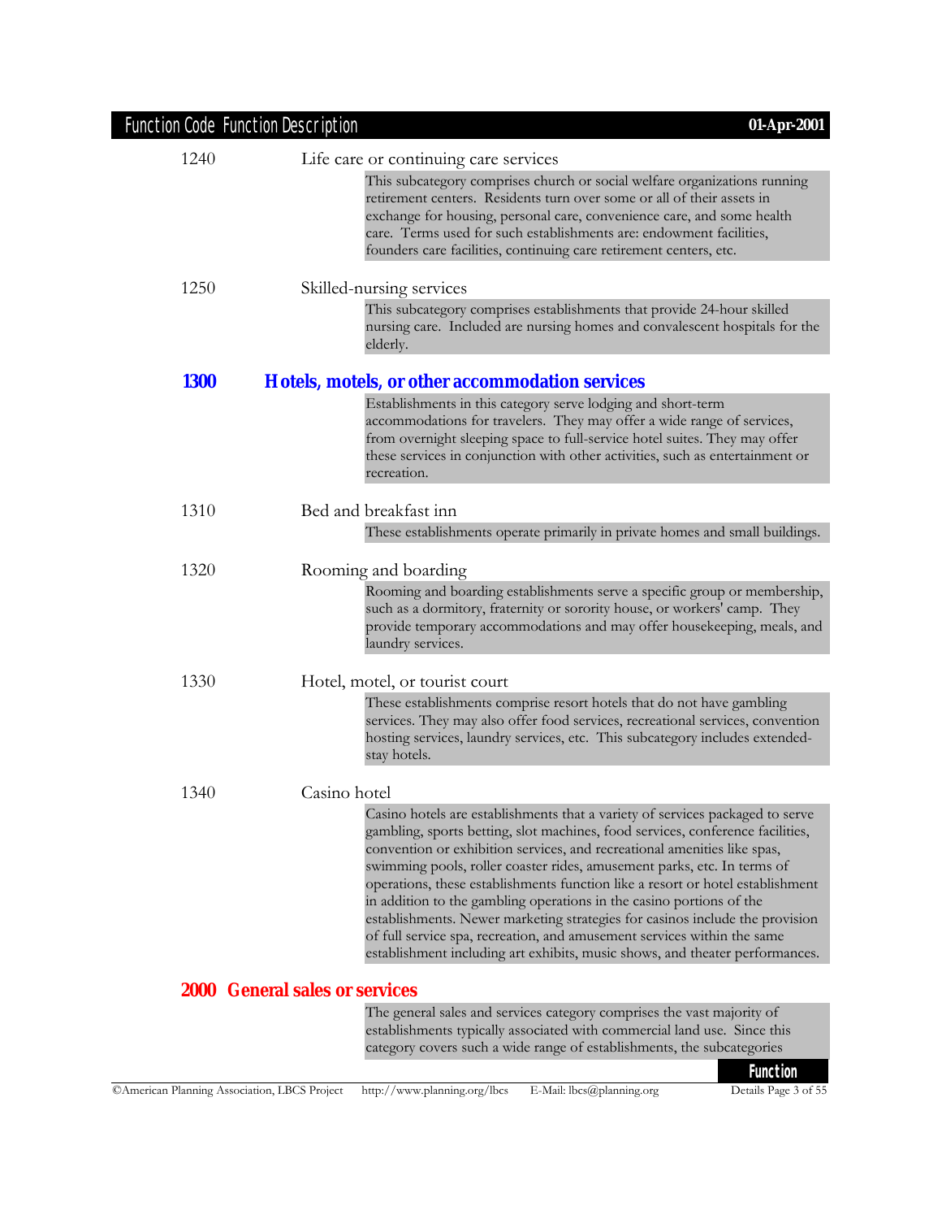1240 Life care or continuing care services

This subcategory comprises church or social welfare organizations running retirement centers. Residents turn over some or all of their assets in exchange for housing, personal care, convenience care, and some health care. Terms used for such establishments are: endowment facilities, founders care facilities, continuing care retirement centers, etc.

1250 Skilled-nursing services

This subcategory comprises establishments that provide 24-hour skilled nursing care. Included are nursing homes and convalescent hospitals for the elderly.

## 1300 Hotels, motels, or other accommodation services

Establishments in this category serve lodging and short-term accommodations for travelers. They may offer a wide range of services, from overnight sleeping space to full-service hotel suites. They may offer these services in conjunction with other activities, such as entertainment or recreation.

1310 Bed and breakfast inn

These establishments operate primarily in private homes and small buildings.

1320 Rooming and boarding

Rooming and boarding establishments serve a specific group or membership, such as a dormitory, fraternity or sorority house, or workers' camp. They provide temporary accommodations and may offer housekeeping, meals, and laundry services.

1330 Hotel, motel, or tourist court

These establishments comprise resort hotels that do not have gambling services. They may also offer food services, recreational services, convention hosting services, laundry services, etc. This subcategory includes extended-stay hotels.

1340 Casino hotel

Casino hotels are establishments that a variety of services packaged to serve gambling, sports betting, slot machines, food services, conference facilities, convention or exhibition services, and recreational amenities like spas, swimming pools, roller coaster rides, amusement parks, etc. In terms of operations, these establishments function like a resort or hotel establishment in addition to the gambling operations in the casino portions of the establishments. Newer marketing strategies for casinos include the provision of full service spa, recreation, and amusement services within the same establishment including art exhibits, music shows, and theater performances.

# 2000 General sales or services

The general sales and services category comprises the vast majority of establishments typically associated with commercial land use. Since this category covers such a wide range of establishments, the subcategories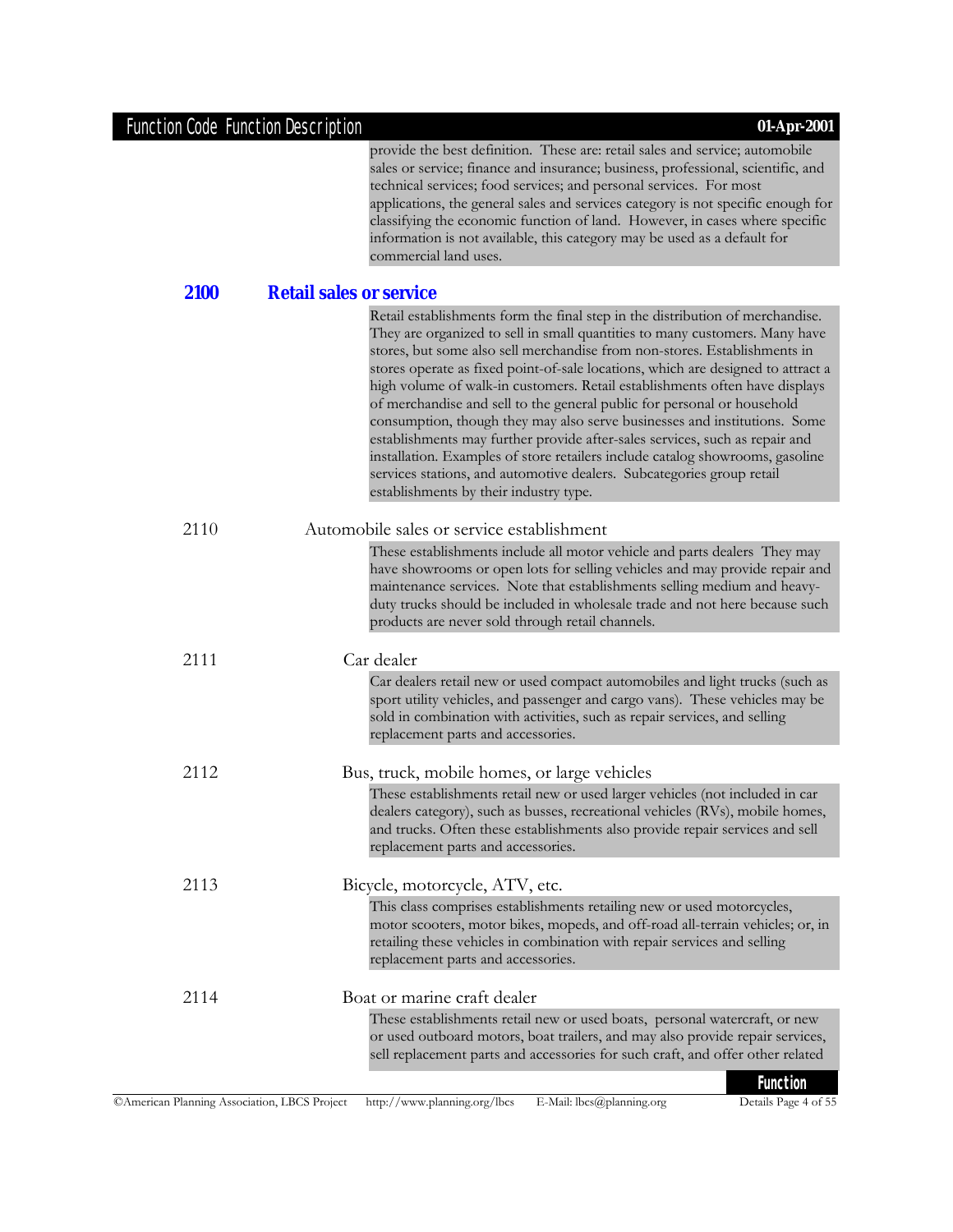provide the best definition. These are: retail sales and service; automobile sales or service; finance and insurance; business, professional, scientific, and technical services; food services; and personal services. For most applications, the general sales and services category is not specific enough for classifying the economic function of land. However, in cases where specific information is not available, this category may be used as a default for commercial land uses.

## 2100 Retail sales or service

Retail establishments form the final step in the distribution of merchandise. They are organized to sell in small quantities to many customers. Many have stores, but some also sell merchandise from non-stores. Establishments in stores operate as fixed point-of-sale locations, which are designed to attract a high volume of walk-in customers. Retail establishments often have displays of merchandise and sell to the general public for personal or household consumption, though they may also serve businesses and institutions. Some establishments may further provide after-sales services, such as repair and installation. Examples of store retailers include catalog showrooms, gasoline services stations, and automotive dealers. Subcategories group retail establishments by their industry type.

### 2110 Automobile sales or service establishment

These establishments include all motor vehicle and parts dealers They may have showrooms or open lots for selling vehicles and may provide repair and maintenance services. Note that establishments selling medium and heavy-duty trucks should be included in wholesale trade and not here because such products are never sold through retail channels.

#### 2111 Car dealer

Car dealers retail new or used compact automobiles and light trucks (such as sport utility vehicles, and passenger and cargo vans). These vehicles may be sold in combination with activities, such as repair services, and selling replacement parts and accessories.

#### 2112 Bus, truck, mobile homes, or large vehicles

These establishments retail new or used larger vehicles (not included in car dealers category), such as busses, recreational vehicles (RVs), mobile homes, and trucks. Often these establishments also provide repair services and sell replacement parts and accessories.

#### 2113 Bicycle, motorcycle, ATV, etc.

This class comprises establishments retailing new or used motorcycles, motor scooters, motor bikes, mopeds, and off-road all-terrain vehicles; or, in retailing these vehicles in combination with repair services and selling replacement parts and accessories.

#### 2114 Boat or marine craft dealer

These establishments retail new or used boats, personal watercraft, or new or used outboard motors, boat trailers, and may also provide repair services, sell replacement parts and accessories for such craft, and offer other related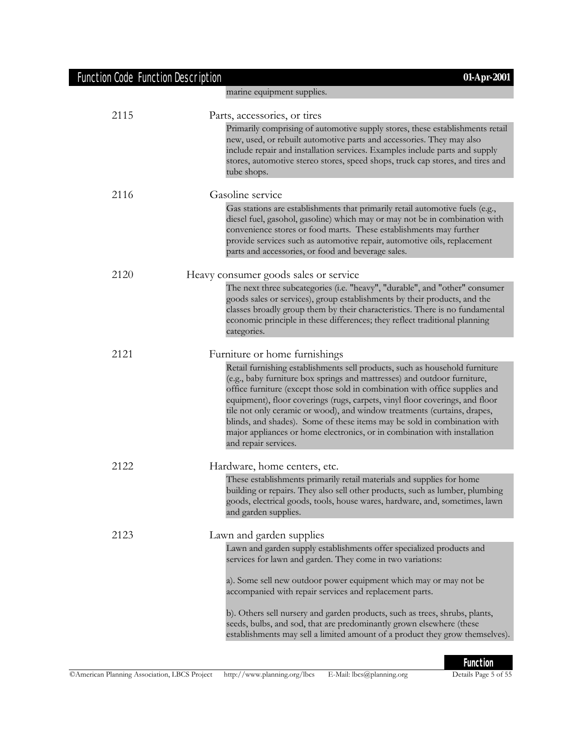marine equipment supplies.

| Function Code | Function Description |
|---|---|
| 2115 | **Parts, accessories, or tires**<br>Primarily comprising of automotive supply stores, these establishments retail new, used, or rebuilt automotive parts and accessories. They may also include repair and installation services. Examples include parts and supply stores, automotive stereo stores, speed shops, truck cap stores, and tires and tube shops. |
| 2116 | **Gasoline service**<br>Gas stations are establishments that primarily retail automotive fuels (e.g., diesel fuel, gasohol, gasoline) which may or may not be in combination with convenience stores or food marts. These establishments may further provide services such as automotive repair, automotive oils, replacement parts and accessories, or food and beverage sales. |
| 2120 | **Heavy consumer goods sales or service**<br>The next three subcategories (i.e. "heavy", "durable", and "other" consumer goods sales or services), group establishments by their products, and the classes broadly group them by their characteristics. There is no fundamental economic principle in these differences; they reflect traditional planning categories. |
| 2121 | **Furniture or home furnishings**<br>Retail furnishing establishments sell products, such as household furniture (e.g., baby furniture box springs and mattresses) and outdoor furniture, office furniture (except those sold in combination with office supplies and equipment), floor coverings (rugs, carpets, vinyl floor coverings, and floor tile not only ceramic or wood), and window treatments (curtains, drapes, blinds, and shades). Some of these items may be sold in combination with major appliances or home electronics, or in combination with installation and repair services. |
| 2122 | **Hardware, home centers, etc.**<br>These establishments primarily retail materials and supplies for home building or repairs. They also sell other products, such as lumber, plumbing goods, electrical goods, tools, house wares, hardware, and, sometimes, lawn and garden supplies. |
| 2123 | **Lawn and garden supplies**<br>Lawn and garden supply establishments offer specialized products and services for lawn and garden. They come in two variations:<br><br>a). Some sell new outdoor power equipment which may or may not be accompanied with repair services and replacement parts.<br><br>b). Others sell nursery and garden products, such as trees, shrubs, plants, seeds, bulbs, and sod, that are predominantly grown elsewhere (these establishments may sell a limited amount of a product they grow themselves). |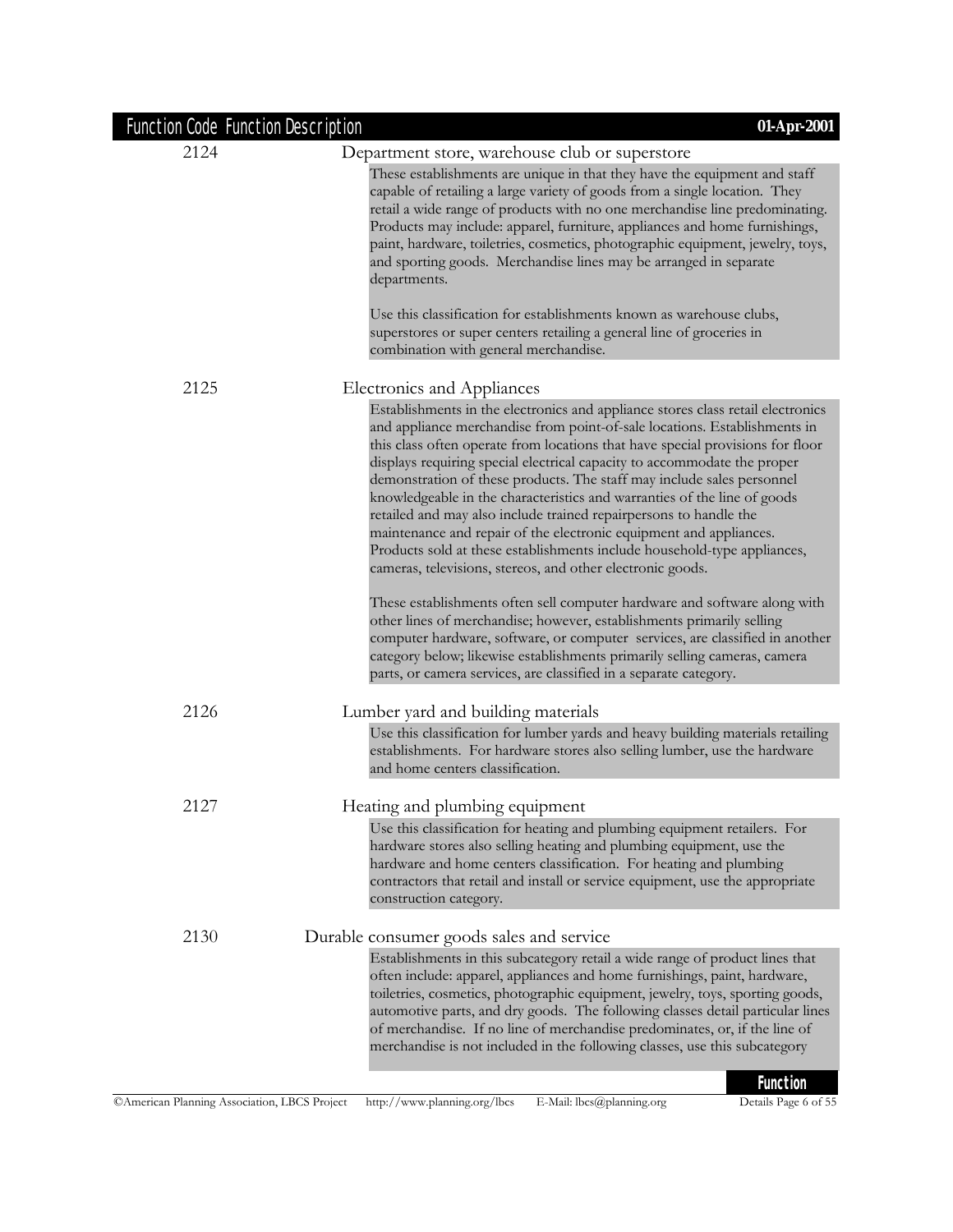| Function Code | Function Description |
|---|---|

**2124** Department store, warehouse club or superstore

These establishments are unique in that they have the equipment and staff capable of retailing a large variety of goods from a single location. They retail a wide range of products with no one merchandise line predominating. Products may include: apparel, furniture, appliances and home furnishings, paint, hardware, toiletries, cosmetics, photographic equipment, jewelry, toys, and sporting goods. Merchandise lines may be arranged in separate departments.

Use this classification for establishments known as warehouse clubs, superstores or super centers retailing a general line of groceries in combination with general merchandise.

**2125** Electronics and Appliances

Establishments in the electronics and appliance stores class retail electronics and appliance merchandise from point-of-sale locations. Establishments in this class often operate from locations that have special provisions for floor displays requiring special electrical capacity to accommodate the proper demonstration of these products. The staff may include sales personnel knowledgeable in the characteristics and warranties of the line of goods retailed and may also include trained repairpersons to handle the maintenance and repair of the electronic equipment and appliances. Products sold at these establishments include household-type appliances, cameras, televisions, stereos, and other electronic goods.

These establishments often sell computer hardware and software along with other lines of merchandise; however, establishments primarily selling computer hardware, software, or computer services, are classified in another category below; likewise establishments primarily selling cameras, camera parts, or camera services, are classified in a separate category.

**2126** Lumber yard and building materials

Use this classification for lumber yards and heavy building materials retailing establishments. For hardware stores also selling lumber, use the hardware and home centers classification.

**2127** Heating and plumbing equipment

Use this classification for heating and plumbing equipment retailers. For hardware stores also selling heating and plumbing equipment, use the hardware and home centers classification. For heating and plumbing contractors that retail and install or service equipment, use the appropriate construction category.

**2130** Durable consumer goods sales and service

Establishments in this subcategory retail a wide range of product lines that often include: apparel, appliances and home furnishings, paint, hardware, toiletries, cosmetics, photographic equipment, jewelry, toys, sporting goods, automotive parts, and dry goods. The following classes detail particular lines of merchandise. If no line of merchandise predominates, or, if the line of merchandise is not included in the following classes, use this subcategory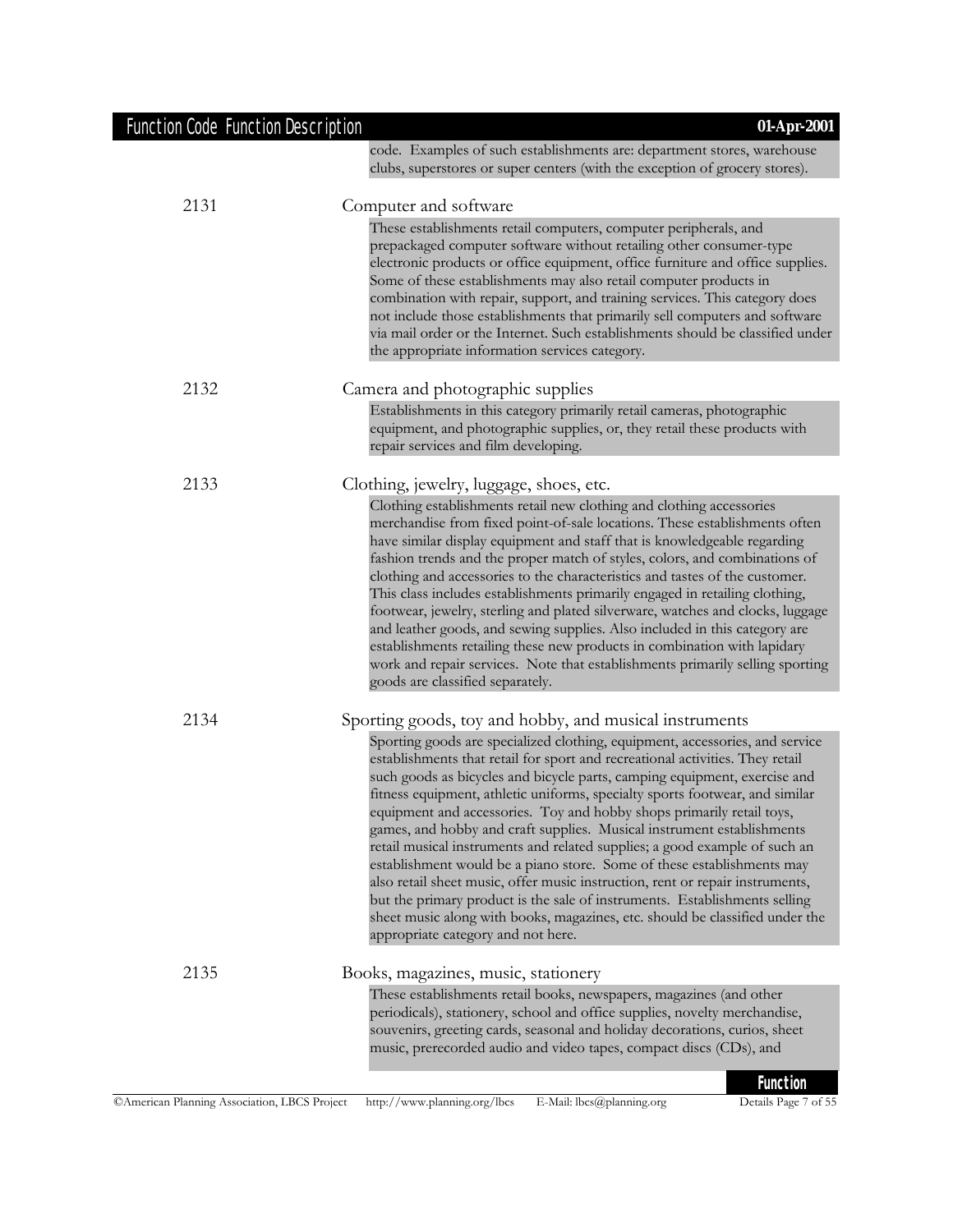code. Examples of such establishments are: department stores, warehouse clubs, superstores or super centers (with the exception of grocery stores).

**2131** Computer and software

These establishments retail computers, computer peripherals, and prepackaged computer software without retailing other consumer-type electronic products or office equipment, office furniture and office supplies. Some of these establishments may also retail computer products in combination with repair, support, and training services. This category does not include those establishments that primarily sell computers and software via mail order or the Internet. Such establishments should be classified under the appropriate information services category.

**2132** Camera and photographic supplies

Establishments in this category primarily retail cameras, photographic equipment, and photographic supplies, or, they retail these products with repair services and film developing.

**2133** Clothing, jewelry, luggage, shoes, etc.

Clothing establishments retail new clothing and clothing accessories merchandise from fixed point-of-sale locations. These establishments often have similar display equipment and staff that is knowledgeable regarding fashion trends and the proper match of styles, colors, and combinations of clothing and accessories to the characteristics and tastes of the customer. This class includes establishments primarily engaged in retailing clothing, footwear, jewelry, sterling and plated silverware, watches and clocks, luggage and leather goods, and sewing supplies. Also included in this category are establishments retailing these new products in combination with lapidary work and repair services. Note that establishments primarily selling sporting goods are classified separately.

**2134** Sporting goods, toy and hobby, and musical instruments

Sporting goods are specialized clothing, equipment, accessories, and service establishments that retail for sport and recreational activities. They retail such goods as bicycles and bicycle parts, camping equipment, exercise and fitness equipment, athletic uniforms, specialty sports footwear, and similar equipment and accessories. Toy and hobby shops primarily retail toys, games, and hobby and craft supplies. Musical instrument establishments retail musical instruments and related supplies; a good example of such an establishment would be a piano store. Some of these establishments may also retail sheet music, offer music instruction, rent or repair instruments, but the primary product is the sale of instruments. Establishments selling sheet music along with books, magazines, etc. should be classified under the appropriate category and not here.

**2135** Books, magazines, music, stationery

These establishments retail books, newspapers, magazines (and other periodicals), stationery, school and office supplies, novelty merchandise, souvenirs, greeting cards, seasonal and holiday decorations, curios, sheet music, prerecorded audio and video tapes, compact discs (CDs), and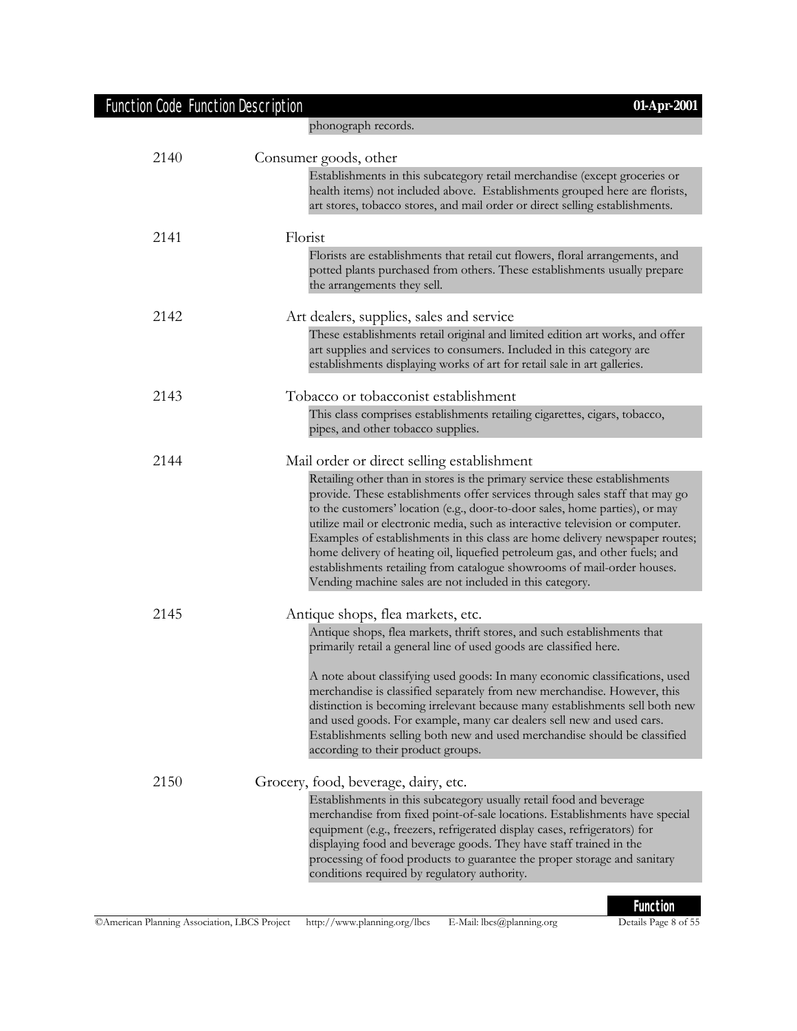phonograph records.

**2140** Consumer goods, other

Establishments in this subcategory retail merchandise (except groceries or health items) not included above. Establishments grouped here are florists, art stores, tobacco stores, and mail order or direct selling establishments.

**2141** Florist

Florists are establishments that retail cut flowers, floral arrangements, and potted plants purchased from others. These establishments usually prepare the arrangements they sell.

**2142** Art dealers, supplies, sales and service

These establishments retail original and limited edition art works, and offer art supplies and services to consumers. Included in this category are establishments displaying works of art for retail sale in art galleries.

**2143** Tobacco or tobacconist establishment

This class comprises establishments retailing cigarettes, cigars, tobacco, pipes, and other tobacco supplies.

**2144** Mail order or direct selling establishment

Retailing other than in stores is the primary service these establishments provide. These establishments offer services through sales staff that may go to the customers' location (e.g., door-to-door sales, home parties), or may utilize mail or electronic media, such as interactive television or computer. Examples of establishments in this class are home delivery newspaper routes; home delivery of heating oil, liquefied petroleum gas, and other fuels; and establishments retailing from catalogue showrooms of mail-order houses. Vending machine sales are not included in this category.

**2145** Antique shops, flea markets, etc.

Antique shops, flea markets, thrift stores, and such establishments that primarily retail a general line of used goods are classified here.

A note about classifying used goods: In many economic classifications, used merchandise is classified separately from new merchandise. However, this distinction is becoming irrelevant because many establishments sell both new and used goods. For example, many car dealers sell new and used cars. Establishments selling both new and used merchandise should be classified according to their product groups.

**2150** Grocery, food, beverage, dairy, etc.

Establishments in this subcategory usually retail food and beverage merchandise from fixed point-of-sale locations. Establishments have special equipment (e.g., freezers, refrigerated display cases, refrigerators) for displaying food and beverage goods. They have staff trained in the processing of food products to guarantee the proper storage and sanitary conditions required by regulatory authority.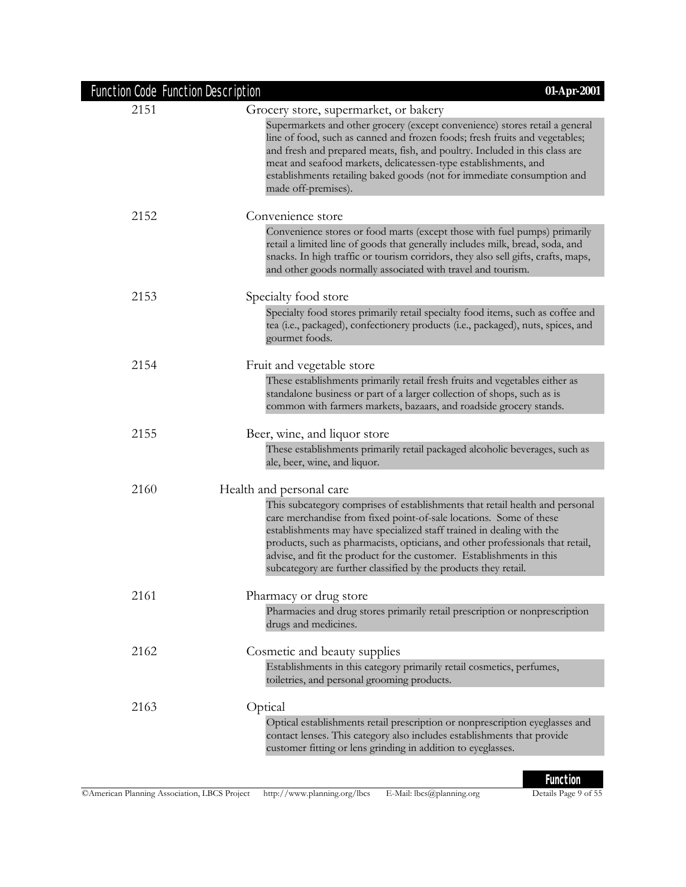| Function Code | Function Description |
|---|---|
| 2151 | **Grocery store, supermarket, or bakery**<br>Supermarkets and other grocery (except convenience) stores retail a general line of food, such as canned and frozen foods; fresh fruits and vegetables; and fresh and prepared meats, fish, and poultry. Included in this class are meat and seafood markets, delicatessen-type establishments, and establishments retailing baked goods (not for immediate consumption and made off-premises). |
| 2152 | **Convenience store**<br>Convenience stores or food marts (except those with fuel pumps) primarily retail a limited line of goods that generally includes milk, bread, soda, and snacks. In high traffic or tourism corridors, they also sell gifts, crafts, maps, and other goods normally associated with travel and tourism. |
| 2153 | **Specialty food store**<br>Specialty food stores primarily retail specialty food items, such as coffee and tea (i.e., packaged), confectionery products (i.e., packaged), nuts, spices, and gourmet foods. |
| 2154 | **Fruit and vegetable store**<br>These establishments primarily retail fresh fruits and vegetables either as standalone business or part of a larger collection of shops, such as is common with farmers markets, bazaars, and roadside grocery stands. |
| 2155 | **Beer, wine, and liquor store**<br>These establishments primarily retail packaged alcoholic beverages, such as ale, beer, wine, and liquor. |
| 2160 | **Health and personal care**<br>This subcategory comprises of establishments that retail health and personal care merchandise from fixed point-of-sale locations. Some of these establishments may have specialized staff trained in dealing with the products, such as pharmacists, opticians, and other professionals that retail, advise, and fit the product for the customer. Establishments in this subcategory are further classified by the products they retail. |
| 2161 | **Pharmacy or drug store**<br>Pharmacies and drug stores primarily retail prescription or nonprescription drugs and medicines. |
| 2162 | **Cosmetic and beauty supplies**<br>Establishments in this category primarily retail cosmetics, perfumes, toiletries, and personal grooming products. |
| 2163 | **Optical**<br>Optical establishments retail prescription or nonprescription eyeglasses and contact lenses. This category also includes establishments that provide customer fitting or lens grinding in addition to eyeglasses. |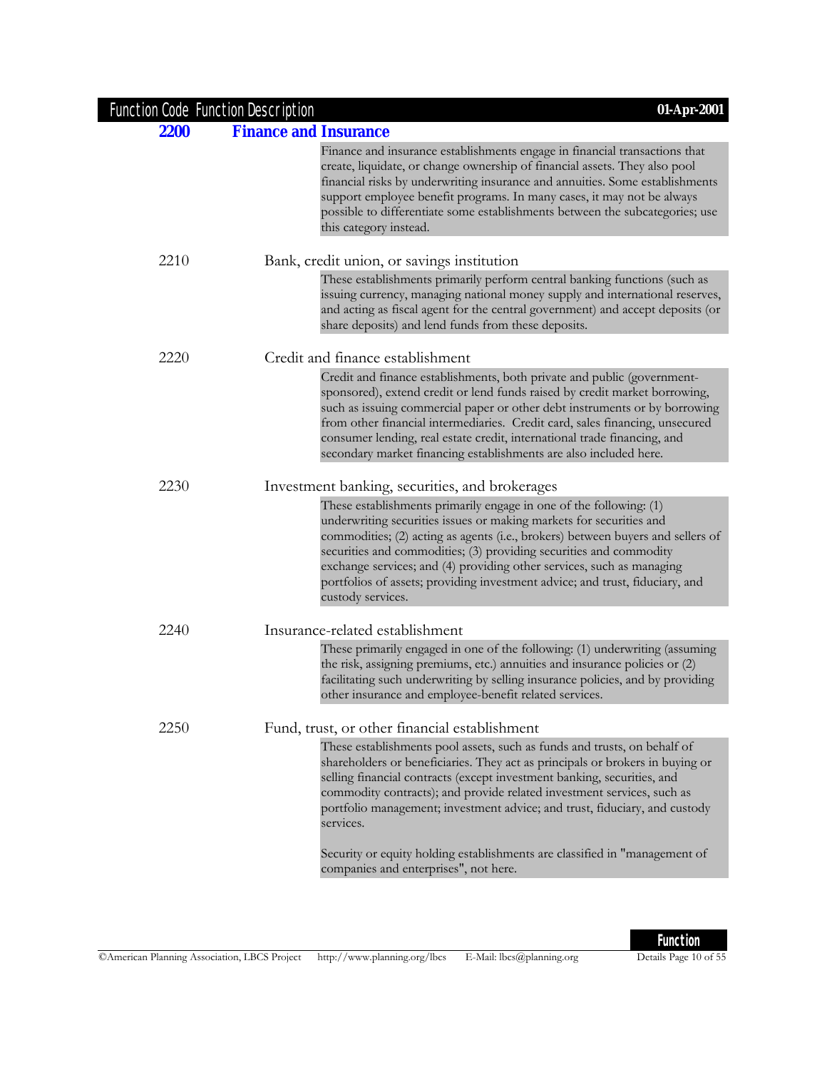| Function Code | Function Description |
|---|---|

## 2200 Finance and Insurance

Finance and insurance establishments engage in financial transactions that create, liquidate, or change ownership of financial assets. They also pool financial risks by underwriting insurance and annuities. Some establishments support employee benefit programs. In many cases, it may not be always possible to differentiate some establishments between the subcategories; use this category instead.

### 2210 Bank, credit union, or savings institution

These establishments primarily perform central banking functions (such as issuing currency, managing national money supply and international reserves, and acting as fiscal agent for the central government) and accept deposits (or share deposits) and lend funds from these deposits.

### 2220 Credit and finance establishment

Credit and finance establishments, both private and public (government-sponsored), extend credit or lend funds raised by credit market borrowing, such as issuing commercial paper or other debt instruments or by borrowing from other financial intermediaries. Credit card, sales financing, unsecured consumer lending, real estate credit, international trade financing, and secondary market financing establishments are also included here.

### 2230 Investment banking, securities, and brokerages

These establishments primarily engage in one of the following: (1) underwriting securities issues or making markets for securities and commodities; (2) acting as agents (i.e., brokers) between buyers and sellers of securities and commodities; (3) providing securities and commodity exchange services; and (4) providing other services, such as managing portfolios of assets; providing investment advice; and trust, fiduciary, and custody services.

### 2240 Insurance-related establishment

These primarily engaged in one of the following: (1) underwriting (assuming the risk, assigning premiums, etc.) annuities and insurance policies or (2) facilitating such underwriting by selling insurance policies, and by providing other insurance and employee-benefit related services.

### 2250 Fund, trust, or other financial establishment

These establishments pool assets, such as funds and trusts, on behalf of shareholders or beneficiaries. They act as principals or brokers in buying or selling financial contracts (except investment banking, securities, and commodity contracts); and provide related investment services, such as portfolio management; investment advice; and trust, fiduciary, and custody services.

Security or equity holding establishments are classified in "management of companies and enterprises", not here.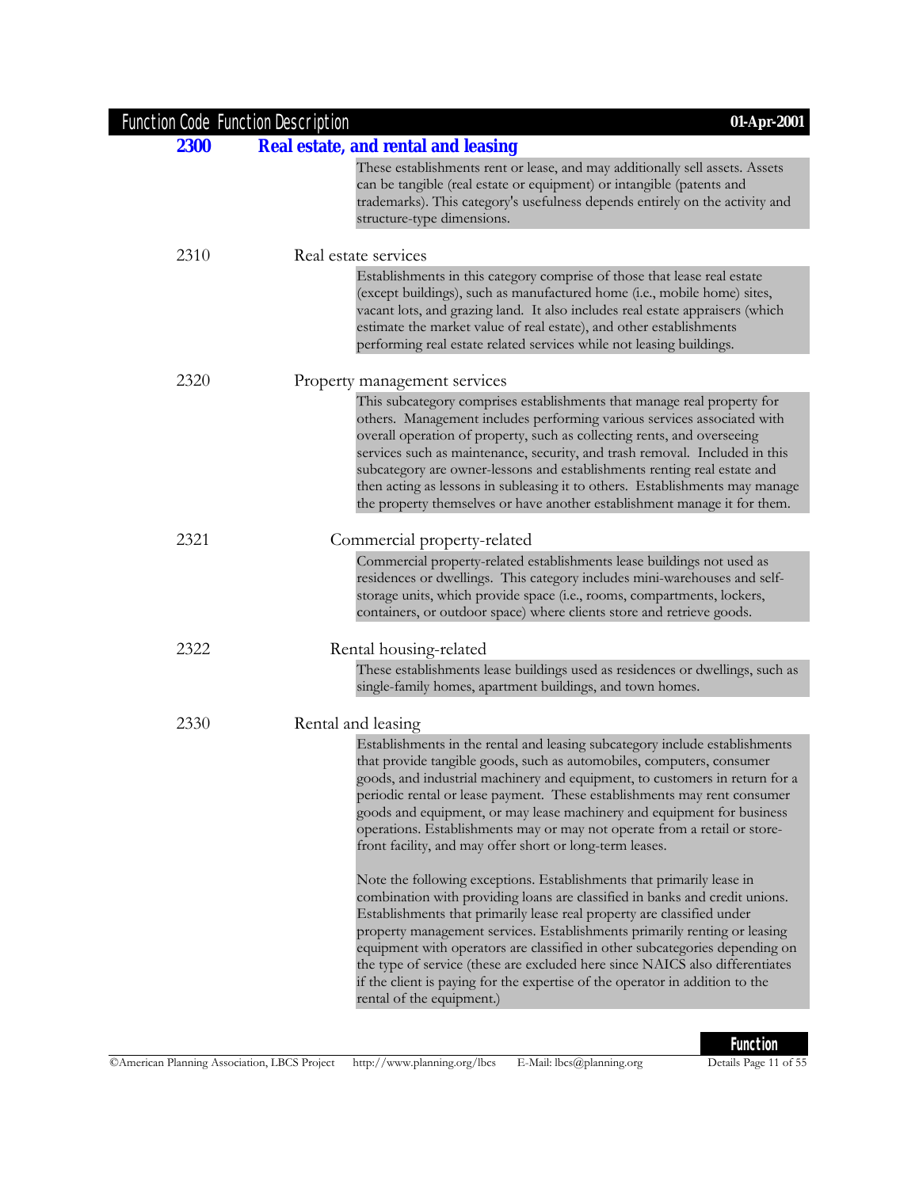| Function Code | Function Description |
|---|---|

## 2300 Real estate, and rental and leasing

These establishments rent or lease, and may additionally sell assets. Assets can be tangible (real estate or equipment) or intangible (patents and trademarks). This category's usefulness depends entirely on the activity and structure-type dimensions.

### 2310 Real estate services

Establishments in this category comprise of those that lease real estate (except buildings), such as manufactured home (i.e., mobile home) sites, vacant lots, and grazing land. It also includes real estate appraisers (which estimate the market value of real estate), and other establishments performing real estate related services while not leasing buildings.

### 2320 Property management services

This subcategory comprises establishments that manage real property for others. Management includes performing various services associated with overall operation of property, such as collecting rents, and overseeing services such as maintenance, security, and trash removal. Included in this subcategory are owner-lessons and establishments renting real estate and then acting as lessons in subleasing it to others. Establishments may manage the property themselves or have another establishment manage it for them.

#### 2321 Commercial property-related

Commercial property-related establishments lease buildings not used as residences or dwellings. This category includes mini-warehouses and self-storage units, which provide space (i.e., rooms, compartments, lockers, containers, or outdoor space) where clients store and retrieve goods.

#### 2322 Rental housing-related

These establishments lease buildings used as residences or dwellings, such as single-family homes, apartment buildings, and town homes.

### 2330 Rental and leasing

Establishments in the rental and leasing subcategory include establishments that provide tangible goods, such as automobiles, computers, consumer goods, and industrial machinery and equipment, to customers in return for a periodic rental or lease payment. These establishments may rent consumer goods and equipment, or may lease machinery and equipment for business operations. Establishments may or may not operate from a retail or store-front facility, and may offer short or long-term leases.

Note the following exceptions. Establishments that primarily lease in combination with providing loans are classified in banks and credit unions. Establishments that primarily lease real property are classified under property management services. Establishments primarily renting or leasing equipment with operators are classified in other subcategories depending on the type of service (these are excluded here since NAICS also differentiates if the client is paying for the expertise of the operator in addition to the rental of the equipment.)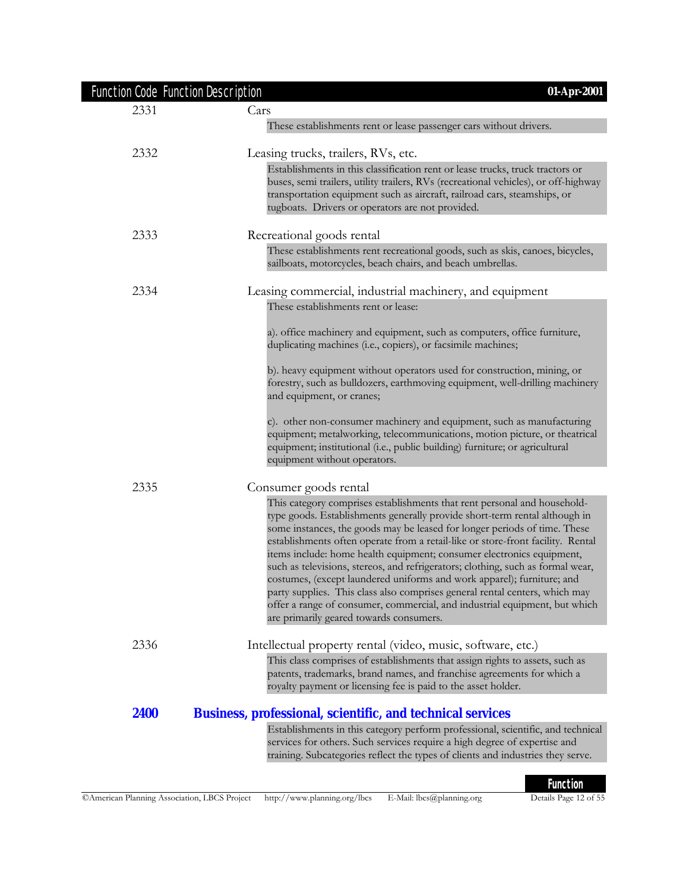| Function Code | Function Description |
|---|---|
| 2331 | Cars |
| | These establishments rent or lease passenger cars without drivers. |
| 2332 | Leasing trucks, trailers, RVs, etc. |
| | Establishments in this classification rent or lease trucks, truck tractors or buses, semi trailers, utility trailers, RVs (recreational vehicles), or off-highway transportation equipment such as aircraft, railroad cars, steamships, or tugboats. Drivers or operators are not provided. |
| 2333 | Recreational goods rental |
| | These establishments rent recreational goods, such as skis, canoes, bicycles, sailboats, motorcycles, beach chairs, and beach umbrellas. |
| 2334 | Leasing commercial, industrial machinery, and equipment |
| | These establishments rent or lease:<br><br>a). office machinery and equipment, such as computers, office furniture, duplicating machines (i.e., copiers), or facsimile machines;<br><br>b). heavy equipment without operators used for construction, mining, or forestry, such as bulldozers, earthmoving equipment, well-drilling machinery and equipment, or cranes;<br><br>c). other non-consumer machinery and equipment, such as manufacturing equipment; metalworking, telecommunications, motion picture, or theatrical equipment; institutional (i.e., public building) furniture; or agricultural equipment without operators. |
| 2335 | Consumer goods rental |
| | This category comprises establishments that rent personal and household-type goods. Establishments generally provide short-term rental although in some instances, the goods may be leased for longer periods of time. These establishments often operate from a retail-like or store-front facility. Rental items include: home health equipment; consumer electronics equipment, such as televisions, stereos, and refrigerators; clothing, such as formal wear, costumes, (except laundered uniforms and work apparel); furniture; and party supplies. This class also comprises general rental centers, which may offer a range of consumer, commercial, and industrial equipment, but which are primarily geared towards consumers. |
| 2336 | Intellectual property rental (video, music, software, etc.) |
| | This class comprises of establishments that assign rights to assets, such as patents, trademarks, brand names, and franchise agreements for which a royalty payment or licensing fee is paid to the asset holder. |
| **2400** | **Business, professional, scientific, and technical services** |
| | Establishments in this category perform professional, scientific, and technical services for others. Such services require a high degree of expertise and training. Subcategories reflect the types of clients and industries they serve. |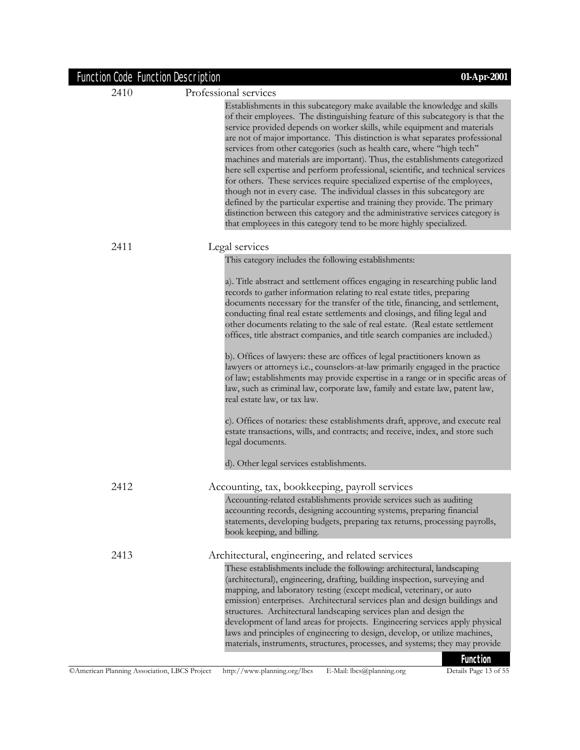| Function Code | Function Description |
|---|---|
| 2410 | Professional services |

Establishments in this subcategory make available the knowledge and skills of their employees. The distinguishing feature of this subcategory is that the service provided depends on worker skills, while equipment and materials are not of major importance. This distinction is what separates professional services from other categories (such as health care, where "high tech" machines and materials are important). Thus, the establishments categorized here sell expertise and perform professional, scientific, and technical services for others. These services require specialized expertise of the employees, though not in every case. The individual classes in this subcategory are defined by the particular expertise and training they provide. The primary distinction between this category and the administrative services category is that employees in this category tend to be more highly specialized.

**2411 Legal services**

This category includes the following establishments:

a). Title abstract and settlement offices engaging in researching public land records to gather information relating to real estate titles, preparing documents necessary for the transfer of the title, financing, and settlement, conducting final real estate settlements and closings, and filing legal and other documents relating to the sale of real estate. (Real estate settlement offices, title abstract companies, and title search companies are included.)

b). Offices of lawyers: these are offices of legal practitioners known as lawyers or attorneys i.e., counselors-at-law primarily engaged in the practice of law; establishments may provide expertise in a range or in specific areas of law, such as criminal law, corporate law, family and estate law, patent law, real estate law, or tax law.

c). Offices of notaries: these establishments draft, approve, and execute real estate transactions, wills, and contracts; and receive, index, and store such legal documents.

d). Other legal services establishments.

**2412 Accounting, tax, bookkeeping, payroll services**

Accounting-related establishments provide services such as auditing accounting records, designing accounting systems, preparing financial statements, developing budgets, preparing tax returns, processing payrolls, book keeping, and billing.

**2413 Architectural, engineering, and related services**

These establishments include the following: architectural, landscaping (architectural), engineering, drafting, building inspection, surveying and mapping, and laboratory testing (except medical, veterinary, or auto emission) enterprises. Architectural services plan and design buildings and structures. Architectural landscaping services plan and design the development of land areas for projects. Engineering services apply physical laws and principles of engineering to design, develop, or utilize machines, materials, instruments, structures, processes, and systems; they may provide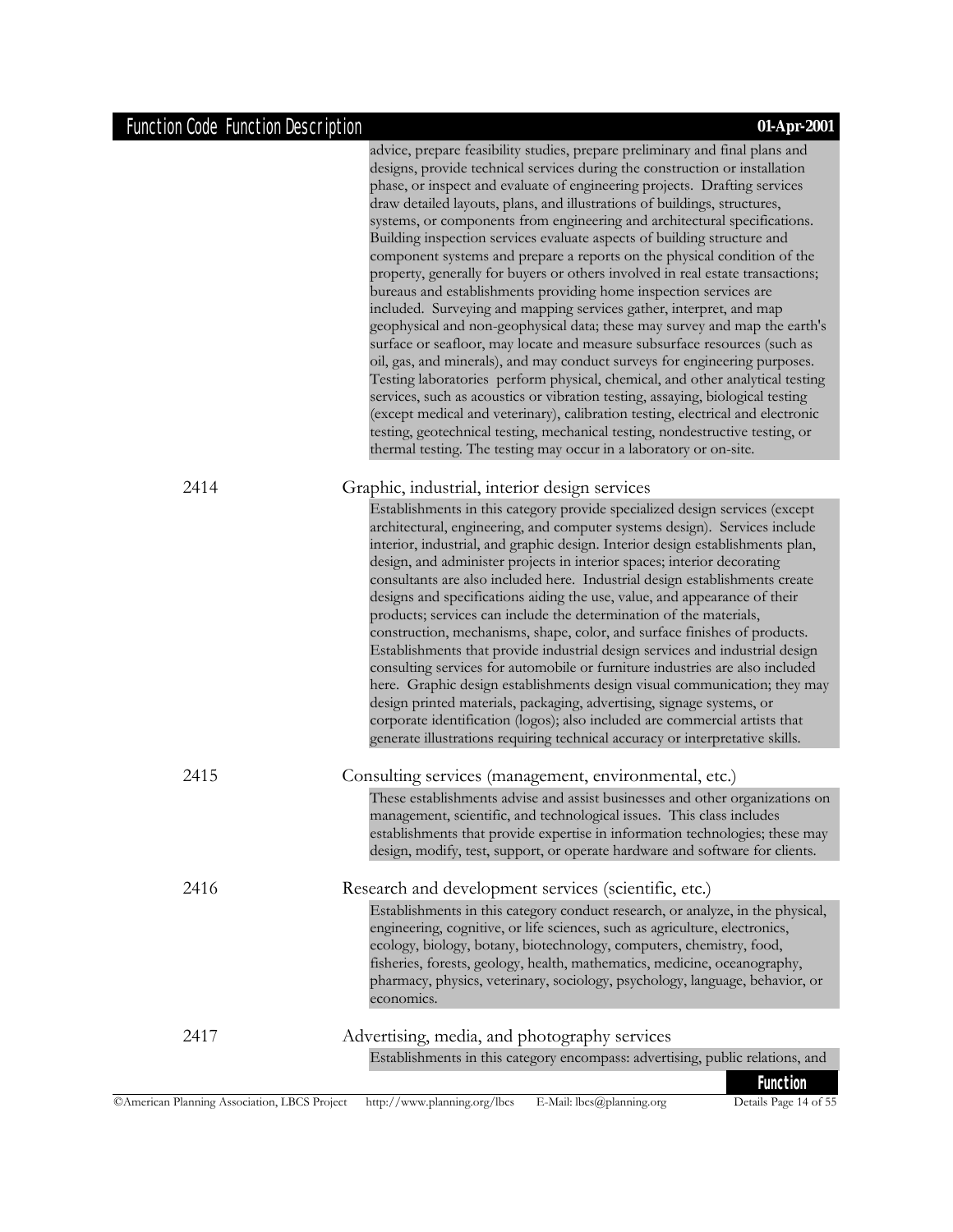advice, prepare feasibility studies, prepare preliminary and final plans and designs, provide technical services during the construction or installation phase, or inspect and evaluate of engineering projects. Drafting services draw detailed layouts, plans, and illustrations of buildings, structures, systems, or components from engineering and architectural specifications. Building inspection services evaluate aspects of building structure and component systems and prepare a reports on the physical condition of the property, generally for buyers or others involved in real estate transactions; bureaus and establishments providing home inspection services are included. Surveying and mapping services gather, interpret, and map geophysical and non-geophysical data; these may survey and map the earth's surface or seafloor, may locate and measure subsurface resources (such as oil, gas, and minerals), and may conduct surveys for engineering purposes. Testing laboratories perform physical, chemical, and other analytical testing services, such as acoustics or vibration testing, assaying, biological testing (except medical and veterinary), calibration testing, electrical and electronic testing, geotechnical testing, mechanical testing, nondestructive testing, or thermal testing. The testing may occur in a laboratory or on-site.

**2414** Graphic, industrial, interior design services

Establishments in this category provide specialized design services (except architectural, engineering, and computer systems design). Services include interior, industrial, and graphic design. Interior design establishments plan, design, and administer projects in interior spaces; interior decorating consultants are also included here. Industrial design establishments create designs and specifications aiding the use, value, and appearance of their products; services can include the determination of the materials, construction, mechanisms, shape, color, and surface finishes of products. Establishments that provide industrial design services and industrial design consulting services for automobile or furniture industries are also included here. Graphic design establishments design visual communication; they may design printed materials, packaging, advertising, signage systems, or corporate identification (logos); also included are commercial artists that generate illustrations requiring technical accuracy or interpretative skills.

**2415** Consulting services (management, environmental, etc.)

These establishments advise and assist businesses and other organizations on management, scientific, and technological issues. This class includes establishments that provide expertise in information technologies; these may design, modify, test, support, or operate hardware and software for clients.

**2416** Research and development services (scientific, etc.)

Establishments in this category conduct research, or analyze, in the physical, engineering, cognitive, or life sciences, such as agriculture, electronics, ecology, biology, botany, biotechnology, computers, chemistry, food, fisheries, forests, geology, health, mathematics, medicine, oceanography, pharmacy, physics, veterinary, sociology, psychology, language, behavior, or economics.

**2417** Advertising, media, and photography services

Establishments in this category encompass: advertising, public relations, and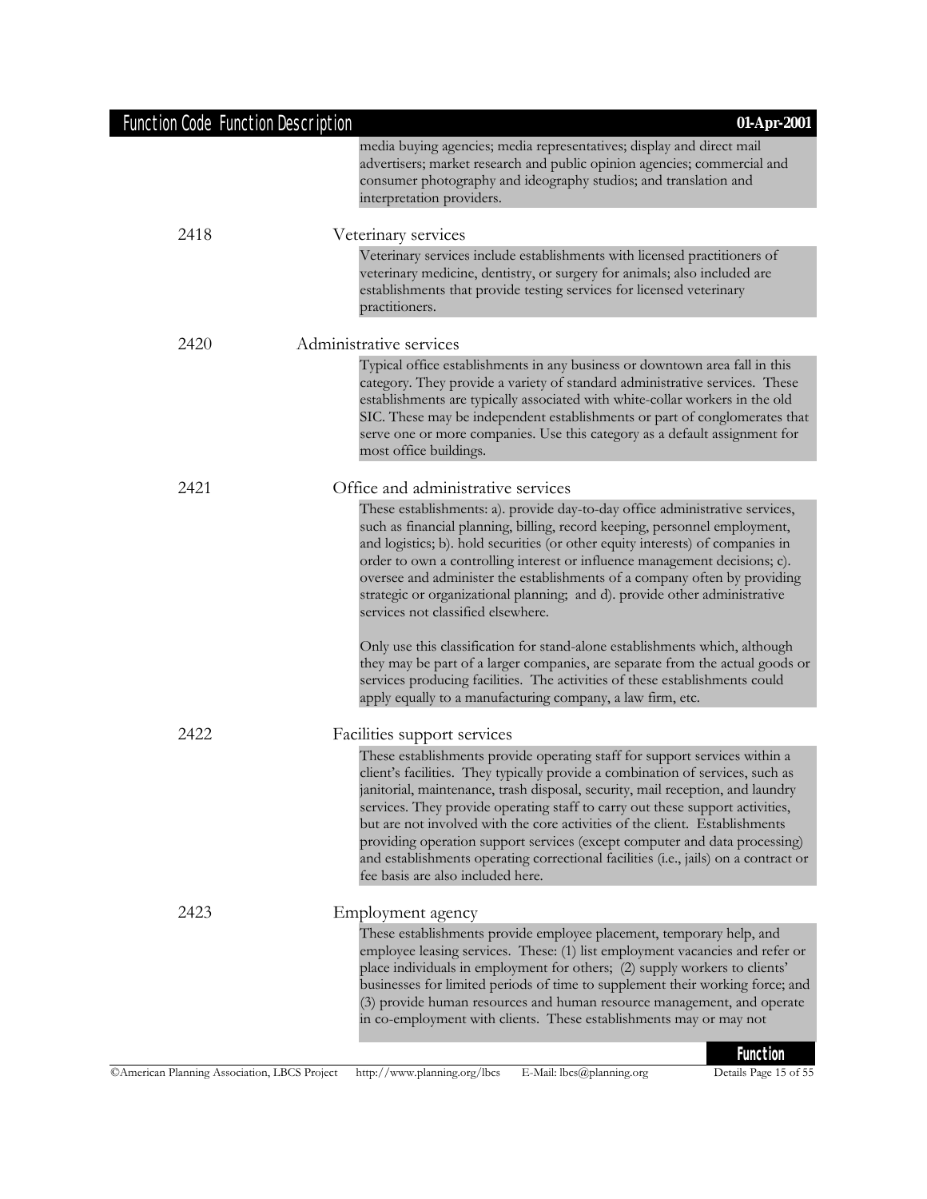media buying agencies; media representatives; display and direct mail advertisers; market research and public opinion agencies; commercial and consumer photography and ideography studios; and translation and interpretation providers.

**2418** Veterinary services

Veterinary services include establishments with licensed practitioners of veterinary medicine, dentistry, or surgery for animals; also included are establishments that provide testing services for licensed veterinary practitioners.

**2420** Administrative services

Typical office establishments in any business or downtown area fall in this category. They provide a variety of standard administrative services. These establishments are typically associated with white-collar workers in the old SIC. These may be independent establishments or part of conglomerates that serve one or more companies. Use this category as a default assignment for most office buildings.

**2421** Office and administrative services

These establishments: a). provide day-to-day office administrative services, such as financial planning, billing, record keeping, personnel employment, and logistics; b). hold securities (or other equity interests) of companies in order to own a controlling interest or influence management decisions; c). oversee and administer the establishments of a company often by providing strategic or organizational planning; and d). provide other administrative services not classified elsewhere.

Only use this classification for stand-alone establishments which, although they may be part of a larger companies, are separate from the actual goods or services producing facilities. The activities of these establishments could apply equally to a manufacturing company, a law firm, etc.

**2422** Facilities support services

These establishments provide operating staff for support services within a client's facilities. They typically provide a combination of services, such as janitorial, maintenance, trash disposal, security, mail reception, and laundry services. They provide operating staff to carry out these support activities, but are not involved with the core activities of the client. Establishments providing operation support services (except computer and data processing) and establishments operating correctional facilities (i.e., jails) on a contract or fee basis are also included here.

**2423** Employment agency

These establishments provide employee placement, temporary help, and employee leasing services. These: (1) list employment vacancies and refer or place individuals in employment for others; (2) supply workers to clients' businesses for limited periods of time to supplement their working force; and (3) provide human resources and human resource management, and operate in co-employment with clients. These establishments may or may not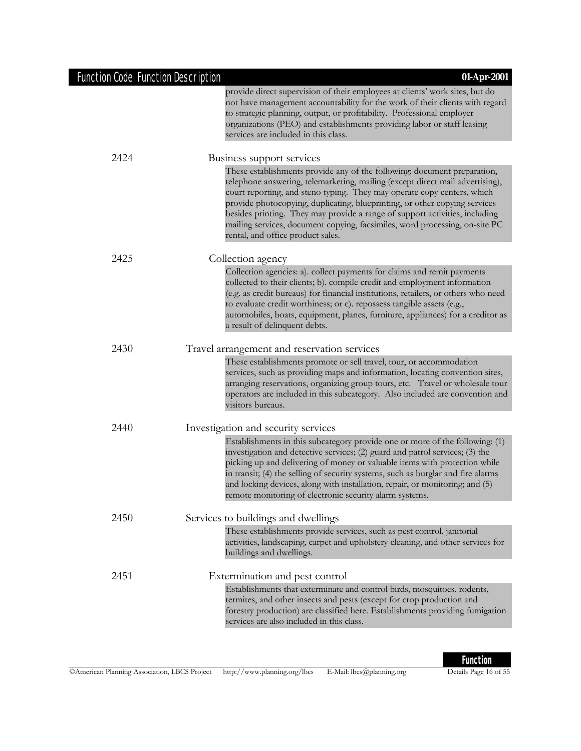provide direct supervision of their employees at clients' work sites, but do not have management accountability for the work of their clients with regard to strategic planning, output, or profitability. Professional employer organizations (PEO) and establishments providing labor or staff leasing services are included in this class.

| Function Code | Function Description |
|---|---|
| 2424 | **Business support services** These establishments provide any of the following: document preparation, telephone answering, telemarketing, mailing (except direct mail advertising), court reporting, and steno typing. They may operate copy centers, which provide photocopying, duplicating, blueprinting, or other copying services besides printing. They may provide a range of support activities, including mailing services, document copying, facsimiles, word processing, on-site PC rental, and office product sales. |
| 2425 | **Collection agency** Collection agencies: a). collect payments for claims and remit payments collected to their clients; b). compile credit and employment information (e.g. as credit bureaus) for financial institutions, retailers, or others who need to evaluate credit worthiness; or c). repossess tangible assets (e.g., automobiles, boats, equipment, planes, furniture, appliances) for a creditor as a result of delinquent debts. |
| 2430 | **Travel arrangement and reservation services** These establishments promote or sell travel, tour, or accommodation services, such as providing maps and information, locating convention sites, arranging reservations, organizing group tours, etc. Travel or wholesale tour operators are included in this subcategory. Also included are convention and visitors bureaus. |
| 2440 | **Investigation and security services** Establishments in this subcategory provide one or more of the following: (1) investigation and detective services; (2) guard and patrol services; (3) the picking up and delivering of money or valuable items with protection while in transit; (4) the selling of security systems, such as burglar and fire alarms and locking devices, along with installation, repair, or monitoring; and (5) remote monitoring of electronic security alarm systems. |
| 2450 | **Services to buildings and dwellings** These establishments provide services, such as pest control, janitorial activities, landscaping, carpet and upholstery cleaning, and other services for buildings and dwellings. |
| 2451 | **Extermination and pest control** Establishments that exterminate and control birds, mosquitoes, rodents, termites, and other insects and pests (except for crop production and forestry production) are classified here. Establishments providing fumigation services are also included in this class. |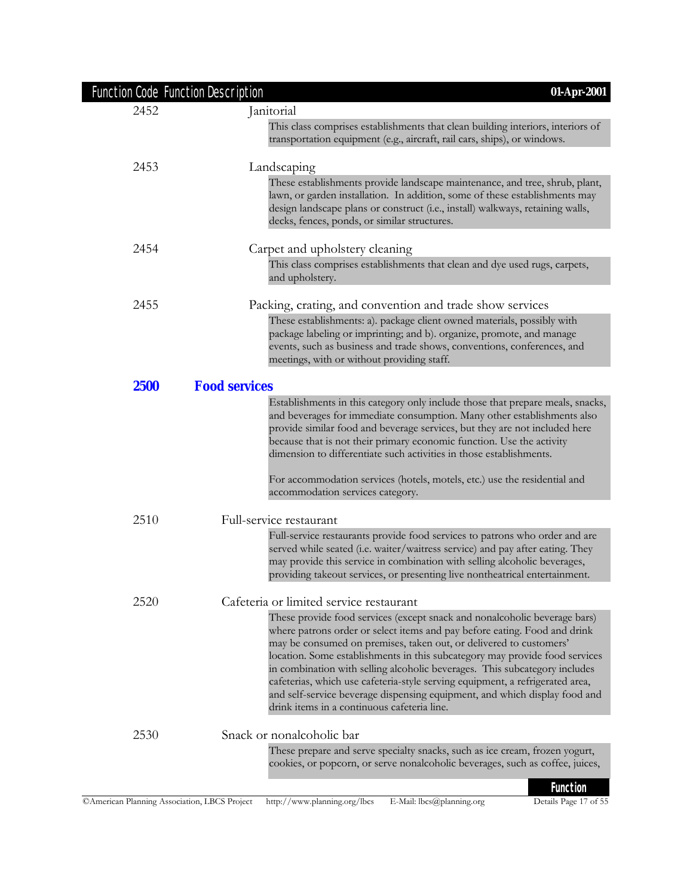| Function Code | Function Description |
|---|---|
| 2452 | Janitorial |
| | This class comprises establishments that clean building interiors, interiors of transportation equipment (e.g., aircraft, rail cars, ships), or windows. |
| 2453 | Landscaping |
| | These establishments provide landscape maintenance, and tree, shrub, plant, lawn, or garden installation. In addition, some of these establishments may design landscape plans or construct (i.e., install) walkways, retaining walls, decks, fences, ponds, or similar structures. |
| 2454 | Carpet and upholstery cleaning |
| | This class comprises establishments that clean and dye used rugs, carpets, and upholstery. |
| 2455 | Packing, crating, and convention and trade show services |
| | These establishments: a). package client owned materials, possibly with package labeling or imprinting; and b). organize, promote, and manage events, such as business and trade shows, conventions, conferences, and meetings, with or without providing staff. |
| **2500** | **Food services** |
| | Establishments in this category only include those that prepare meals, snacks, and beverages for immediate consumption. Many other establishments also provide similar food and beverage services, but they are not included here because that is not their primary economic function. Use the activity dimension to differentiate such activities in those establishments.<br><br>For accommodation services (hotels, motels, etc.) use the residential and accommodation services category. |
| 2510 | Full-service restaurant |
| | Full-service restaurants provide food services to patrons who order and are served while seated (i.e. waiter/waitress service) and pay after eating. They may provide this service in combination with selling alcoholic beverages, providing takeout services, or presenting live nontheatrical entertainment. |
| 2520 | Cafeteria or limited service restaurant |
| | These provide food services (except snack and nonalcoholic beverage bars) where patrons order or select items and pay before eating. Food and drink may be consumed on premises, taken out, or delivered to customers' location. Some establishments in this subcategory may provide food services in combination with selling alcoholic beverages. This subcategory includes cafeterias, which use cafeteria-style serving equipment, a refrigerated area, and self-service beverage dispensing equipment, and which display food and drink items in a continuous cafeteria line. |
| 2530 | Snack or nonalcoholic bar |
| | These prepare and serve specialty snacks, such as ice cream, frozen yogurt, cookies, or popcorn, or serve nonalcoholic beverages, such as coffee, juices, |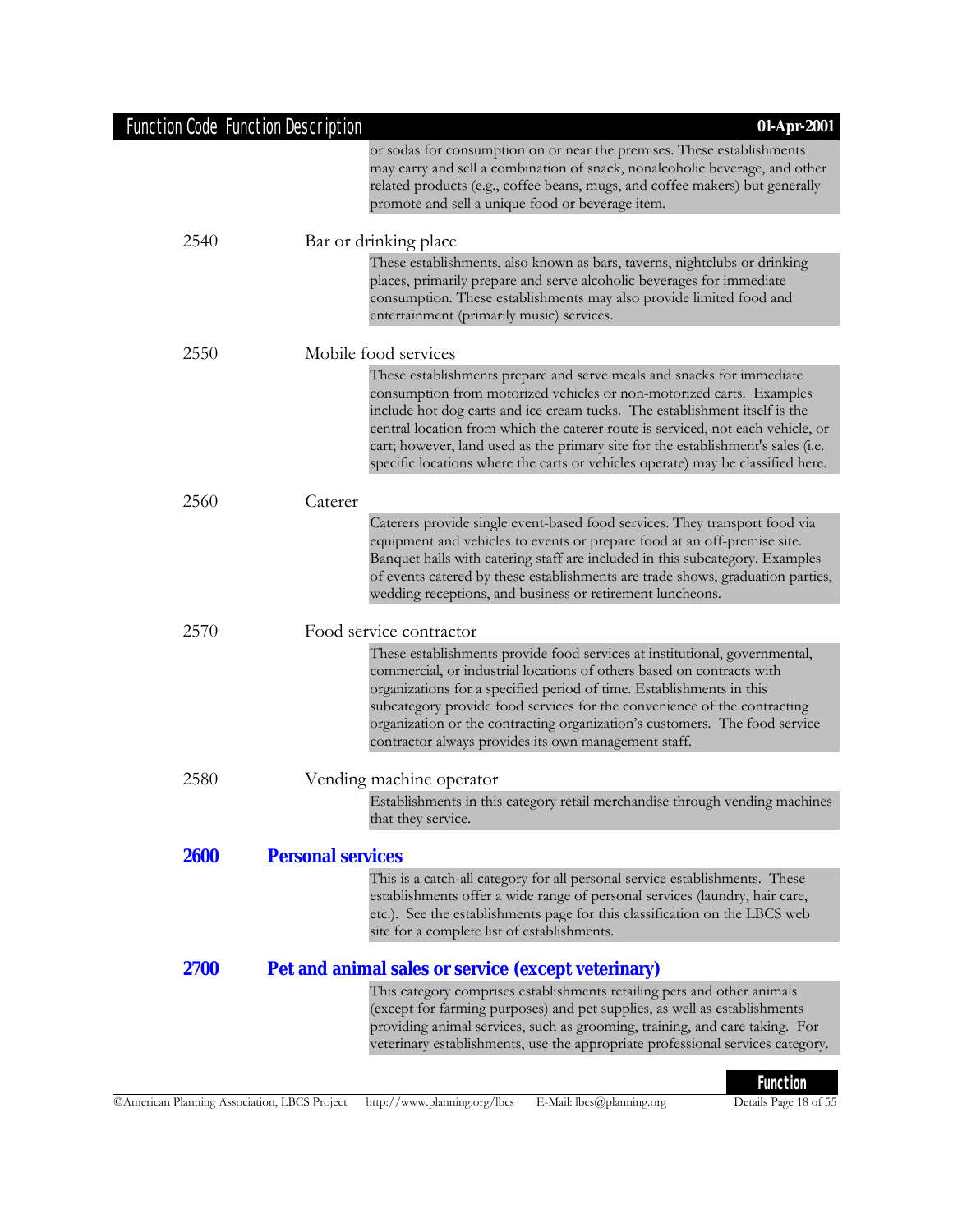or sodas for consumption on or near the premises. These establishments may carry and sell a combination of snack, nonalcoholic beverage, and other related products (e.g., coffee beans, mugs, and coffee makers) but generally promote and sell a unique food or beverage item.

**2540** Bar or drinking place

These establishments, also known as bars, taverns, nightclubs or drinking places, primarily prepare and serve alcoholic beverages for immediate consumption. These establishments may also provide limited food and entertainment (primarily music) services.

**2550** Mobile food services

These establishments prepare and serve meals and snacks for immediate consumption from motorized vehicles or non-motorized carts. Examples include hot dog carts and ice cream tucks. The establishment itself is the central location from which the caterer route is serviced, not each vehicle, or cart; however, land used as the primary site for the establishment's sales (i.e. specific locations where the carts or vehicles operate) may be classified here.

**2560** Caterer

Caterers provide single event-based food services. They transport food via equipment and vehicles to events or prepare food at an off-premise site. Banquet halls with catering staff are included in this subcategory. Examples of events catered by these establishments are trade shows, graduation parties, wedding receptions, and business or retirement luncheons.

**2570** Food service contractor

These establishments provide food services at institutional, governmental, commercial, or industrial locations of others based on contracts with organizations for a specified period of time. Establishments in this subcategory provide food services for the convenience of the contracting organization or the contracting organization's customers. The food service contractor always provides its own management staff.

**2580** Vending machine operator

Establishments in this category retail merchandise through vending machines that they service.

## 2600 Personal services

This is a catch-all category for all personal service establishments. These establishments offer a wide range of personal services (laundry, hair care, etc.). See the establishments page for this classification on the LBCS web site for a complete list of establishments.

## 2700 Pet and animal sales or service (except veterinary)

This category comprises establishments retailing pets and other animals (except for farming purposes) and pet supplies, as well as establishments providing animal services, such as grooming, training, and care taking. For veterinary establishments, use the appropriate professional services category.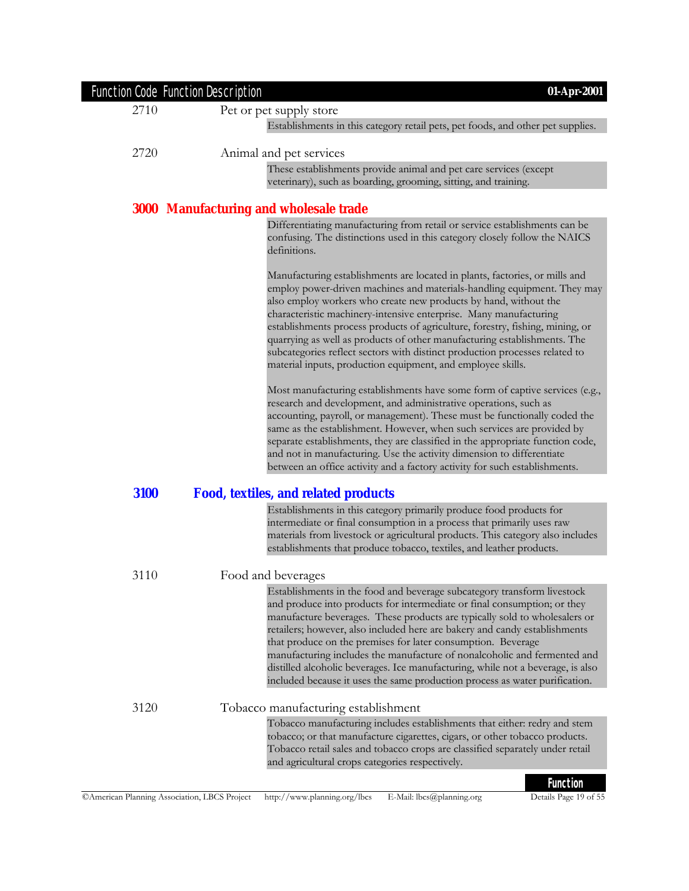2710 Pet or pet supply store

Establishments in this category retail pets, pet foods, and other pet supplies.

2720 Animal and pet services

These establishments provide animal and pet care services (except veterinary), such as boarding, grooming, sitting, and training.

## 3000 Manufacturing and wholesale trade

Differentiating manufacturing from retail or service establishments can be confusing. The distinctions used in this category closely follow the NAICS definitions.

Manufacturing establishments are located in plants, factories, or mills and employ power-driven machines and materials-handling equipment. They may also employ workers who create new products by hand, without the characteristic machinery-intensive enterprise. Many manufacturing establishments process products of agriculture, forestry, fishing, mining, or quarrying as well as products of other manufacturing establishments. The subcategories reflect sectors with distinct production processes related to material inputs, production equipment, and employee skills.

Most manufacturing establishments have some form of captive services (e.g., research and development, and administrative operations, such as accounting, payroll, or management). These must be functionally coded the same as the establishment. However, when such services are provided by separate establishments, they are classified in the appropriate function code, and not in manufacturing. Use the activity dimension to differentiate between an office activity and a factory activity for such establishments.

### 3100 Food, textiles, and related products

Establishments in this category primarily produce food products for intermediate or final consumption in a process that primarily uses raw materials from livestock or agricultural products. This category also includes establishments that produce tobacco, textiles, and leather products.

3110 Food and beverages

Establishments in the food and beverage subcategory transform livestock and produce into products for intermediate or final consumption; or they manufacture beverages. These products are typically sold to wholesalers or retailers; however, also included here are bakery and candy establishments that produce on the premises for later consumption. Beverage manufacturing includes the manufacture of nonalcoholic and fermented and distilled alcoholic beverages. Ice manufacturing, while not a beverage, is also included because it uses the same production process as water purification.

3120 Tobacco manufacturing establishment

Tobacco manufacturing includes establishments that either: redry and stem tobacco; or that manufacture cigarettes, cigars, or other tobacco products. Tobacco retail sales and tobacco crops are classified separately under retail and agricultural crops categories respectively.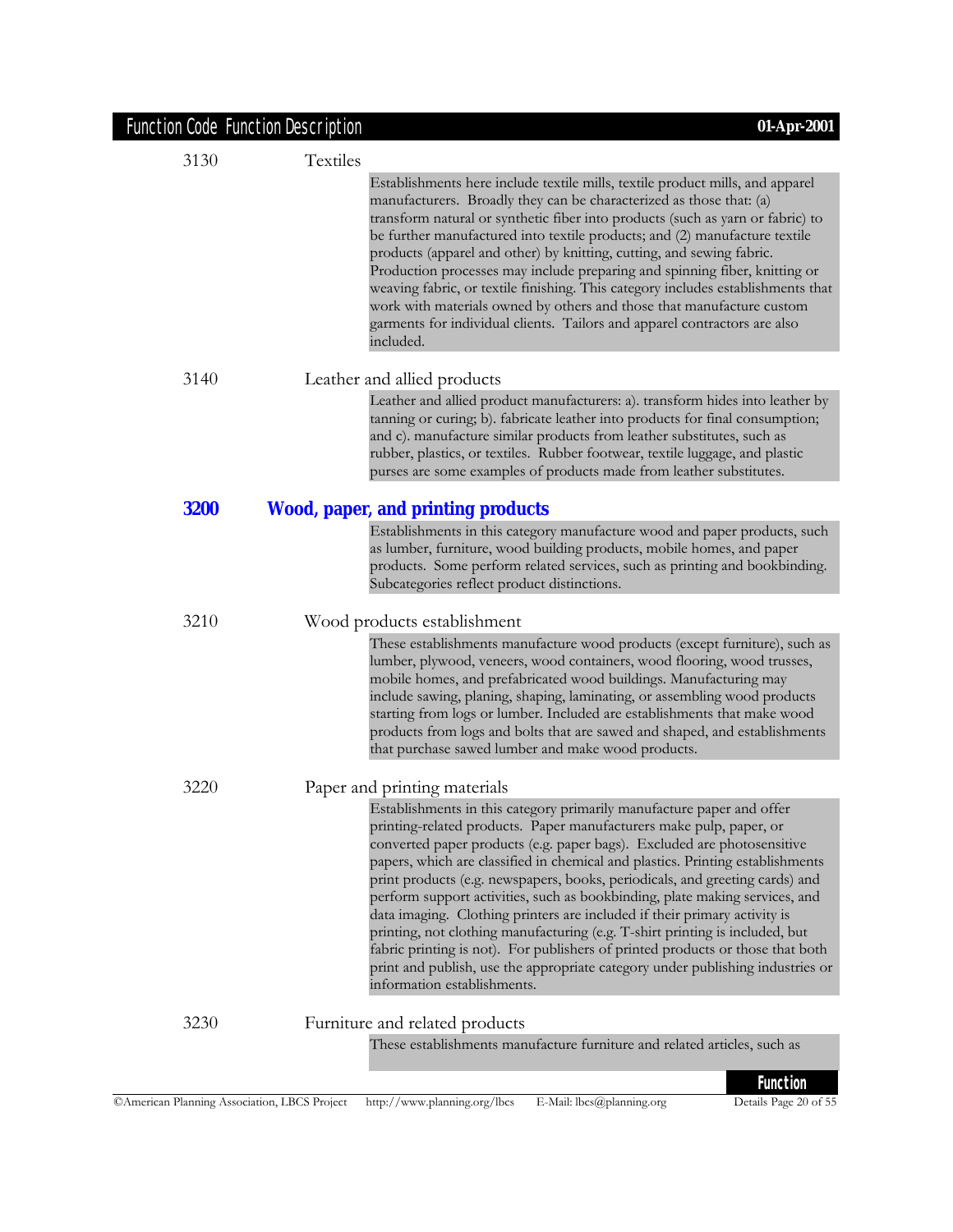| Function Code | Function Description |
|---|---|

3130 Textiles

Establishments here include textile mills, textile product mills, and apparel manufacturers. Broadly they can be characterized as those that: (a) transform natural or synthetic fiber into products (such as yarn or fabric) to be further manufactured into textile products; and (2) manufacture textile products (apparel and other) by knitting, cutting, and sewing fabric. Production processes may include preparing and spinning fiber, knitting or weaving fabric, or textile finishing. This category includes establishments that work with materials owned by others and those that manufacture custom garments for individual clients. Tailors and apparel contractors are also included.

3140 Leather and allied products

Leather and allied product manufacturers: a). transform hides into leather by tanning or curing; b). fabricate leather into products for final consumption; and c). manufacture similar products from leather substitutes, such as rubber, plastics, or textiles. Rubber footwear, textile luggage, and plastic purses are some examples of products made from leather substitutes.

## 3200 Wood, paper, and printing products

Establishments in this category manufacture wood and paper products, such as lumber, furniture, wood building products, mobile homes, and paper products. Some perform related services, such as printing and bookbinding. Subcategories reflect product distinctions.

3210 Wood products establishment

These establishments manufacture wood products (except furniture), such as lumber, plywood, veneers, wood containers, wood flooring, wood trusses, mobile homes, and prefabricated wood buildings. Manufacturing may include sawing, planing, shaping, laminating, or assembling wood products starting from logs or lumber. Included are establishments that make wood products from logs and bolts that are sawed and shaped, and establishments that purchase sawed lumber and make wood products.

3220 Paper and printing materials

Establishments in this category primarily manufacture paper and offer printing-related products. Paper manufacturers make pulp, paper, or converted paper products (e.g. paper bags). Excluded are photosensitive papers, which are classified in chemical and plastics. Printing establishments print products (e.g. newspapers, books, periodicals, and greeting cards) and perform support activities, such as bookbinding, plate making services, and data imaging. Clothing printers are included if their primary activity is printing, not clothing manufacturing (e.g. T-shirt printing is included, but fabric printing is not). For publishers of printed products or those that both print and publish, use the appropriate category under publishing industries or information establishments.

3230 Furniture and related products

These establishments manufacture furniture and related articles, such as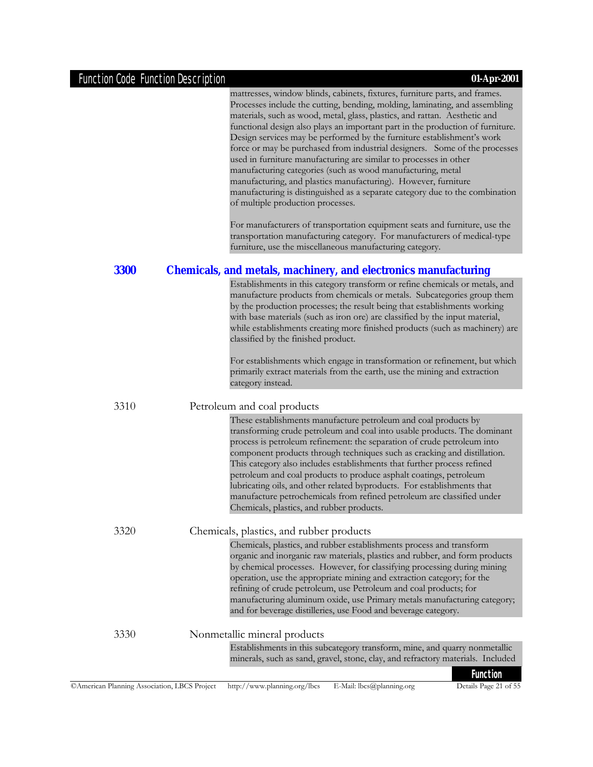mattresses, window blinds, cabinets, fixtures, furniture parts, and frames. Processes include the cutting, bending, molding, laminating, and assembling materials, such as wood, metal, glass, plastics, and rattan. Aesthetic and functional design also plays an important part in the production of furniture. Design services may be performed by the furniture establishment's work force or may be purchased from industrial designers. Some of the processes used in furniture manufacturing are similar to processes in other manufacturing categories (such as wood manufacturing, metal manufacturing, and plastics manufacturing). However, furniture manufacturing is distinguished as a separate category due to the combination of multiple production processes.

For manufacturers of transportation equipment seats and furniture, use the transportation manufacturing category. For manufacturers of medical-type furniture, use the miscellaneous manufacturing category.

## 3300 Chemicals, and metals, machinery, and electronics manufacturing

Establishments in this category transform or refine chemicals or metals, and manufacture products from chemicals or metals. Subcategories group them by the production processes; the result being that establishments working with base materials (such as iron ore) are classified by the input material, while establishments creating more finished products (such as machinery) are classified by the finished product.

For establishments which engage in transformation or refinement, but which primarily extract materials from the earth, use the mining and extraction category instead.

### 3310 Petroleum and coal products

These establishments manufacture petroleum and coal products by transforming crude petroleum and coal into usable products. The dominant process is petroleum refinement: the separation of crude petroleum into component products through techniques such as cracking and distillation. This category also includes establishments that further process refined petroleum and coal products to produce asphalt coatings, petroleum lubricating oils, and other related byproducts. For establishments that manufacture petrochemicals from refined petroleum are classified under Chemicals, plastics, and rubber products.

### 3320 Chemicals, plastics, and rubber products

Chemicals, plastics, and rubber establishments process and transform organic and inorganic raw materials, plastics and rubber, and form products by chemical processes. However, for classifying processing during mining operation, use the appropriate mining and extraction category; for the refining of crude petroleum, use Petroleum and coal products; for manufacturing aluminum oxide, use Primary metals manufacturing category; and for beverage distilleries, use Food and beverage category.

### 3330 Nonmetallic mineral products

Establishments in this subcategory transform, mine, and quarry nonmetallic minerals, such as sand, gravel, stone, clay, and refractory materials. Included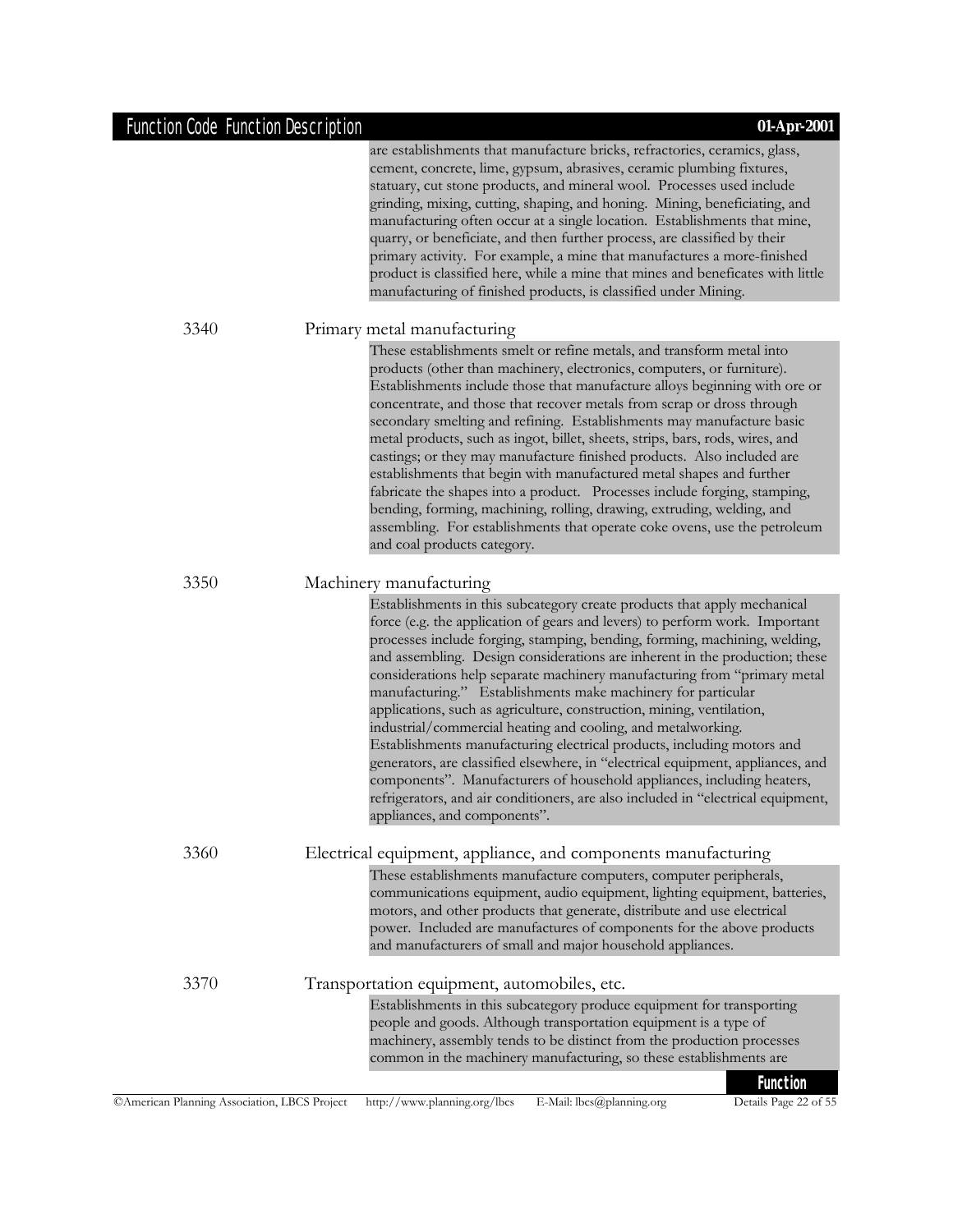are establishments that manufacture bricks, refractories, ceramics, glass, cement, concrete, lime, gypsum, abrasives, ceramic plumbing fixtures, statuary, cut stone products, and mineral wool. Processes used include grinding, mixing, cutting, shaping, and honing. Mining, beneficiating, and manufacturing often occur at a single location. Establishments that mine, quarry, or beneficiate, and then further process, are classified by their primary activity. For example, a mine that manufactures a more-finished product is classified here, while a mine that mines and beneficates with little manufacturing of finished products, is classified under Mining.

**3340** Primary metal manufacturing

These establishments smelt or refine metals, and transform metal into products (other than machinery, electronics, computers, or furniture). Establishments include those that manufacture alloys beginning with ore or concentrate, and those that recover metals from scrap or dross through secondary smelting and refining. Establishments may manufacture basic metal products, such as ingot, billet, sheets, strips, bars, rods, wires, and castings; or they may manufacture finished products. Also included are establishments that begin with manufactured metal shapes and further fabricate the shapes into a product. Processes include forging, stamping, bending, forming, machining, rolling, drawing, extruding, welding, and assembling. For establishments that operate coke ovens, use the petroleum and coal products category.

**3350** Machinery manufacturing

Establishments in this subcategory create products that apply mechanical force (e.g. the application of gears and levers) to perform work. Important processes include forging, stamping, bending, forming, machining, welding, and assembling. Design considerations are inherent in the production; these considerations help separate machinery manufacturing from "primary metal manufacturing." Establishments make machinery for particular applications, such as agriculture, construction, mining, ventilation, industrial/commercial heating and cooling, and metalworking. Establishments manufacturing electrical products, including motors and generators, are classified elsewhere, in "electrical equipment, appliances, and components". Manufacturers of household appliances, including heaters, refrigerators, and air conditioners, are also included in "electrical equipment, appliances, and components".

**3360** Electrical equipment, appliance, and components manufacturing

These establishments manufacture computers, computer peripherals, communications equipment, audio equipment, lighting equipment, batteries, motors, and other products that generate, distribute and use electrical power. Included are manufactures of components for the above products and manufacturers of small and major household appliances.

**3370** Transportation equipment, automobiles, etc.

Establishments in this subcategory produce equipment for transporting people and goods. Although transportation equipment is a type of machinery, assembly tends to be distinct from the production processes common in the machinery manufacturing, so these establishments are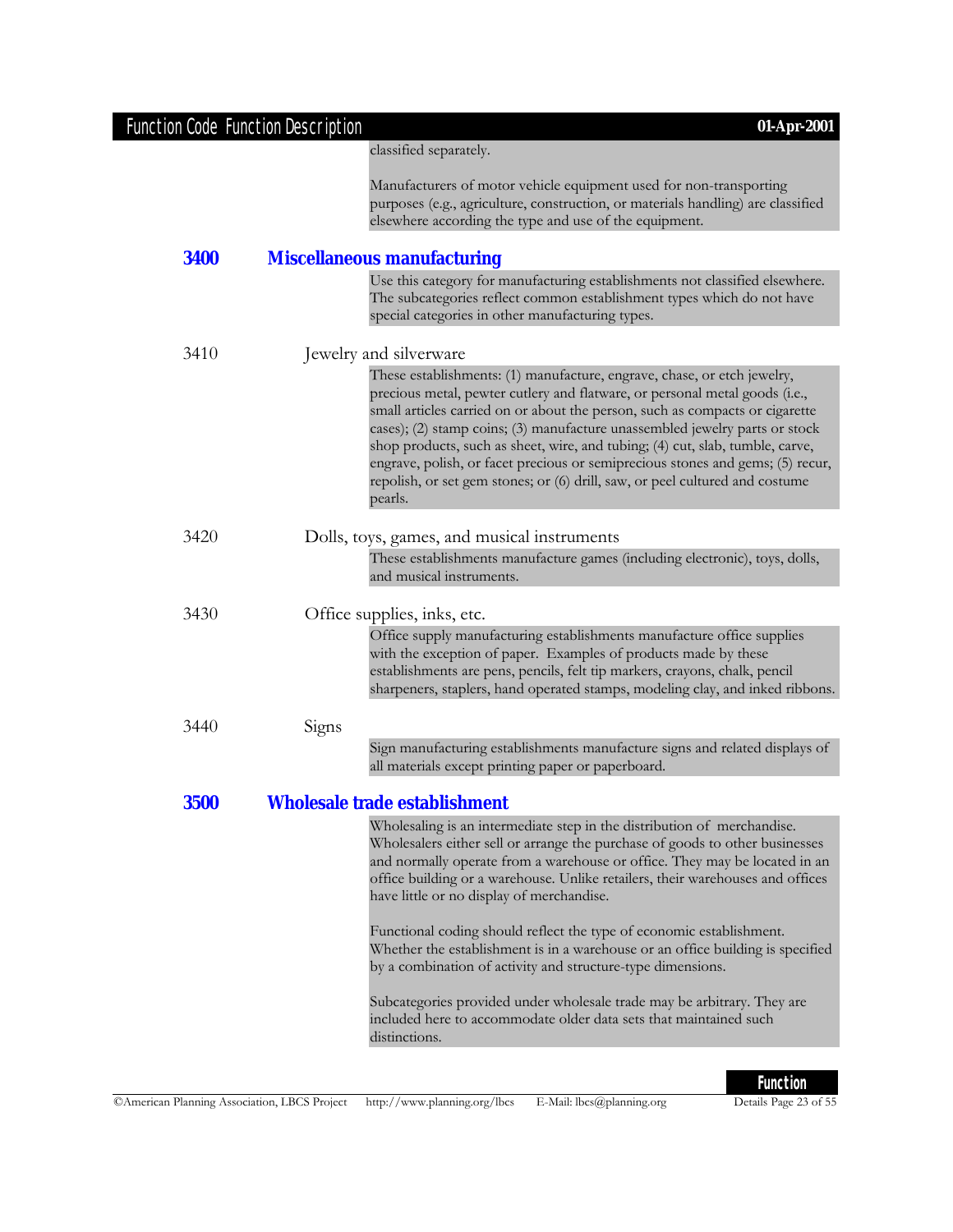classified separately.

Manufacturers of motor vehicle equipment used for non-transporting purposes (e.g., agriculture, construction, or materials handling) are classified elsewhere according the type and use of the equipment.

## 3400 Miscellaneous manufacturing

Use this category for manufacturing establishments not classified elsewhere. The subcategories reflect common establishment types which do not have special categories in other manufacturing types.

### 3410 Jewelry and silverware

These establishments: (1) manufacture, engrave, chase, or etch jewelry, precious metal, pewter cutlery and flatware, or personal metal goods (i.e., small articles carried on or about the person, such as compacts or cigarette cases); (2) stamp coins; (3) manufacture unassembled jewelry parts or stock shop products, such as sheet, wire, and tubing; (4) cut, slab, tumble, carve, engrave, polish, or facet precious or semiprecious stones and gems; (5) recur, repolish, or set gem stones; or (6) drill, saw, or peel cultured and costume pearls.

### 3420 Dolls, toys, games, and musical instruments

These establishments manufacture games (including electronic), toys, dolls, and musical instruments.

### 3430 Office supplies, inks, etc.

Office supply manufacturing establishments manufacture office supplies with the exception of paper. Examples of products made by these establishments are pens, pencils, felt tip markers, crayons, chalk, pencil sharpeners, staplers, hand operated stamps, modeling clay, and inked ribbons.

### 3440 Signs

Sign manufacturing establishments manufacture signs and related displays of all materials except printing paper or paperboard.

## 3500 Wholesale trade establishment

Wholesaling is an intermediate step in the distribution of merchandise. Wholesalers either sell or arrange the purchase of goods to other businesses and normally operate from a warehouse or office. They may be located in an office building or a warehouse. Unlike retailers, their warehouses and offices have little or no display of merchandise.

Functional coding should reflect the type of economic establishment. Whether the establishment is in a warehouse or an office building is specified by a combination of activity and structure-type dimensions.

Subcategories provided under wholesale trade may be arbitrary. They are included here to accommodate older data sets that maintained such distinctions.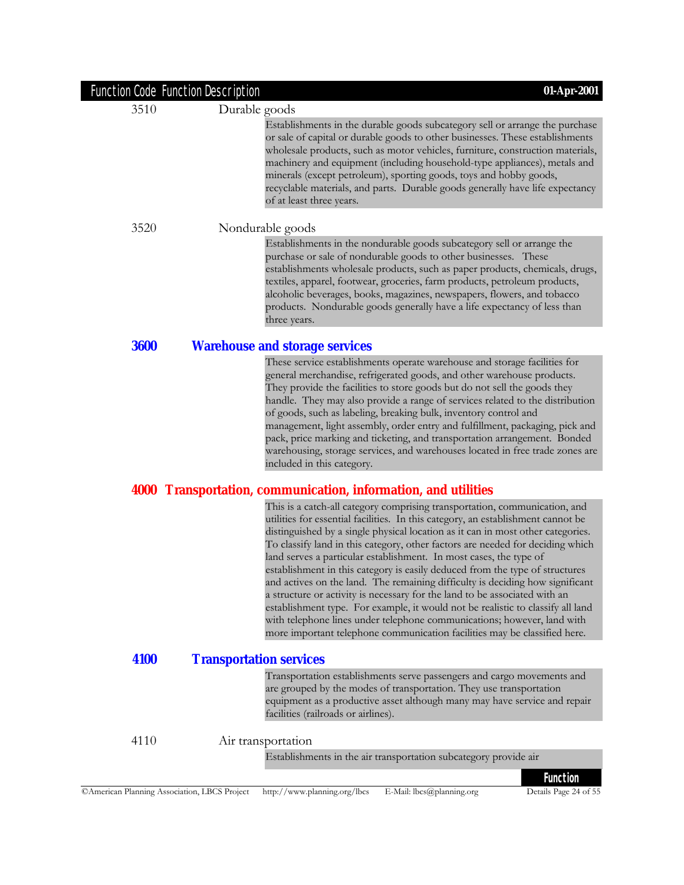**3510** Durable goods

Establishments in the durable goods subcategory sell or arrange the purchase or sale of capital or durable goods to other businesses. These establishments wholesale products, such as motor vehicles, furniture, construction materials, machinery and equipment (including household-type appliances), metals and minerals (except petroleum), sporting goods, toys and hobby goods, recyclable materials, and parts. Durable goods generally have life expectancy of at least three years.

**3520** Nondurable goods

Establishments in the nondurable goods subcategory sell or arrange the purchase or sale of nondurable goods to other businesses. These establishments wholesale products, such as paper products, chemicals, drugs, textiles, apparel, footwear, groceries, farm products, petroleum products, alcoholic beverages, books, magazines, newspapers, flowers, and tobacco products. Nondurable goods generally have a life expectancy of less than three years.

### 3600 Warehouse and storage services

These service establishments operate warehouse and storage facilities for general merchandise, refrigerated goods, and other warehouse products. They provide the facilities to store goods but do not sell the goods they handle. They may also provide a range of services related to the distribution of goods, such as labeling, breaking bulk, inventory control and management, light assembly, order entry and fulfillment, packaging, pick and pack, price marking and ticketing, and transportation arrangement. Bonded warehousing, storage services, and warehouses located in free trade zones are included in this category.

## 4000 Transportation, communication, information, and utilities

This is a catch-all category comprising transportation, communication, and utilities for essential facilities. In this category, an establishment cannot be distinguished by a single physical location as it can in most other categories. To classify land in this category, other factors are needed for deciding which land serves a particular establishment. In most cases, the type of establishment in this category is easily deduced from the type of structures and actives on the land. The remaining difficulty is deciding how significant a structure or activity is necessary for the land to be associated with an establishment type. For example, it would not be realistic to classify all land with telephone lines under telephone communications; however, land with more important telephone communication facilities may be classified here.

### 4100 Transportation services

Transportation establishments serve passengers and cargo movements and are grouped by the modes of transportation. They use transportation equipment as a productive asset although many may have service and repair facilities (railroads or airlines).

**4110** Air transportation

Establishments in the air transportation subcategory provide air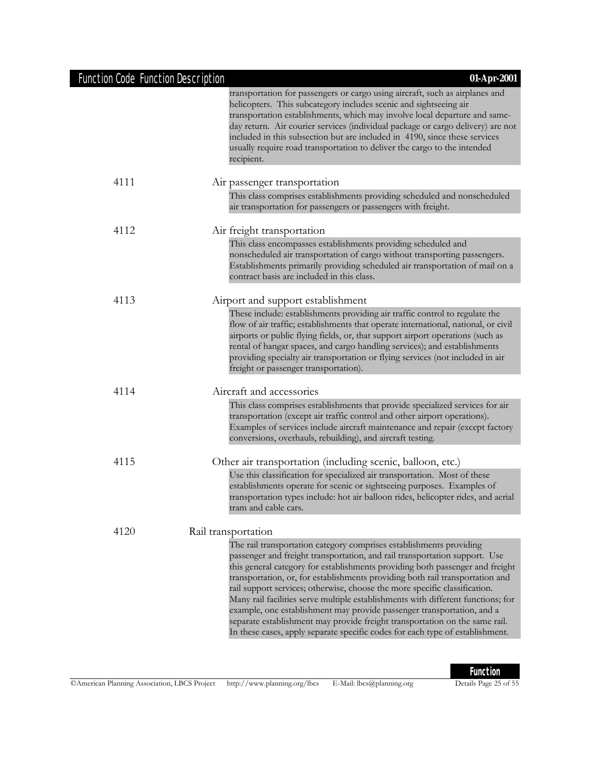transportation for passengers or cargo using aircraft, such as airplanes and helicopters. This subcategory includes scenic and sightseeing air transportation establishments, which may involve local departure and same-day return. Air courier services (individual package or cargo delivery) are not included in this subsection but are included in 4190, since these services usually require road transportation to deliver the cargo to the intended recipient.

**4111** Air passenger transportation

This class comprises establishments providing scheduled and nonscheduled air transportation for passengers or passengers with freight.

**4112** Air freight transportation

This class encompasses establishments providing scheduled and nonscheduled air transportation of cargo without transporting passengers. Establishments primarily providing scheduled air transportation of mail on a contract basis are included in this class.

**4113** Airport and support establishment

These include: establishments providing air traffic control to regulate the flow of air traffic; establishments that operate international, national, or civil airports or public flying fields, or, that support airport operations (such as rental of hangar spaces, and cargo handling services); and establishments providing specialty air transportation or flying services (not included in air freight or passenger transportation).

**4114** Aircraft and accessories

This class comprises establishments that provide specialized services for air transportation (except air traffic control and other airport operations). Examples of services include aircraft maintenance and repair (except factory conversions, overhauls, rebuilding), and aircraft testing.

**4115** Other air transportation (including scenic, balloon, etc.)

Use this classification for specialized air transportation. Most of these establishments operate for scenic or sightseeing purposes. Examples of transportation types include: hot air balloon rides, helicopter rides, and aerial tram and cable cars.

**4120** Rail transportation

The rail transportation category comprises establishments providing passenger and freight transportation, and rail transportation support. Use this general category for establishments providing both passenger and freight transportation, or, for establishments providing both rail transportation and rail support services; otherwise, choose the more specific classification. Many rail facilities serve multiple establishments with different functions; for example, one establishment may provide passenger transportation, and a separate establishment may provide freight transportation on the same rail. In these cases, apply separate specific codes for each type of establishment.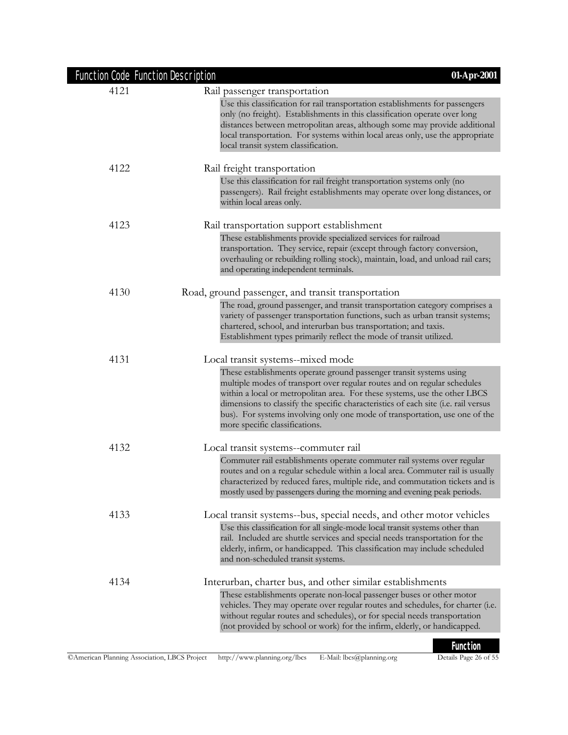| Function Code | Function Description |
|---|---|
| 4121 | **Rail passenger transportation**<br>Use this classification for rail transportation establishments for passengers only (no freight). Establishments in this classification operate over long distances between metropolitan areas, although some may provide additional local transportation. For systems within local areas only, use the appropriate local transit system classification. |
| 4122 | **Rail freight transportation**<br>Use this classification for rail freight transportation systems only (no passengers). Rail freight establishments may operate over long distances, or within local areas only. |
| 4123 | **Rail transportation support establishment**<br>These establishments provide specialized services for railroad transportation. They service, repair (except through factory conversion, overhauling or rebuilding rolling stock), maintain, load, and unload rail cars; and operating independent terminals. |
| 4130 | **Road, ground passenger, and transit transportation**<br>The road, ground passenger, and transit transportation category comprises a variety of passenger transportation functions, such as urban transit systems; chartered, school, and interurban bus transportation; and taxis. Establishment types primarily reflect the mode of transit utilized. |
| 4131 | **Local transit systems--mixed mode**<br>These establishments operate ground passenger transit systems using multiple modes of transport over regular routes and on regular schedules within a local or metropolitan area. For these systems, use the other LBCS dimensions to classify the specific characteristics of each site (i.e. rail versus bus). For systems involving only one mode of transportation, use one of the more specific classifications. |
| 4132 | **Local transit systems--commuter rail**<br>Commuter rail establishments operate commuter rail systems over regular routes and on a regular schedule within a local area. Commuter rail is usually characterized by reduced fares, multiple ride, and commutation tickets and is mostly used by passengers during the morning and evening peak periods. |
| 4133 | **Local transit systems--bus, special needs, and other motor vehicles**<br>Use this classification for all single-mode local transit systems other than rail. Included are shuttle services and special needs transportation for the elderly, infirm, or handicapped. This classification may include scheduled and non-scheduled transit systems. |
| 4134 | **Interurban, charter bus, and other similar establishments**<br>These establishments operate non-local passenger buses or other motor vehicles. They may operate over regular routes and schedules, for charter (i.e. without regular routes and schedules), or for special needs transportation (not provided by school or work) for the infirm, elderly, or handicapped. |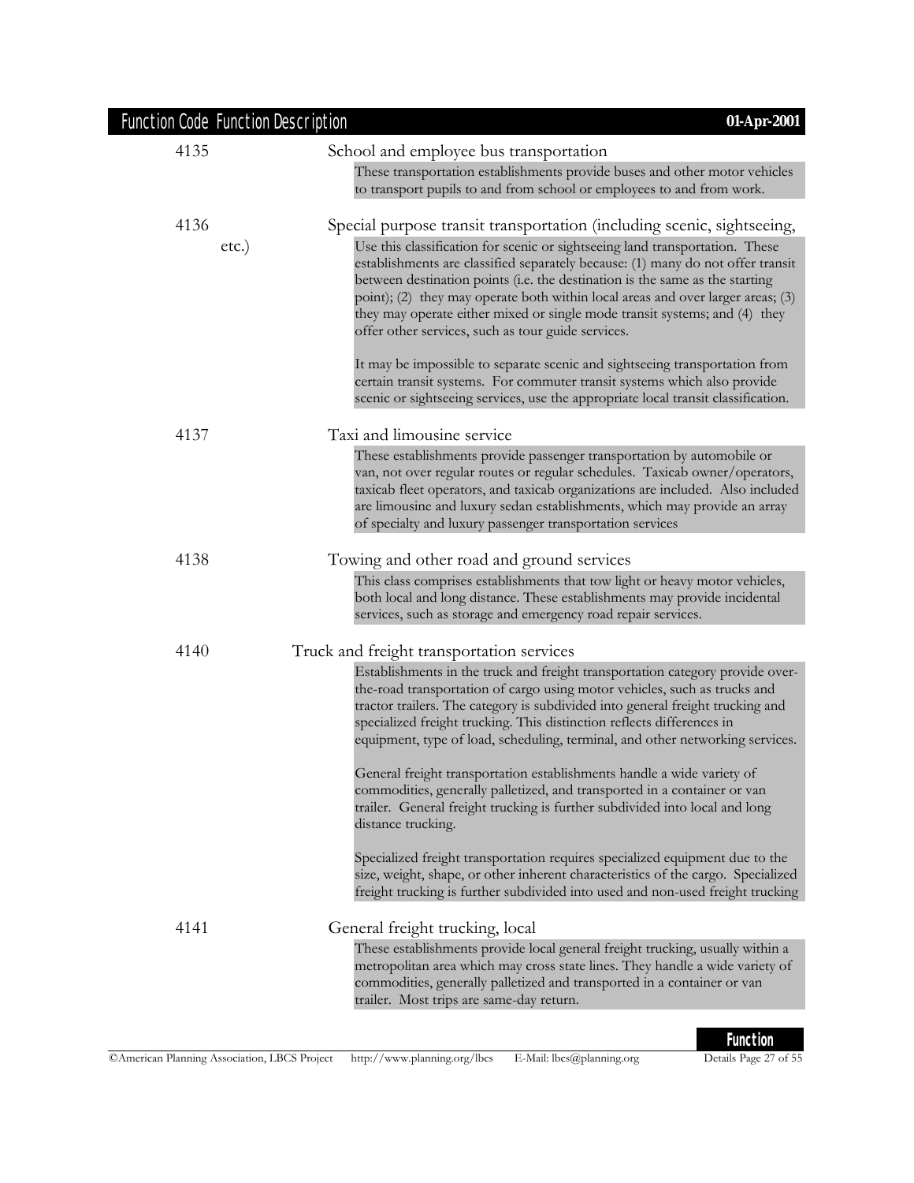| Function Code | Function Description |
|---|---|
| 4135 | School and employee bus transportation |

These transportation establishments provide buses and other motor vehicles to transport pupils to and from school or employees to and from work.

**4136** Special purpose transit transportation (including scenic, sightseeing, etc.)

Use this classification for scenic or sightseeing land transportation. These establishments are classified separately because: (1) many do not offer transit between destination points (i.e. the destination is the same as the starting point); (2) they may operate both within local areas and over larger areas; (3) they may operate either mixed or single mode transit systems; and (4) they offer other services, such as tour guide services.

It may be impossible to separate scenic and sightseeing transportation from certain transit systems. For commuter transit systems which also provide scenic or sightseeing services, use the appropriate local transit classification.

**4137** Taxi and limousine service

These establishments provide passenger transportation by automobile or van, not over regular routes or regular schedules. Taxicab owner/operators, taxicab fleet operators, and taxicab organizations are included. Also included are limousine and luxury sedan establishments, which may provide an array of specialty and luxury passenger transportation services

**4138** Towing and other road and ground services

This class comprises establishments that tow light or heavy motor vehicles, both local and long distance. These establishments may provide incidental services, such as storage and emergency road repair services.

**4140** Truck and freight transportation services

Establishments in the truck and freight transportation category provide over-the-road transportation of cargo using motor vehicles, such as trucks and tractor trailers. The category is subdivided into general freight trucking and specialized freight trucking. This distinction reflects differences in equipment, type of load, scheduling, terminal, and other networking services.

General freight transportation establishments handle a wide variety of commodities, generally palletized, and transported in a container or van trailer. General freight trucking is further subdivided into local and long distance trucking.

Specialized freight transportation requires specialized equipment due to the size, weight, shape, or other inherent characteristics of the cargo. Specialized freight trucking is further subdivided into used and non-used freight trucking

**4141** General freight trucking, local

These establishments provide local general freight trucking, usually within a metropolitan area which may cross state lines. They handle a wide variety of commodities, generally palletized and transported in a container or van trailer. Most trips are same-day return.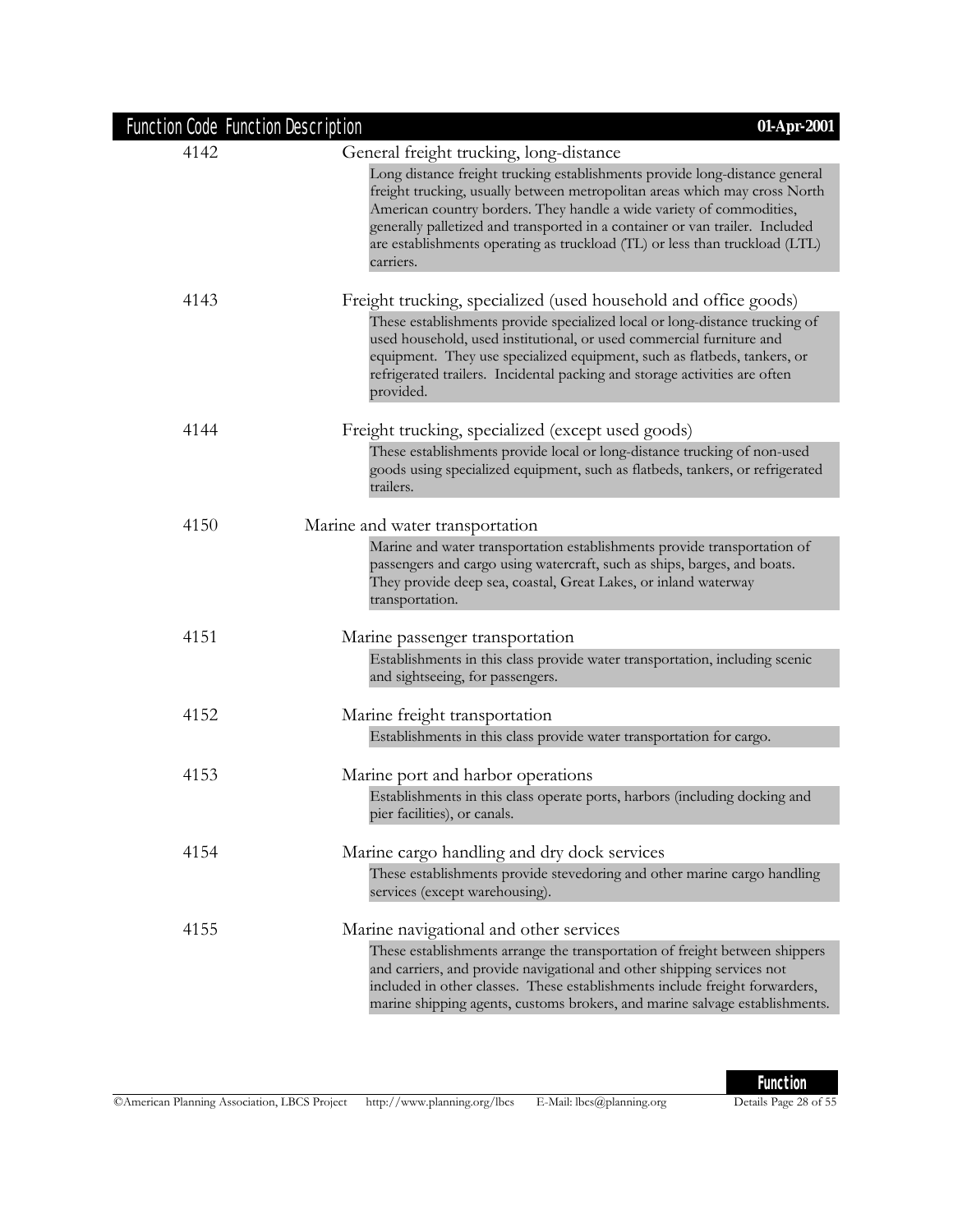| Function Code | Function Description |
|---|---|
| 4142 | General freight trucking, long-distance |
| | Long distance freight trucking establishments provide long-distance general freight trucking, usually between metropolitan areas which may cross North American country borders. They handle a wide variety of commodities, generally palletized and transported in a container or van trailer. Included are establishments operating as truckload (TL) or less than truckload (LTL) carriers. |
| 4143 | Freight trucking, specialized (used household and office goods) |
| | These establishments provide specialized local or long-distance trucking of used household, used institutional, or used commercial furniture and equipment. They use specialized equipment, such as flatbeds, tankers, or refrigerated trailers. Incidental packing and storage activities are often provided. |
| 4144 | Freight trucking, specialized (except used goods) |
| | These establishments provide local or long-distance trucking of non-used goods using specialized equipment, such as flatbeds, tankers, or refrigerated trailers. |
| 4150 | Marine and water transportation |
| | Marine and water transportation establishments provide transportation of passengers and cargo using watercraft, such as ships, barges, and boats. They provide deep sea, coastal, Great Lakes, or inland waterway transportation. |
| 4151 | Marine passenger transportation |
| | Establishments in this class provide water transportation, including scenic and sightseeing, for passengers. |
| 4152 | Marine freight transportation |
| | Establishments in this class provide water transportation for cargo. |
| 4153 | Marine port and harbor operations |
| | Establishments in this class operate ports, harbors (including docking and pier facilities), or canals. |
| 4154 | Marine cargo handling and dry dock services |
| | These establishments provide stevedoring and other marine cargo handling services (except warehousing). |
| 4155 | Marine navigational and other services |
| | These establishments arrange the transportation of freight between shippers and carriers, and provide navigational and other shipping services not included in other classes. These establishments include freight forwarders, marine shipping agents, customs brokers, and marine salvage establishments. |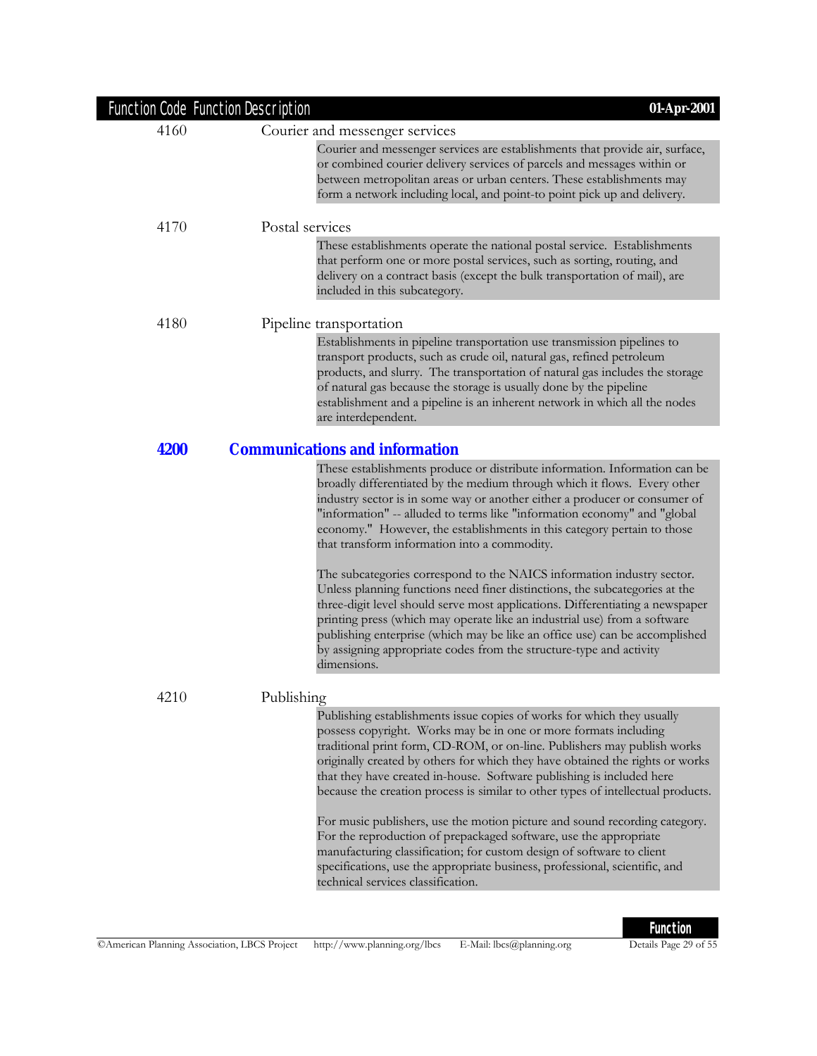**4160** Courier and messenger services

Courier and messenger services are establishments that provide air, surface, or combined courier delivery services of parcels and messages within or between metropolitan areas or urban centers. These establishments may form a network including local, and point-to point pick up and delivery.

**4170** Postal services

These establishments operate the national postal service. Establishments that perform one or more postal services, such as sorting, routing, and delivery on a contract basis (except the bulk transportation of mail), are included in this subcategory.

**4180** Pipeline transportation

Establishments in pipeline transportation use transmission pipelines to transport products, such as crude oil, natural gas, refined petroleum products, and slurry. The transportation of natural gas includes the storage of natural gas because the storage is usually done by the pipeline establishment and a pipeline is an inherent network in which all the nodes are interdependent.

## 4200 Communications and information

These establishments produce or distribute information. Information can be broadly differentiated by the medium through which it flows. Every other industry sector is in some way or another either a producer or consumer of "information" -- alluded to terms like "information economy" and "global economy." However, the establishments in this category pertain to those that transform information into a commodity.

The subcategories correspond to the NAICS information industry sector. Unless planning functions need finer distinctions, the subcategories at the three-digit level should serve most applications. Differentiating a newspaper printing press (which may operate like an industrial use) from a software publishing enterprise (which may be like an office use) can be accomplished by assigning appropriate codes from the structure-type and activity dimensions.

**4210** Publishing

Publishing establishments issue copies of works for which they usually possess copyright. Works may be in one or more formats including traditional print form, CD-ROM, or on-line. Publishers may publish works originally created by others for which they have obtained the rights or works that they have created in-house. Software publishing is included here because the creation process is similar to other types of intellectual products.

For music publishers, use the motion picture and sound recording category. For the reproduction of prepackaged software, use the appropriate manufacturing classification; for custom design of software to client specifications, use the appropriate business, professional, scientific, and technical services classification.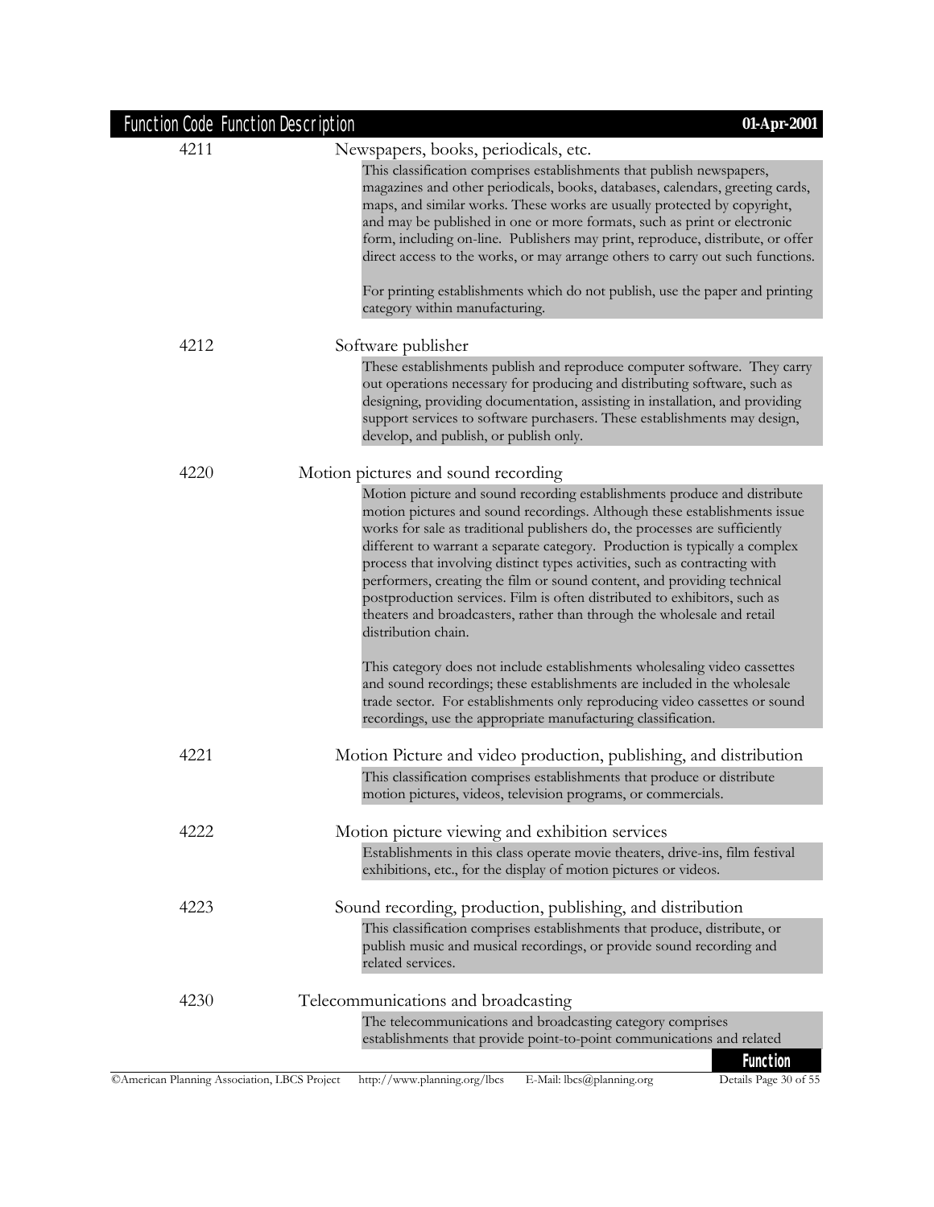| Function Code | Function Description |
|---|---|
| 4211 | Newspapers, books, periodicals, etc. |
| | This classification comprises establishments that publish newspapers, magazines and other periodicals, books, databases, calendars, greeting cards, maps, and similar works. These works are usually protected by copyright, and may be published in one or more formats, such as print or electronic form, including on-line. Publishers may print, reproduce, distribute, or offer direct access to the works, or may arrange others to carry out such functions.<br><br>For printing establishments which do not publish, use the paper and printing category within manufacturing. |
| 4212 | Software publisher |
| | These establishments publish and reproduce computer software. They carry out operations necessary for producing and distributing software, such as designing, providing documentation, assisting in installation, and providing support services to software purchasers. These establishments may design, develop, and publish, or publish only. |
| 4220 | Motion pictures and sound recording |
| | Motion picture and sound recording establishments produce and distribute motion pictures and sound recordings. Although these establishments issue works for sale as traditional publishers do, the processes are sufficiently different to warrant a separate category. Production is typically a complex process that involving distinct types activities, such as contracting with performers, creating the film or sound content, and providing technical postproduction services. Film is often distributed to exhibitors, such as theaters and broadcasters, rather than through the wholesale and retail distribution chain.<br><br>This category does not include establishments wholesaling video cassettes and sound recordings; these establishments are included in the wholesale trade sector. For establishments only reproducing video cassettes or sound recordings, use the appropriate manufacturing classification. |
| 4221 | Motion Picture and video production, publishing, and distribution |
| | This classification comprises establishments that produce or distribute motion pictures, videos, television programs, or commercials. |
| 4222 | Motion picture viewing and exhibition services |
| | Establishments in this class operate movie theaters, drive-ins, film festival exhibitions, etc., for the display of motion pictures or videos. |
| 4223 | Sound recording, production, publishing, and distribution |
| | This classification comprises establishments that produce, distribute, or publish music and musical recordings, or provide sound recording and related services. |
| 4230 | Telecommunications and broadcasting |
| | The telecommunications and broadcasting category comprises establishments that provide point-to-point communications and related |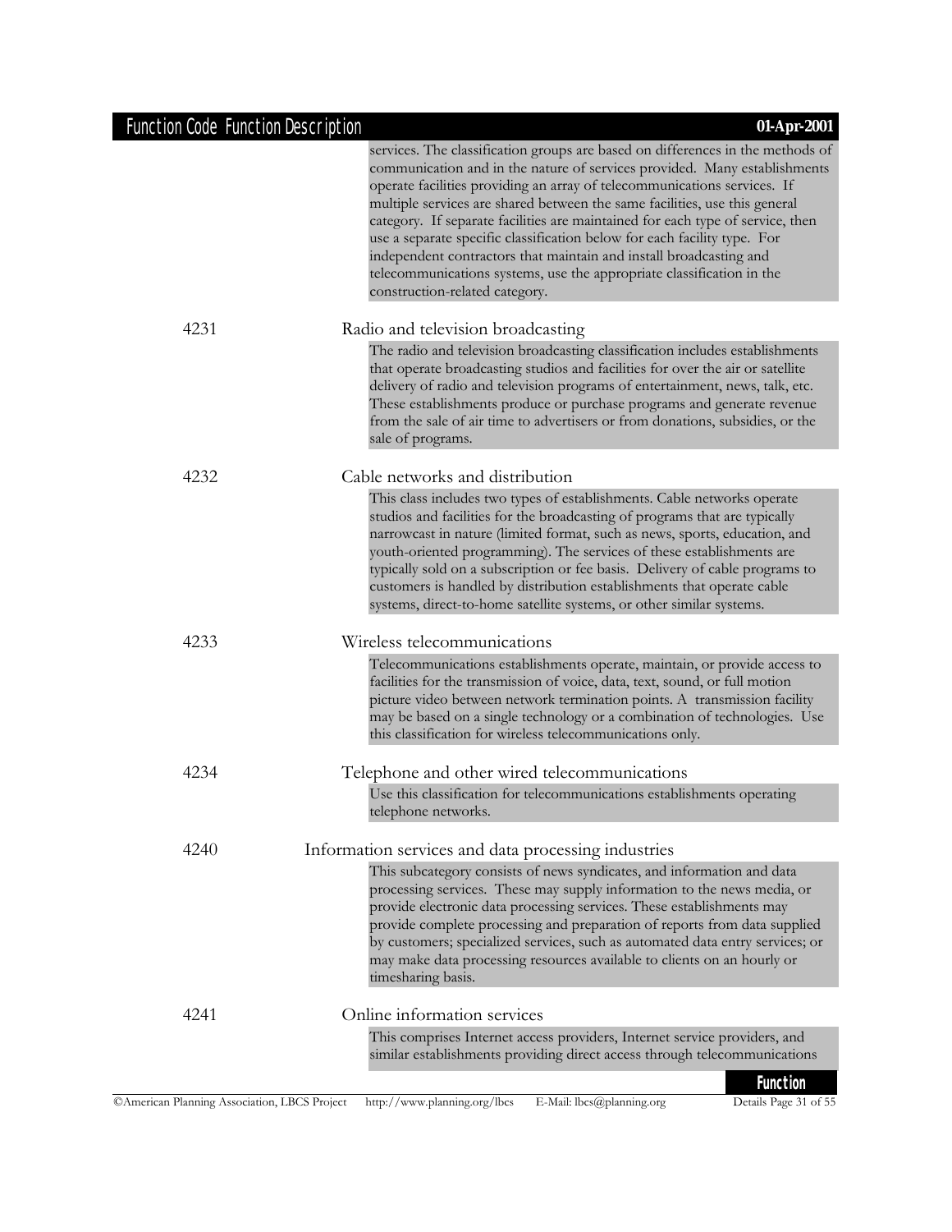services. The classification groups are based on differences in the methods of communication and in the nature of services provided. Many establishments operate facilities providing an array of telecommunications services. If multiple services are shared between the same facilities, use this general category. If separate facilities are maintained for each type of service, then use a separate specific classification below for each facility type. For independent contractors that maintain and install broadcasting and telecommunications systems, use the appropriate classification in the construction-related category.

4231 Radio and television broadcasting

The radio and television broadcasting classification includes establishments that operate broadcasting studios and facilities for over the air or satellite delivery of radio and television programs of entertainment, news, talk, etc. These establishments produce or purchase programs and generate revenue from the sale of air time to advertisers or from donations, subsidies, or the sale of programs.

4232 Cable networks and distribution

This class includes two types of establishments. Cable networks operate studios and facilities for the broadcasting of programs that are typically narrowcast in nature (limited format, such as news, sports, education, and youth-oriented programming). The services of these establishments are typically sold on a subscription or fee basis. Delivery of cable programs to customers is handled by distribution establishments that operate cable systems, direct-to-home satellite systems, or other similar systems.

4233 Wireless telecommunications

Telecommunications establishments operate, maintain, or provide access to facilities for the transmission of voice, data, text, sound, or full motion picture video between network termination points. A transmission facility may be based on a single technology or a combination of technologies. Use this classification for wireless telecommunications only.

4234 Telephone and other wired telecommunications

Use this classification for telecommunications establishments operating telephone networks.

4240 Information services and data processing industries

This subcategory consists of news syndicates, and information and data processing services. These may supply information to the news media, or provide electronic data processing services. These establishments may provide complete processing and preparation of reports from data supplied by customers; specialized services, such as automated data entry services; or may make data processing resources available to clients on an hourly or timesharing basis.

4241 Online information services

This comprises Internet access providers, Internet service providers, and similar establishments providing direct access through telecommunications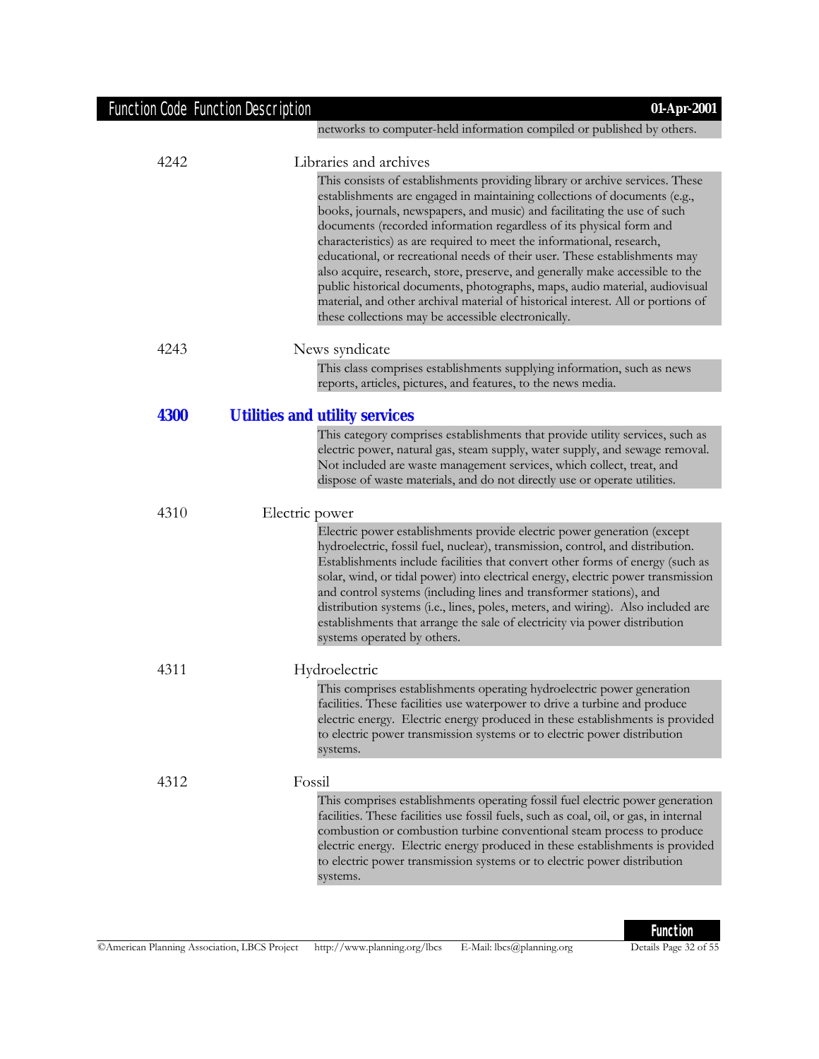networks to computer-held information compiled or published by others.

4242 Libraries and archives

This consists of establishments providing library or archive services. These establishments are engaged in maintaining collections of documents (e.g., books, journals, newspapers, and music) and facilitating the use of such documents (recorded information regardless of its physical form and characteristics) as are required to meet the informational, research, educational, or recreational needs of their user. These establishments may also acquire, research, store, preserve, and generally make accessible to the public historical documents, photographs, maps, audio material, audiovisual material, and other archival material of historical interest. All or portions of these collections may be accessible electronically.

4243 News syndicate

This class comprises establishments supplying information, such as news reports, articles, pictures, and features, to the news media.

## 4300 Utilities and utility services

This category comprises establishments that provide utility services, such as electric power, natural gas, steam supply, water supply, and sewage removal. Not included are waste management services, which collect, treat, and dispose of waste materials, and do not directly use or operate utilities.

4310 Electric power

Electric power establishments provide electric power generation (except hydroelectric, fossil fuel, nuclear), transmission, control, and distribution. Establishments include facilities that convert other forms of energy (such as solar, wind, or tidal power) into electrical energy, electric power transmission and control systems (including lines and transformer stations), and distribution systems (i.e., lines, poles, meters, and wiring). Also included are establishments that arrange the sale of electricity via power distribution systems operated by others.

4311 Hydroelectric

This comprises establishments operating hydroelectric power generation facilities. These facilities use waterpower to drive a turbine and produce electric energy. Electric energy produced in these establishments is provided to electric power transmission systems or to electric power distribution systems.

4312 Fossil

This comprises establishments operating fossil fuel electric power generation facilities. These facilities use fossil fuels, such as coal, oil, or gas, in internal combustion or combustion turbine conventional steam process to produce electric energy. Electric energy produced in these establishments is provided to electric power transmission systems or to electric power distribution systems.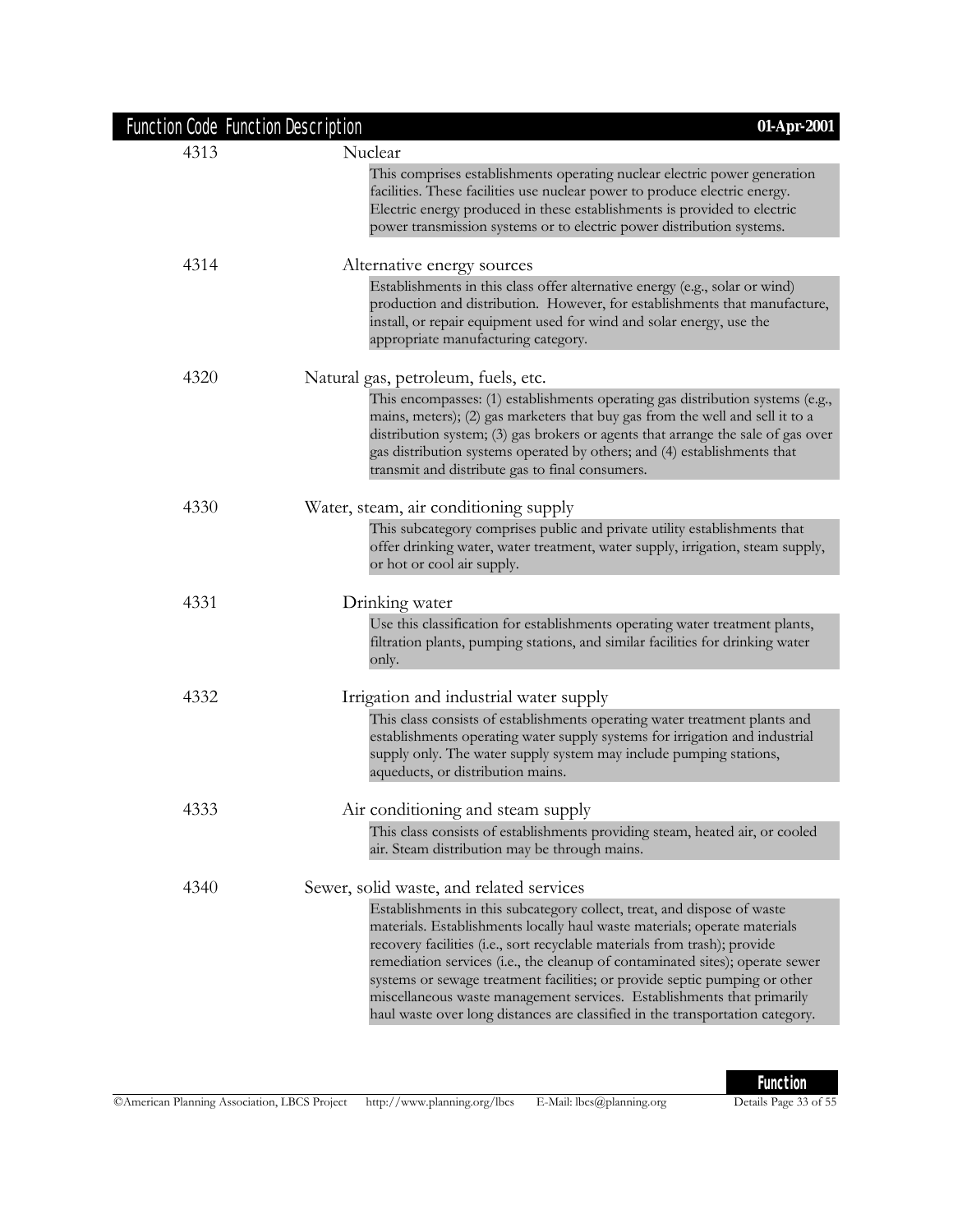| Function Code | Function Description |
|---|---|
| 4313 | Nuclear<br>This comprises establishments operating nuclear electric power generation facilities. These facilities use nuclear power to produce electric energy. Electric energy produced in these establishments is provided to electric power transmission systems or to electric power distribution systems. |
| 4314 | Alternative energy sources<br>Establishments in this class offer alternative energy (e.g., solar or wind) production and distribution. However, for establishments that manufacture, install, or repair equipment used for wind and solar energy, use the appropriate manufacturing category. |
| 4320 | Natural gas, petroleum, fuels, etc.<br>This encompasses: (1) establishments operating gas distribution systems (e.g., mains, meters); (2) gas marketers that buy gas from the well and sell it to a distribution system; (3) gas brokers or agents that arrange the sale of gas over gas distribution systems operated by others; and (4) establishments that transmit and distribute gas to final consumers. |
| 4330 | Water, steam, air conditioning supply<br>This subcategory comprises public and private utility establishments that offer drinking water, water treatment, water supply, irrigation, steam supply, or hot or cool air supply. |
| 4331 | Drinking water<br>Use this classification for establishments operating water treatment plants, filtration plants, pumping stations, and similar facilities for drinking water only. |
| 4332 | Irrigation and industrial water supply<br>This class consists of establishments operating water treatment plants and establishments operating water supply systems for irrigation and industrial supply only. The water supply system may include pumping stations, aqueducts, or distribution mains. |
| 4333 | Air conditioning and steam supply<br>This class consists of establishments providing steam, heated air, or cooled air. Steam distribution may be through mains. |
| 4340 | Sewer, solid waste, and related services<br>Establishments in this subcategory collect, treat, and dispose of waste materials. Establishments locally haul waste materials; operate materials recovery facilities (i.e., sort recyclable materials from trash); provide remediation services (i.e., the cleanup of contaminated sites); operate sewer systems or sewage treatment facilities; or provide septic pumping or other miscellaneous waste management services. Establishments that primarily haul waste over long distances are classified in the transportation category. |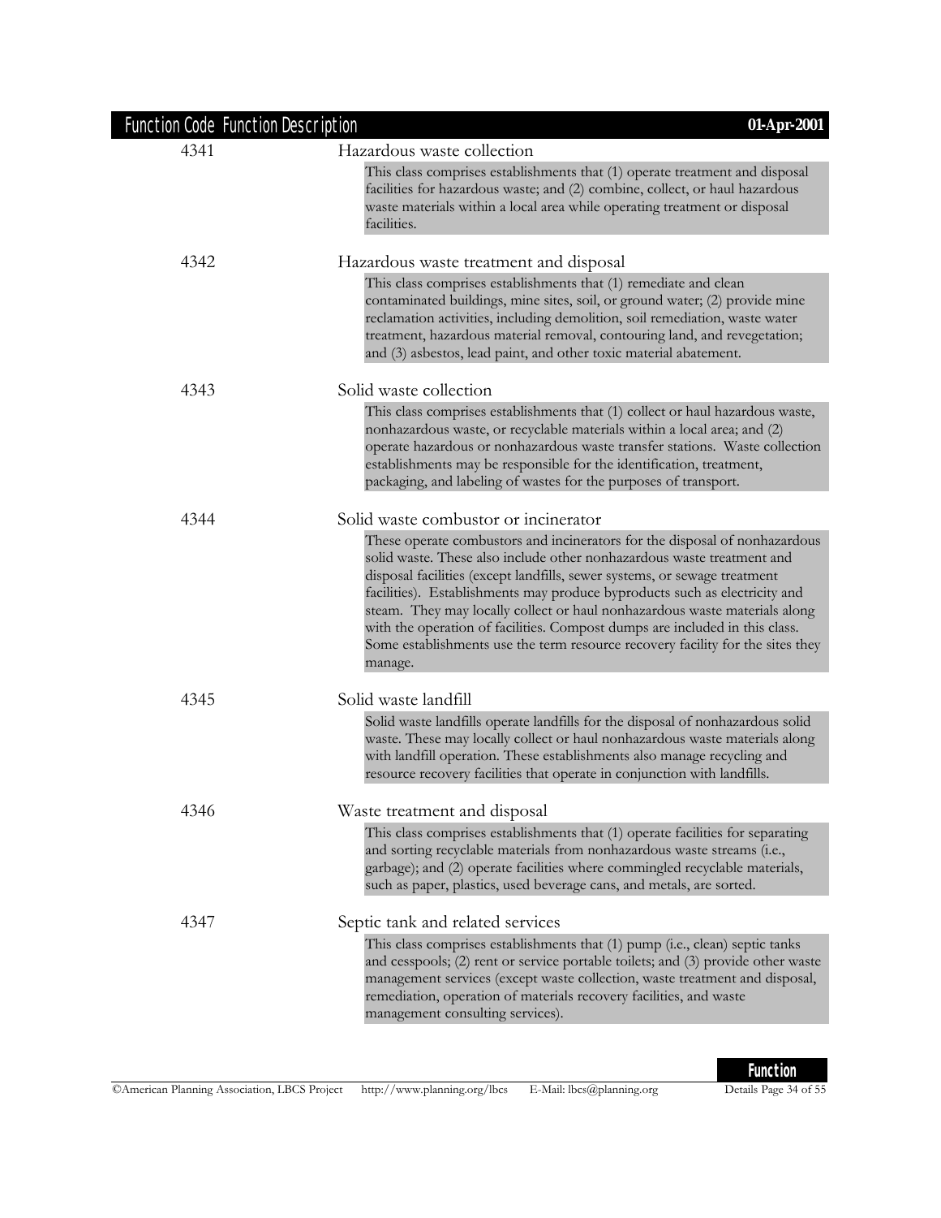| Function Code | Function Description |
| --- | --- |
| 4341 | **Hazardous waste collection**<br>This class comprises establishments that (1) operate treatment and disposal facilities for hazardous waste; and (2) combine, collect, or haul hazardous waste materials within a local area while operating treatment or disposal facilities. |
| 4342 | **Hazardous waste treatment and disposal**<br>This class comprises establishments that (1) remediate and clean contaminated buildings, mine sites, soil, or ground water; (2) provide mine reclamation activities, including demolition, soil remediation, waste water treatment, hazardous material removal, contouring land, and revegetation; and (3) asbestos, lead paint, and other toxic material abatement. |
| 4343 | **Solid waste collection**<br>This class comprises establishments that (1) collect or haul hazardous waste, nonhazardous waste, or recyclable materials within a local area; and (2) operate hazardous or nonhazardous waste transfer stations. Waste collection establishments may be responsible for the identification, treatment, packaging, and labeling of wastes for the purposes of transport. |
| 4344 | **Solid waste combustor or incinerator**<br>These operate combustors and incinerators for the disposal of nonhazardous solid waste. These also include other nonhazardous waste treatment and disposal facilities (except landfills, sewer systems, or sewage treatment facilities). Establishments may produce byproducts such as electricity and steam. They may locally collect or haul nonhazardous waste materials along with the operation of facilities. Compost dumps are included in this class. Some establishments use the term resource recovery facility for the sites they manage. |
| 4345 | **Solid waste landfill**<br>Solid waste landfills operate landfills for the disposal of nonhazardous solid waste. These may locally collect or haul nonhazardous waste materials along with landfill operation. These establishments also manage recycling and resource recovery facilities that operate in conjunction with landfills. |
| 4346 | **Waste treatment and disposal**<br>This class comprises establishments that (1) operate facilities for separating and sorting recyclable materials from nonhazardous waste streams (i.e., garbage); and (2) operate facilities where commingled recyclable materials, such as paper, plastics, used beverage cans, and metals, are sorted. |
| 4347 | **Septic tank and related services**<br>This class comprises establishments that (1) pump (i.e., clean) septic tanks and cesspools; (2) rent or service portable toilets; and (3) provide other waste management services (except waste collection, waste treatment and disposal, remediation, operation of materials recovery facilities, and waste management consulting services). |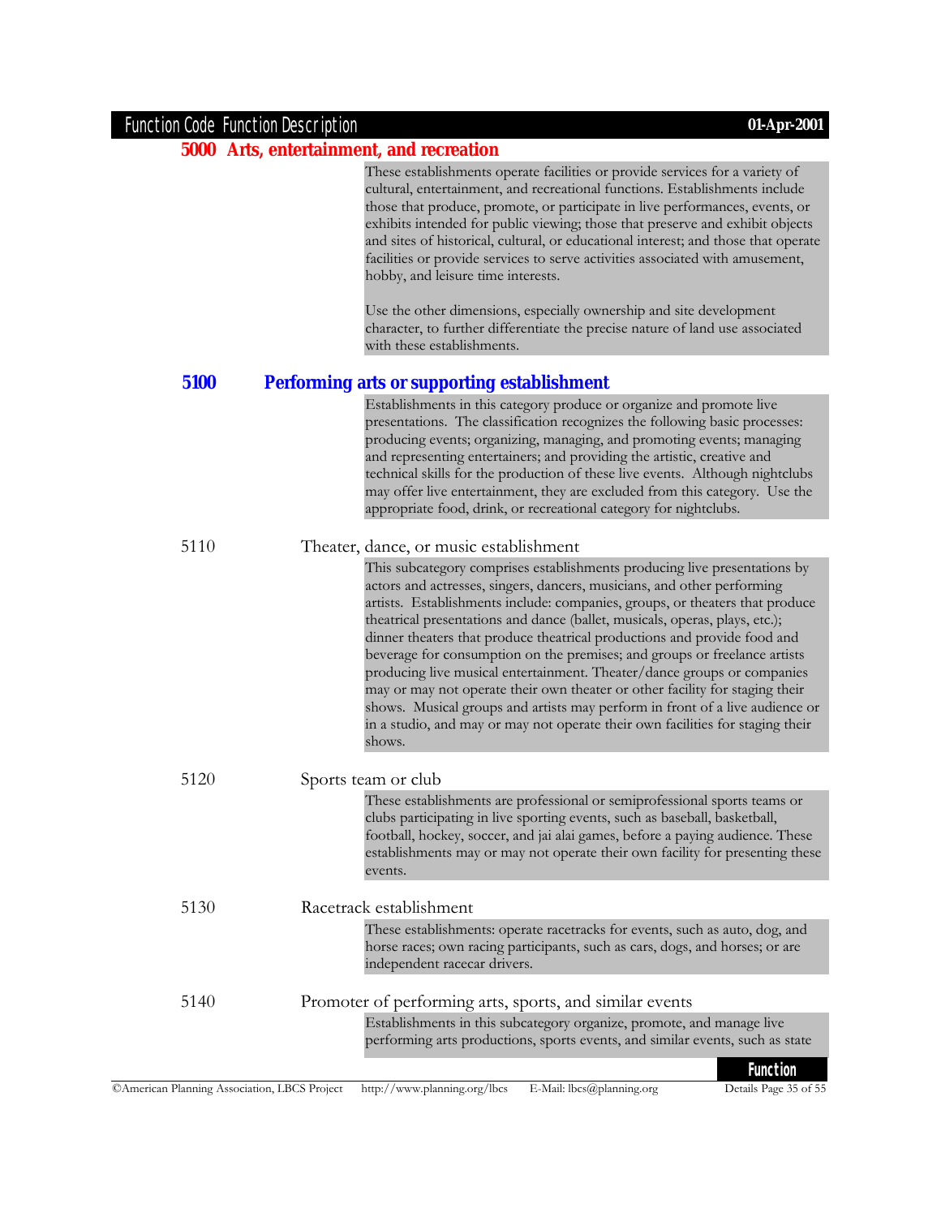## 5000 Arts, entertainment, and recreation

These establishments operate facilities or provide services for a variety of cultural, entertainment, and recreational functions. Establishments include those that produce, promote, or participate in live performances, events, or exhibits intended for public viewing; those that preserve and exhibit objects and sites of historical, cultural, or educational interest; and those that operate facilities or provide services to serve activities associated with amusement, hobby, and leisure time interests.

Use the other dimensions, especially ownership and site development character, to further differentiate the precise nature of land use associated with these establishments.

### 5100 Performing arts or supporting establishment

Establishments in this category produce or organize and promote live presentations. The classification recognizes the following basic processes: producing events; organizing, managing, and promoting events; managing and representing entertainers; and providing the artistic, creative and technical skills for the production of these live events. Although nightclubs may offer live entertainment, they are excluded from this category. Use the appropriate food, drink, or recreational category for nightclubs.

#### 5110 Theater, dance, or music establishment

This subcategory comprises establishments producing live presentations by actors and actresses, singers, dancers, musicians, and other performing artists. Establishments include: companies, groups, or theaters that produce theatrical presentations and dance (ballet, musicals, operas, plays, etc.); dinner theaters that produce theatrical productions and provide food and beverage for consumption on the premises; and groups or freelance artists producing live musical entertainment. Theater/dance groups or companies may or may not operate their own theater or other facility for staging their shows. Musical groups and artists may perform in front of a live audience or in a studio, and may or may not operate their own facilities for staging their shows.

#### 5120 Sports team or club

These establishments are professional or semiprofessional sports teams or clubs participating in live sporting events, such as baseball, basketball, football, hockey, soccer, and jai alai games, before a paying audience. These establishments may or may not operate their own facility for presenting these events.

#### 5130 Racetrack establishment

These establishments: operate racetracks for events, such as auto, dog, and horse races; own racing participants, such as cars, dogs, and horses; or are independent racecar drivers.

#### 5140 Promoter of performing arts, sports, and similar events

Establishments in this subcategory organize, promote, and manage live performing arts productions, sports events, and similar events, such as state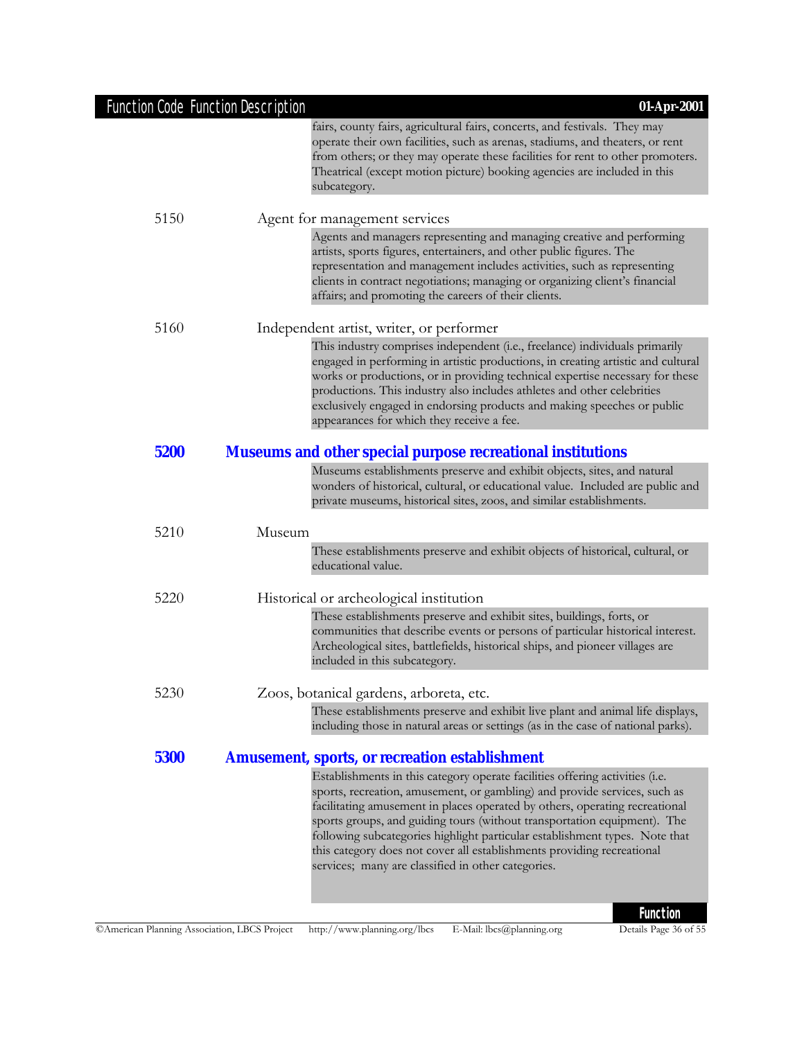fairs, county fairs, agricultural fairs, concerts, and festivals. They may operate their own facilities, such as arenas, stadiums, and theaters, or rent from others; or they may operate these facilities for rent to other promoters. Theatrical (except motion picture) booking agencies are included in this subcategory.

5150 Agent for management services

Agents and managers representing and managing creative and performing artists, sports figures, entertainers, and other public figures. The representation and management includes activities, such as representing clients in contract negotiations; managing or organizing client's financial affairs; and promoting the careers of their clients.

5160 Independent artist, writer, or performer

This industry comprises independent (i.e., freelance) individuals primarily engaged in performing in artistic productions, in creating artistic and cultural works or productions, or in providing technical expertise necessary for these productions. This industry also includes athletes and other celebrities exclusively engaged in endorsing products and making speeches or public appearances for which they receive a fee.

## 5200 Museums and other special purpose recreational institutions

Museums establishments preserve and exhibit objects, sites, and natural wonders of historical, cultural, or educational value. Included are public and private museums, historical sites, zoos, and similar establishments.

5210 Museum

These establishments preserve and exhibit objects of historical, cultural, or educational value.

5220 Historical or archeological institution

These establishments preserve and exhibit sites, buildings, forts, or communities that describe events or persons of particular historical interest. Archeological sites, battlefields, historical ships, and pioneer villages are included in this subcategory.

5230 Zoos, botanical gardens, arboreta, etc.

These establishments preserve and exhibit live plant and animal life displays, including those in natural areas or settings (as in the case of national parks).

## 5300 Amusement, sports, or recreation establishment

Establishments in this category operate facilities offering activities (i.e. sports, recreation, amusement, or gambling) and provide services, such as facilitating amusement in places operated by others, operating recreational sports groups, and guiding tours (without transportation equipment). The following subcategories highlight particular establishment types. Note that this category does not cover all establishments providing recreational services; many are classified in other categories.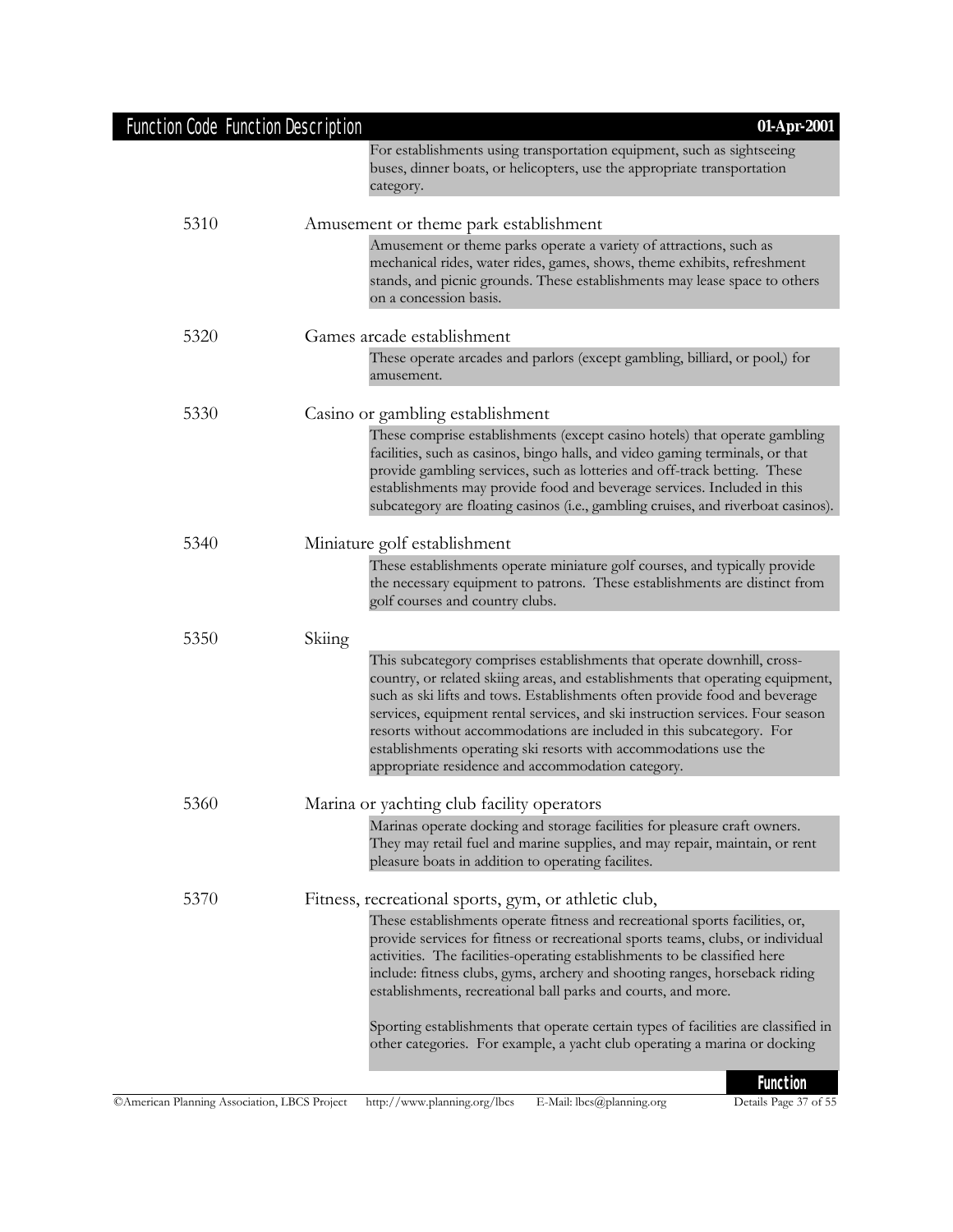For establishments using transportation equipment, such as sightseeing buses, dinner boats, or helicopters, use the appropriate transportation category.

**5310** Amusement or theme park establishment

Amusement or theme parks operate a variety of attractions, such as mechanical rides, water rides, games, shows, theme exhibits, refreshment stands, and picnic grounds. These establishments may lease space to others on a concession basis.

**5320** Games arcade establishment

These operate arcades and parlors (except gambling, billiard, or pool,) for amusement.

**5330** Casino or gambling establishment

These comprise establishments (except casino hotels) that operate gambling facilities, such as casinos, bingo halls, and video gaming terminals, or that provide gambling services, such as lotteries and off-track betting. These establishments may provide food and beverage services. Included in this subcategory are floating casinos (i.e., gambling cruises, and riverboat casinos).

**5340** Miniature golf establishment

These establishments operate miniature golf courses, and typically provide the necessary equipment to patrons. These establishments are distinct from golf courses and country clubs.

**5350** Skiing

This subcategory comprises establishments that operate downhill, cross-country, or related skiing areas, and establishments that operating equipment, such as ski lifts and tows. Establishments often provide food and beverage services, equipment rental services, and ski instruction services. Four season resorts without accommodations are included in this subcategory. For establishments operating ski resorts with accommodations use the appropriate residence and accommodation category.

**5360** Marina or yachting club facility operators

Marinas operate docking and storage facilities for pleasure craft owners. They may retail fuel and marine supplies, and may repair, maintain, or rent pleasure boats in addition to operating facilites.

**5370** Fitness, recreational sports, gym, or athletic club,

These establishments operate fitness and recreational sports facilities, or, provide services for fitness or recreational sports teams, clubs, or individual activities. The facilities-operating establishments to be classified here include: fitness clubs, gyms, archery and shooting ranges, horseback riding establishments, recreational ball parks and courts, and more.

Sporting establishments that operate certain types of facilities are classified in other categories. For example, a yacht club operating a marina or docking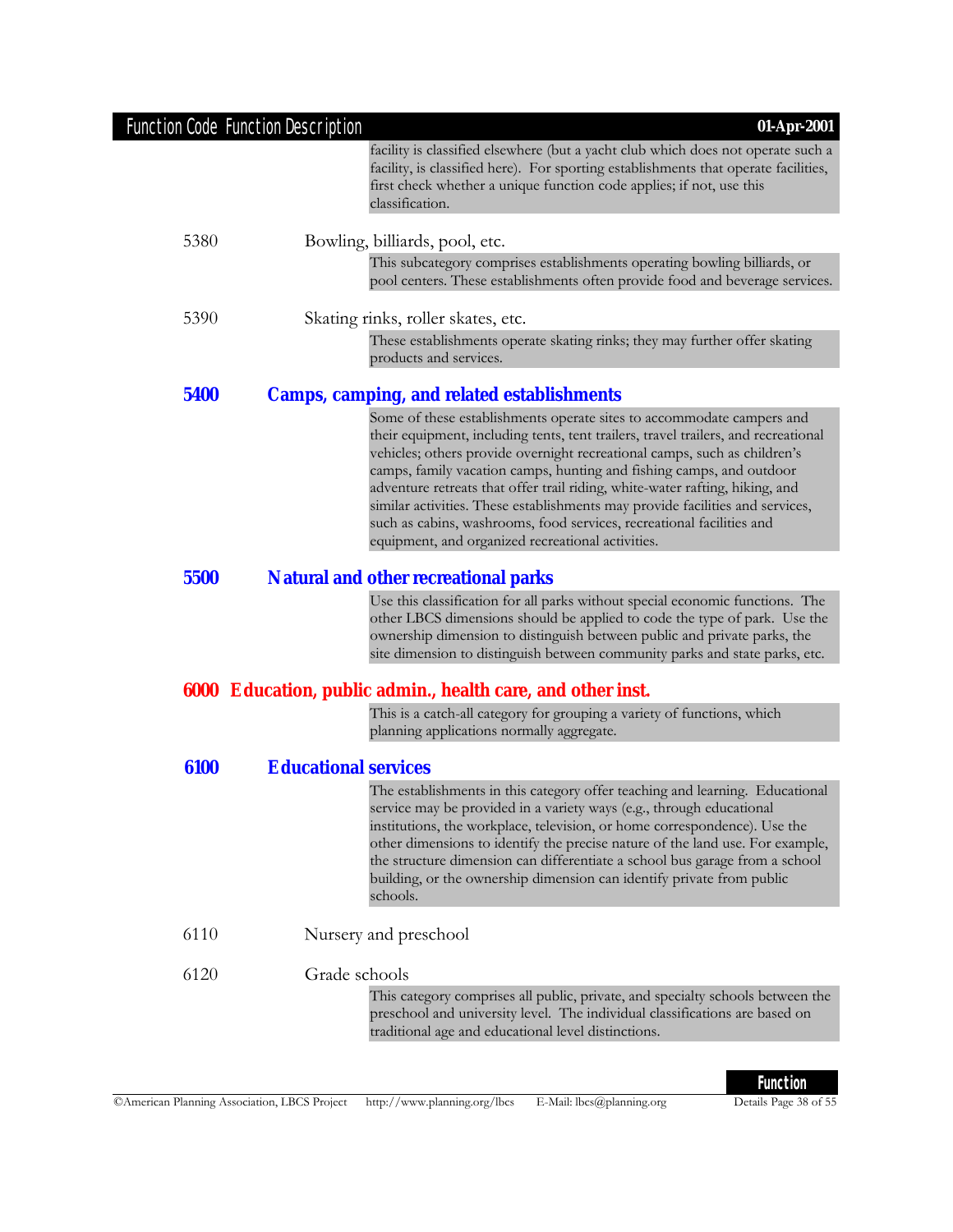facility is classified elsewhere (but a yacht club which does not operate such a facility, is classified here). For sporting establishments that operate facilities, first check whether a unique function code applies; if not, use this classification.

5380 Bowling, billiards, pool, etc.

This subcategory comprises establishments operating bowling billiards, or pool centers. These establishments often provide food and beverage services.

5390 Skating rinks, roller skates, etc.

These establishments operate skating rinks; they may further offer skating products and services.

### 5400 Camps, camping, and related establishments

Some of these establishments operate sites to accommodate campers and their equipment, including tents, tent trailers, travel trailers, and recreational vehicles; others provide overnight recreational camps, such as children's camps, family vacation camps, hunting and fishing camps, and outdoor adventure retreats that offer trail riding, white-water rafting, hiking, and similar activities. These establishments may provide facilities and services, such as cabins, washrooms, food services, recreational facilities and equipment, and organized recreational activities.

### 5500 Natural and other recreational parks

Use this classification for all parks without special economic functions. The other LBCS dimensions should be applied to code the type of park. Use the ownership dimension to distinguish between public and private parks, the site dimension to distinguish between community parks and state parks, etc.

## 6000 Education, public admin., health care, and other inst.

This is a catch-all category for grouping a variety of functions, which planning applications normally aggregate.

### 6100 Educational services

The establishments in this category offer teaching and learning. Educational service may be provided in a variety ways (e.g., through educational institutions, the workplace, television, or home correspondence). Use the other dimensions to identify the precise nature of the land use. For example, the structure dimension can differentiate a school bus garage from a school building, or the ownership dimension can identify private from public schools.

6110 Nursery and preschool

6120 Grade schools

This category comprises all public, private, and specialty schools between the preschool and university level. The individual classifications are based on traditional age and educational level distinctions.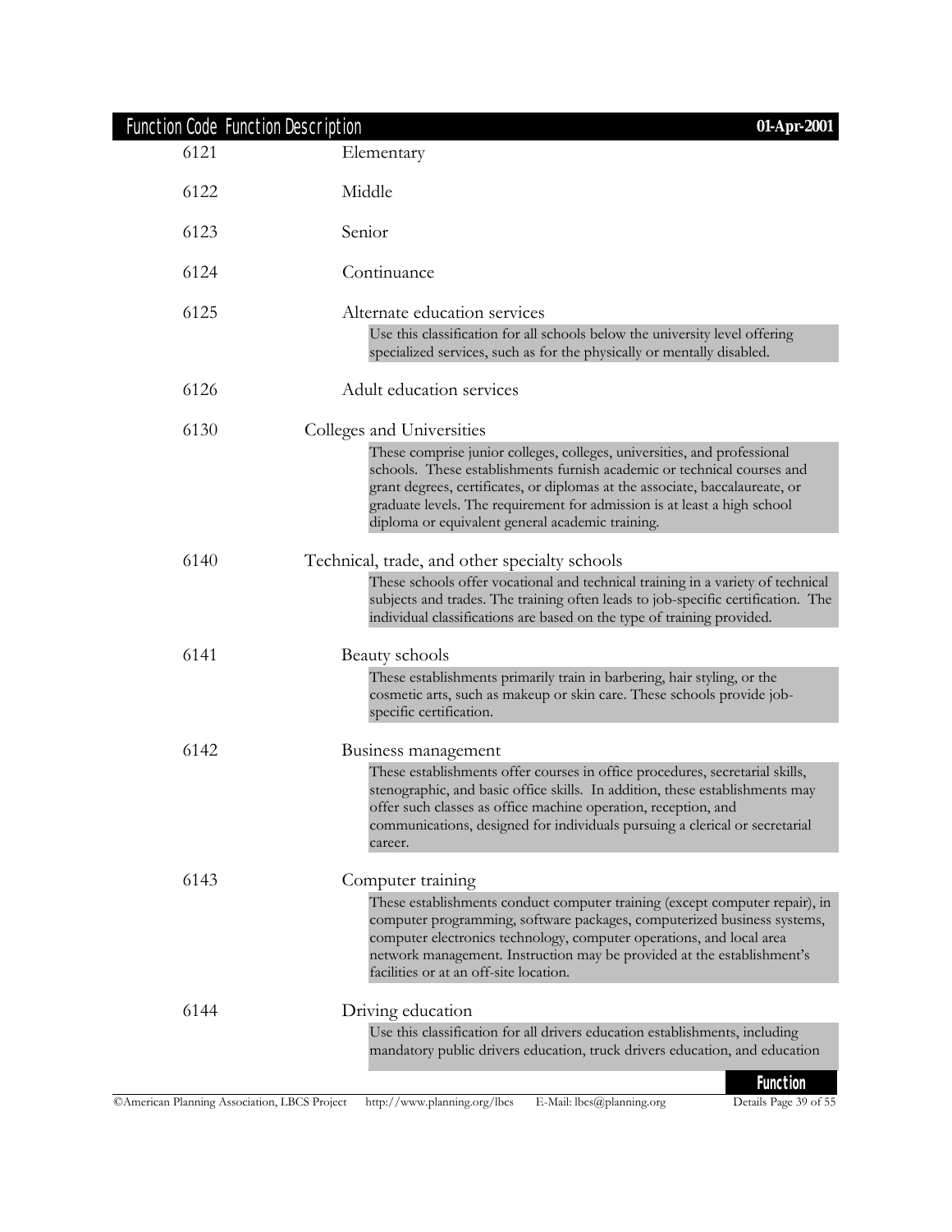| Function Code | Function Description |
|---|---|
| 6121 | Elementary |
| 6122 | Middle |
| 6123 | Senior |
| 6124 | Continuance |
| 6125 | Alternate education services<br>Use this classification for all schools below the university level offering specialized services, such as for the physically or mentally disabled. |
| 6126 | Adult education services |
| 6130 | Colleges and Universities<br>These comprise junior colleges, colleges, universities, and professional schools. These establishments furnish academic or technical courses and grant degrees, certificates, or diplomas at the associate, baccalaureate, or graduate levels. The requirement for admission is at least a high school diploma or equivalent general academic training. |
| 6140 | Technical, trade, and other specialty schools<br>These schools offer vocational and technical training in a variety of technical subjects and trades. The training often leads to job-specific certification. The individual classifications are based on the type of training provided. |
| 6141 | Beauty schools<br>These establishments primarily train in barbering, hair styling, or the cosmetic arts, such as makeup or skin care. These schools provide job-specific certification. |
| 6142 | Business management<br>These establishments offer courses in office procedures, secretarial skills, stenographic, and basic office skills. In addition, these establishments may offer such classes as office machine operation, reception, and communications, designed for individuals pursuing a clerical or secretarial career. |
| 6143 | Computer training<br>These establishments conduct computer training (except computer repair), in computer programming, software packages, computerized business systems, computer electronics technology, computer operations, and local area network management. Instruction may be provided at the establishment's facilities or at an off-site location. |
| 6144 | Driving education<br>Use this classification for all drivers education establishments, including mandatory public drivers education, truck drivers education, and education |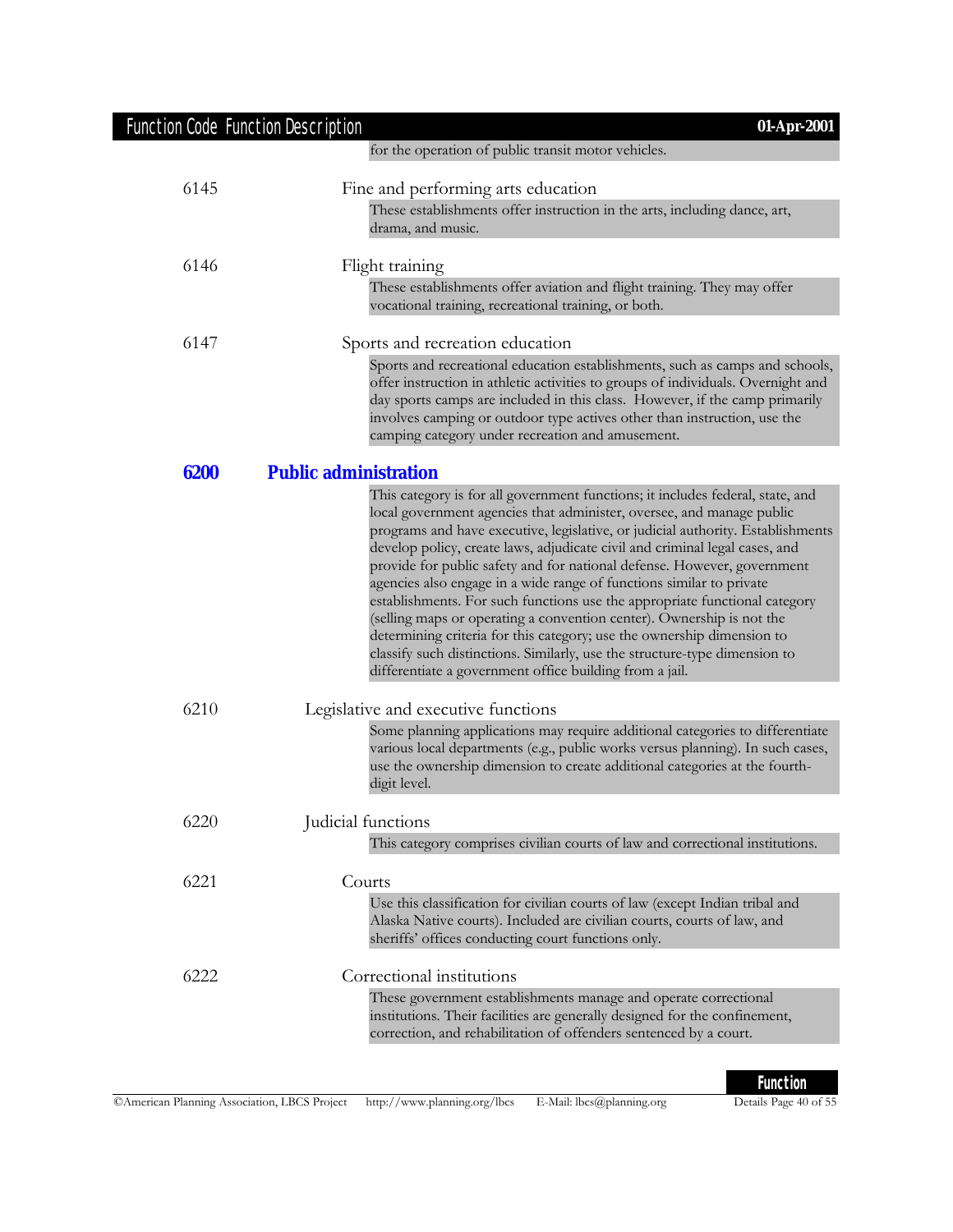for the operation of public transit motor vehicles.

6145 Fine and performing arts education

These establishments offer instruction in the arts, including dance, art, drama, and music.

6146 Flight training

These establishments offer aviation and flight training. They may offer vocational training, recreational training, or both.

6147 Sports and recreation education

Sports and recreational education establishments, such as camps and schools, offer instruction in athletic activities to groups of individuals. Overnight and day sports camps are included in this class. However, if the camp primarily involves camping or outdoor type actives other than instruction, use the camping category under recreation and amusement.

## 6200 Public administration

This category is for all government functions; it includes federal, state, and local government agencies that administer, oversee, and manage public programs and have executive, legislative, or judicial authority. Establishments develop policy, create laws, adjudicate civil and criminal legal cases, and provide for public safety and for national defense. However, government agencies also engage in a wide range of functions similar to private establishments. For such functions use the appropriate functional category (selling maps or operating a convention center). Ownership is not the determining criteria for this category; use the ownership dimension to classify such distinctions. Similarly, use the structure-type dimension to differentiate a government office building from a jail.

6210 Legislative and executive functions

Some planning applications may require additional categories to differentiate various local departments (e.g., public works versus planning). In such cases, use the ownership dimension to create additional categories at the fourth-digit level.

6220 Judicial functions

This category comprises civilian courts of law and correctional institutions.

6221 Courts

Use this classification for civilian courts of law (except Indian tribal and Alaska Native courts). Included are civilian courts, courts of law, and sheriffs' offices conducting court functions only.

6222 Correctional institutions

These government establishments manage and operate correctional institutions. Their facilities are generally designed for the confinement, correction, and rehabilitation of offenders sentenced by a court.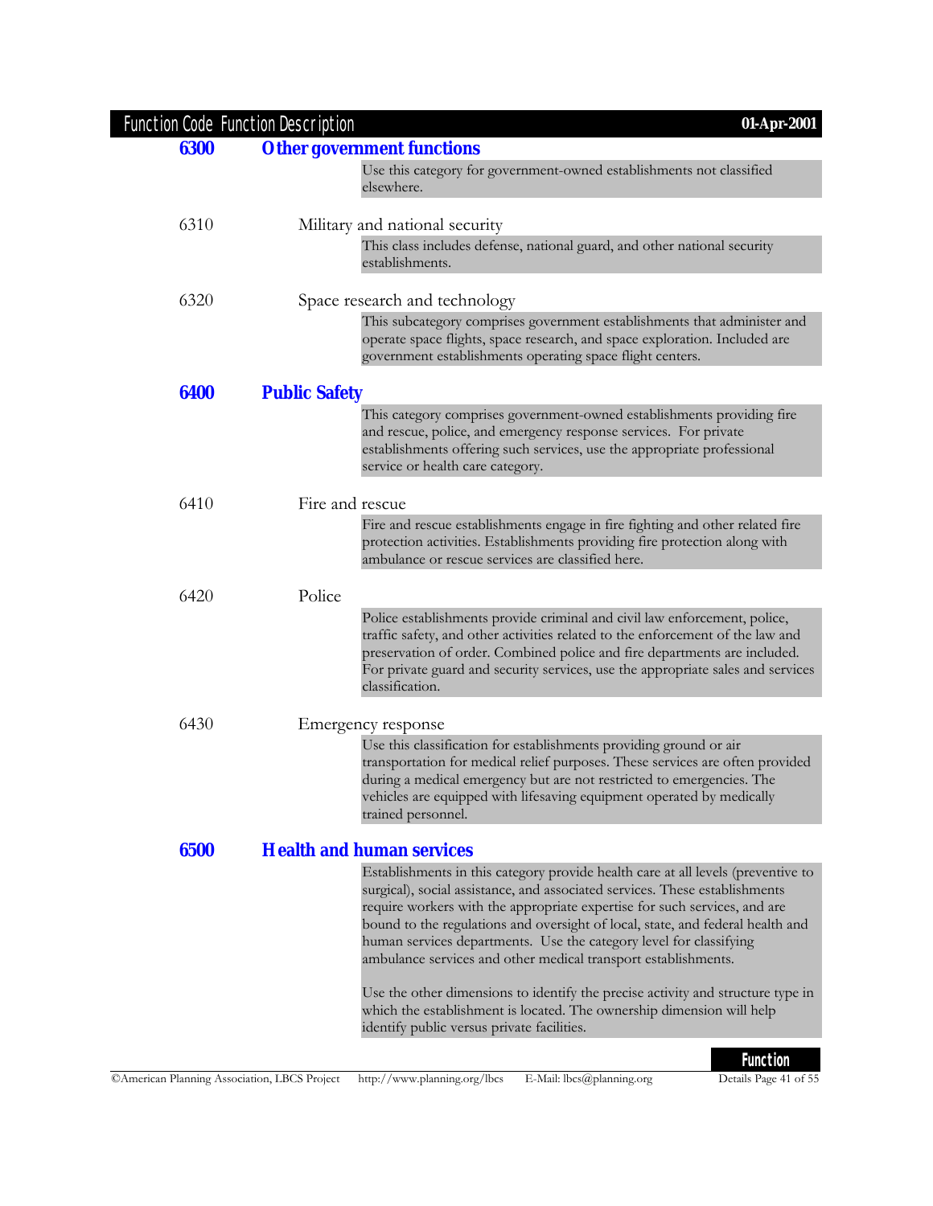## 6300 Other government functions

Use this category for government-owned establishments not classified elsewhere.

### 6310 Military and national security

This class includes defense, national guard, and other national security establishments.

### 6320 Space research and technology

This subcategory comprises government establishments that administer and operate space flights, space research, and space exploration. Included are government establishments operating space flight centers.

## 6400 Public Safety

This category comprises government-owned establishments providing fire and rescue, police, and emergency response services. For private establishments offering such services, use the appropriate professional service or health care category.

### 6410 Fire and rescue

Fire and rescue establishments engage in fire fighting and other related fire protection activities. Establishments providing fire protection along with ambulance or rescue services are classified here.

### 6420 Police

Police establishments provide criminal and civil law enforcement, police, traffic safety, and other activities related to the enforcement of the law and preservation of order. Combined police and fire departments are included. For private guard and security services, use the appropriate sales and services classification.

### 6430 Emergency response

Use this classification for establishments providing ground or air transportation for medical relief purposes. These services are often provided during a medical emergency but are not restricted to emergencies. The vehicles are equipped with lifesaving equipment operated by medically trained personnel.

## 6500 Health and human services

Establishments in this category provide health care at all levels (preventive to surgical), social assistance, and associated services. These establishments require workers with the appropriate expertise for such services, and are bound to the regulations and oversight of local, state, and federal health and human services departments. Use the category level for classifying ambulance services and other medical transport establishments.

Use the other dimensions to identify the precise activity and structure type in which the establishment is located. The ownership dimension will help identify public versus private facilities.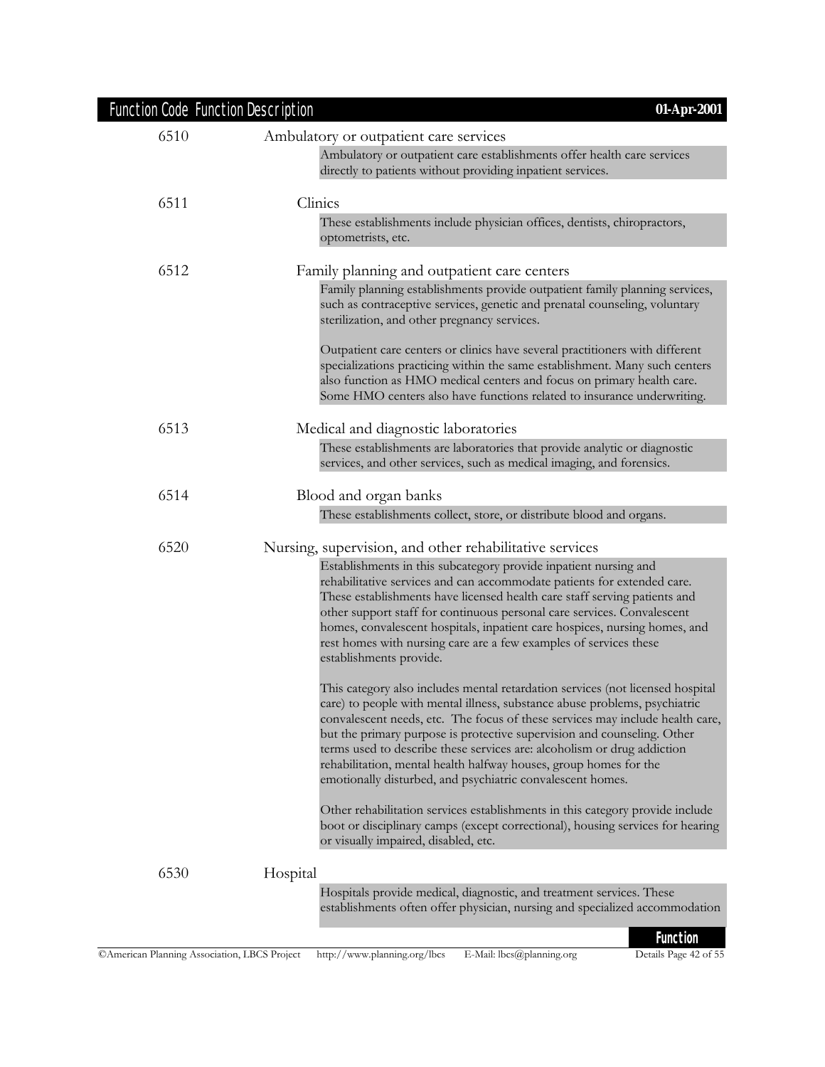| Function Code | Function Description |
|---|---|
| 6510 | Ambulatory or outpatient care services |
| | Ambulatory or outpatient care establishments offer health care services directly to patients without providing inpatient services. |
| 6511 | Clinics |
| | These establishments include physician offices, dentists, chiropractors, optometrists, etc. |
| 6512 | Family planning and outpatient care centers |
| | Family planning establishments provide outpatient family planning services, such as contraceptive services, genetic and prenatal counseling, voluntary sterilization, and other pregnancy services. Outpatient care centers or clinics have several practitioners with different specializations practicing within the same establishment. Many such centers also function as HMO medical centers and focus on primary health care. Some HMO centers also have functions related to insurance underwriting. |
| 6513 | Medical and diagnostic laboratories |
| | These establishments are laboratories that provide analytic or diagnostic services, and other services, such as medical imaging, and forensics. |
| 6514 | Blood and organ banks |
| | These establishments collect, store, or distribute blood and organs. |
| 6520 | Nursing, supervision, and other rehabilitative services |
| | Establishments in this subcategory provide inpatient nursing and rehabilitative services and can accommodate patients for extended care. These establishments have licensed health care staff serving patients and other support staff for continuous personal care services. Convalescent homes, convalescent hospitals, inpatient care hospices, nursing homes, and rest homes with nursing care are a few examples of services these establishments provide. This category also includes mental retardation services (not licensed hospital care) to people with mental illness, substance abuse problems, psychiatric convalescent needs, etc. The focus of these services may include health care, but the primary purpose is protective supervision and counseling. Other terms used to describe these services are: alcoholism or drug addiction rehabilitation, mental health halfway houses, group homes for the emotionally disturbed, and psychiatric convalescent homes. Other rehabilitation services establishments in this category provide include boot or disciplinary camps (except correctional), housing services for hearing or visually impaired, disabled, etc. |
| 6530 | Hospital |
| | Hospitals provide medical, diagnostic, and treatment services. These establishments often offer physician, nursing and specialized accommodation |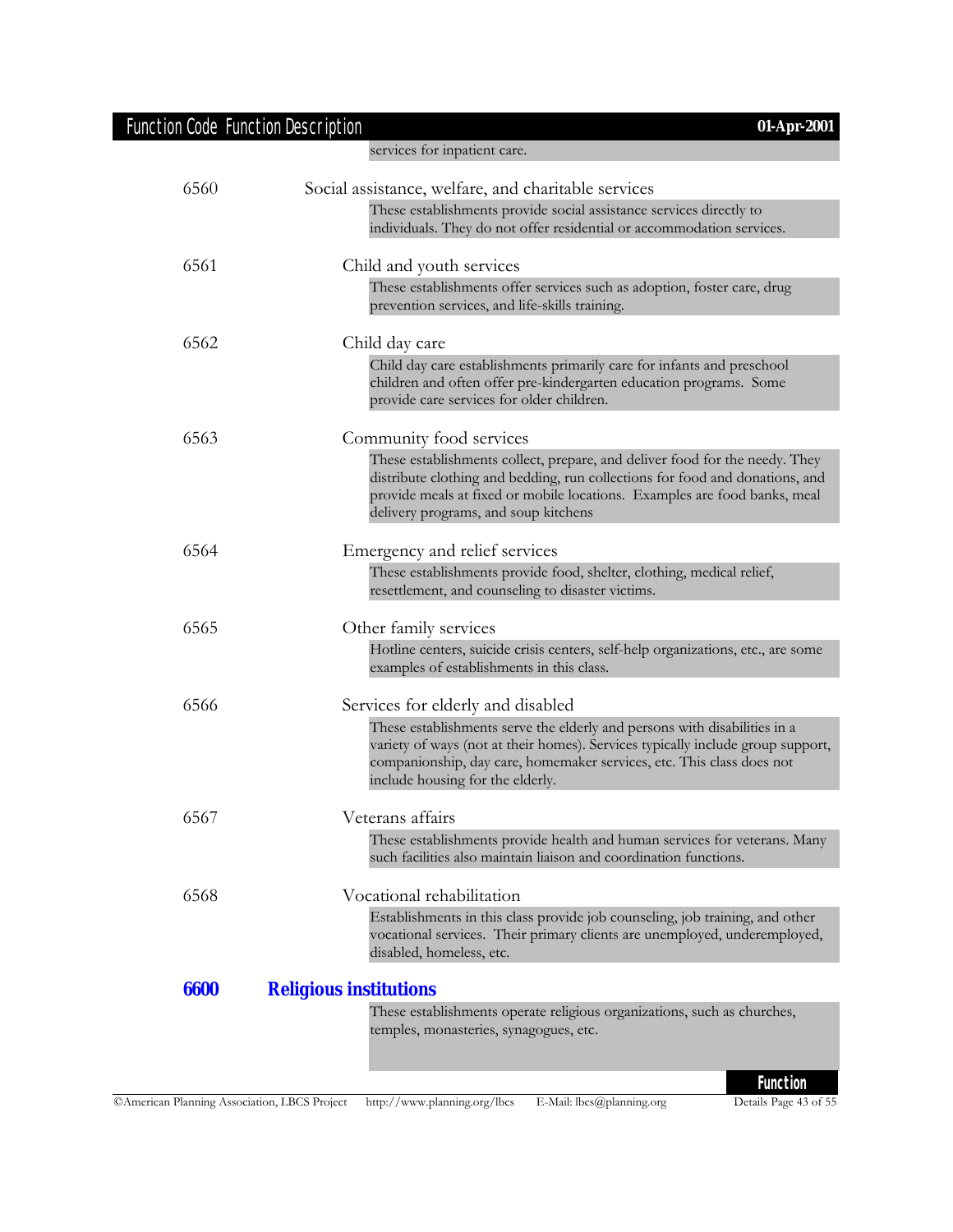services for inpatient care.

**6560** Social assistance, welfare, and charitable services

These establishments provide social assistance services directly to individuals. They do not offer residential or accommodation services.

**6561** Child and youth services

These establishments offer services such as adoption, foster care, drug prevention services, and life-skills training.

**6562** Child day care

Child day care establishments primarily care for infants and preschool children and often offer pre-kindergarten education programs. Some provide care services for older children.

**6563** Community food services

These establishments collect, prepare, and deliver food for the needy. They distribute clothing and bedding, run collections for food and donations, and provide meals at fixed or mobile locations. Examples are food banks, meal delivery programs, and soup kitchens

**6564** Emergency and relief services

These establishments provide food, shelter, clothing, medical relief, resettlement, and counseling to disaster victims.

**6565** Other family services

Hotline centers, suicide crisis centers, self-help organizations, etc., are some examples of establishments in this class.

**6566** Services for elderly and disabled

These establishments serve the elderly and persons with disabilities in a variety of ways (not at their homes). Services typically include group support, companionship, day care, homemaker services, etc. This class does not include housing for the elderly.

**6567** Veterans affairs

These establishments provide health and human services for veterans. Many such facilities also maintain liaison and coordination functions.

**6568** Vocational rehabilitation

Establishments in this class provide job counseling, job training, and other vocational services. Their primary clients are unemployed, underemployed, disabled, homeless, etc.

## 6600 Religious institutions

These establishments operate religious organizations, such as churches, temples, monasteries, synagogues, etc.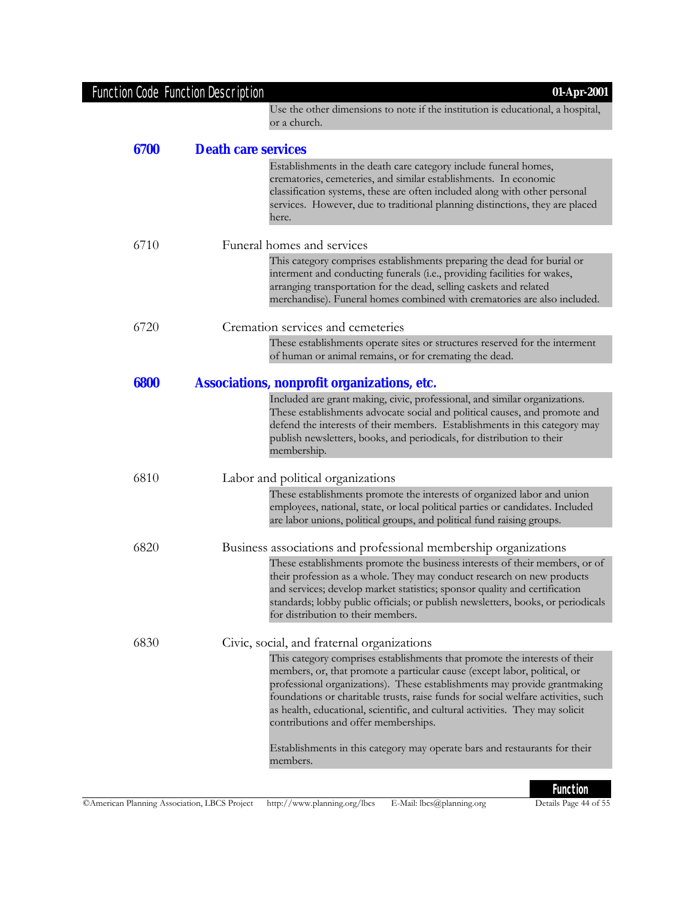Use the other dimensions to note if the institution is educational, a hospital, or a church.

## 6700 Death care services

Establishments in the death care category include funeral homes, crematories, cemeteries, and similar establishments. In economic classification systems, these are often included along with other personal services. However, due to traditional planning distinctions, they are placed here.

### 6710 Funeral homes and services

This category comprises establishments preparing the dead for burial or interment and conducting funerals (i.e., providing facilities for wakes, arranging transportation for the dead, selling caskets and related merchandise). Funeral homes combined with crematories are also included.

### 6720 Cremation services and cemeteries

These establishments operate sites or structures reserved for the interment of human or animal remains, or for cremating the dead.

## 6800 Associations, nonprofit organizations, etc.

Included are grant making, civic, professional, and similar organizations. These establishments advocate social and political causes, and promote and defend the interests of their members. Establishments in this category may publish newsletters, books, and periodicals, for distribution to their membership.

### 6810 Labor and political organizations

These establishments promote the interests of organized labor and union employees, national, state, or local political parties or candidates. Included are labor unions, political groups, and political fund raising groups.

### 6820 Business associations and professional membership organizations

These establishments promote the business interests of their members, or of their profession as a whole. They may conduct research on new products and services; develop market statistics; sponsor quality and certification standards; lobby public officials; or publish newsletters, books, or periodicals for distribution to their members.

### 6830 Civic, social, and fraternal organizations

This category comprises establishments that promote the interests of their members, or, that promote a particular cause (except labor, political, or professional organizations). These establishments may provide grantmaking foundations or charitable trusts, raise funds for social welfare activities, such as health, educational, scientific, and cultural activities. They may solicit contributions and offer memberships.

Establishments in this category may operate bars and restaurants for their members.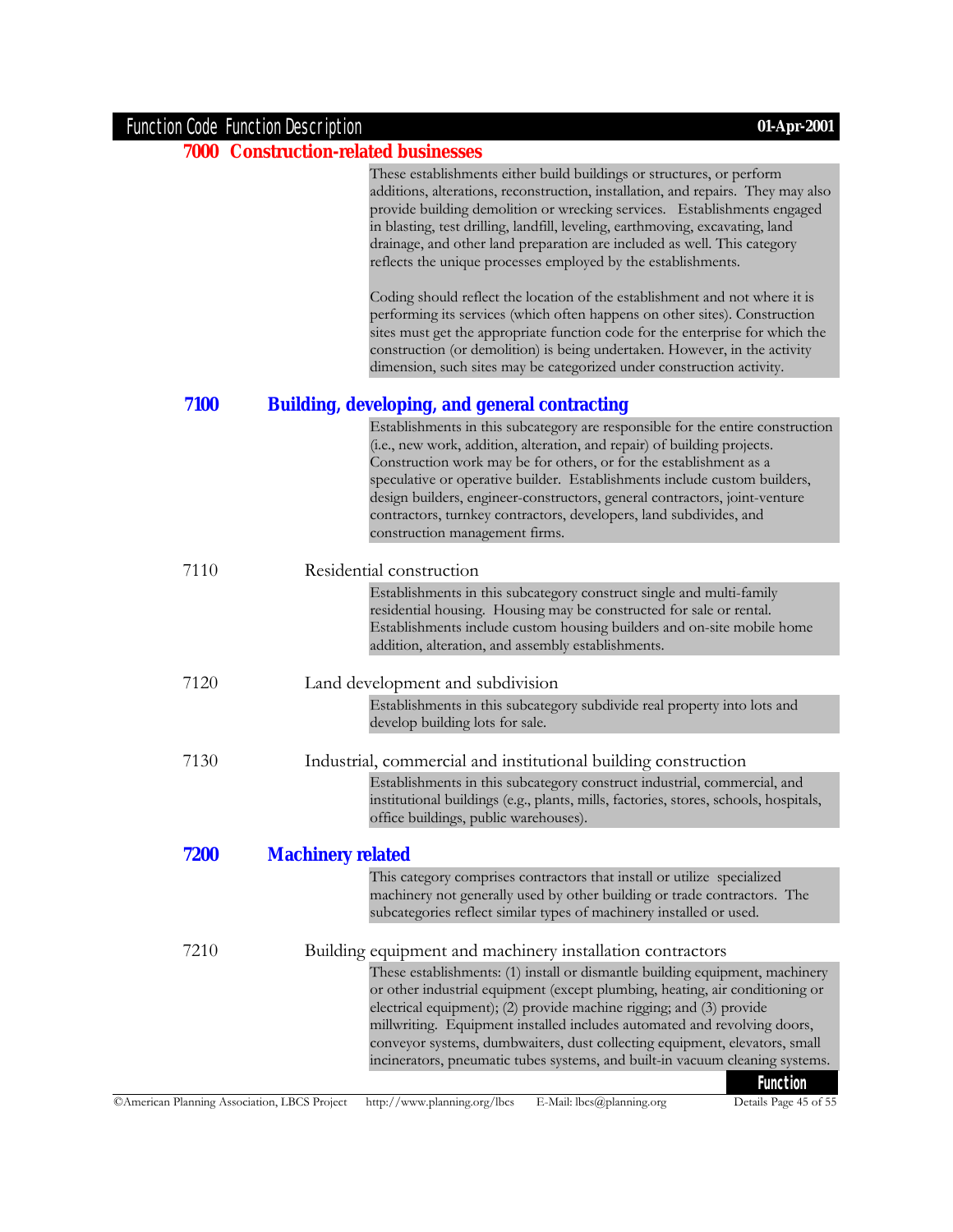## 7000 Construction-related businesses

These establishments either build buildings or structures, or perform additions, alterations, reconstruction, installation, and repairs. They may also provide building demolition or wrecking services. Establishments engaged in blasting, test drilling, landfill, leveling, earthmoving, excavating, land drainage, and other land preparation are included as well. This category reflects the unique processes employed by the establishments.

Coding should reflect the location of the establishment and not where it is performing its services (which often happens on other sites). Construction sites must get the appropriate function code for the enterprise for which the construction (or demolition) is being undertaken. However, in the activity dimension, such sites may be categorized under construction activity.

### 7100 Building, developing, and general contracting

Establishments in this subcategory are responsible for the entire construction (i.e., new work, addition, alteration, and repair) of building projects. Construction work may be for others, or for the establishment as a speculative or operative builder. Establishments include custom builders, design builders, engineer-constructors, general contractors, joint-venture contractors, turnkey contractors, developers, land subdivides, and construction management firms.

#### 7110 Residential construction

Establishments in this subcategory construct single and multi-family residential housing. Housing may be constructed for sale or rental. Establishments include custom housing builders and on-site mobile home addition, alteration, and assembly establishments.

#### 7120 Land development and subdivision

Establishments in this subcategory subdivide real property into lots and develop building lots for sale.

#### 7130 Industrial, commercial and institutional building construction

Establishments in this subcategory construct industrial, commercial, and institutional buildings (e.g., plants, mills, factories, stores, schools, hospitals, office buildings, public warehouses).

### 7200 Machinery related

This category comprises contractors that install or utilize specialized machinery not generally used by other building or trade contractors. The subcategories reflect similar types of machinery installed or used.

#### 7210 Building equipment and machinery installation contractors

These establishments: (1) install or dismantle building equipment, machinery or other industrial equipment (except plumbing, heating, air conditioning or electrical equipment); (2) provide machine rigging; and (3) provide millwriting. Equipment installed includes automated and revolving doors, conveyor systems, dumbwaiters, dust collecting equipment, elevators, small incinerators, pneumatic tubes systems, and built-in vacuum cleaning systems.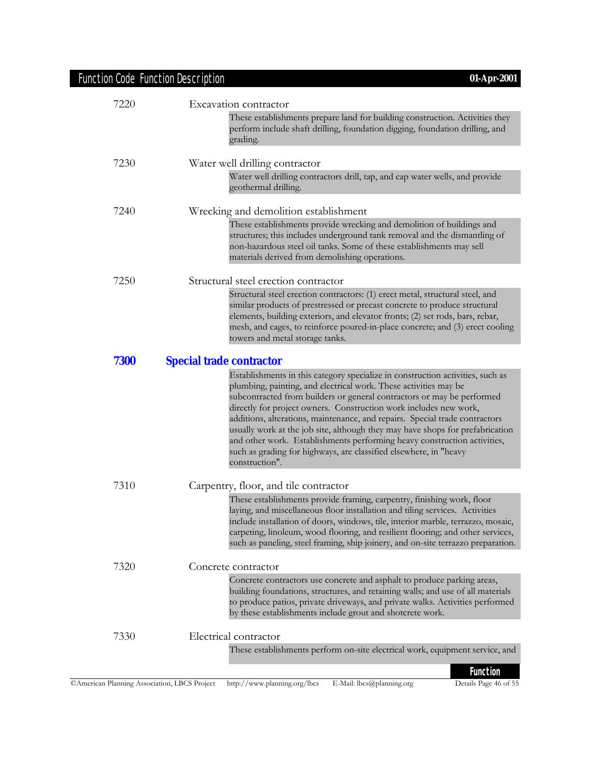7220 Excavation contractor

These establishments prepare land for building construction. Activities they perform include shaft drilling, foundation digging, foundation drilling, and grading.

7230 Water well drilling contractor

Water well drilling contractors drill, tap, and cap water wells, and provide geothermal drilling.

7240 Wrecking and demolition establishment

These establishments provide wrecking and demolition of buildings and structures; this includes underground tank removal and the dismantling of non-hazardous steel oil tanks. Some of these establishments may sell materials derived from demolishing operations.

7250 Structural steel erection contractor

Structural steel erection contractors: (1) erect metal, structural steel, and similar products of prestressed or precast concrete to produce structural elements, building exteriors, and elevator fronts; (2) set rods, bars, rebar, mesh, and cages, to reinforce poured-in-place concrete; and (3) erect cooling towers and metal storage tanks.

## 7300 Special trade contractor

Establishments in this category specialize in construction activities, such as plumbing, painting, and electrical work. These activities may be subcontracted from builders or general contractors or may be performed directly for project owners. Construction work includes new work, additions, alterations, maintenance, and repairs. Special trade contractors usually work at the job site, although they may have shops for prefabrication and other work. Establishments performing heavy construction activities, such as grading for highways, are classified elsewhere, in "heavy construction".

7310 Carpentry, floor, and tile contractor

These establishments provide framing, carpentry, finishing work, floor laying, and miscellaneous floor installation and tiling services. Activities include installation of doors, windows, tile, interior marble, terrazzo, mosaic, carpeting, linoleum, wood flooring, and resilient flooring; and other services, such as paneling, steel framing, ship joinery, and on-site terrazzo preparation.

7320 Concrete contractor

Concrete contractors use concrete and asphalt to produce parking areas, building foundations, structures, and retaining walls; and use of all materials to produce patios, private driveways, and private walks. Activities performed by these establishments include grout and shotcrete work.

7330 Electrical contractor

These establishments perform on-site electrical work, equipment service, and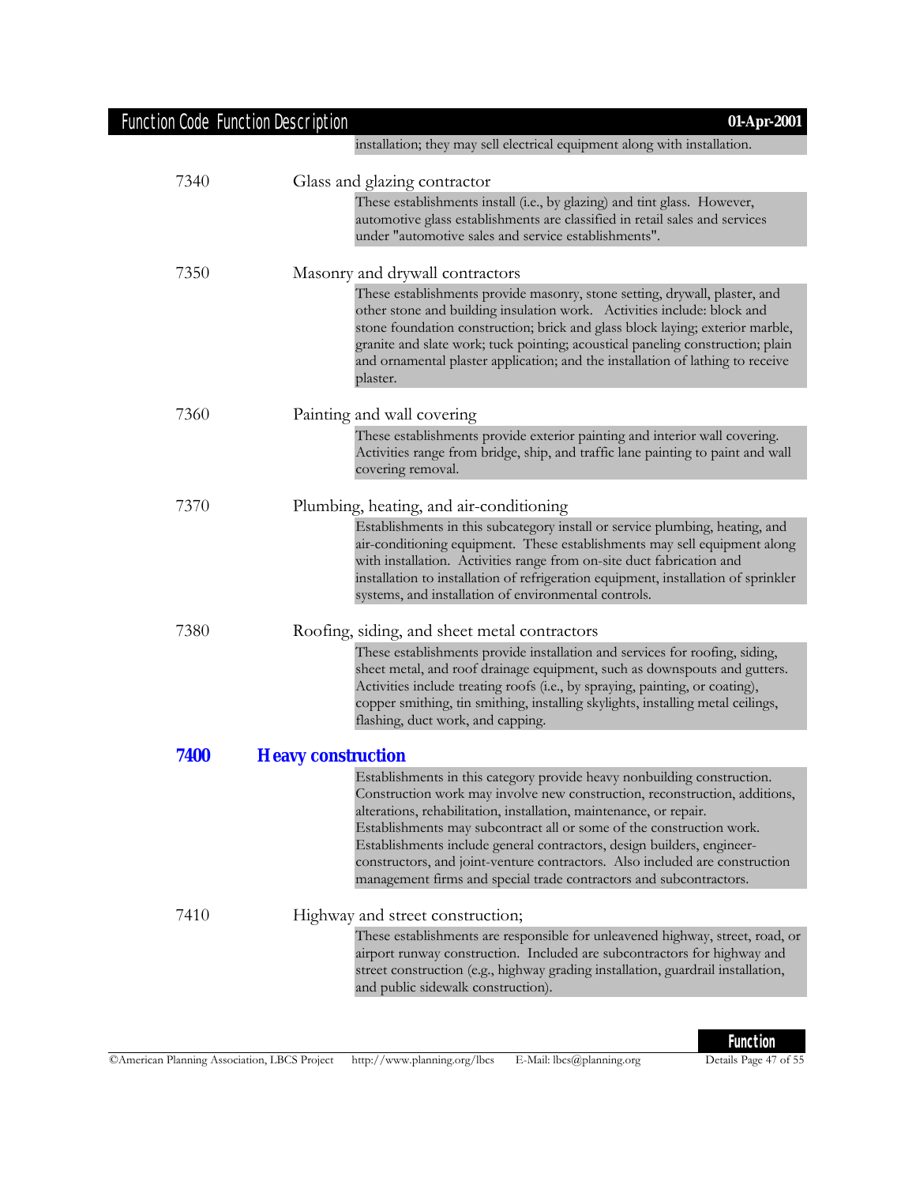installation; they may sell electrical equipment along with installation.

7340 Glass and glazing contractor

These establishments install (i.e., by glazing) and tint glass. However, automotive glass establishments are classified in retail sales and services under "automotive sales and service establishments".

7350 Masonry and drywall contractors

These establishments provide masonry, stone setting, drywall, plaster, and other stone and building insulation work. Activities include: block and stone foundation construction; brick and glass block laying; exterior marble, granite and slate work; tuck pointing; acoustical paneling construction; plain and ornamental plaster application; and the installation of lathing to receive plaster.

7360 Painting and wall covering

These establishments provide exterior painting and interior wall covering. Activities range from bridge, ship, and traffic lane painting to paint and wall covering removal.

7370 Plumbing, heating, and air-conditioning

Establishments in this subcategory install or service plumbing, heating, and air-conditioning equipment. These establishments may sell equipment along with installation. Activities range from on-site duct fabrication and installation to installation of refrigeration equipment, installation of sprinkler systems, and installation of environmental controls.

7380 Roofing, siding, and sheet metal contractors

These establishments provide installation and services for roofing, siding, sheet metal, and roof drainage equipment, such as downspouts and gutters. Activities include treating roofs (i.e., by spraying, painting, or coating), copper smithing, tin smithing, installing skylights, installing metal ceilings, flashing, duct work, and capping.

## 7400 Heavy construction

Establishments in this category provide heavy nonbuilding construction. Construction work may involve new construction, reconstruction, additions, alterations, rehabilitation, installation, maintenance, or repair. Establishments may subcontract all or some of the construction work. Establishments include general contractors, design builders, engineer-constructors, and joint-venture contractors. Also included are construction management firms and special trade contractors and subcontractors.

7410 Highway and street construction;

These establishments are responsible for unleavened highway, street, road, or airport runway construction. Included are subcontractors for highway and street construction (e.g., highway grading installation, guardrail installation, and public sidewalk construction).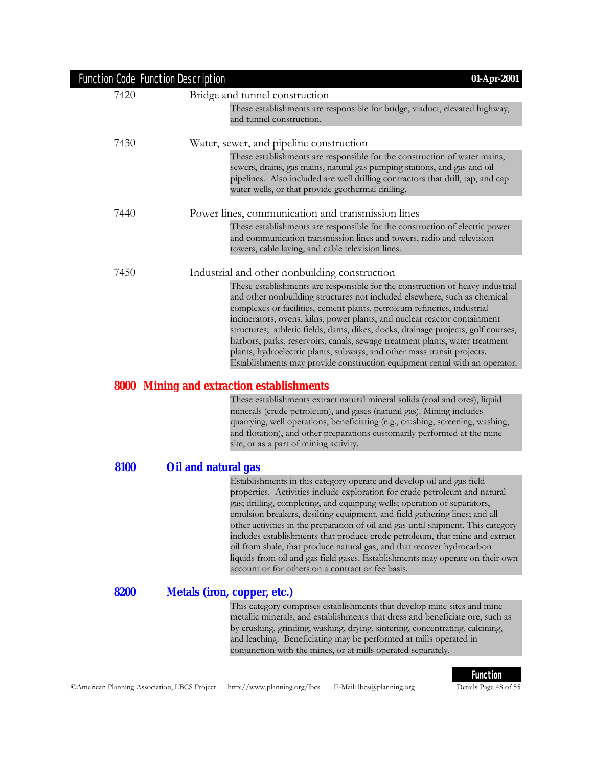| Function Code | Function Description |
| --- | --- |

**7420** Bridge and tunnel construction

These establishments are responsible for bridge, viaduct, elevated highway, and tunnel construction.

**7430** Water, sewer, and pipeline construction

These establishments are responsible for the construction of water mains, sewers, drains, gas mains, natural gas pumping stations, and gas and oil pipelines. Also included are well drilling contractors that drill, tap, and cap water wells, or that provide geothermal drilling.

**7440** Power lines, communication and transmission lines

These establishments are responsible for the construction of electric power and communication transmission lines and towers, radio and television towers, cable laying, and cable television lines.

**7450** Industrial and other nonbuilding construction

These establishments are responsible for the construction of heavy industrial and other nonbuilding structures not included elsewhere, such as chemical complexes or facilities, cement plants, petroleum refineries, industrial incinerators, ovens, kilns, power plants, and nuclear reactor containment structures; athletic fields, dams, dikes, docks, drainage projects, golf courses, harbors, parks, reservoirs, canals, sewage treatment plants, water treatment plants, hydroelectric plants, subways, and other mass transit projects. Establishments may provide construction equipment rental with an operator.

## 8000 Mining and extraction establishments

These establishments extract natural mineral solids (coal and ores), liquid minerals (crude petroleum), and gases (natural gas). Mining includes quarrying, well operations, beneficiating (e.g., crushing, screening, washing, and flotation), and other preparations customarily performed at the mine site, or as a part of mining activity.

### 8100 Oil and natural gas

Establishments in this category operate and develop oil and gas field properties. Activities include exploration for crude petroleum and natural gas; drilling, completing, and equipping wells; operation of separators, emulsion breakers, desilting equipment, and field gathering lines; and all other activities in the preparation of oil and gas until shipment. This category includes establishments that produce crude petroleum, that mine and extract oil from shale, that produce natural gas, and that recover hydrocarbon liquids from oil and gas field gases. Establishments may operate on their own account or for others on a contract or fee basis.

### 8200 Metals (iron, copper, etc.)

This category comprises establishments that develop mine sites and mine metallic minerals, and establishments that dress and beneficiate ore, such as by crushing, grinding, washing, drying, sintering, concentrating, calcining, and leaching. Beneficiating may be performed at mills operated in conjunction with the mines, or at mills operated separately.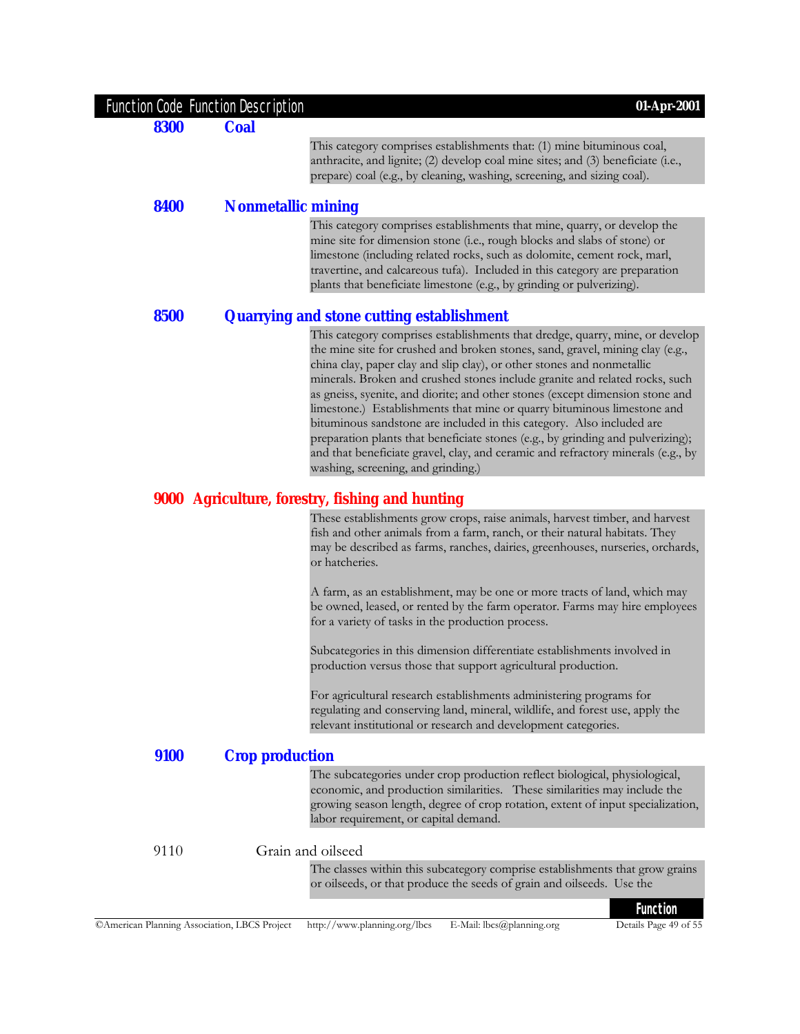## 8300 Coal

This category comprises establishments that: (1) mine bituminous coal, anthracite, and lignite; (2) develop coal mine sites; and (3) beneficiate (i.e., prepare) coal (e.g., by cleaning, washing, screening, and sizing coal).

## 8400 Nonmetallic mining

This category comprises establishments that mine, quarry, or develop the mine site for dimension stone (i.e., rough blocks and slabs of stone) or limestone (including related rocks, such as dolomite, cement rock, marl, travertine, and calcareous tufa). Included in this category are preparation plants that beneficiate limestone (e.g., by grinding or pulverizing).

## 8500 Quarrying and stone cutting establishment

This category comprises establishments that dredge, quarry, mine, or develop the mine site for crushed and broken stones, sand, gravel, mining clay (e.g., china clay, paper clay and slip clay), or other stones and nonmetallic minerals. Broken and crushed stones include granite and related rocks, such as gneiss, syenite, and diorite; and other stones (except dimension stone and limestone.) Establishments that mine or quarry bituminous limestone and bituminous sandstone are included in this category. Also included are preparation plants that beneficiate stones (e.g., by grinding and pulverizing); and that beneficiate gravel, clay, and ceramic and refractory minerals (e.g., by washing, screening, and grinding.)

# 9000 Agriculture, forestry, fishing and hunting

These establishments grow crops, raise animals, harvest timber, and harvest fish and other animals from a farm, ranch, or their natural habitats. They may be described as farms, ranches, dairies, greenhouses, nurseries, orchards, or hatcheries.

A farm, as an establishment, may be one or more tracts of land, which may be owned, leased, or rented by the farm operator. Farms may hire employees for a variety of tasks in the production process.

Subcategories in this dimension differentiate establishments involved in production versus those that support agricultural production.

For agricultural research establishments administering programs for regulating and conserving land, mineral, wildlife, and forest use, apply the relevant institutional or research and development categories.

## 9100 Crop production

The subcategories under crop production reflect biological, physiological, economic, and production similarities. These similarities may include the growing season length, degree of crop rotation, extent of input specialization, labor requirement, or capital demand.

### 9110 Grain and oilseed

The classes within this subcategory comprise establishments that grow grains or oilseeds, or that produce the seeds of grain and oilseeds. Use the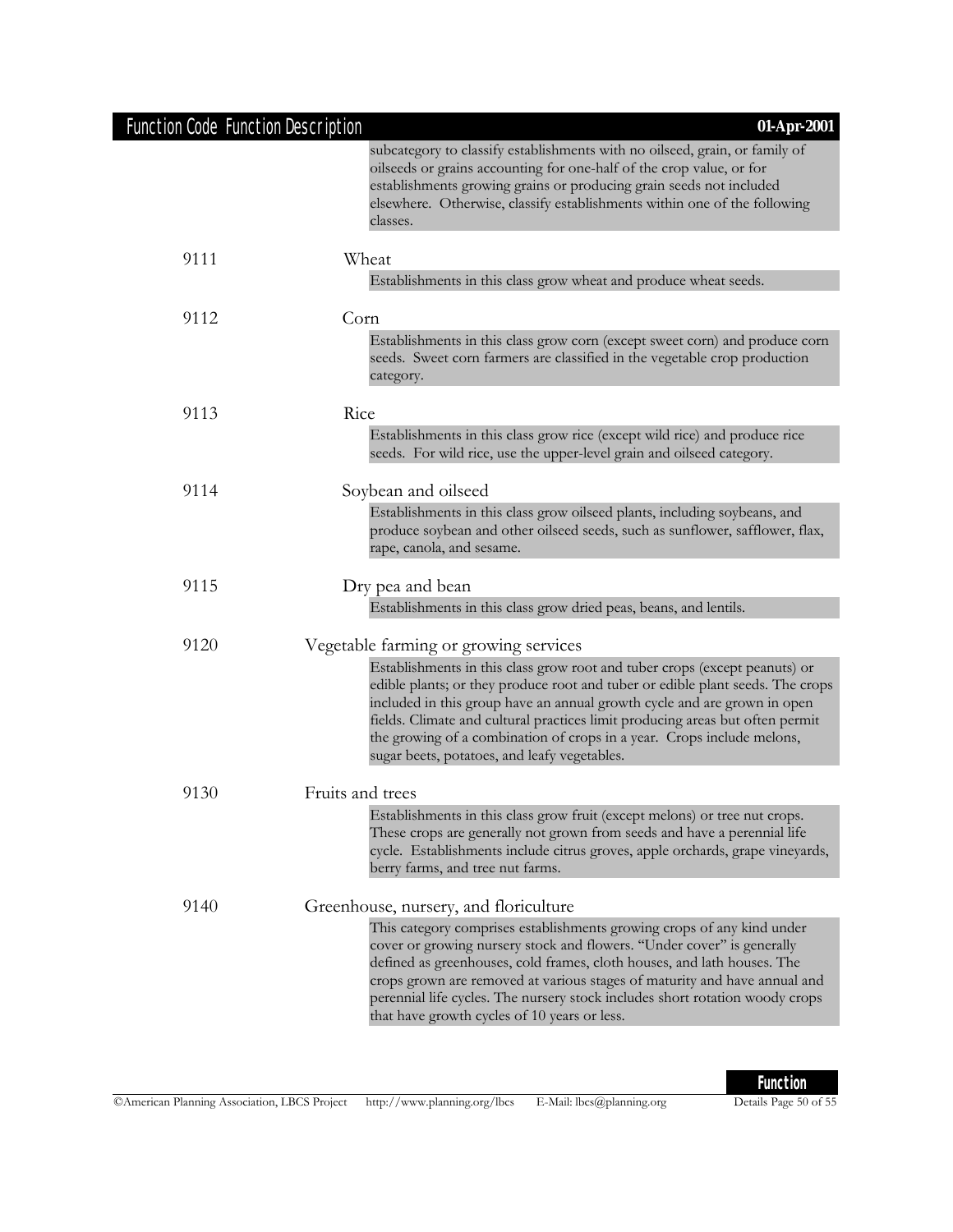subcategory to classify establishments with no oilseed, grain, or family of oilseeds or grains accounting for one-half of the crop value, or for establishments growing grains or producing grain seeds not included elsewhere. Otherwise, classify establishments within one of the following classes.

**9111** Wheat

Establishments in this class grow wheat and produce wheat seeds.

**9112** Corn

Establishments in this class grow corn (except sweet corn) and produce corn seeds. Sweet corn farmers are classified in the vegetable crop production category.

**9113** Rice

Establishments in this class grow rice (except wild rice) and produce rice seeds. For wild rice, use the upper-level grain and oilseed category.

**9114** Soybean and oilseed

Establishments in this class grow oilseed plants, including soybeans, and produce soybean and other oilseed seeds, such as sunflower, safflower, flax, rape, canola, and sesame.

**9115** Dry pea and bean

Establishments in this class grow dried peas, beans, and lentils.

**9120** Vegetable farming or growing services

Establishments in this class grow root and tuber crops (except peanuts) or edible plants; or they produce root and tuber or edible plant seeds. The crops included in this group have an annual growth cycle and are grown in open fields. Climate and cultural practices limit producing areas but often permit the growing of a combination of crops in a year. Crops include melons, sugar beets, potatoes, and leafy vegetables.

**9130** Fruits and trees

Establishments in this class grow fruit (except melons) or tree nut crops. These crops are generally not grown from seeds and have a perennial life cycle. Establishments include citrus groves, apple orchards, grape vineyards, berry farms, and tree nut farms.

**9140** Greenhouse, nursery, and floriculture

This category comprises establishments growing crops of any kind under cover or growing nursery stock and flowers. "Under cover" is generally defined as greenhouses, cold frames, cloth houses, and lath houses. The crops grown are removed at various stages of maturity and have annual and perennial life cycles. The nursery stock includes short rotation woody crops that have growth cycles of 10 years or less.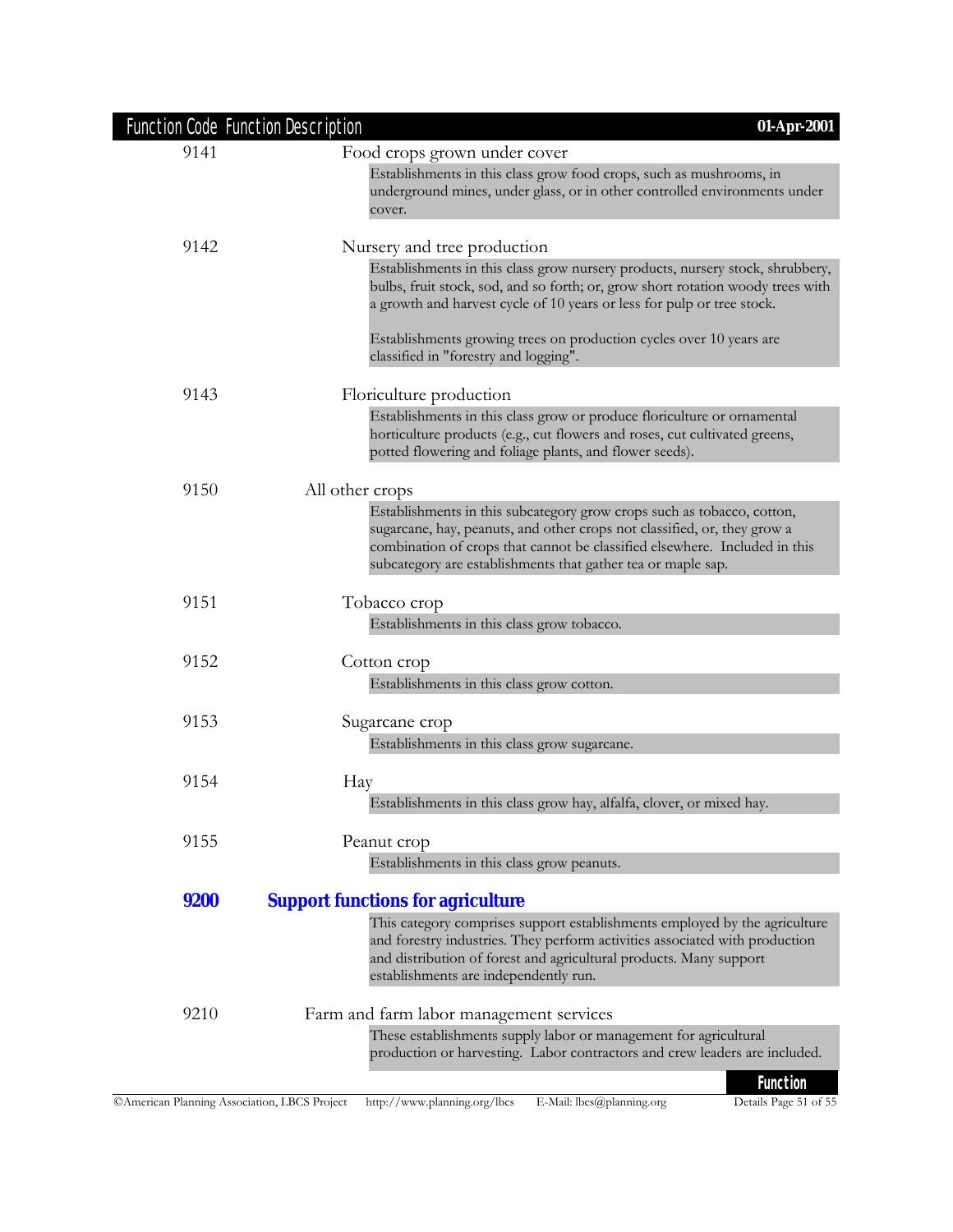| Function Code | Function Description |
|---|---|
| 9141 | Food crops grown under cover<br>Establishments in this class grow food crops, such as mushrooms, in underground mines, under glass, or in other controlled environments under cover. |
| 9142 | Nursery and tree production<br>Establishments in this class grow nursery products, nursery stock, shrubbery, bulbs, fruit stock, sod, and so forth; or, grow short rotation woody trees with a growth and harvest cycle of 10 years or less for pulp or tree stock.<br><br>Establishments growing trees on production cycles over 10 years are classified in "forestry and logging". |
| 9143 | Floriculture production<br>Establishments in this class grow or produce floriculture or ornamental horticulture products (e.g., cut flowers and roses, cut cultivated greens, potted flowering and foliage plants, and flower seeds). |
| 9150 | All other crops<br>Establishments in this subcategory grow crops such as tobacco, cotton, sugarcane, hay, peanuts, and other crops not classified, or, they grow a combination of crops that cannot be classified elsewhere. Included in this subcategory are establishments that gather tea or maple sap. |
| 9151 | Tobacco crop<br>Establishments in this class grow tobacco. |
| 9152 | Cotton crop<br>Establishments in this class grow cotton. |
| 9153 | Sugarcane crop<br>Establishments in this class grow sugarcane. |
| 9154 | Hay<br>Establishments in this class grow hay, alfalfa, clover, or mixed hay. |
| 9155 | Peanut crop<br>Establishments in this class grow peanuts. |
| **9200** | **Support functions for agriculture**<br>This category comprises support establishments employed by the agriculture and forestry industries. They perform activities associated with production and distribution of forest and agricultural products. Many support establishments are independently run. |
| 9210 | Farm and farm labor management services<br>These establishments supply labor or management for agricultural production or harvesting. Labor contractors and crew leaders are included. |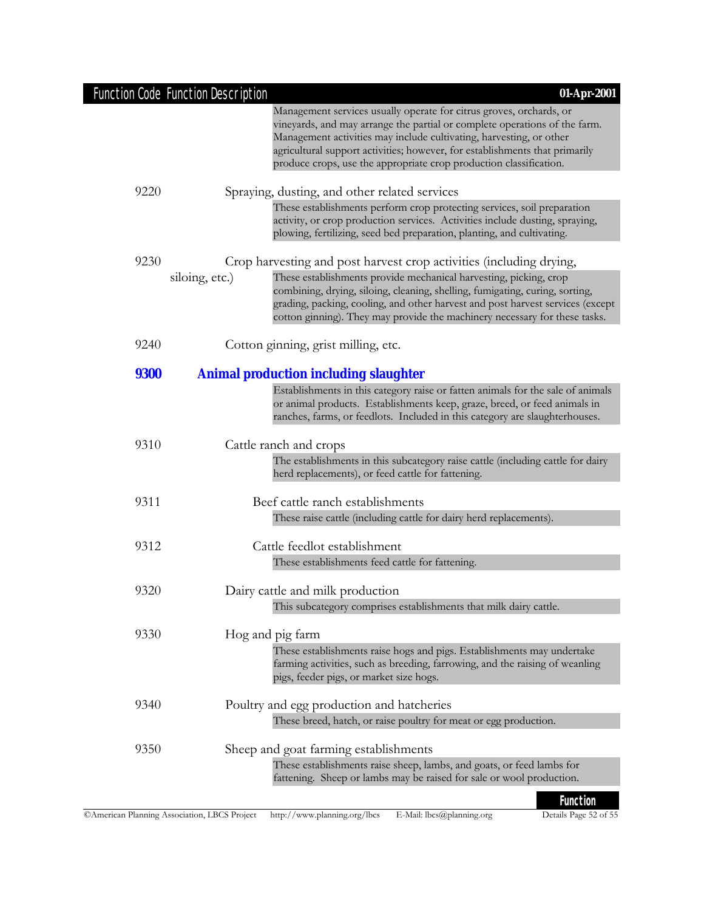Management services usually operate for citrus groves, orchards, or vineyards, and may arrange the partial or complete operations of the farm. Management activities may include cultivating, harvesting, or other agricultural support activities; however, for establishments that primarily produce crops, use the appropriate crop production classification.

9220 Spraying, dusting, and other related services

These establishments perform crop protecting services, soil preparation activity, or crop production services. Activities include dusting, spraying, plowing, fertilizing, seed bed preparation, planting, and cultivating.

9230 Crop harvesting and post harvest crop activities (including drying, siloing, etc.)

These establishments provide mechanical harvesting, picking, crop combining, drying, siloing, cleaning, shelling, fumigating, curing, sorting, grading, packing, cooling, and other harvest and post harvest services (except cotton ginning). They may provide the machinery necessary for these tasks.

9240 Cotton ginning, grist milling, etc.

## 9300 Animal production including slaughter

Establishments in this category raise or fatten animals for the sale of animals or animal products. Establishments keep, graze, breed, or feed animals in ranches, farms, or feedlots. Included in this category are slaughterhouses.

9310 Cattle ranch and crops

The establishments in this subcategory raise cattle (including cattle for dairy herd replacements), or feed cattle for fattening.

9311 Beef cattle ranch establishments

These raise cattle (including cattle for dairy herd replacements).

9312 Cattle feedlot establishment

These establishments feed cattle for fattening.

9320 Dairy cattle and milk production

This subcategory comprises establishments that milk dairy cattle.

9330 Hog and pig farm

These establishments raise hogs and pigs. Establishments may undertake farming activities, such as breeding, farrowing, and the raising of weanling pigs, feeder pigs, or market size hogs.

9340 Poultry and egg production and hatcheries

These breed, hatch, or raise poultry for meat or egg production.

9350 Sheep and goat farming establishments

These establishments raise sheep, lambs, and goats, or feed lambs for fattening. Sheep or lambs may be raised for sale or wool production.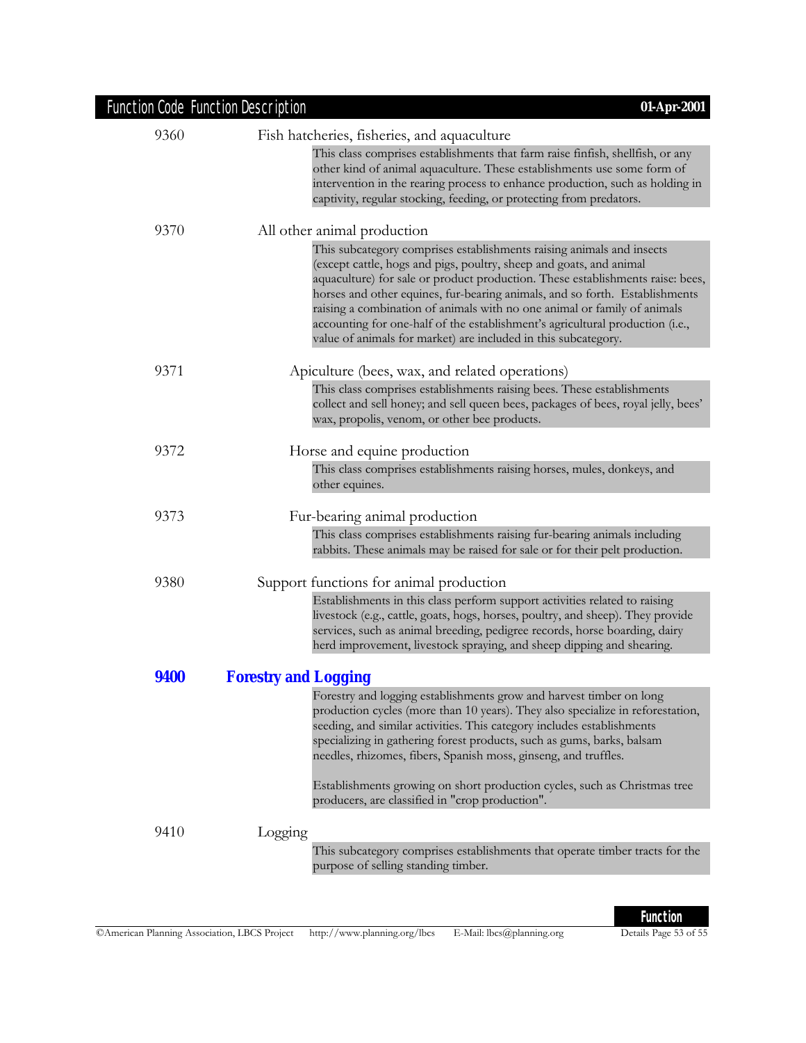| Function Code | Function Description |
|---|---|
| 9360 | Fish hatcheries, fisheries, and aquaculture |
| | This class comprises establishments that farm raise finfish, shellfish, or any other kind of animal aquaculture. These establishments use some form of intervention in the rearing process to enhance production, such as holding in captivity, regular stocking, feeding, or protecting from predators. |
| 9370 | All other animal production |
| | This subcategory comprises establishments raising animals and insects (except cattle, hogs and pigs, poultry, sheep and goats, and animal aquaculture) for sale or product production. These establishments raise: bees, horses and other equines, fur-bearing animals, and so forth. Establishments raising a combination of animals with no one animal or family of animals accounting for one-half of the establishment's agricultural production (i.e., value of animals for market) are included in this subcategory. |
| 9371 | Apiculture (bees, wax, and related operations) |
| | This class comprises establishments raising bees. These establishments collect and sell honey; and sell queen bees, packages of bees, royal jelly, bees' wax, propolis, venom, or other bee products. |
| 9372 | Horse and equine production |
| | This class comprises establishments raising horses, mules, donkeys, and other equines. |
| 9373 | Fur-bearing animal production |
| | This class comprises establishments raising fur-bearing animals including rabbits. These animals may be raised for sale or for their pelt production. |
| 9380 | Support functions for animal production |
| | Establishments in this class perform support activities related to raising livestock (e.g., cattle, goats, hogs, horses, poultry, and sheep). They provide services, such as animal breeding, pedigree records, horse boarding, dairy herd improvement, livestock spraying, and sheep dipping and shearing. |
| **9400** | **Forestry and Logging** |
| | Forestry and logging establishments grow and harvest timber on long production cycles (more than 10 years). They also specialize in reforestation, seeding, and similar activities. This category includes establishments specializing in gathering forest products, such as gums, barks, balsam needles, rhizomes, fibers, Spanish moss, ginseng, and truffles. <br><br> Establishments growing on short production cycles, such as Christmas tree producers, are classified in "crop production". |
| 9410 | Logging |
| | This subcategory comprises establishments that operate timber tracts for the purpose of selling standing timber. |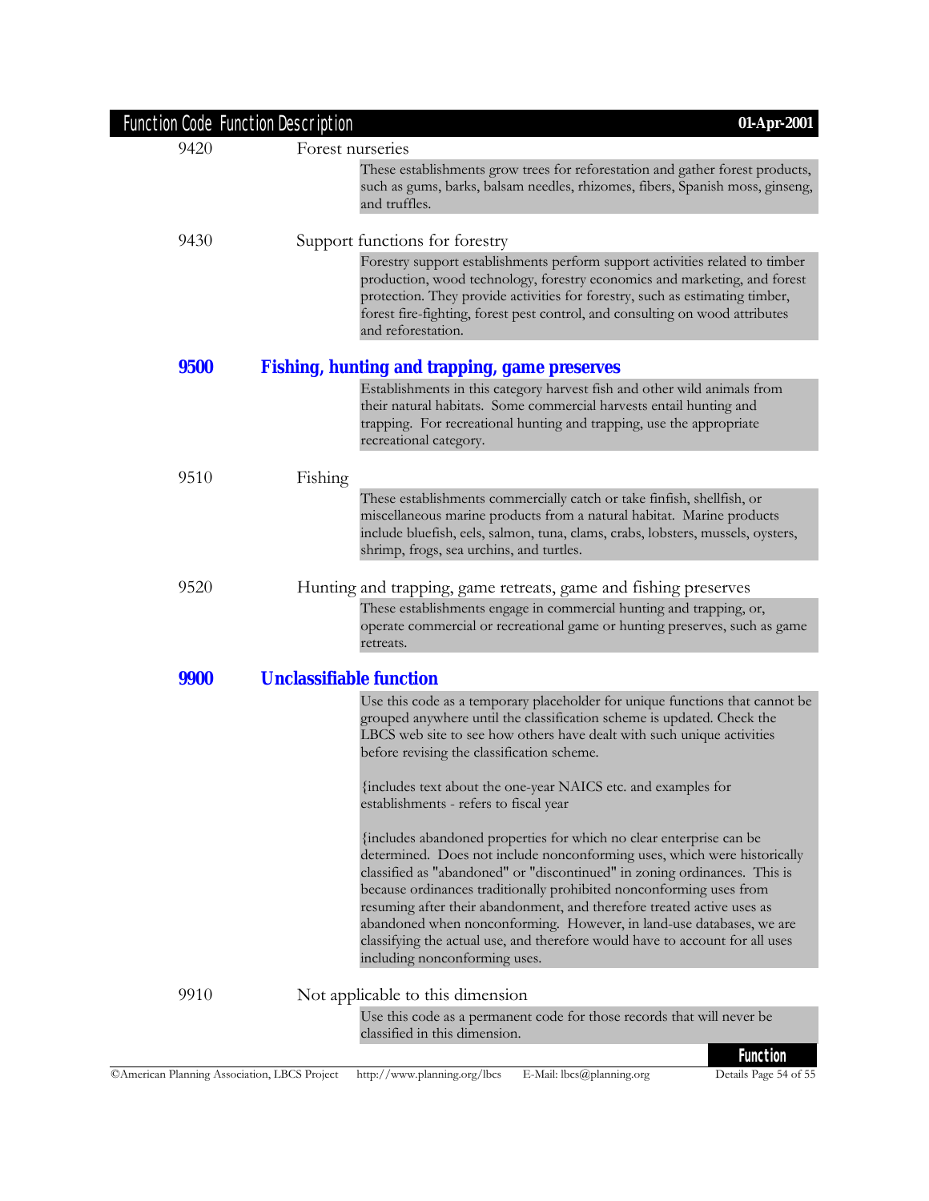| Function Code | Function Description |
|---|---|
| 9420 | Forest nurseries |

These establishments grow trees for reforestation and gather forest products, such as gums, barks, balsam needles, rhizomes, fibers, Spanish moss, ginseng, and truffles.

9430 Support functions for forestry

Forestry support establishments perform support activities related to timber production, wood technology, forestry economics and marketing, and forest protection. They provide activities for forestry, such as estimating timber, forest fire-fighting, forest pest control, and consulting on wood attributes and reforestation.

## 9500 Fishing, hunting and trapping, game preserves

Establishments in this category harvest fish and other wild animals from their natural habitats. Some commercial harvests entail hunting and trapping. For recreational hunting and trapping, use the appropriate recreational category.

9510 Fishing

These establishments commercially catch or take finfish, shellfish, or miscellaneous marine products from a natural habitat. Marine products include bluefish, eels, salmon, tuna, clams, crabs, lobsters, mussels, oysters, shrimp, frogs, sea urchins, and turtles.

9520 Hunting and trapping, game retreats, game and fishing preserves

These establishments engage in commercial hunting and trapping, or, operate commercial or recreational game or hunting preserves, such as game retreats.

## 9900 Unclassifiable function

Use this code as a temporary placeholder for unique functions that cannot be grouped anywhere until the classification scheme is updated. Check the LBCS web site to see how others have dealt with such unique activities before revising the classification scheme.

{includes text about the one-year NAICS etc. and examples for establishments - refers to fiscal year

{includes abandoned properties for which no clear enterprise can be determined. Does not include nonconforming uses, which were historically classified as "abandoned" or "discontinued" in zoning ordinances. This is because ordinances traditionally prohibited nonconforming uses from resuming after their abandonment, and therefore treated active uses as abandoned when nonconforming. However, in land-use databases, we are classifying the actual use, and therefore would have to account for all uses including nonconforming uses.

9910 Not applicable to this dimension

Use this code as a permanent code for those records that will never be classified in this dimension.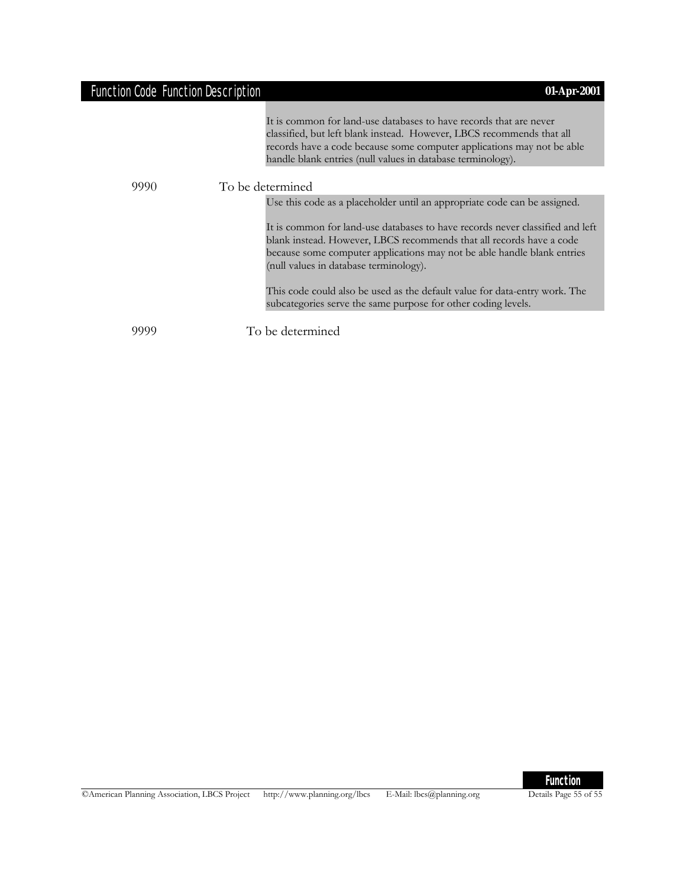It is common for land-use databases to have records that are never classified, but left blank instead. However, LBCS recommends that all records have a code because some computer applications may not be able handle blank entries (null values in database terminology).

9990 To be determined

Use this code as a placeholder until an appropriate code can be assigned.

It is common for land-use databases to have records never classified and left blank instead. However, LBCS recommends that all records have a code because some computer applications may not be able handle blank entries (null values in database terminology).

This code could also be used as the default value for data-entry work. The subcategories serve the same purpose for other coding levels.

9999 To be determined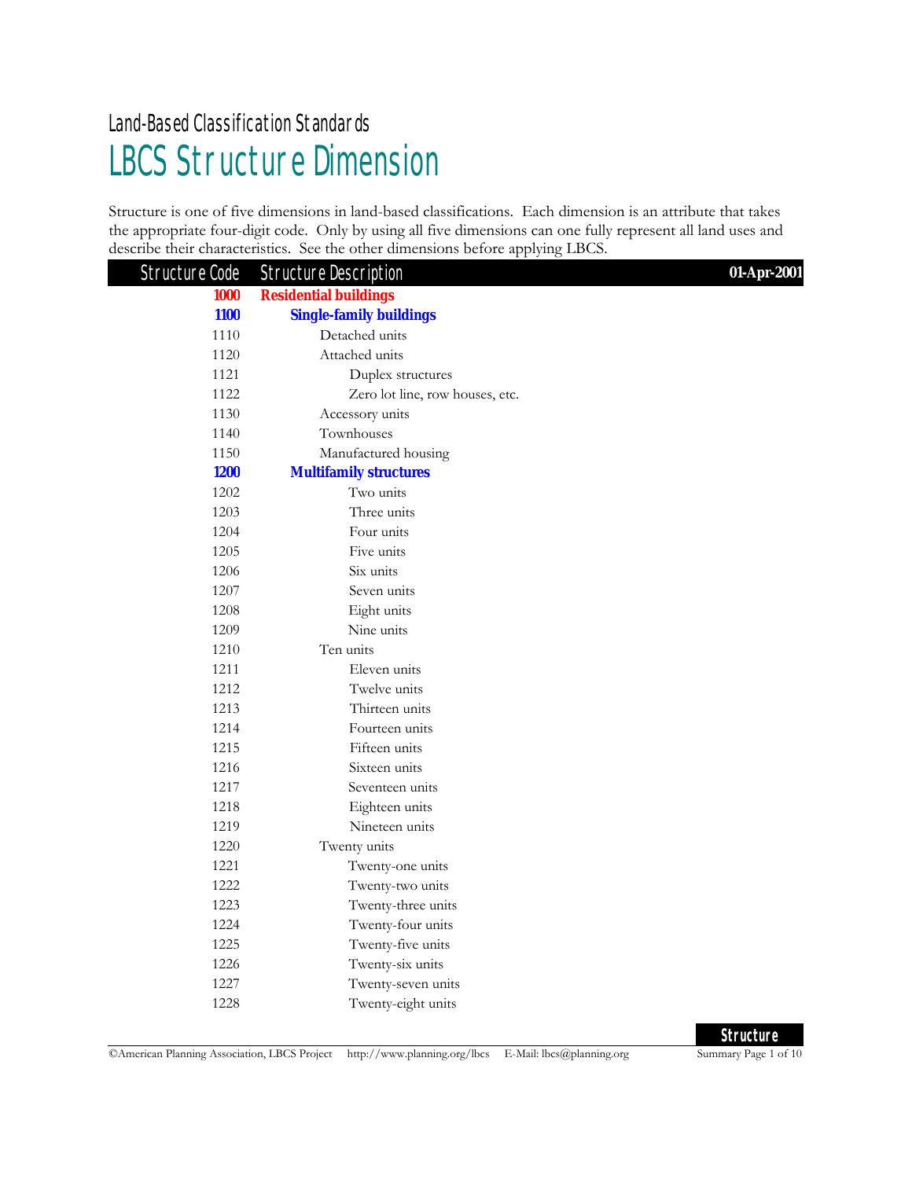Land-Based Classification Standards

# LBCS Structure Dimension

Structure is one of five dimensions in land-based classifications. Each dimension is an attribute that takes the appropriate four-digit code. Only by using all five dimensions can one fully represent all land uses and describe their characteristics. See the other dimensions before applying LBCS.

| Structure Code | Structure Description | 01-Apr-2001 |
|---|---|---|
| **1000** | **Residential buildings** | |
| **1100** | **Single-family buildings** | |
| 1110 | Detached units | |
| 1120 | Attached units | |
| 1121 | Duplex structures | |
| 1122 | Zero lot line, row houses, etc. | |
| 1130 | Accessory units | |
| 1140 | Townhouses | |
| 1150 | Manufactured housing | |
| **1200** | **Multifamily structures** | |
| 1202 | Two units | |
| 1203 | Three units | |
| 1204 | Four units | |
| 1205 | Five units | |
| 1206 | Six units | |
| 1207 | Seven units | |
| 1208 | Eight units | |
| 1209 | Nine units | |
| 1210 | Ten units | |
| 1211 | Eleven units | |
| 1212 | Twelve units | |
| 1213 | Thirteen units | |
| 1214 | Fourteen units | |
| 1215 | Fifteen units | |
| 1216 | Sixteen units | |
| 1217 | Seventeen units | |
| 1218 | Eighteen units | |
| 1219 | Nineteen units | |
| 1220 | Twenty units | |
| 1221 | Twenty-one units | |
| 1222 | Twenty-two units | |
| 1223 | Twenty-three units | |
| 1224 | Twenty-four units | |
| 1225 | Twenty-five units | |
| 1226 | Twenty-six units | |
| 1227 | Twenty-seven units | |
| 1228 | Twenty-eight units | |

©American Planning Association, LBCS Project http://www.planning.org/lbcs E-Mail: lbcs@planning.org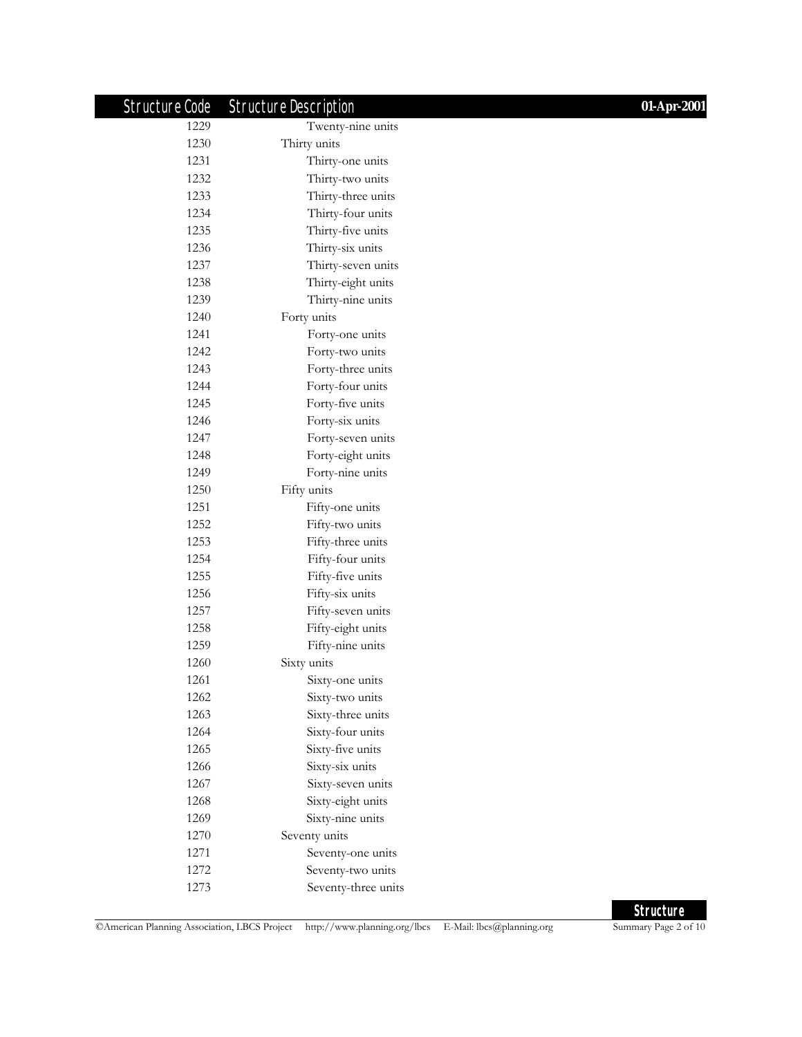| Structure Code | Structure Description |
| --- | --- |
| 1229 | Twenty-nine units |
| 1230 | Thirty units |
| 1231 | Thirty-one units |
| 1232 | Thirty-two units |
| 1233 | Thirty-three units |
| 1234 | Thirty-four units |
| 1235 | Thirty-five units |
| 1236 | Thirty-six units |
| 1237 | Thirty-seven units |
| 1238 | Thirty-eight units |
| 1239 | Thirty-nine units |
| 1240 | Forty units |
| 1241 | Forty-one units |
| 1242 | Forty-two units |
| 1243 | Forty-three units |
| 1244 | Forty-four units |
| 1245 | Forty-five units |
| 1246 | Forty-six units |
| 1247 | Forty-seven units |
| 1248 | Forty-eight units |
| 1249 | Forty-nine units |
| 1250 | Fifty units |
| 1251 | Fifty-one units |
| 1252 | Fifty-two units |
| 1253 | Fifty-three units |
| 1254 | Fifty-four units |
| 1255 | Fifty-five units |
| 1256 | Fifty-six units |
| 1257 | Fifty-seven units |
| 1258 | Fifty-eight units |
| 1259 | Fifty-nine units |
| 1260 | Sixty units |
| 1261 | Sixty-one units |
| 1262 | Sixty-two units |
| 1263 | Sixty-three units |
| 1264 | Sixty-four units |
| 1265 | Sixty-five units |
| 1266 | Sixty-six units |
| 1267 | Sixty-seven units |
| 1268 | Sixty-eight units |
| 1269 | Sixty-nine units |
| 1270 | Seventy units |
| 1271 | Seventy-one units |
| 1272 | Seventy-two units |
| 1273 | Seventy-three units |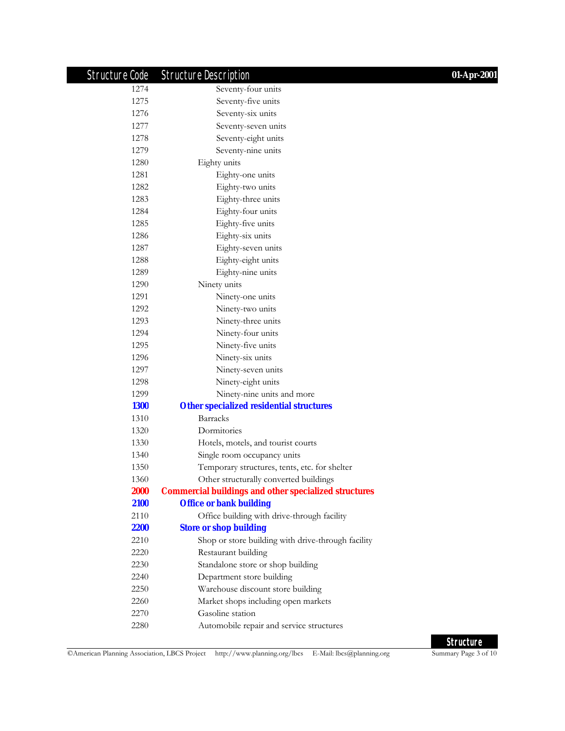| Structure Code | Structure Description |
|---|---|
| 1274 | Seventy-four units |
| 1275 | Seventy-five units |
| 1276 | Seventy-six units |
| 1277 | Seventy-seven units |
| 1278 | Seventy-eight units |
| 1279 | Seventy-nine units |
| 1280 | Eighty units |
| 1281 | Eighty-one units |
| 1282 | Eighty-two units |
| 1283 | Eighty-three units |
| 1284 | Eighty-four units |
| 1285 | Eighty-five units |
| 1286 | Eighty-six units |
| 1287 | Eighty-seven units |
| 1288 | Eighty-eight units |
| 1289 | Eighty-nine units |
| 1290 | Ninety units |
| 1291 | Ninety-one units |
| 1292 | Ninety-two units |
| 1293 | Ninety-three units |
| 1294 | Ninety-four units |
| 1295 | Ninety-five units |
| 1296 | Ninety-six units |
| 1297 | Ninety-seven units |
| 1298 | Ninety-eight units |
| 1299 | Ninety-nine units and more |
| **1300** | **Other specialized residential structures** |
| 1310 | Barracks |
| 1320 | Dormitories |
| 1330 | Hotels, motels, and tourist courts |
| 1340 | Single room occupancy units |
| 1350 | Temporary structures, tents, etc. for shelter |
| 1360 | Other structurally converted buildings |
| **2000** | **Commercial buildings and other specialized structures** |
| **2100** | **Office or bank building** |
| 2110 | Office building with drive-through facility |
| **2200** | **Store or shop building** |
| 2210 | Shop or store building with drive-through facility |
| 2220 | Restaurant building |
| 2230 | Standalone store or shop building |
| 2240 | Department store building |
| 2250 | Warehouse discount store building |
| 2260 | Market shops including open markets |
| 2270 | Gasoline station |
| 2280 | Automobile repair and service structures |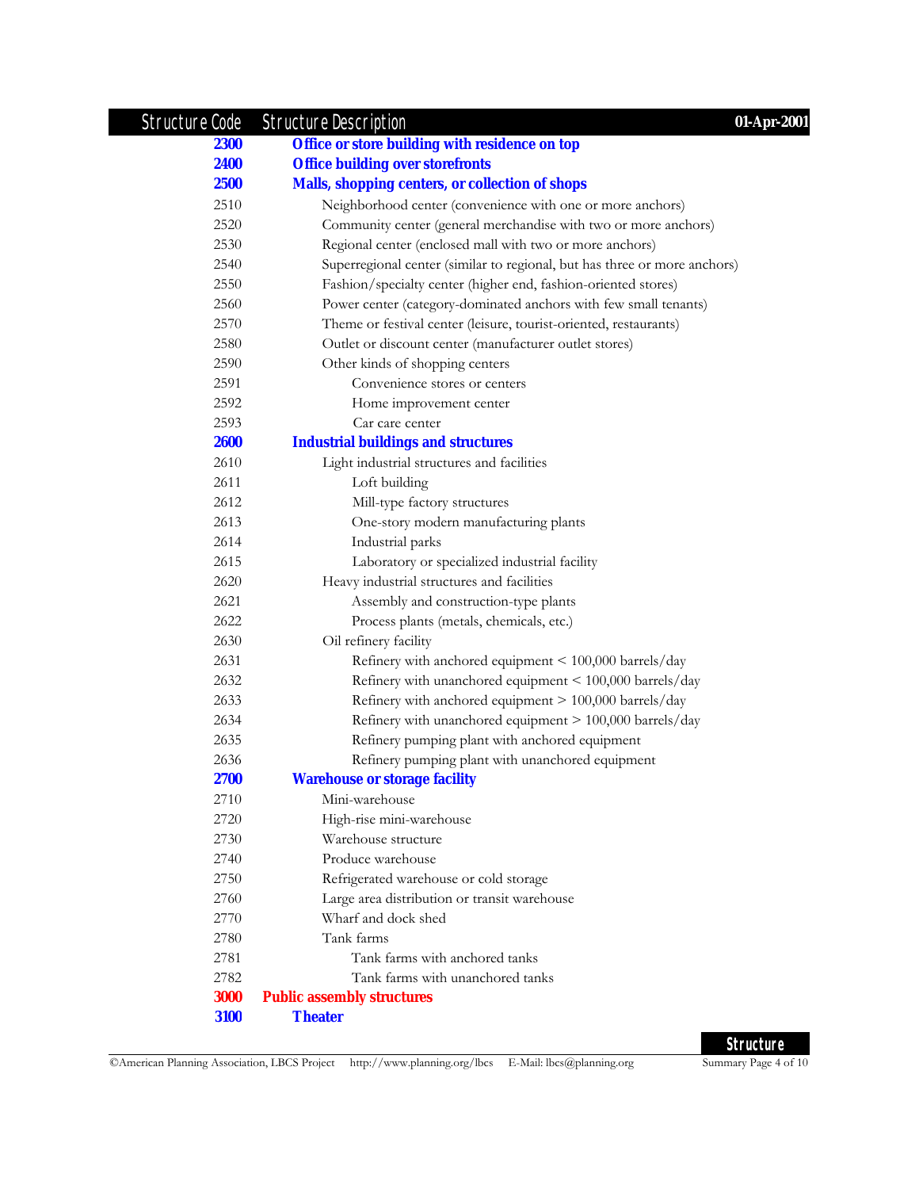| Structure Code | Structure Description | 01-Apr-2001 |
|---|---|---|
| **2300** | **Office or store building with residence on top** | |
| **2400** | **Office building over storefronts** | |
| **2500** | **Malls, shopping centers, or collection of shops** | |
| 2510 | Neighborhood center (convenience with one or more anchors) | |
| 2520 | Community center (general merchandise with two or more anchors) | |
| 2530 | Regional center (enclosed mall with two or more anchors) | |
| 2540 | Superregional center (similar to regional, but has three or more anchors) | |
| 2550 | Fashion/specialty center (higher end, fashion-oriented stores) | |
| 2560 | Power center (category-dominated anchors with few small tenants) | |
| 2570 | Theme or festival center (leisure, tourist-oriented, restaurants) | |
| 2580 | Outlet or discount center (manufacturer outlet stores) | |
| 2590 | Other kinds of shopping centers | |
| 2591 | Convenience stores or centers | |
| 2592 | Home improvement center | |
| 2593 | Car care center | |
| **2600** | **Industrial buildings and structures** | |
| 2610 | Light industrial structures and facilities | |
| 2611 | Loft building | |
| 2612 | Mill-type factory structures | |
| 2613 | One-story modern manufacturing plants | |
| 2614 | Industrial parks | |
| 2615 | Laboratory or specialized industrial facility | |
| 2620 | Heavy industrial structures and facilities | |
| 2621 | Assembly and construction-type plants | |
| 2622 | Process plants (metals, chemicals, etc.) | |
| 2630 | Oil refinery facility | |
| 2631 | Refinery with anchored equipment < 100,000 barrels/day | |
| 2632 | Refinery with unanchored equipment < 100,000 barrels/day | |
| 2633 | Refinery with anchored equipment > 100,000 barrels/day | |
| 2634 | Refinery with unanchored equipment > 100,000 barrels/day | |
| 2635 | Refinery pumping plant with anchored equipment | |
| 2636 | Refinery pumping plant with unanchored equipment | |
| **2700** | **Warehouse or storage facility** | |
| 2710 | Mini-warehouse | |
| 2720 | High-rise mini-warehouse | |
| 2730 | Warehouse structure | |
| 2740 | Produce warehouse | |
| 2750 | Refrigerated warehouse or cold storage | |
| 2760 | Large area distribution or transit warehouse | |
| 2770 | Wharf and dock shed | |
| 2780 | Tank farms | |
| 2781 | Tank farms with anchored tanks | |
| 2782 | Tank farms with unanchored tanks | |
| **3000** | **Public assembly structures** | |
| **3100** | **Theater** | |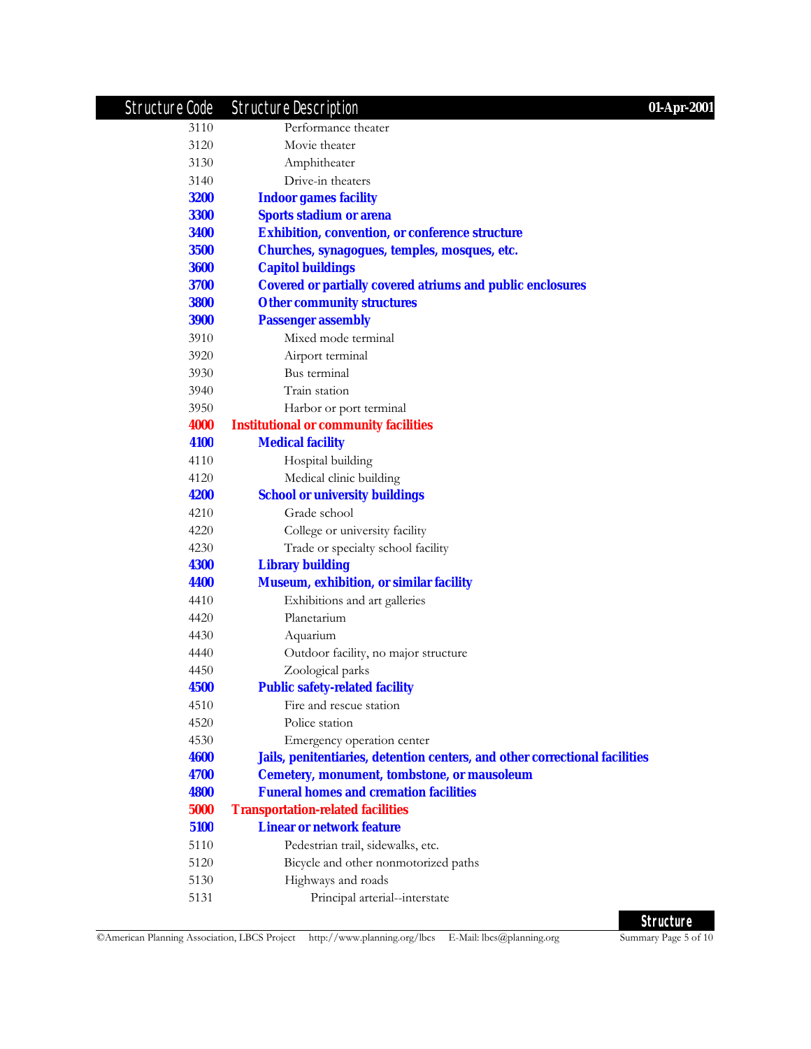| Structure Code | Structure Description | 01-Apr-2001 |
|---|---|---|
| 3110 | Performance theater | |
| 3120 | Movie theater | |
| 3130 | Amphitheater | |
| 3140 | Drive-in theaters | |
| **3200** | **Indoor games facility** | |
| **3300** | **Sports stadium or arena** | |
| **3400** | **Exhibition, convention, or conference structure** | |
| **3500** | **Churches, synagogues, temples, mosques, etc.** | |
| **3600** | **Capitol buildings** | |
| **3700** | **Covered or partially covered atriums and public enclosures** | |
| **3800** | **Other community structures** | |
| **3900** | **Passenger assembly** | |
| 3910 | Mixed mode terminal | |
| 3920 | Airport terminal | |
| 3930 | Bus terminal | |
| 3940 | Train station | |
| 3950 | Harbor or port terminal | |
| **4000** | **Institutional or community facilities** | |
| **4100** | **Medical facility** | |
| 4110 | Hospital building | |
| 4120 | Medical clinic building | |
| **4200** | **School or university buildings** | |
| 4210 | Grade school | |
| 4220 | College or university facility | |
| 4230 | Trade or specialty school facility | |
| **4300** | **Library building** | |
| **4400** | **Museum, exhibition, or similar facility** | |
| 4410 | Exhibitions and art galleries | |
| 4420 | Planetarium | |
| 4430 | Aquarium | |
| 4440 | Outdoor facility, no major structure | |
| 4450 | Zoological parks | |
| **4500** | **Public safety-related facility** | |
| 4510 | Fire and rescue station | |
| 4520 | Police station | |
| 4530 | Emergency operation center | |
| **4600** | **Jails, penitentiaries, detention centers, and other correctional facilities** | |
| **4700** | **Cemetery, monument, tombstone, or mausoleum** | |
| **4800** | **Funeral homes and cremation facilities** | |
| **5000** | **Transportation-related facilities** | |
| **5100** | **Linear or network feature** | |
| 5110 | Pedestrian trail, sidewalks, etc. | |
| 5120 | Bicycle and other nonmotorized paths | |
| 5130 | Highways and roads | |
| 5131 | Principal arterial--interstate | |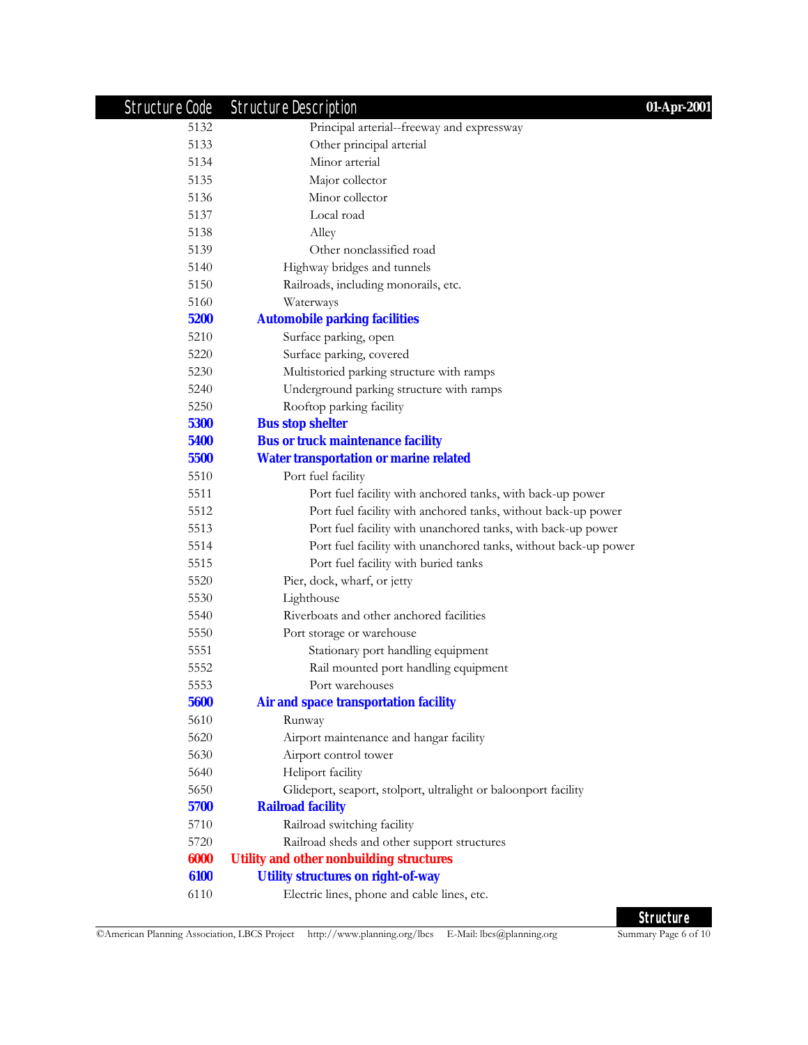| Structure Code | Structure Description |
|---|---|
| 5132 | Principal arterial--freeway and expressway |
| 5133 | Other principal arterial |
| 5134 | Minor arterial |
| 5135 | Major collector |
| 5136 | Minor collector |
| 5137 | Local road |
| 5138 | Alley |
| 5139 | Other nonclassified road |
| 5140 | Highway bridges and tunnels |
| 5150 | Railroads, including monorails, etc. |
| 5160 | Waterways |
| **5200** | **Automobile parking facilities** |
| 5210 | Surface parking, open |
| 5220 | Surface parking, covered |
| 5230 | Multistoried parking structure with ramps |
| 5240 | Underground parking structure with ramps |
| 5250 | Rooftop parking facility |
| **5300** | **Bus stop shelter** |
| **5400** | **Bus or truck maintenance facility** |
| **5500** | **Water transportation or marine related** |
| 5510 | Port fuel facility |
| 5511 | Port fuel facility with anchored tanks, with back-up power |
| 5512 | Port fuel facility with anchored tanks, without back-up power |
| 5513 | Port fuel facility with unanchored tanks, with back-up power |
| 5514 | Port fuel facility with unanchored tanks, without back-up power |
| 5515 | Port fuel facility with buried tanks |
| 5520 | Pier, dock, wharf, or jetty |
| 5530 | Lighthouse |
| 5540 | Riverboats and other anchored facilities |
| 5550 | Port storage or warehouse |
| 5551 | Stationary port handling equipment |
| 5552 | Rail mounted port handling equipment |
| 5553 | Port warehouses |
| **5600** | **Air and space transportation facility** |
| 5610 | Runway |
| 5620 | Airport maintenance and hangar facility |
| 5630 | Airport control tower |
| 5640 | Heliport facility |
| 5650 | Glideport, seaport, stolport, ultralight or baloonport facility |
| **5700** | **Railroad facility** |
| 5710 | Railroad switching facility |
| 5720 | Railroad sheds and other support structures |
| **6000** | **Utility and other nonbuilding structures** |
| **6100** | **Utility structures on right-of-way** |
| 6110 | Electric lines, phone and cable lines, etc. |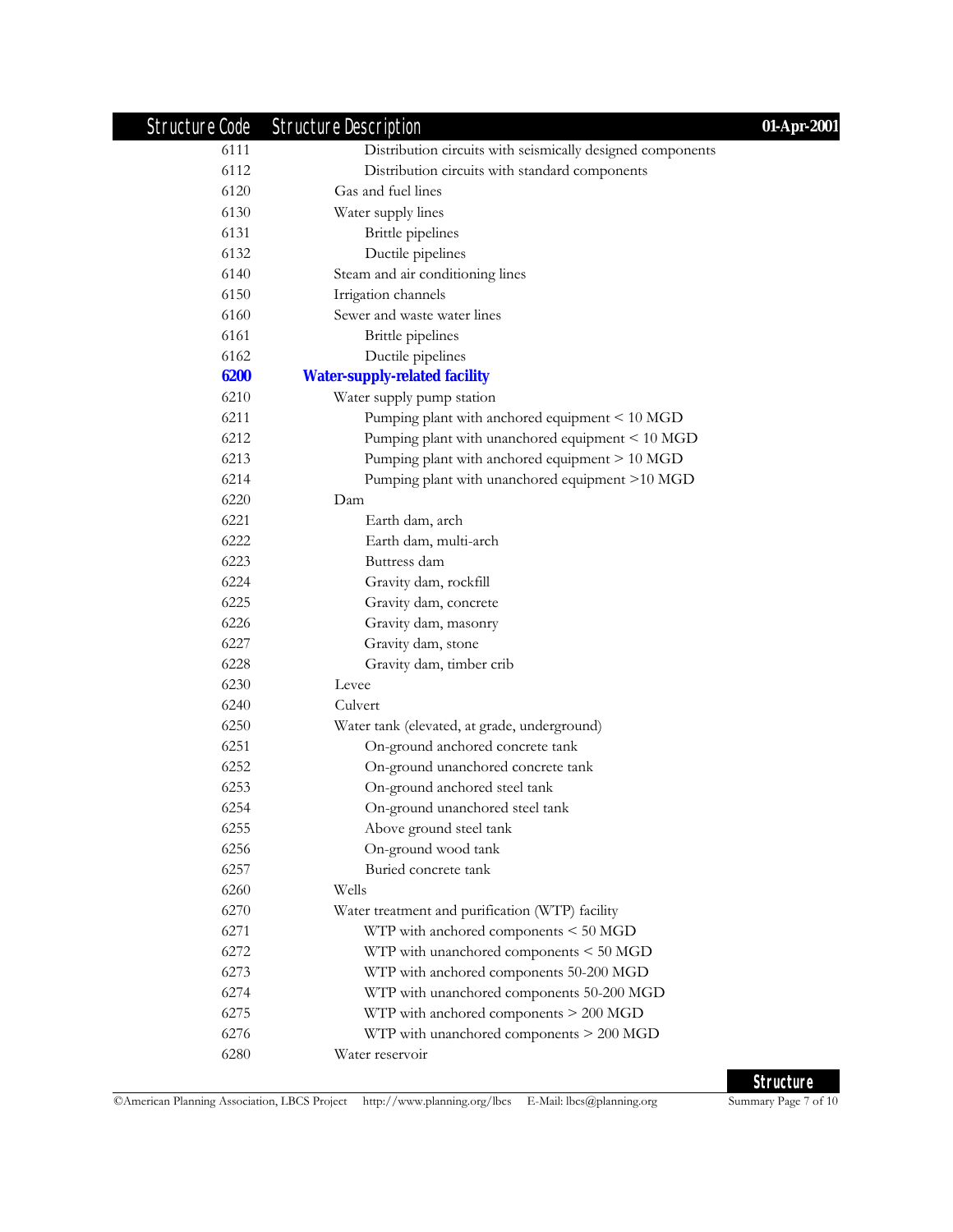| Structure Code | Structure Description |
|---|---|
| 6111 | Distribution circuits with seismically designed components |
| 6112 | Distribution circuits with standard components |
| 6120 | Gas and fuel lines |
| 6130 | Water supply lines |
| 6131 | Brittle pipelines |
| 6132 | Ductile pipelines |
| 6140 | Steam and air conditioning lines |
| 6150 | Irrigation channels |
| 6160 | Sewer and waste water lines |
| 6161 | Brittle pipelines |
| 6162 | Ductile pipelines |
| **6200** | **Water-supply-related facility** |
| 6210 | Water supply pump station |
| 6211 | Pumping plant with anchored equipment < 10 MGD |
| 6212 | Pumping plant with unanchored equipment < 10 MGD |
| 6213 | Pumping plant with anchored equipment > 10 MGD |
| 6214 | Pumping plant with unanchored equipment >10 MGD |
| 6220 | Dam |
| 6221 | Earth dam, arch |
| 6222 | Earth dam, multi-arch |
| 6223 | Buttress dam |
| 6224 | Gravity dam, rockfill |
| 6225 | Gravity dam, concrete |
| 6226 | Gravity dam, masonry |
| 6227 | Gravity dam, stone |
| 6228 | Gravity dam, timber crib |
| 6230 | Levee |
| 6240 | Culvert |
| 6250 | Water tank (elevated, at grade, underground) |
| 6251 | On-ground anchored concrete tank |
| 6252 | On-ground unanchored concrete tank |
| 6253 | On-ground anchored steel tank |
| 6254 | On-ground unanchored steel tank |
| 6255 | Above ground steel tank |
| 6256 | On-ground wood tank |
| 6257 | Buried concrete tank |
| 6260 | Wells |
| 6270 | Water treatment and purification (WTP) facility |
| 6271 | WTP with anchored components < 50 MGD |
| 6272 | WTP with unanchored components < 50 MGD |
| 6273 | WTP with anchored components 50-200 MGD |
| 6274 | WTP with unanchored components 50-200 MGD |
| 6275 | WTP with anchored components > 200 MGD |
| 6276 | WTP with unanchored components > 200 MGD |
| 6280 | Water reservoir |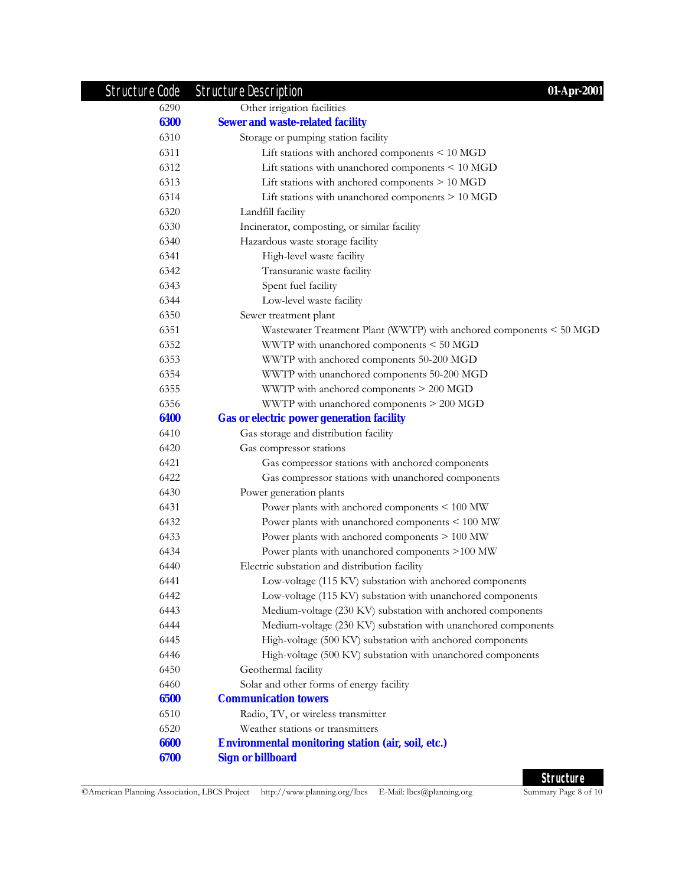| Structure Code | Structure Description |
|---|---|
| 6290 | Other irrigation facilities |
| **6300** | **Sewer and waste-related facility** |
| 6310 | Storage or pumping station facility |
| 6311 | Lift stations with anchored components < 10 MGD |
| 6312 | Lift stations with unanchored components < 10 MGD |
| 6313 | Lift stations with anchored components > 10 MGD |
| 6314 | Lift stations with unanchored components > 10 MGD |
| 6320 | Landfill facility |
| 6330 | Incinerator, composting, or similar facility |
| 6340 | Hazardous waste storage facility |
| 6341 | High-level waste facility |
| 6342 | Transuranic waste facility |
| 6343 | Spent fuel facility |
| 6344 | Low-level waste facility |
| 6350 | Sewer treatment plant |
| 6351 | Wastewater Treatment Plant (WWTP) with anchored components < 50 MGD |
| 6352 | WWTP with unanchored components < 50 MGD |
| 6353 | WWTP with anchored components 50-200 MGD |
| 6354 | WWTP with unanchored components 50-200 MGD |
| 6355 | WWTP with anchored components > 200 MGD |
| 6356 | WWTP with unanchored components > 200 MGD |
| **6400** | **Gas or electric power generation facility** |
| 6410 | Gas storage and distribution facility |
| 6420 | Gas compressor stations |
| 6421 | Gas compressor stations with anchored components |
| 6422 | Gas compressor stations with unanchored components |
| 6430 | Power generation plants |
| 6431 | Power plants with anchored components < 100 MW |
| 6432 | Power plants with unanchored components < 100 MW |
| 6433 | Power plants with anchored components > 100 MW |
| 6434 | Power plants with unanchored components >100 MW |
| 6440 | Electric substation and distribution facility |
| 6441 | Low-voltage (115 KV) substation with anchored components |
| 6442 | Low-voltage (115 KV) substation with unanchored components |
| 6443 | Medium-voltage (230 KV) substation with anchored components |
| 6444 | Medium-voltage (230 KV) substation with unanchored components |
| 6445 | High-voltage (500 KV) substation with anchored components |
| 6446 | High-voltage (500 KV) substation with unanchored components |
| 6450 | Geothermal facility |
| 6460 | Solar and other forms of energy facility |
| **6500** | **Communication towers** |
| 6510 | Radio, TV, or wireless transmitter |
| 6520 | Weather stations or transmitters |
| **6600** | **Environmental monitoring station (air, soil, etc.)** |
| **6700** | **Sign or billboard** |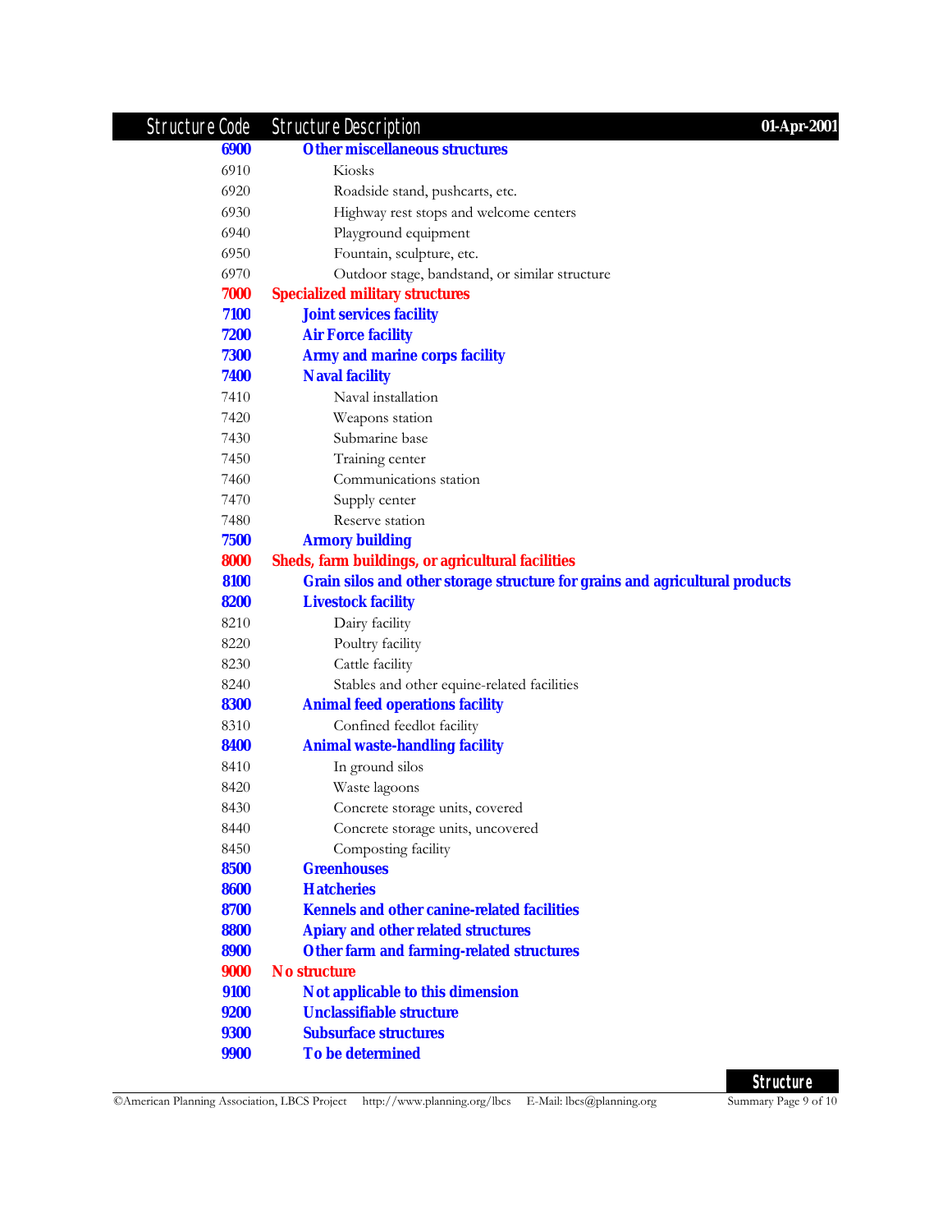| Structure Code | Structure Description |
|---|---|
| **6900** | **Other miscellaneous structures** |
| 6910 | Kiosks |
| 6920 | Roadside stand, pushcarts, etc. |
| 6930 | Highway rest stops and welcome centers |
| 6940 | Playground equipment |
| 6950 | Fountain, sculpture, etc. |
| 6970 | Outdoor stage, bandstand, or similar structure |
| **7000** | **Specialized military structures** |
| **7100** | **Joint services facility** |
| **7200** | **Air Force facility** |
| **7300** | **Army and marine corps facility** |
| **7400** | **Naval facility** |
| 7410 | Naval installation |
| 7420 | Weapons station |
| 7430 | Submarine base |
| 7450 | Training center |
| 7460 | Communications station |
| 7470 | Supply center |
| 7480 | Reserve station |
| **7500** | **Armory building** |
| **8000** | **Sheds, farm buildings, or agricultural facilities** |
| **8100** | **Grain silos and other storage structure for grains and agricultural products** |
| **8200** | **Livestock facility** |
| 8210 | Dairy facility |
| 8220 | Poultry facility |
| 8230 | Cattle facility |
| 8240 | Stables and other equine-related facilities |
| **8300** | **Animal feed operations facility** |
| 8310 | Confined feedlot facility |
| **8400** | **Animal waste-handling facility** |
| 8410 | In ground silos |
| 8420 | Waste lagoons |
| 8430 | Concrete storage units, covered |
| 8440 | Concrete storage units, uncovered |
| 8450 | Composting facility |
| **8500** | **Greenhouses** |
| **8600** | **Hatcheries** |
| **8700** | **Kennels and other canine-related facilities** |
| **8800** | **Apiary and other related structures** |
| **8900** | **Other farm and farming-related structures** |
| **9000** | **No structure** |
| **9100** | **Not applicable to this dimension** |
| **9200** | **Unclassifiable structure** |
| **9300** | **Subsurface structures** |
| **9900** | **To be determined** |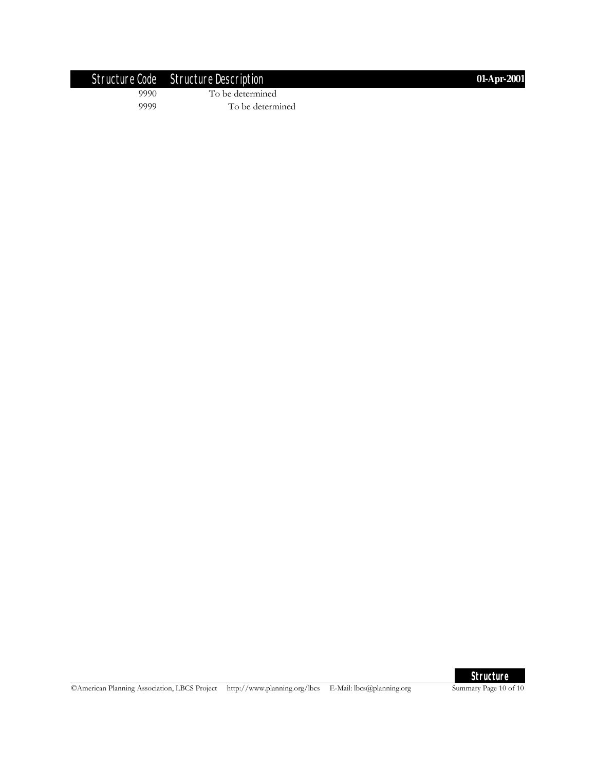| Structure Code | Structure Description |
| --- | --- |
| 9990 | To be determined |
| 9999 | To be determined |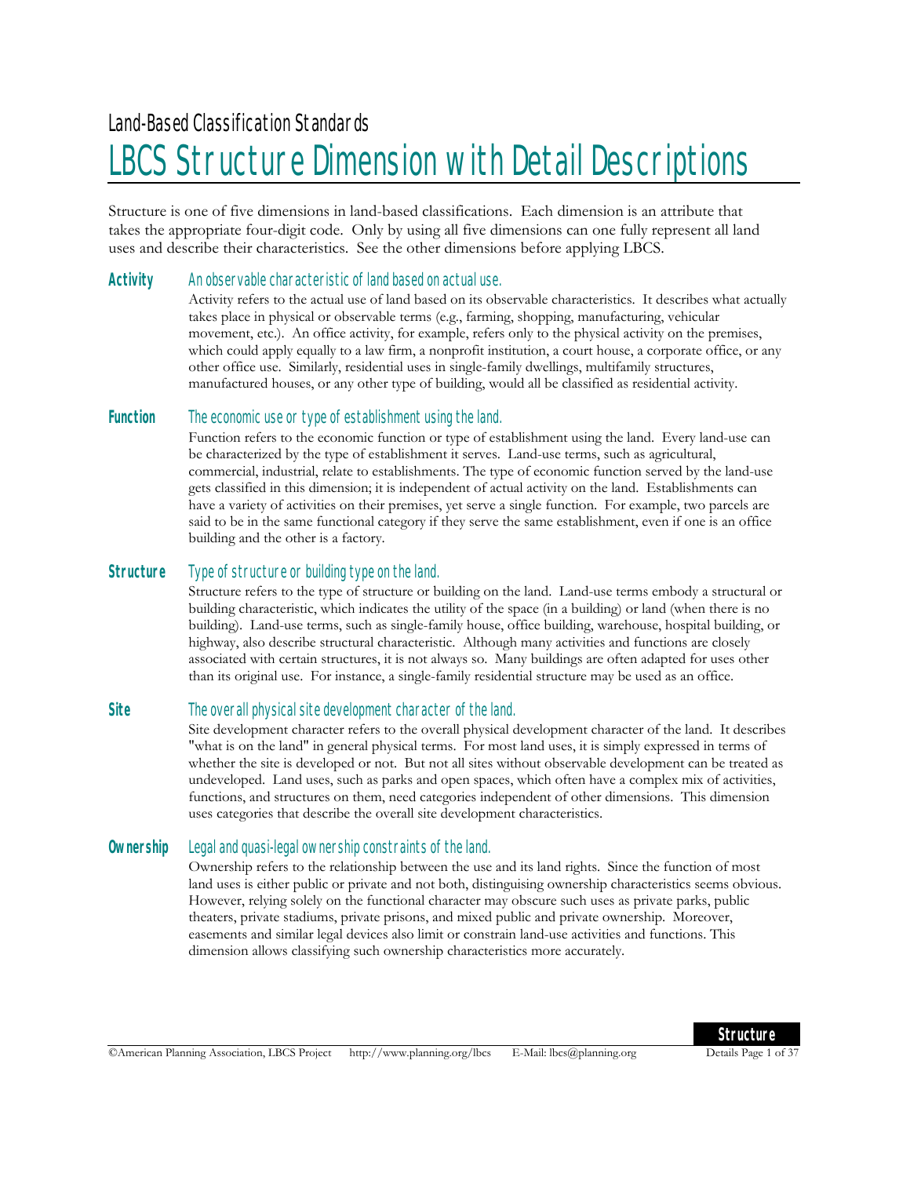Land-Based Classification Standards

# LBCS Structure Dimension with Detail Descriptions

Structure is one of five dimensions in land-based classifications. Each dimension is an attribute that takes the appropriate four-digit code. Only by using all five dimensions can one fully represent all land uses and describe their characteristics. See the other dimensions before applying LBCS.

**Activity** — *An observable characteristic of land based on actual use.*

Activity refers to the actual use of land based on its observable characteristics. It describes what actually takes place in physical or observable terms (e.g., farming, shopping, manufacturing, vehicular movement, etc.). An office activity, for example, refers only to the physical activity on the premises, which could apply equally to a law firm, a nonprofit institution, a court house, a corporate office, or any other office use. Similarly, residential uses in single-family dwellings, multifamily structures, manufactured houses, or any other type of building, would all be classified as residential activity.

**Function** — *The economic use or type of establishment using the land.*

Function refers to the economic function or type of establishment using the land. Every land-use can be characterized by the type of establishment it serves. Land-use terms, such as agricultural, commercial, industrial, relate to establishments. The type of economic function served by the land-use gets classified in this dimension; it is independent of actual activity on the land. Establishments can have a variety of activities on their premises, yet serve a single function. For example, two parcels are said to be in the same functional category if they serve the same establishment, even if one is an office building and the other is a factory.

**Structure** — *Type of structure or building type on the land.*

Structure refers to the type of structure or building on the land. Land-use terms embody a structural or building characteristic, which indicates the utility of the space (in a building) or land (when there is no building). Land-use terms, such as single-family house, office building, warehouse, hospital building, or highway, also describe structural characteristic. Although many activities and functions are closely associated with certain structures, it is not always so. Many buildings are often adapted for uses other than its original use. For instance, a single-family residential structure may be used as an office.

**Site** — *The overall physical site development character of the land.*

Site development character refers to the overall physical development character of the land. It describes "what is on the land" in general physical terms. For most land uses, it is simply expressed in terms of whether the site is developed or not. But not all sites without observable development can be treated as undeveloped. Land uses, such as parks and open spaces, which often have a complex mix of activities, functions, and structures on them, need categories independent of other dimensions. This dimension uses categories that describe the overall site development characteristics.

**Ownership** — *Legal and quasi-legal ownership constraints of the land.*

Ownership refers to the relationship between the use and its land rights. Since the function of most land uses is either public or private and not both, distinguishing ownership characteristics seems obvious. However, relying solely on the functional character may obscure such uses as private parks, public theaters, private stadiums, private prisons, and mixed public and private ownership. Moreover, easements and similar legal devices also limit or constrain land-use activities and functions. This dimension allows classifying such ownership characteristics more accurately.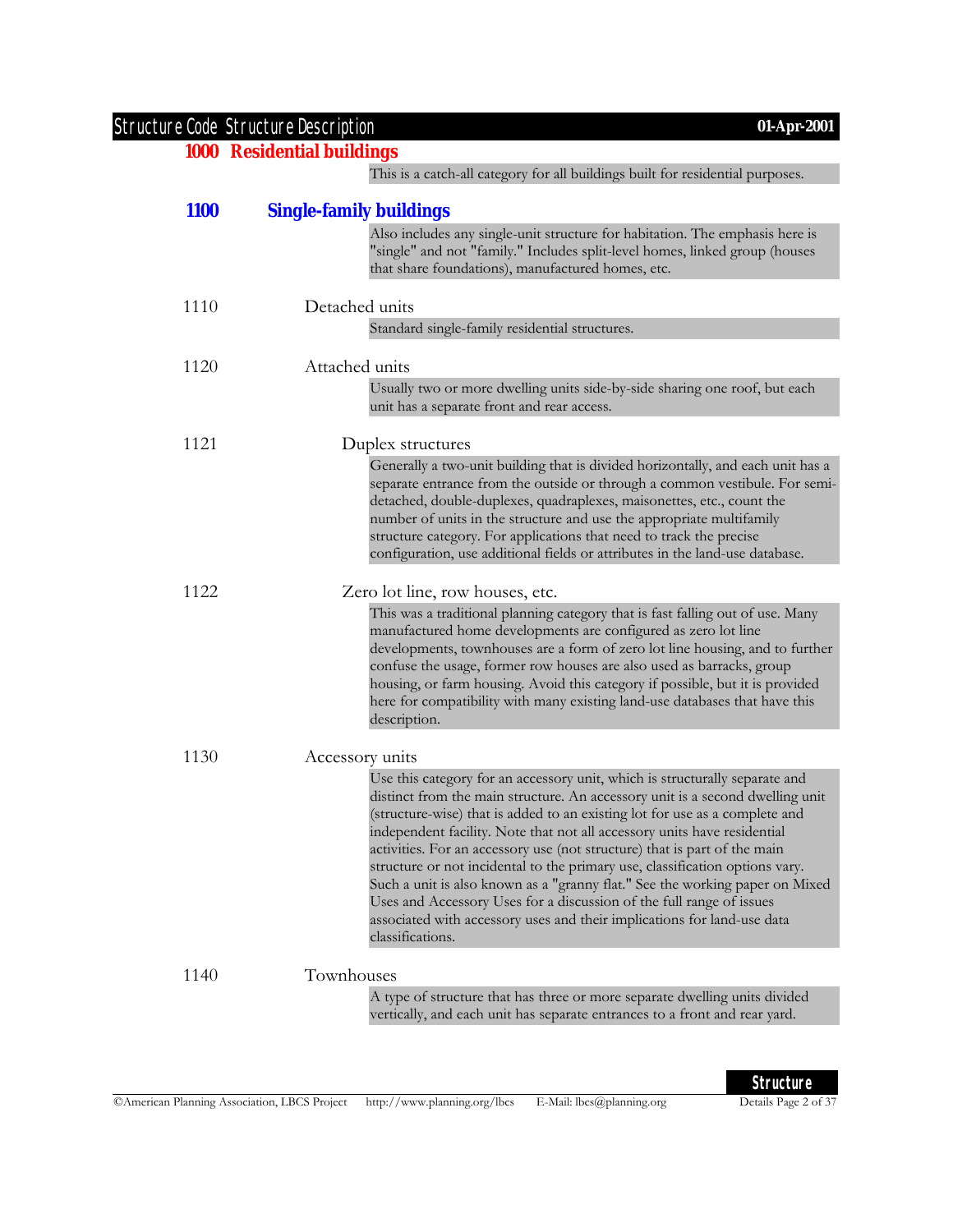| Structure Code | Structure Description |
|---|---|

## 1000 Residential buildings

This is a catch-all category for all buildings built for residential purposes.

### 1100 Single-family buildings

Also includes any single-unit structure for habitation. The emphasis here is "single" and not "family." Includes split-level homes, linked group (houses that share foundations), manufactured homes, etc.

**1110** Detached units

Standard single-family residential structures.

**1120** Attached units

Usually two or more dwelling units side-by-side sharing one roof, but each unit has a separate front and rear access.

**1121** Duplex structures

Generally a two-unit building that is divided horizontally, and each unit has a separate entrance from the outside or through a common vestibule. For semi-detached, double-duplexes, quadraplexes, maisonettes, etc., count the number of units in the structure and use the appropriate multifamily structure category. For applications that need to track the precise configuration, use additional fields or attributes in the land-use database.

**1122** Zero lot line, row houses, etc.

This was a traditional planning category that is fast falling out of use. Many manufactured home developments are configured as zero lot line developments, townhouses are a form of zero lot line housing, and to further confuse the usage, former row houses are also used as barracks, group housing, or farm housing. Avoid this category if possible, but it is provided here for compatibility with many existing land-use databases that have this description.

**1130** Accessory units

Use this category for an accessory unit, which is structurally separate and distinct from the main structure. An accessory unit is a second dwelling unit (structure-wise) that is added to an existing lot for use as a complete and independent facility. Note that not all accessory units have residential activities. For an accessory use (not structure) that is part of the main structure or not incidental to the primary use, classification options vary. Such a unit is also known as a "granny flat." See the working paper on Mixed Uses and Accessory Uses for a discussion of the full range of issues associated with accessory uses and their implications for land-use data classifications.

**1140** Townhouses

A type of structure that has three or more separate dwelling units divided vertically, and each unit has separate entrances to a front and rear yard.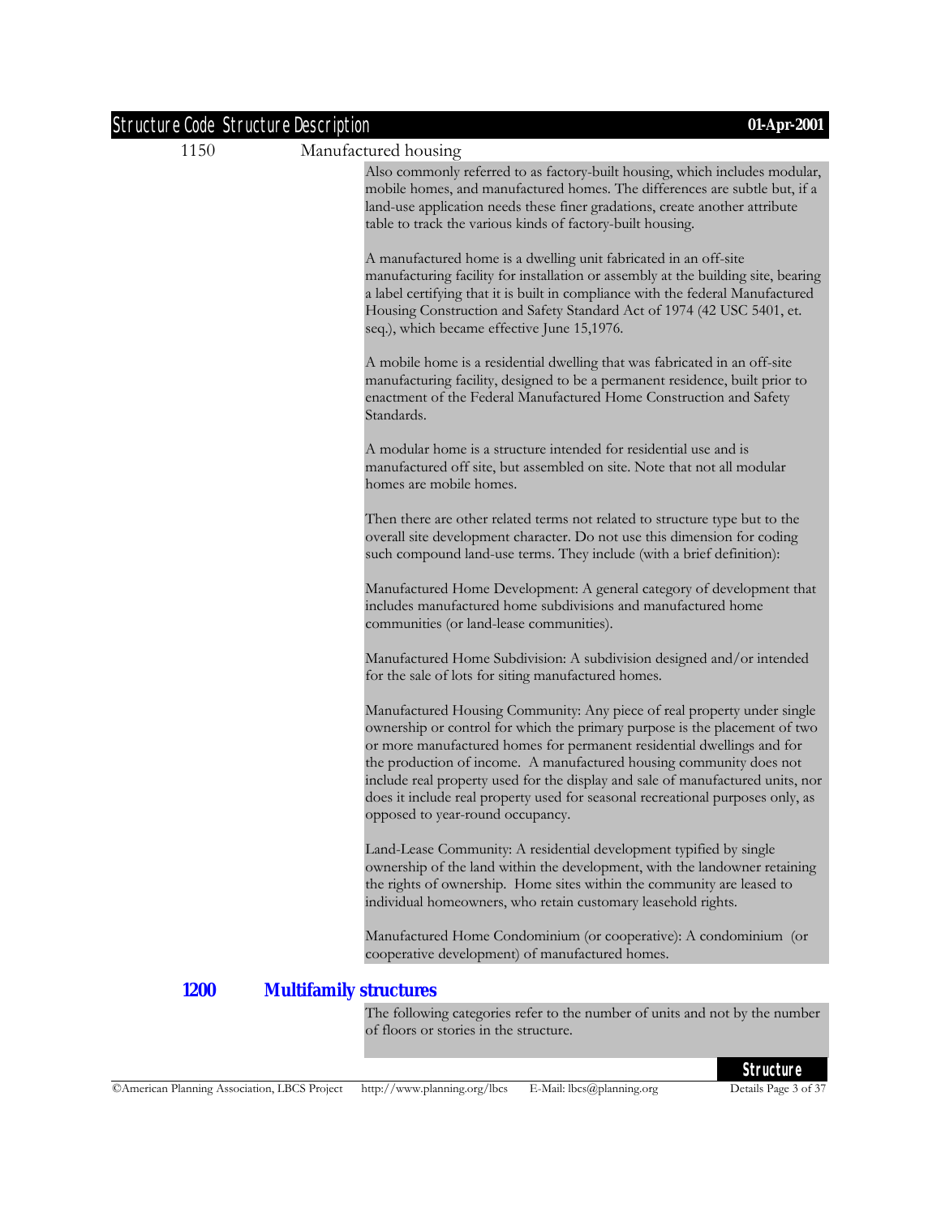| Structure Code | Structure Description |
|---|---|
| 1150 | Manufactured housing |

Also commonly referred to as factory-built housing, which includes modular, mobile homes, and manufactured homes. The differences are subtle but, if a land-use application needs these finer gradations, create another attribute table to track the various kinds of factory-built housing.

A manufactured home is a dwelling unit fabricated in an off-site manufacturing facility for installation or assembly at the building site, bearing a label certifying that it is built in compliance with the federal Manufactured Housing Construction and Safety Standard Act of 1974 (42 USC 5401, et. seq.), which became effective June 15,1976.

A mobile home is a residential dwelling that was fabricated in an off-site manufacturing facility, designed to be a permanent residence, built prior to enactment of the Federal Manufactured Home Construction and Safety Standards.

A modular home is a structure intended for residential use and is manufactured off site, but assembled on site. Note that not all modular homes are mobile homes.

Then there are other related terms not related to structure type but to the overall site development character. Do not use this dimension for coding such compound land-use terms. They include (with a brief definition):

Manufactured Home Development: A general category of development that includes manufactured home subdivisions and manufactured home communities (or land-lease communities).

Manufactured Home Subdivision: A subdivision designed and/or intended for the sale of lots for siting manufactured homes.

Manufactured Housing Community: Any piece of real property under single ownership or control for which the primary purpose is the placement of two or more manufactured homes for permanent residential dwellings and for the production of income. A manufactured housing community does not include real property used for the display and sale of manufactured units, nor does it include real property used for seasonal recreational purposes only, as opposed to year-round occupancy.

Land-Lease Community: A residential development typified by single ownership of the land within the development, with the landowner retaining the rights of ownership. Home sites within the community are leased to individual homeowners, who retain customary leasehold rights.

Manufactured Home Condominium (or cooperative): A condominium (or cooperative development) of manufactured homes.

## 1200 Multifamily structures

The following categories refer to the number of units and not by the number of floors or stories in the structure.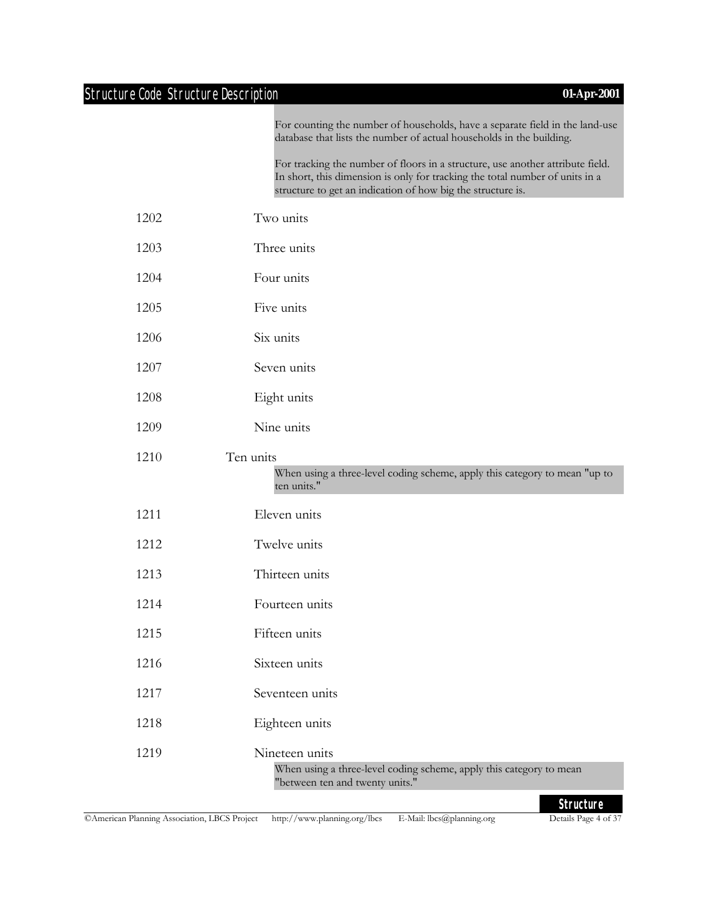| Structure Code | Structure Description |
|---|---|
| | For counting the number of households, have a separate field in the land-use database that lists the number of actual households in the building.<br><br>For tracking the number of floors in a structure, use another attribute field. In short, this dimension is only for tracking the total number of units in a structure to get an indication of how big the structure is. |
| 1202 | Two units |
| 1203 | Three units |
| 1204 | Four units |
| 1205 | Five units |
| 1206 | Six units |
| 1207 | Seven units |
| 1208 | Eight units |
| 1209 | Nine units |
| 1210 | Ten units<br>When using a three-level coding scheme, apply this category to mean "up to ten units." |
| 1211 | Eleven units |
| 1212 | Twelve units |
| 1213 | Thirteen units |
| 1214 | Fourteen units |
| 1215 | Fifteen units |
| 1216 | Sixteen units |
| 1217 | Seventeen units |
| 1218 | Eighteen units |
| 1219 | Nineteen units<br>When using a three-level coding scheme, apply this category to mean "between ten and twenty units." |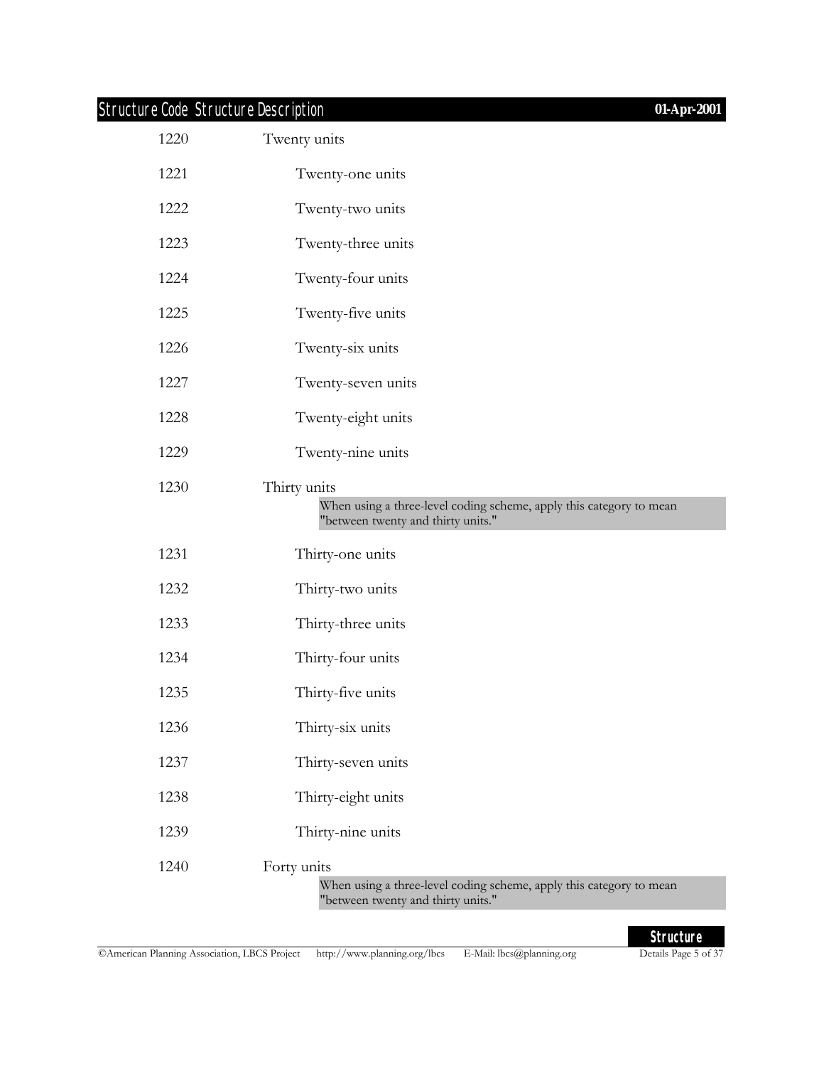| Structure Code | Structure Description |
|---|---|
| 1220 | Twenty units |
| 1221 | Twenty-one units |
| 1222 | Twenty-two units |
| 1223 | Twenty-three units |
| 1224 | Twenty-four units |
| 1225 | Twenty-five units |
| 1226 | Twenty-six units |
| 1227 | Twenty-seven units |
| 1228 | Twenty-eight units |
| 1229 | Twenty-nine units |
| 1230 | Thirty units<br>When using a three-level coding scheme, apply this category to mean "between twenty and thirty units." |
| 1231 | Thirty-one units |
| 1232 | Thirty-two units |
| 1233 | Thirty-three units |
| 1234 | Thirty-four units |
| 1235 | Thirty-five units |
| 1236 | Thirty-six units |
| 1237 | Thirty-seven units |
| 1238 | Thirty-eight units |
| 1239 | Thirty-nine units |
| 1240 | Forty units<br>When using a three-level coding scheme, apply this category to mean "between twenty and thirty units." |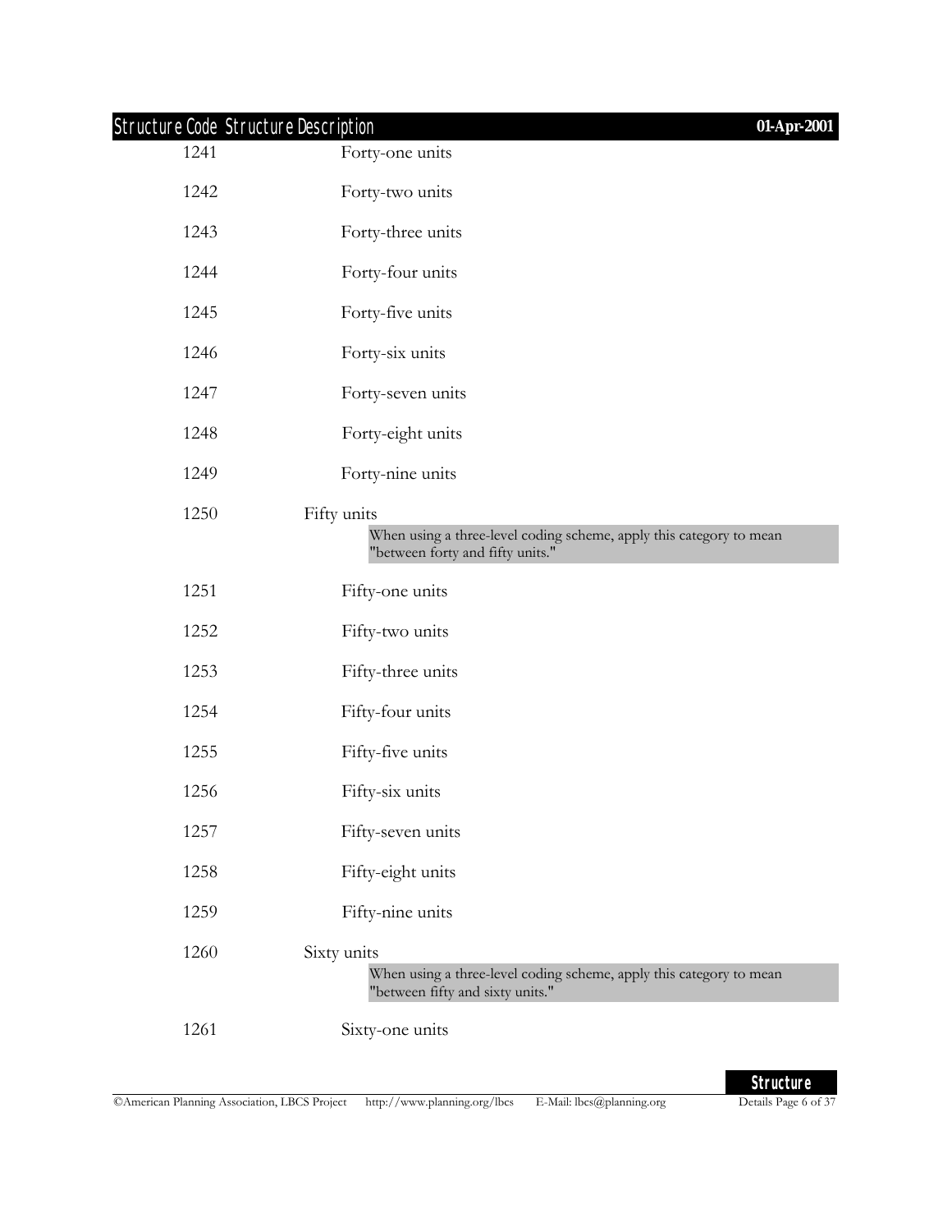| Structure Code | Structure Description |
|---|---|
| 1241 | Forty-one units |
| 1242 | Forty-two units |
| 1243 | Forty-three units |
| 1244 | Forty-four units |
| 1245 | Forty-five units |
| 1246 | Forty-six units |
| 1247 | Forty-seven units |
| 1248 | Forty-eight units |
| 1249 | Forty-nine units |
| 1250 | Fifty units<br>When using a three-level coding scheme, apply this category to mean "between forty and fifty units." |
| 1251 | Fifty-one units |
| 1252 | Fifty-two units |
| 1253 | Fifty-three units |
| 1254 | Fifty-four units |
| 1255 | Fifty-five units |
| 1256 | Fifty-six units |
| 1257 | Fifty-seven units |
| 1258 | Fifty-eight units |
| 1259 | Fifty-nine units |
| 1260 | Sixty units<br>When using a three-level coding scheme, apply this category to mean "between fifty and sixty units." |
| 1261 | Sixty-one units |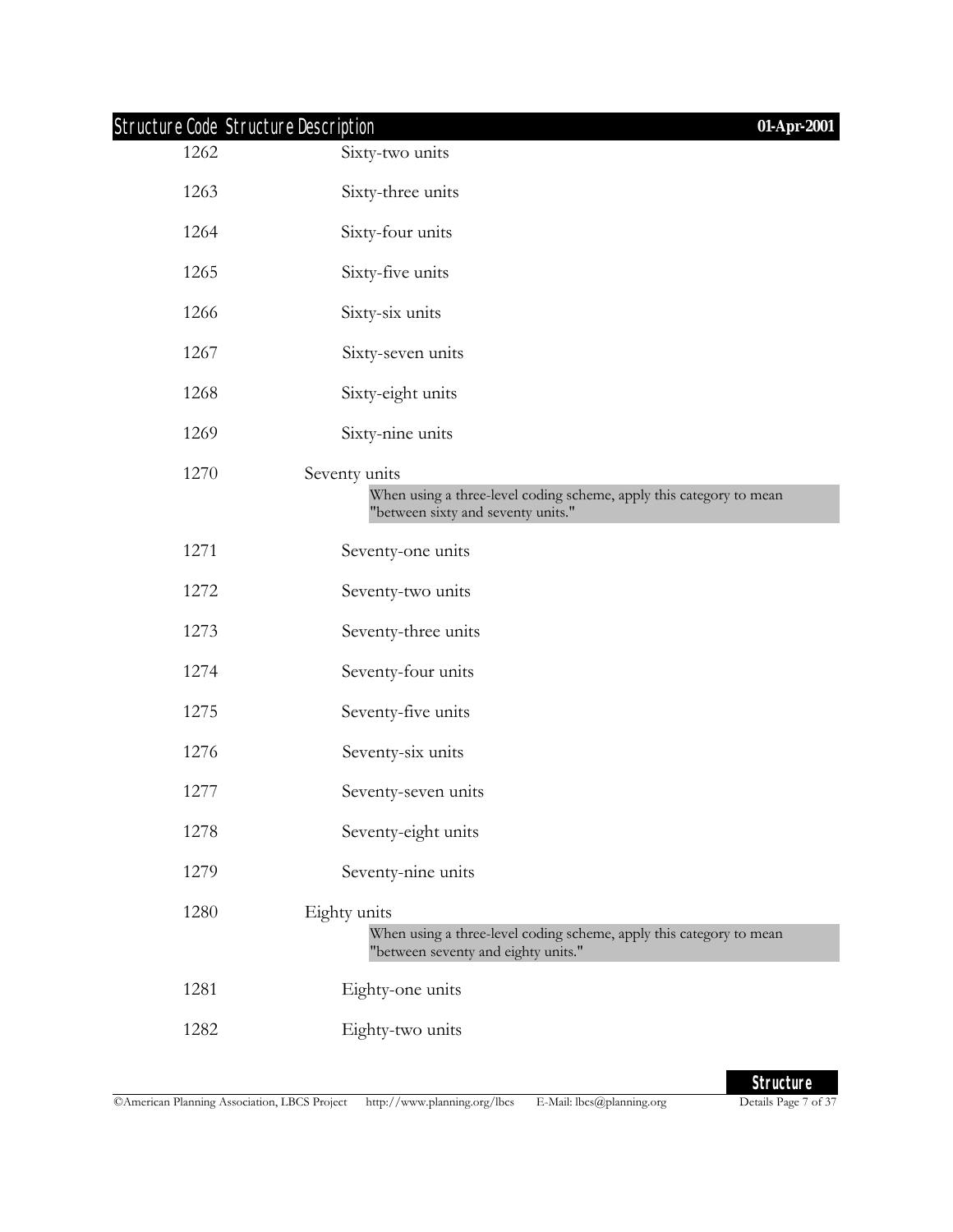| Structure Code | Structure Description |
|---|---|
| 1262 | Sixty-two units |
| 1263 | Sixty-three units |
| 1264 | Sixty-four units |
| 1265 | Sixty-five units |
| 1266 | Sixty-six units |
| 1267 | Sixty-seven units |
| 1268 | Sixty-eight units |
| 1269 | Sixty-nine units |
| 1270 | Seventy units<br>When using a three-level coding scheme, apply this category to mean "between sixty and seventy units." |
| 1271 | Seventy-one units |
| 1272 | Seventy-two units |
| 1273 | Seventy-three units |
| 1274 | Seventy-four units |
| 1275 | Seventy-five units |
| 1276 | Seventy-six units |
| 1277 | Seventy-seven units |
| 1278 | Seventy-eight units |
| 1279 | Seventy-nine units |
| 1280 | Eighty units<br>When using a three-level coding scheme, apply this category to mean "between seventy and eighty units." |
| 1281 | Eighty-one units |
| 1282 | Eighty-two units |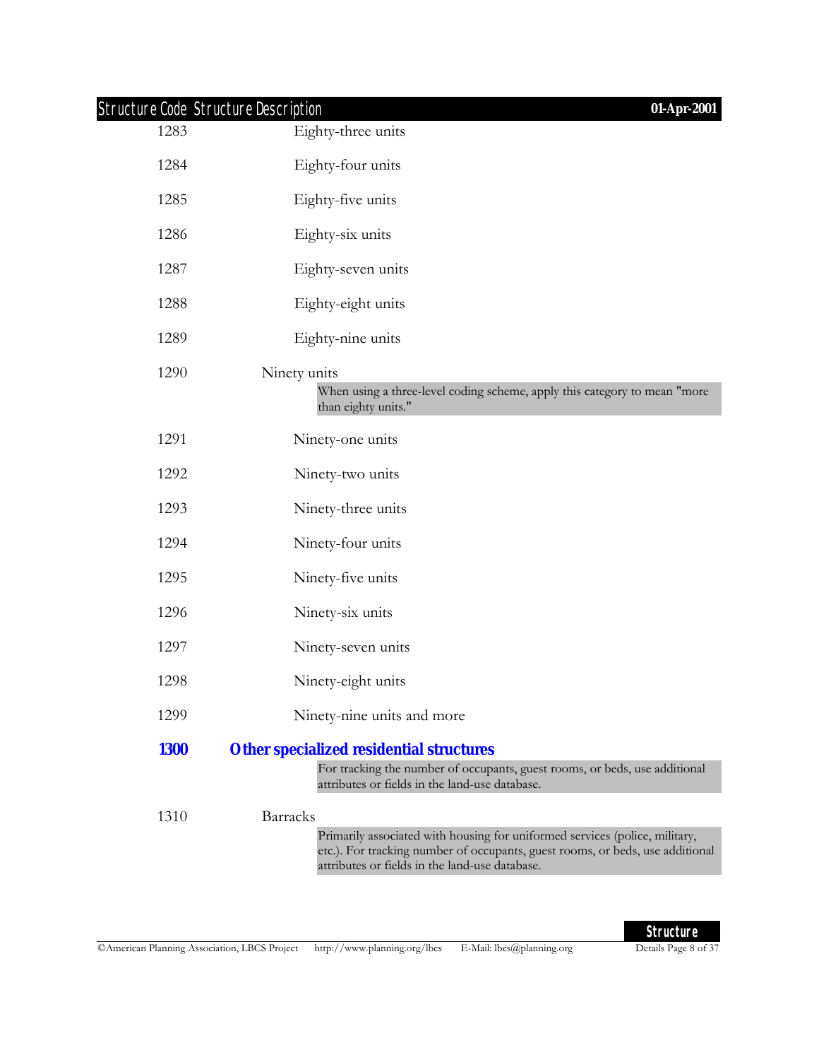| Structure Code | Structure Description |
|---|---|
| 1283 | Eighty-three units |
| 1284 | Eighty-four units |
| 1285 | Eighty-five units |
| 1286 | Eighty-six units |
| 1287 | Eighty-seven units |
| 1288 | Eighty-eight units |
| 1289 | Eighty-nine units |
| 1290 | Ninety units<br>When using a three-level coding scheme, apply this category to mean "more than eighty units." |
| 1291 | Ninety-one units |
| 1292 | Ninety-two units |
| 1293 | Ninety-three units |
| 1294 | Ninety-four units |
| 1295 | Ninety-five units |
| 1296 | Ninety-six units |
| 1297 | Ninety-seven units |
| 1298 | Ninety-eight units |
| 1299 | Ninety-nine units and more |
| **1300** | **Other specialized residential structures**<br>For tracking the number of occupants, guest rooms, or beds, use additional attributes or fields in the land-use database. |
| 1310 | Barracks<br>Primarily associated with housing for uniformed services (police, military, etc.). For tracking number of occupants, guest rooms, or beds, use additional attributes or fields in the land-use database. |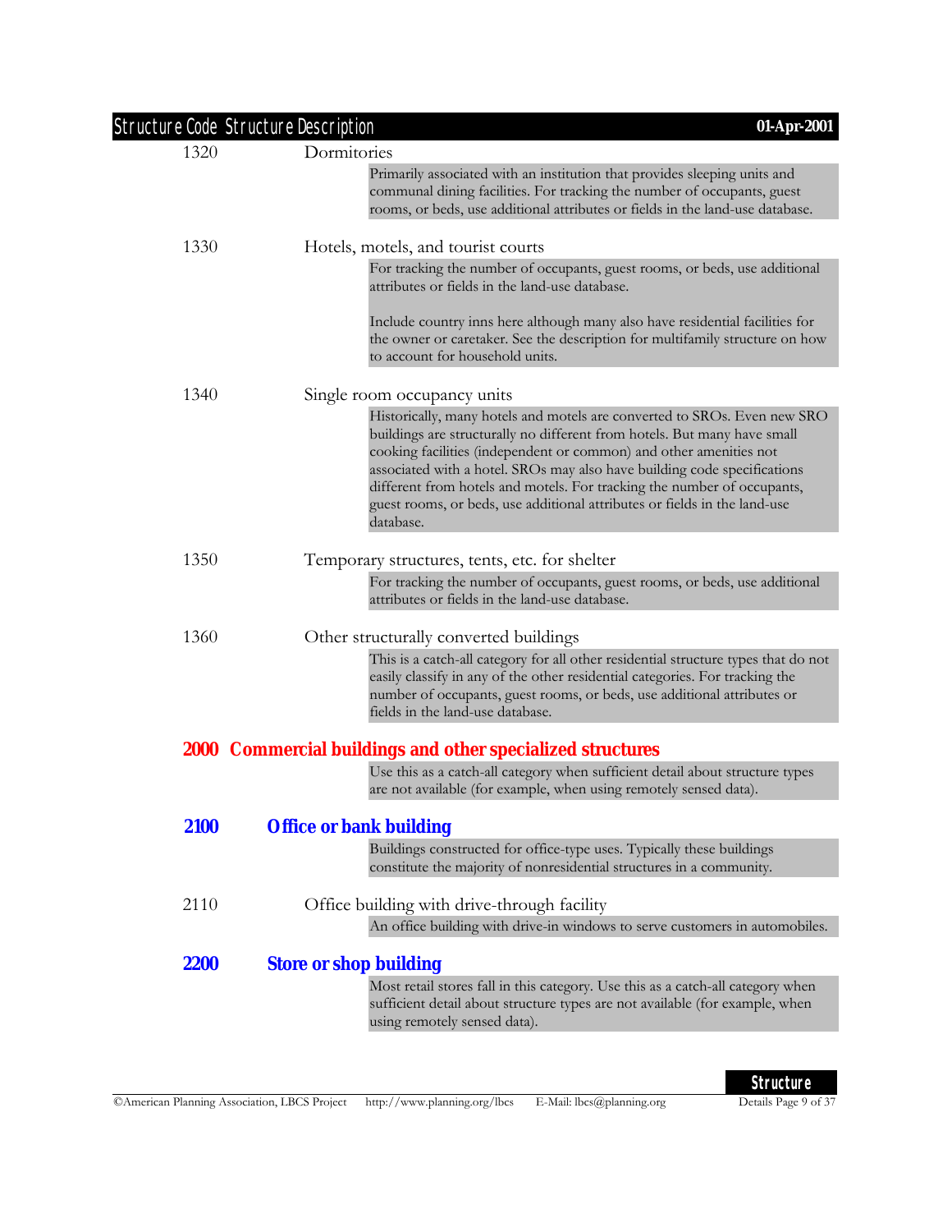**1320** Dormitories

Primarily associated with an institution that provides sleeping units and communal dining facilities. For tracking the number of occupants, guest rooms, or beds, use additional attributes or fields in the land-use database.

**1330** Hotels, motels, and tourist courts

For tracking the number of occupants, guest rooms, or beds, use additional attributes or fields in the land-use database.

Include country inns here although many also have residential facilities for the owner or caretaker. See the description for multifamily structure on how to account for household units.

**1340** Single room occupancy units

Historically, many hotels and motels are converted to SROs. Even new SRO buildings are structurally no different from hotels. But many have small cooking facilities (independent or common) and other amenities not associated with a hotel. SROs may also have building code specifications different from hotels and motels. For tracking the number of occupants, guest rooms, or beds, use additional attributes or fields in the land-use database.

**1350** Temporary structures, tents, etc. for shelter

For tracking the number of occupants, guest rooms, or beds, use additional attributes or fields in the land-use database.

**1360** Other structurally converted buildings

This is a catch-all category for all other residential structure types that do not easily classify in any of the other residential categories. For tracking the number of occupants, guest rooms, or beds, use additional attributes or fields in the land-use database.

# 2000 Commercial buildings and other specialized structures

Use this as a catch-all category when sufficient detail about structure types are not available (for example, when using remotely sensed data).

## 2100 Office or bank building

Buildings constructed for office-type uses. Typically these buildings constitute the majority of nonresidential structures in a community.

**2110** Office building with drive-through facility

An office building with drive-in windows to serve customers in automobiles.

## 2200 Store or shop building

Most retail stores fall in this category. Use this as a catch-all category when sufficient detail about structure types are not available (for example, when using remotely sensed data).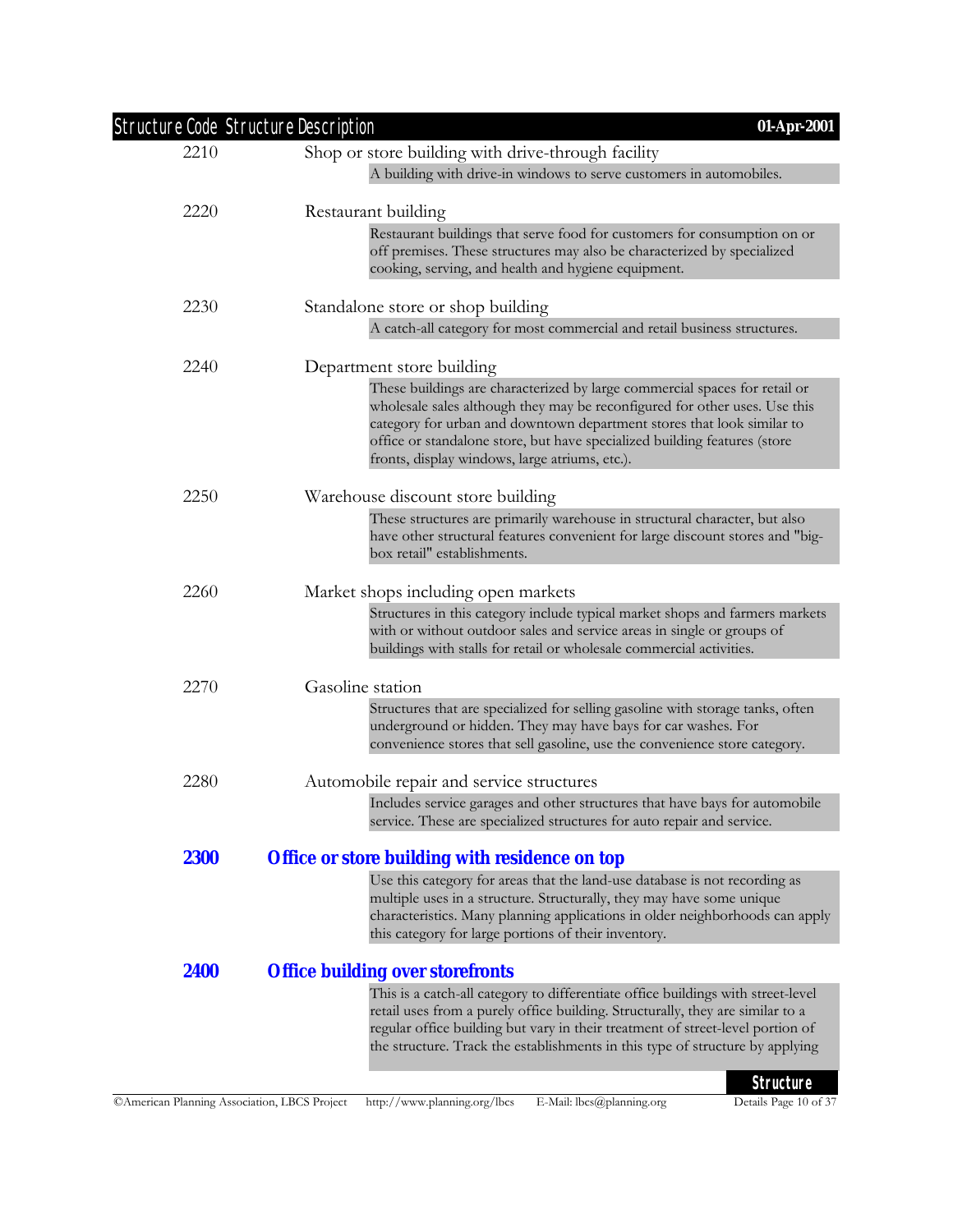| Structure Code | Structure Description |
|---|---|
| 2210 | Shop or store building with drive-through facility |
| | A building with drive-in windows to serve customers in automobiles. |
| 2220 | Restaurant building |
| | Restaurant buildings that serve food for customers for consumption on or off premises. These structures may also be characterized by specialized cooking, serving, and health and hygiene equipment. |
| 2230 | Standalone store or shop building |
| | A catch-all category for most commercial and retail business structures. |
| 2240 | Department store building |
| | These buildings are characterized by large commercial spaces for retail or wholesale sales although they may be reconfigured for other uses. Use this category for urban and downtown department stores that look similar to office or standalone store, but have specialized building features (store fronts, display windows, large atriums, etc.). |
| 2250 | Warehouse discount store building |
| | These structures are primarily warehouse in structural character, but also have other structural features convenient for large discount stores and "big-box retail" establishments. |
| 2260 | Market shops including open markets |
| | Structures in this category include typical market shops and farmers markets with or without outdoor sales and service areas in single or groups of buildings with stalls for retail or wholesale commercial activities. |
| 2270 | Gasoline station |
| | Structures that are specialized for selling gasoline with storage tanks, often underground or hidden. They may have bays for car washes. For convenience stores that sell gasoline, use the convenience store category. |
| 2280 | Automobile repair and service structures |
| | Includes service garages and other structures that have bays for automobile service. These are specialized structures for auto repair and service. |
| **2300** | **Office or store building with residence on top** |
| | Use this category for areas that the land-use database is not recording as multiple uses in a structure. Structurally, they may have some unique characteristics. Many planning applications in older neighborhoods can apply this category for large portions of their inventory. |
| **2400** | **Office building over storefronts** |
| | This is a catch-all category to differentiate office buildings with street-level retail uses from a purely office building. Structurally, they are similar to a regular office building but vary in their treatment of street-level portion of the structure. Track the establishments in this type of structure by applying |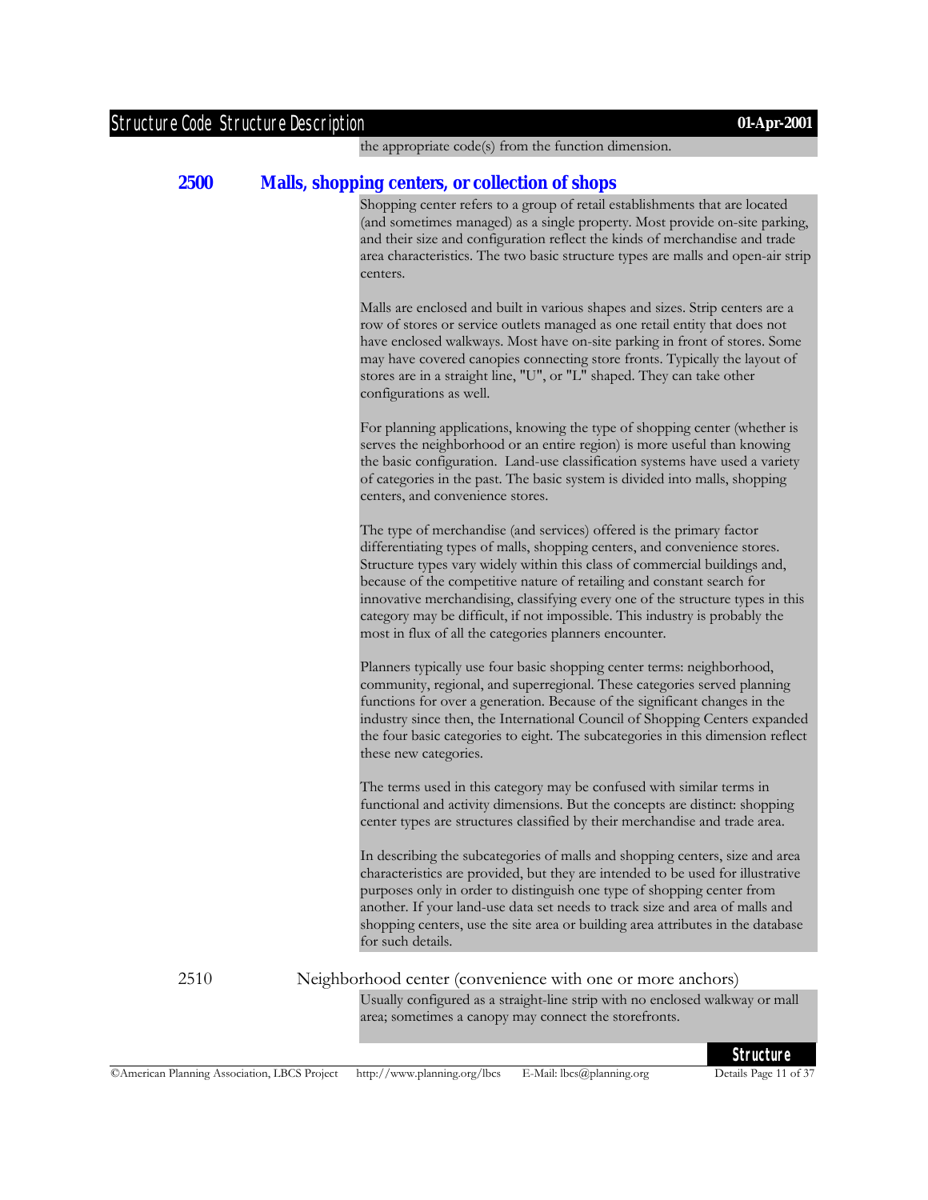the appropriate code(s) from the function dimension.

## 2500 Malls, shopping centers, or collection of shops

Shopping center refers to a group of retail establishments that are located (and sometimes managed) as a single property. Most provide on-site parking, and their size and configuration reflect the kinds of merchandise and trade area characteristics. The two basic structure types are malls and open-air strip centers.

Malls are enclosed and built in various shapes and sizes. Strip centers are a row of stores or service outlets managed as one retail entity that does not have enclosed walkways. Most have on-site parking in front of stores. Some may have covered canopies connecting store fronts. Typically the layout of stores are in a straight line, "U", or "L" shaped. They can take other configurations as well.

For planning applications, knowing the type of shopping center (whether is serves the neighborhood or an entire region) is more useful than knowing the basic configuration. Land-use classification systems have used a variety of categories in the past. The basic system is divided into malls, shopping centers, and convenience stores.

The type of merchandise (and services) offered is the primary factor differentiating types of malls, shopping centers, and convenience stores. Structure types vary widely within this class of commercial buildings and, because of the competitive nature of retailing and constant search for innovative merchandising, classifying every one of the structure types in this category may be difficult, if not impossible. This industry is probably the most in flux of all the categories planners encounter.

Planners typically use four basic shopping center terms: neighborhood, community, regional, and superregional. These categories served planning functions for over a generation. Because of the significant changes in the industry since then, the International Council of Shopping Centers expanded the four basic categories to eight. The subcategories in this dimension reflect these new categories.

The terms used in this category may be confused with similar terms in functional and activity dimensions. But the concepts are distinct: shopping center types are structures classified by their merchandise and trade area.

In describing the subcategories of malls and shopping centers, size and area characteristics are provided, but they are intended to be used for illustrative purposes only in order to distinguish one type of shopping center from another. If your land-use data set needs to track size and area of malls and shopping centers, use the site area or building area attributes in the database for such details.

### 2510 Neighborhood center (convenience with one or more anchors)

Usually configured as a straight-line strip with no enclosed walkway or mall area; sometimes a canopy may connect the storefronts.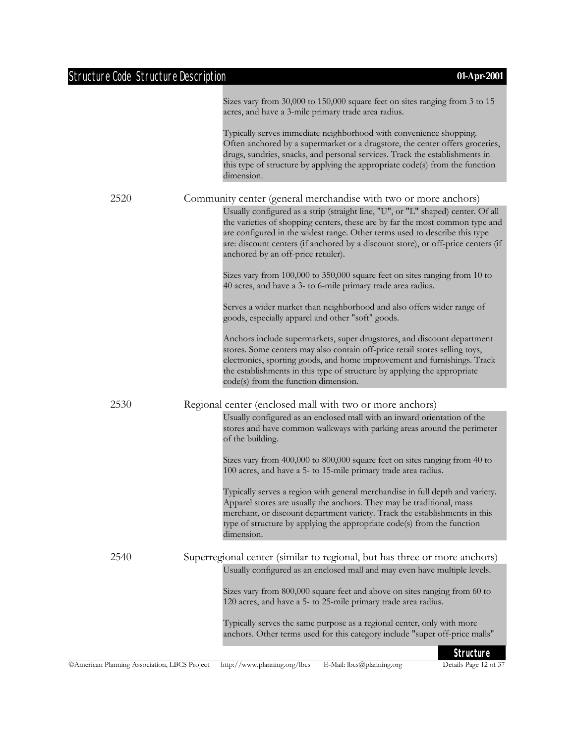Sizes vary from 30,000 to 150,000 square feet on sites ranging from 3 to 15 acres, and have a 3-mile primary trade area radius.

Typically serves immediate neighborhood with convenience shopping. Often anchored by a supermarket or a drugstore, the center offers groceries, drugs, sundries, snacks, and personal services. Track the establishments in this type of structure by applying the appropriate code(s) from the function dimension.

**2520** Community center (general merchandise with two or more anchors)

Usually configured as a strip (straight line, "U", or "L" shaped) center. Of all the varieties of shopping centers, these are by far the most common type and are configured in the widest range. Other terms used to describe this type are: discount centers (if anchored by a discount store), or off-price centers (if anchored by an off-price retailer).

Sizes vary from 100,000 to 350,000 square feet on sites ranging from 10 to 40 acres, and have a 3- to 6-mile primary trade area radius.

Serves a wider market than neighborhood and also offers wider range of goods, especially apparel and other "soft" goods.

Anchors include supermarkets, super drugstores, and discount department stores. Some centers may also contain off-price retail stores selling toys, electronics, sporting goods, and home improvement and furnishings. Track the establishments in this type of structure by applying the appropriate code(s) from the function dimension.

**2530** Regional center (enclosed mall with two or more anchors)

Usually configured as an enclosed mall with an inward orientation of the stores and have common walkways with parking areas around the perimeter of the building.

Sizes vary from 400,000 to 800,000 square feet on sites ranging from 40 to 100 acres, and have a 5- to 15-mile primary trade area radius.

Typically serves a region with general merchandise in full depth and variety. Apparel stores are usually the anchors. They may be traditional, mass merchant, or discount department variety. Track the establishments in this type of structure by applying the appropriate code(s) from the function dimension.

**2540** Superregional center (similar to regional, but has three or more anchors)

Usually configured as an enclosed mall and may even have multiple levels.

Sizes vary from 800,000 square feet and above on sites ranging from 60 to 120 acres, and have a 5- to 25-mile primary trade area radius.

Typically serves the same purpose as a regional center, only with more anchors. Other terms used for this category include "super off-price malls"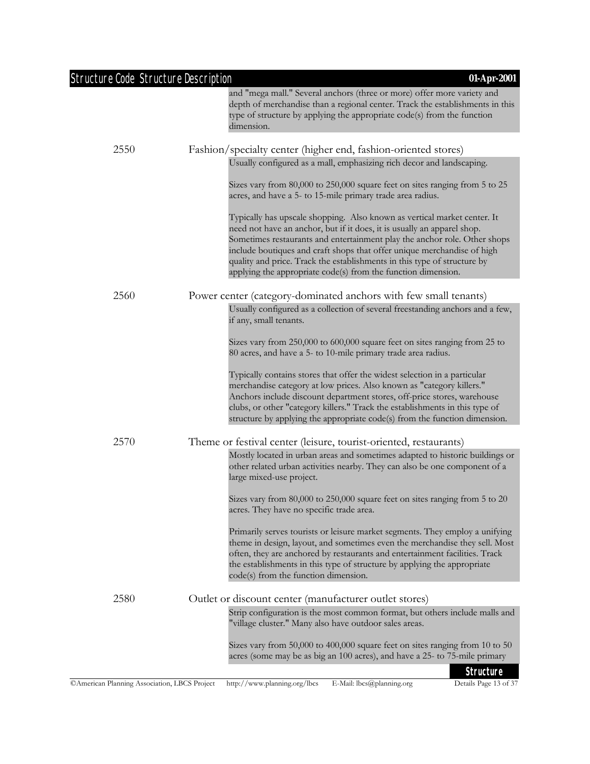and "mega mall." Several anchors (three or more) offer more variety and depth of merchandise than a regional center. Track the establishments in this type of structure by applying the appropriate code(s) from the function dimension.

**2550** Fashion/specialty center (higher end, fashion-oriented stores)

Usually configured as a mall, emphasizing rich decor and landscaping.

Sizes vary from 80,000 to 250,000 square feet on sites ranging from 5 to 25 acres, and have a 5- to 15-mile primary trade area radius.

Typically has upscale shopping. Also known as vertical market center. It need not have an anchor, but if it does, it is usually an apparel shop. Sometimes restaurants and entertainment play the anchor role. Other shops include boutiques and craft shops that offer unique merchandise of high quality and price. Track the establishments in this type of structure by applying the appropriate code(s) from the function dimension.

**2560** Power center (category-dominated anchors with few small tenants)

Usually configured as a collection of several freestanding anchors and a few, if any, small tenants.

Sizes vary from 250,000 to 600,000 square feet on sites ranging from 25 to 80 acres, and have a 5- to 10-mile primary trade area radius.

Typically contains stores that offer the widest selection in a particular merchandise category at low prices. Also known as "category killers." Anchors include discount department stores, off-price stores, warehouse clubs, or other "category killers." Track the establishments in this type of structure by applying the appropriate code(s) from the function dimension.

**2570** Theme or festival center (leisure, tourist-oriented, restaurants)

Mostly located in urban areas and sometimes adapted to historic buildings or other related urban activities nearby. They can also be one component of a large mixed-use project.

Sizes vary from 80,000 to 250,000 square feet on sites ranging from 5 to 20 acres. They have no specific trade area.

Primarily serves tourists or leisure market segments. They employ a unifying theme in design, layout, and sometimes even the merchandise they sell. Most often, they are anchored by restaurants and entertainment facilities. Track the establishments in this type of structure by applying the appropriate code(s) from the function dimension.

**2580** Outlet or discount center (manufacturer outlet stores)

Strip configuration is the most common format, but others include malls and "village cluster." Many also have outdoor sales areas.

Sizes vary from 50,000 to 400,000 square feet on sites ranging from 10 to 50 acres (some may be as big an 100 acres), and have a 25- to 75-mile primary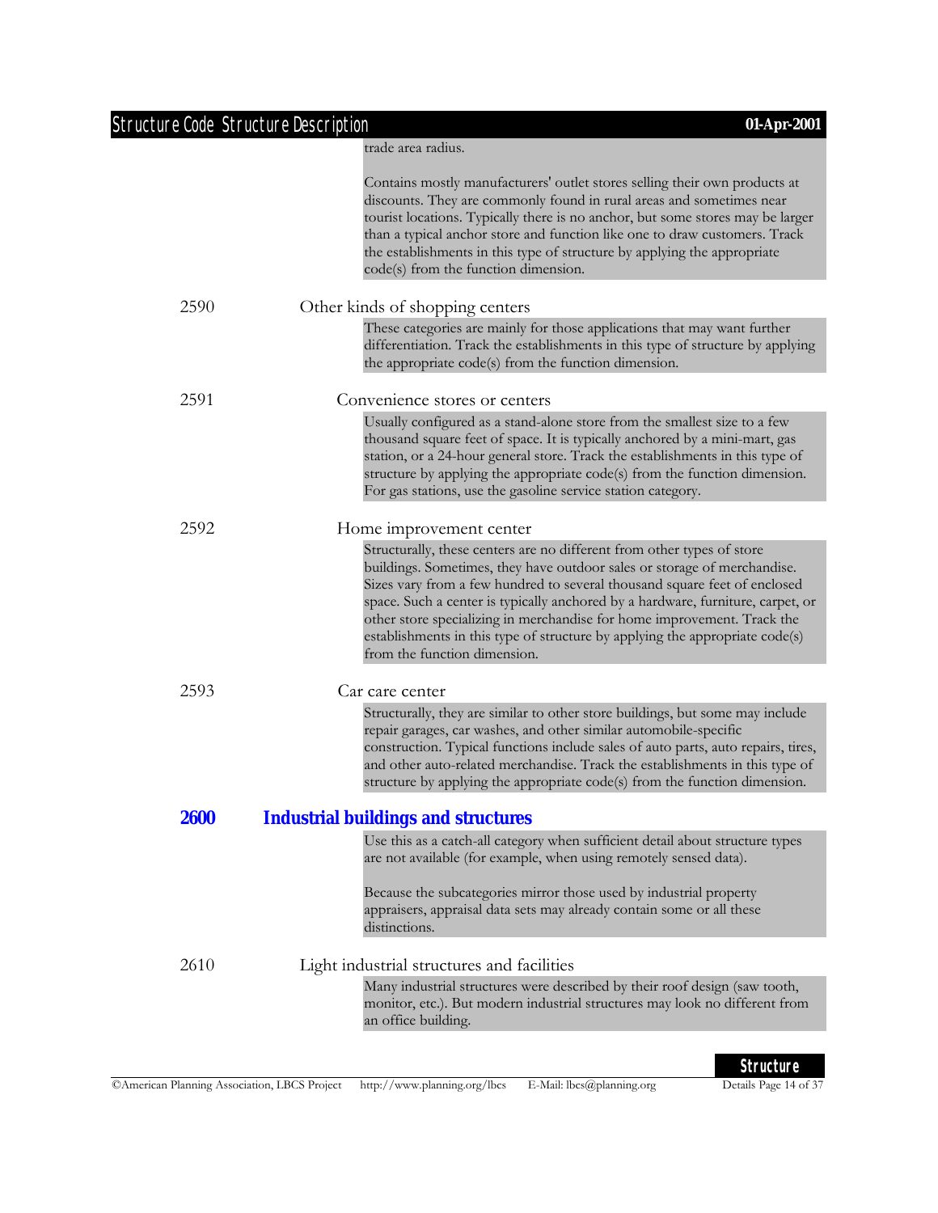trade area radius.

Contains mostly manufacturers' outlet stores selling their own products at discounts. They are commonly found in rural areas and sometimes near tourist locations. Typically there is no anchor, but some stores may be larger than a typical anchor store and function like one to draw customers. Track the establishments in this type of structure by applying the appropriate code(s) from the function dimension.

**2590** Other kinds of shopping centers

These categories are mainly for those applications that may want further differentiation. Track the establishments in this type of structure by applying the appropriate code(s) from the function dimension.

**2591** Convenience stores or centers

Usually configured as a stand-alone store from the smallest size to a few thousand square feet of space. It is typically anchored by a mini-mart, gas station, or a 24-hour general store. Track the establishments in this type of structure by applying the appropriate code(s) from the function dimension. For gas stations, use the gasoline service station category.

**2592** Home improvement center

Structurally, these centers are no different from other types of store buildings. Sometimes, they have outdoor sales or storage of merchandise. Sizes vary from a few hundred to several thousand square feet of enclosed space. Such a center is typically anchored by a hardware, furniture, carpet, or other store specializing in merchandise for home improvement. Track the establishments in this type of structure by applying the appropriate code(s) from the function dimension.

**2593** Car care center

Structurally, they are similar to other store buildings, but some may include repair garages, car washes, and other similar automobile-specific construction. Typical functions include sales of auto parts, auto repairs, tires, and other auto-related merchandise. Track the establishments in this type of structure by applying the appropriate code(s) from the function dimension.

## 2600 Industrial buildings and structures

Use this as a catch-all category when sufficient detail about structure types are not available (for example, when using remotely sensed data).

Because the subcategories mirror those used by industrial property appraisers, appraisal data sets may already contain some or all these distinctions.

**2610** Light industrial structures and facilities

Many industrial structures were described by their roof design (saw tooth, monitor, etc.). But modern industrial structures may look no different from an office building.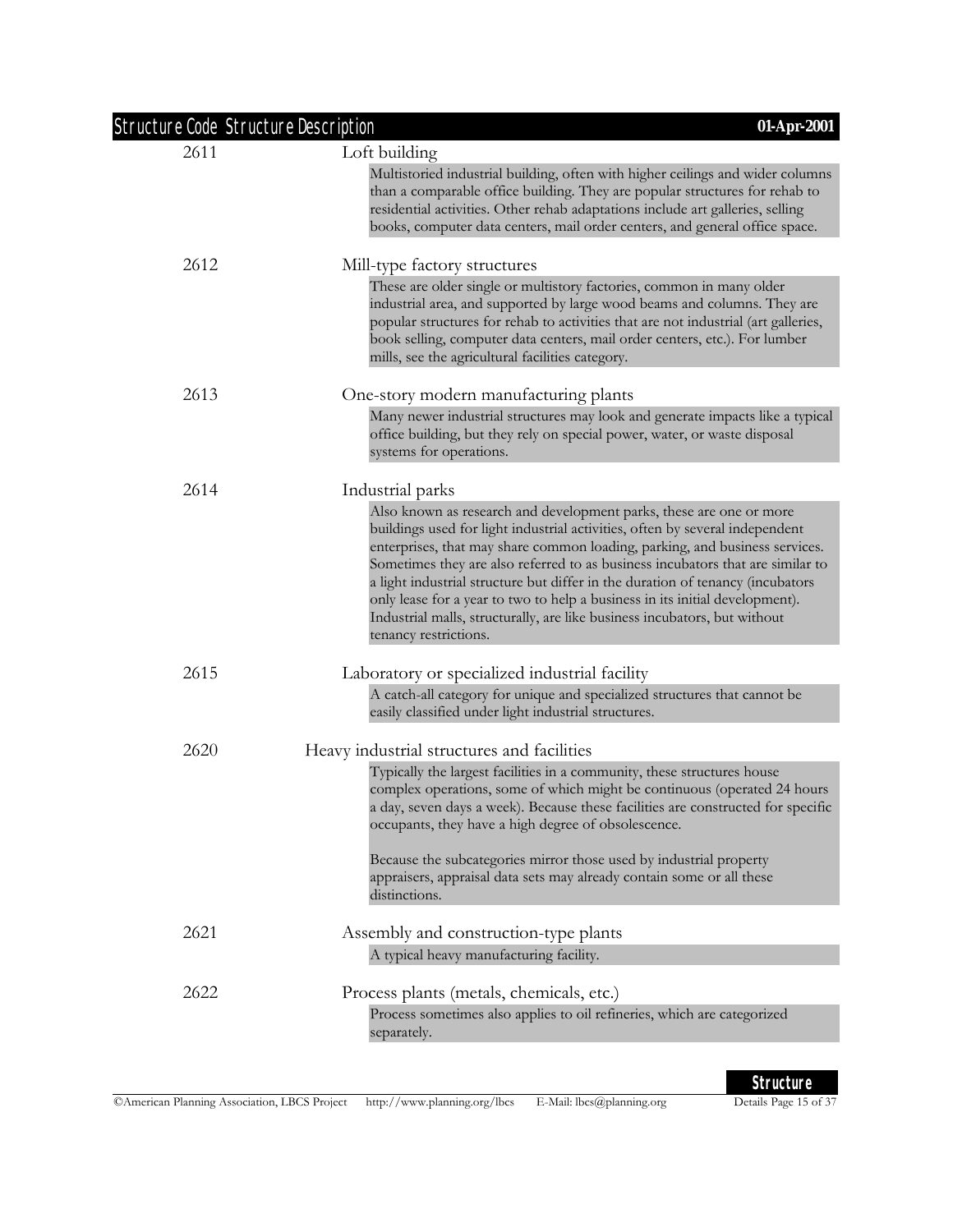| Structure Code | Structure Description |
| --- | --- |
| 2611 | **Loft building**<br>Multistoried industrial building, often with higher ceilings and wider columns than a comparable office building. They are popular structures for rehab to residential activities. Other rehab adaptations include art galleries, selling books, computer data centers, mail order centers, and general office space. |
| 2612 | **Mill-type factory structures**<br>These are older single or multistory factories, common in many older industrial area, and supported by large wood beams and columns. They are popular structures for rehab to activities that are not industrial (art galleries, book selling, computer data centers, mail order centers, etc.). For lumber mills, see the agricultural facilities category. |
| 2613 | **One-story modern manufacturing plants**<br>Many newer industrial structures may look and generate impacts like a typical office building, but they rely on special power, water, or waste disposal systems for operations. |
| 2614 | **Industrial parks**<br>Also known as research and development parks, these are one or more buildings used for light industrial activities, often by several independent enterprises, that may share common loading, parking, and business services. Sometimes they are also referred to as business incubators that are similar to a light industrial structure but differ in the duration of tenancy (incubators only lease for a year to two to help a business in its initial development). Industrial malls, structurally, are like business incubators, but without tenancy restrictions. |
| 2615 | **Laboratory or specialized industrial facility**<br>A catch-all category for unique and specialized structures that cannot be easily classified under light industrial structures. |
| 2620 | **Heavy industrial structures and facilities**<br>Typically the largest facilities in a community, these structures house complex operations, some of which might be continuous (operated 24 hours a day, seven days a week). Because these facilities are constructed for specific occupants, they have a high degree of obsolescence.<br><br>Because the subcategories mirror those used by industrial property appraisers, appraisal data sets may already contain some or all these distinctions. |
| 2621 | **Assembly and construction-type plants**<br>A typical heavy manufacturing facility. |
| 2622 | **Process plants (metals, chemicals, etc.)**<br>Process sometimes also applies to oil refineries, which are categorized separately. |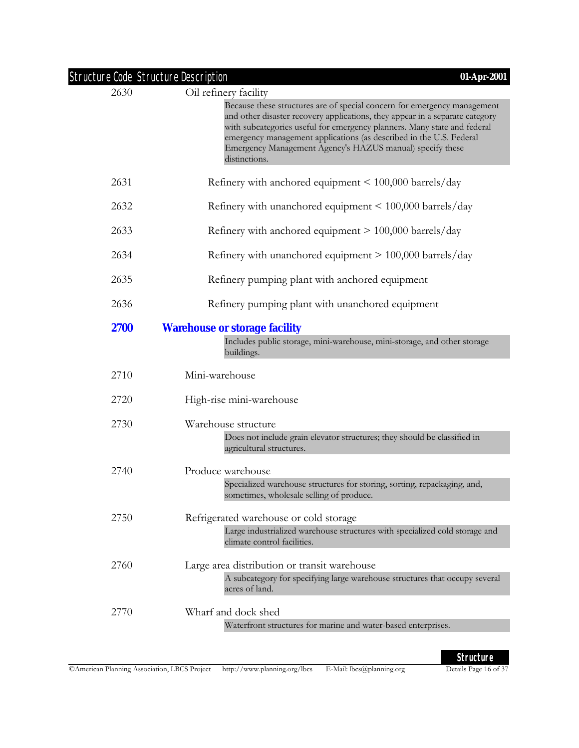| Structure Code | Structure Description |
|---|---|
| 2630 | Oil refinery facility |
| | Because these structures are of special concern for emergency management and other disaster recovery applications, they appear in a separate category with subcategories useful for emergency planners. Many state and federal emergency management applications (as described in the U.S. Federal Emergency Management Agency's HAZUS manual) specify these distinctions. |
| 2631 | Refinery with anchored equipment < 100,000 barrels/day |
| 2632 | Refinery with unanchored equipment < 100,000 barrels/day |
| 2633 | Refinery with anchored equipment > 100,000 barrels/day |
| 2634 | Refinery with unanchored equipment > 100,000 barrels/day |
| 2635 | Refinery pumping plant with anchored equipment |
| 2636 | Refinery pumping plant with unanchored equipment |
| **2700** | **Warehouse or storage facility** |
| | Includes public storage, mini-warehouse, mini-storage, and other storage buildings. |
| 2710 | Mini-warehouse |
| 2720 | High-rise mini-warehouse |
| 2730 | Warehouse structure |
| | Does not include grain elevator structures; they should be classified in agricultural structures. |
| 2740 | Produce warehouse |
| | Specialized warehouse structures for storing, sorting, repackaging, and, sometimes, wholesale selling of produce. |
| 2750 | Refrigerated warehouse or cold storage |
| | Large industrialized warehouse structures with specialized cold storage and climate control facilities. |
| 2760 | Large area distribution or transit warehouse |
| | A subcategory for specifying large warehouse structures that occupy several acres of land. |
| 2770 | Wharf and dock shed |
| | Waterfront structures for marine and water-based enterprises. |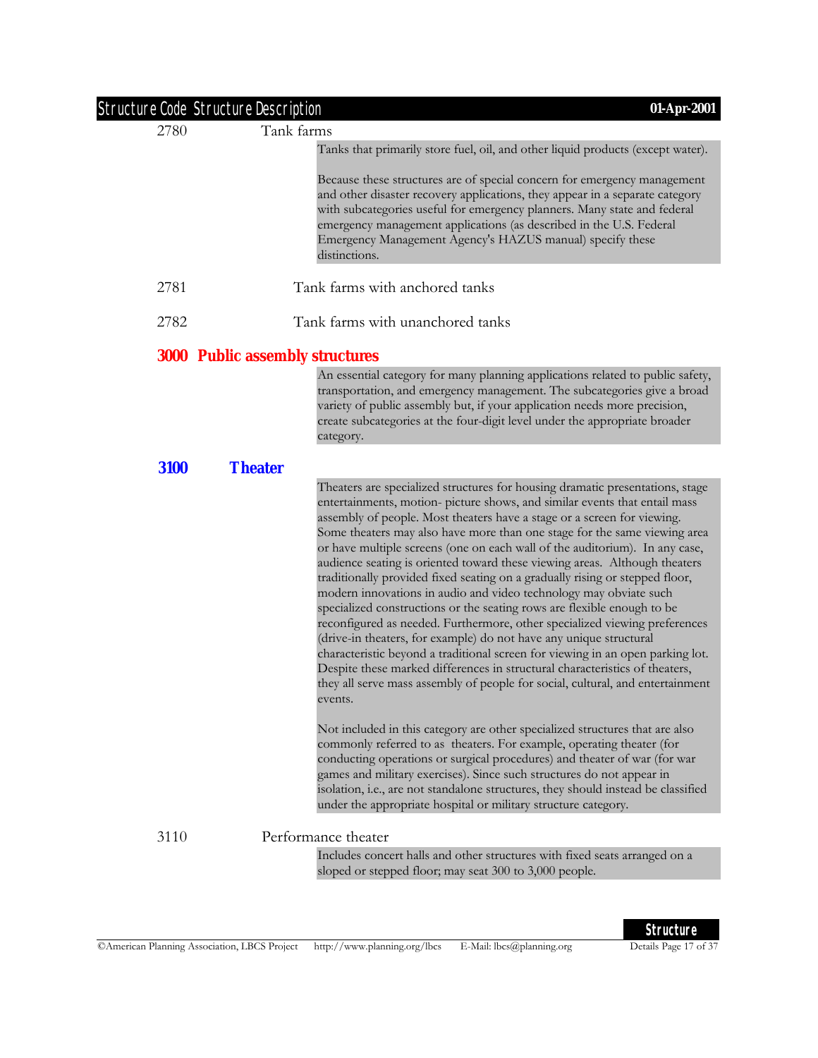2780 Tank farms

Tanks that primarily store fuel, oil, and other liquid products (except water).

Because these structures are of special concern for emergency management and other disaster recovery applications, they appear in a separate category with subcategories useful for emergency planners. Many state and federal emergency management applications (as described in the U.S. Federal Emergency Management Agency's HAZUS manual) specify these distinctions.

2781 Tank farms with anchored tanks

2782 Tank farms with unanchored tanks

## 3000 Public assembly structures

An essential category for many planning applications related to public safety, transportation, and emergency management. The subcategories give a broad variety of public assembly but, if your application needs more precision, create subcategories at the four-digit level under the appropriate broader category.

### 3100 Theater

Theaters are specialized structures for housing dramatic presentations, stage entertainments, motion- picture shows, and similar events that entail mass assembly of people. Most theaters have a stage or a screen for viewing. Some theaters may also have more than one stage for the same viewing area or have multiple screens (one on each wall of the auditorium). In any case, audience seating is oriented toward these viewing areas. Although theaters traditionally provided fixed seating on a gradually rising or stepped floor, modern innovations in audio and video technology may obviate such specialized constructions or the seating rows are flexible enough to be reconfigured as needed. Furthermore, other specialized viewing preferences (drive-in theaters, for example) do not have any unique structural characteristic beyond a traditional screen for viewing in an open parking lot. Despite these marked differences in structural characteristics of theaters, they all serve mass assembly of people for social, cultural, and entertainment events.

Not included in this category are other specialized structures that are also commonly referred to as theaters. For example, operating theater (for conducting operations or surgical procedures) and theater of war (for war games and military exercises). Since such structures do not appear in isolation, i.e., are not standalone structures, they should instead be classified under the appropriate hospital or military structure category.

3110 Performance theater

Includes concert halls and other structures with fixed seats arranged on a sloped or stepped floor; may seat 300 to 3,000 people.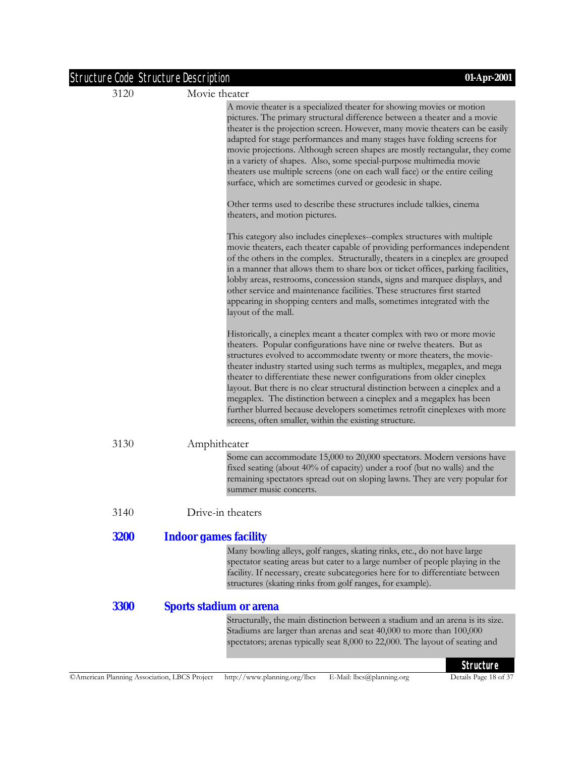| Structure Code | Structure Description |
|---|---|
| 3120 | Movie theater |

A movie theater is a specialized theater for showing movies or motion pictures. The primary structural difference between a theater and a movie theater is the projection screen. However, many movie theaters can be easily adapted for stage performances and many stages have folding screens for movie projections. Although screen shapes are mostly rectangular, they come in a variety of shapes. Also, some special-purpose multimedia movie theaters use multiple screens (one on each wall face) or the entire ceiling surface, which are sometimes curved or geodesic in shape.

Other terms used to describe these structures include talkies, cinema theaters, and motion pictures.

This category also includes cineplexes--complex structures with multiple movie theaters, each theater capable of providing performances independent of the others in the complex. Structurally, theaters in a cineplex are grouped in a manner that allows them to share box or ticket offices, parking facilities, lobby areas, restrooms, concession stands, signs and marquee displays, and other service and maintenance facilities. These structures first started appearing in shopping centers and malls, sometimes integrated with the layout of the mall.

Historically, a cineplex meant a theater complex with two or more movie theaters. Popular configurations have nine or twelve theaters. But as structures evolved to accommodate twenty or more theaters, the movie-theater industry started using such terms as multiplex, megaplex, and mega theater to differentiate these newer configurations from older cineplex layout. But there is no clear structural distinction between a cineplex and a megaplex. The distinction between a cineplex and a megaplex has been further blurred because developers sometimes retrofit cineplexes with more screens, often smaller, within the existing structure.

3130 Amphitheater

Some can accommodate 15,000 to 20,000 spectators. Modern versions have fixed seating (about 40% of capacity) under a roof (but no walls) and the remaining spectators spread out on sloping lawns. They are very popular for summer music concerts.

3140 Drive-in theaters

## 3200 Indoor games facility

Many bowling alleys, golf ranges, skating rinks, etc., do not have large spectator seating areas but cater to a large number of people playing in the facility. If necessary, create subcategories here for to differentiate between structures (skating rinks from golf ranges, for example).

## 3300 Sports stadium or arena

Structurally, the main distinction between a stadium and an arena is its size. Stadiums are larger than arenas and seat 40,000 to more than 100,000 spectators; arenas typically seat 8,000 to 22,000. The layout of seating and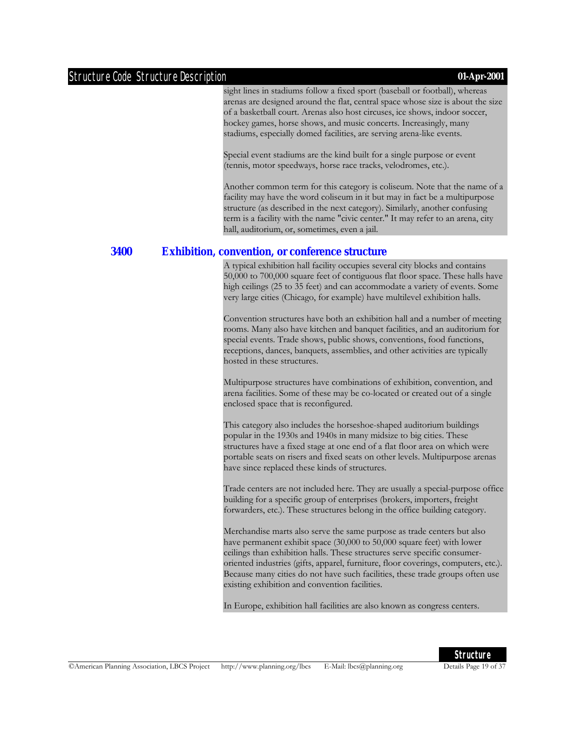sight lines in stadiums follow a fixed sport (baseball or football), whereas arenas are designed around the flat, central space whose size is about the size of a basketball court. Arenas also host circuses, ice shows, indoor soccer, hockey games, horse shows, and music concerts. Increasingly, many stadiums, especially domed facilities, are serving arena-like events.

Special event stadiums are the kind built for a single purpose or event (tennis, motor speedways, horse race tracks, velodromes, etc.).

Another common term for this category is coliseum. Note that the name of a facility may have the word coliseum in it but may in fact be a multipurpose structure (as described in the next category). Similarly, another confusing term is a facility with the name "civic center." It may refer to an arena, city hall, auditorium, or, sometimes, even a jail.

## 3400 Exhibition, convention, or conference structure

A typical exhibition hall facility occupies several city blocks and contains 50,000 to 700,000 square feet of contiguous flat floor space. These halls have high ceilings (25 to 35 feet) and can accommodate a variety of events. Some very large cities (Chicago, for example) have multilevel exhibition halls.

Convention structures have both an exhibition hall and a number of meeting rooms. Many also have kitchen and banquet facilities, and an auditorium for special events. Trade shows, public shows, conventions, food functions, receptions, dances, banquets, assemblies, and other activities are typically hosted in these structures.

Multipurpose structures have combinations of exhibition, convention, and arena facilities. Some of these may be co-located or created out of a single enclosed space that is reconfigured.

This category also includes the horseshoe-shaped auditorium buildings popular in the 1930s and 1940s in many midsize to big cities. These structures have a fixed stage at one end of a flat floor area on which were portable seats on risers and fixed seats on other levels. Multipurpose arenas have since replaced these kinds of structures.

Trade centers are not included here. They are usually a special-purpose office building for a specific group of enterprises (brokers, importers, freight forwarders, etc.). These structures belong in the office building category.

Merchandise marts also serve the same purpose as trade centers but also have permanent exhibit space (30,000 to 50,000 square feet) with lower ceilings than exhibition halls. These structures serve specific consumer-oriented industries (gifts, apparel, furniture, floor coverings, computers, etc.). Because many cities do not have such facilities, these trade groups often use existing exhibition and convention facilities.

In Europe, exhibition hall facilities are also known as congress centers.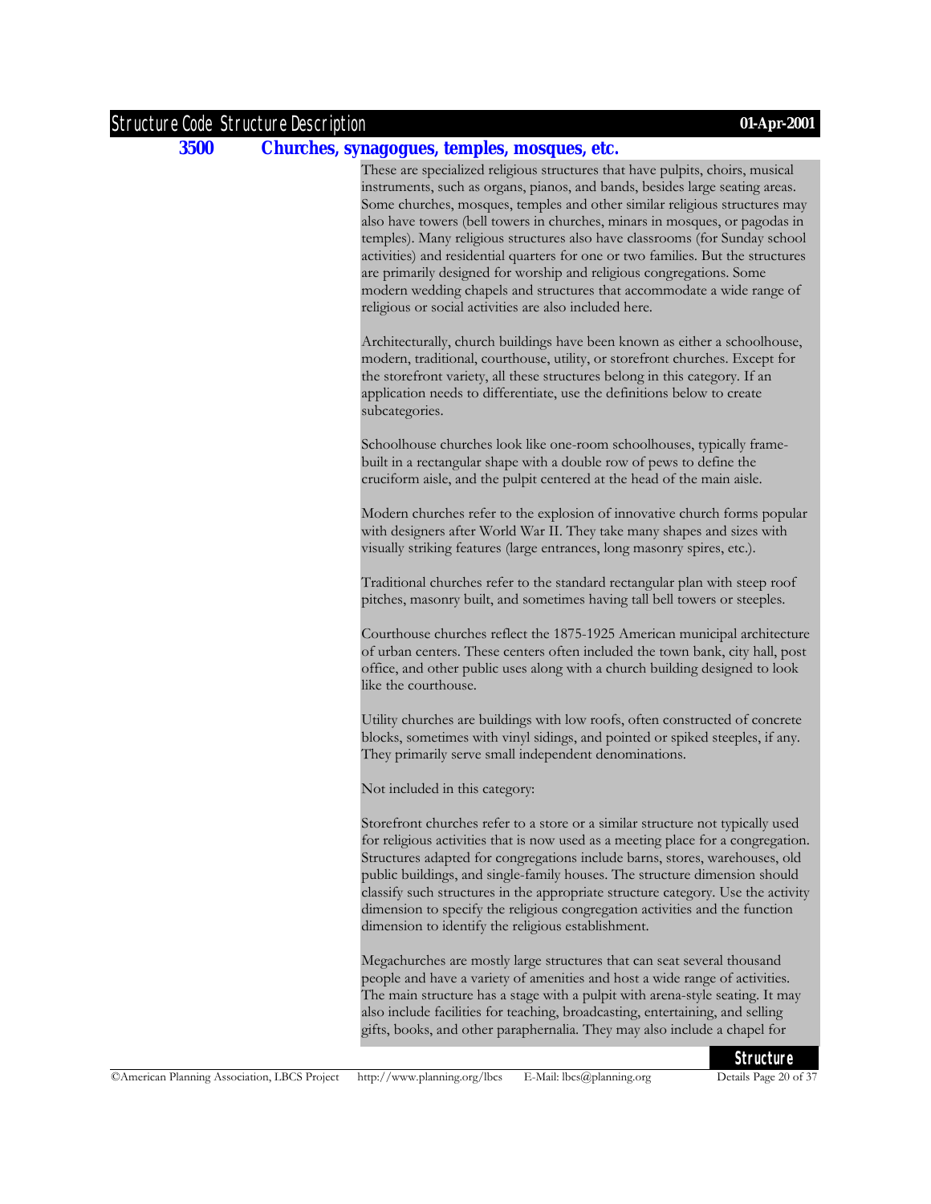## 3500 Churches, synagogues, temples, mosques, etc.

These are specialized religious structures that have pulpits, choirs, musical instruments, such as organs, pianos, and bands, besides large seating areas. Some churches, mosques, temples and other similar religious structures may also have towers (bell towers in churches, minars in mosques, or pagodas in temples). Many religious structures also have classrooms (for Sunday school activities) and residential quarters for one or two families. But the structures are primarily designed for worship and religious congregations. Some modern wedding chapels and structures that accommodate a wide range of religious or social activities are also included here.

Architecturally, church buildings have been known as either a schoolhouse, modern, traditional, courthouse, utility, or storefront churches. Except for the storefront variety, all these structures belong in this category. If an application needs to differentiate, use the definitions below to create subcategories.

Schoolhouse churches look like one-room schoolhouses, typically frame-built in a rectangular shape with a double row of pews to define the cruciform aisle, and the pulpit centered at the head of the main aisle.

Modern churches refer to the explosion of innovative church forms popular with designers after World War II. They take many shapes and sizes with visually striking features (large entrances, long masonry spires, etc.).

Traditional churches refer to the standard rectangular plan with steep roof pitches, masonry built, and sometimes having tall bell towers or steeples.

Courthouse churches reflect the 1875-1925 American municipal architecture of urban centers. These centers often included the town bank, city hall, post office, and other public uses along with a church building designed to look like the courthouse.

Utility churches are buildings with low roofs, often constructed of concrete blocks, sometimes with vinyl sidings, and pointed or spiked steeples, if any. They primarily serve small independent denominations.

Not included in this category:

Storefront churches refer to a store or a similar structure not typically used for religious activities that is now used as a meeting place for a congregation. Structures adapted for congregations include barns, stores, warehouses, old public buildings, and single-family houses. The structure dimension should classify such structures in the appropriate structure category. Use the activity dimension to specify the religious congregation activities and the function dimension to identify the religious establishment.

Megachurches are mostly large structures that can seat several thousand people and have a variety of amenities and host a wide range of activities. The main structure has a stage with a pulpit with arena-style seating. It may also include facilities for teaching, broadcasting, entertaining, and selling gifts, books, and other paraphernalia. They may also include a chapel for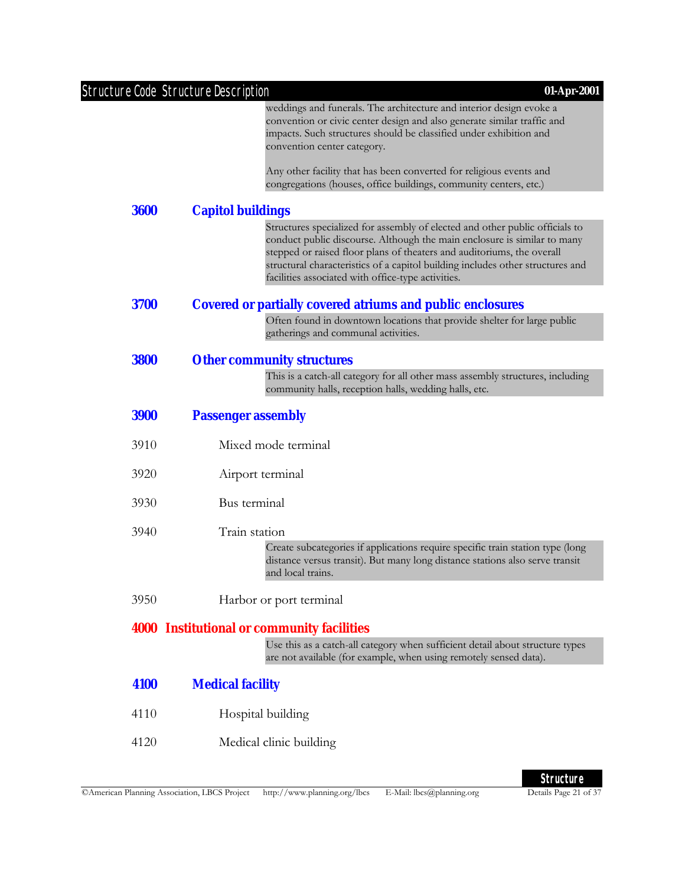weddings and funerals. The architecture and interior design evoke a convention or civic center design and also generate similar traffic and impacts. Such structures should be classified under exhibition and convention center category.

Any other facility that has been converted for religious events and congregations (houses, office buildings, community centers, etc.)

### 3600 Capitol buildings

Structures specialized for assembly of elected and other public officials to conduct public discourse. Although the main enclosure is similar to many stepped or raised floor plans of theaters and auditoriums, the overall structural characteristics of a capitol building includes other structures and facilities associated with office-type activities.

### 3700 Covered or partially covered atriums and public enclosures

Often found in downtown locations that provide shelter for large public gatherings and communal activities.

### 3800 Other community structures

This is a catch-all category for all other mass assembly structures, including community halls, reception halls, wedding halls, etc.

### 3900 Passenger assembly

3910 Mixed mode terminal

3920 Airport terminal

3930 Bus terminal

3940 Train station

Create subcategories if applications require specific train station type (long distance versus transit). But many long distance stations also serve transit and local trains.

3950 Harbor or port terminal

## 4000 Institutional or community facilities

Use this as a catch-all category when sufficient detail about structure types are not available (for example, when using remotely sensed data).

### 4100 Medical facility

4110 Hospital building

4120 Medical clinic building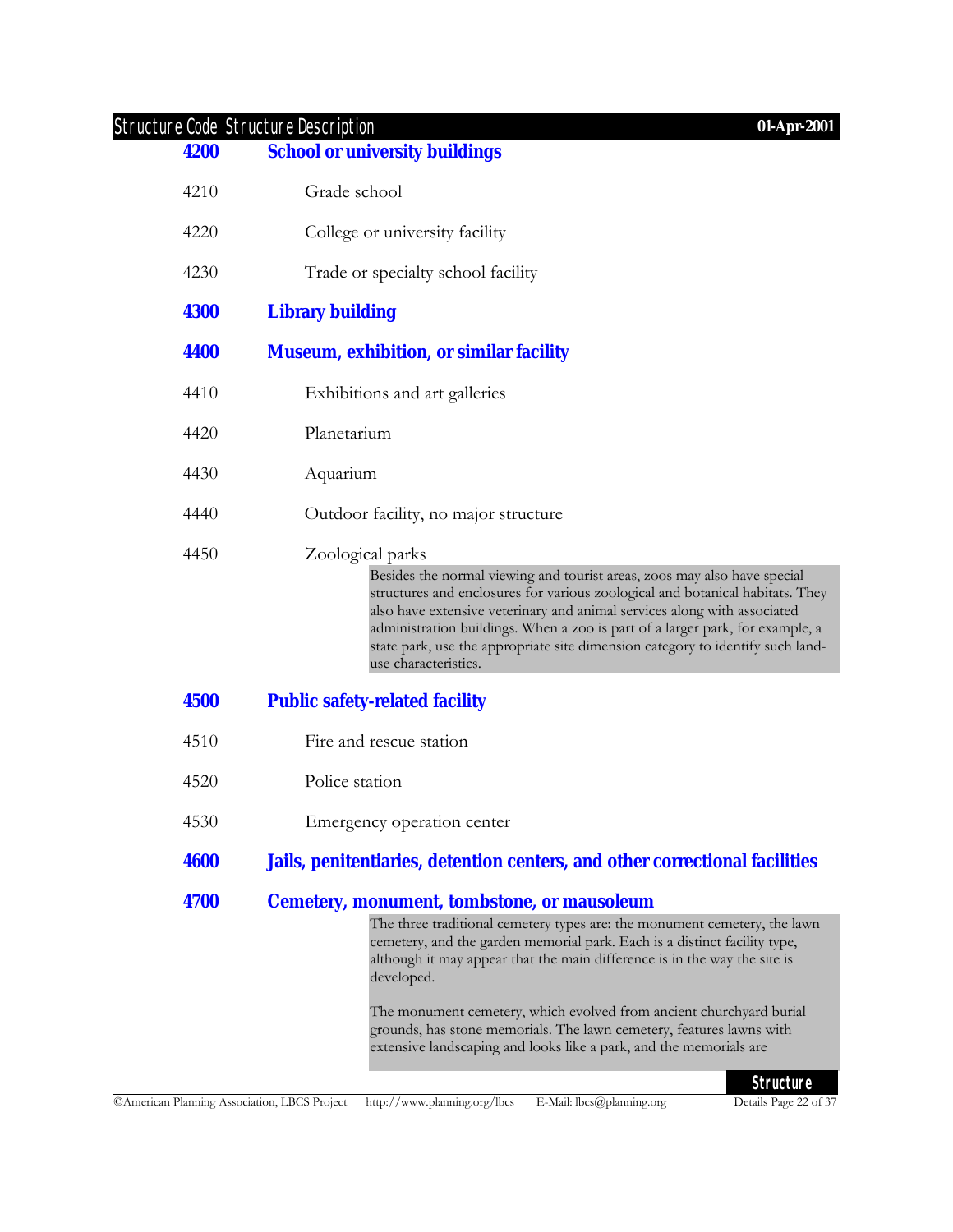| Structure Code | Structure Description |
|---|---|
| **4200** | **School or university buildings** |
| 4210 | Grade school |
| 4220 | College or university facility |
| 4230 | Trade or specialty school facility |
| **4300** | **Library building** |
| **4400** | **Museum, exhibition, or similar facility** |
| 4410 | Exhibitions and art galleries |
| 4420 | Planetarium |
| 4430 | Aquarium |
| 4440 | Outdoor facility, no major structure |
| 4450 | Zoological parks |

> Besides the normal viewing and tourist areas, zoos may also have special structures and enclosures for various zoological and botanical habitats. They also have extensive veterinary and animal services along with associated administration buildings. When a zoo is part of a larger park, for example, a state park, use the appropriate site dimension category to identify such land-use characteristics.

| Structure Code | Structure Description |
|---|---|
| **4500** | **Public safety-related facility** |
| 4510 | Fire and rescue station |
| 4520 | Police station |
| 4530 | Emergency operation center |
| **4600** | **Jails, penitentiaries, detention centers, and other correctional facilities** |
| **4700** | **Cemetery, monument, tombstone, or mausoleum** |

> The three traditional cemetery types are: the monument cemetery, the lawn cemetery, and the garden memorial park. Each is a distinct facility type, although it may appear that the main difference is in the way the site is developed.
>
> The monument cemetery, which evolved from ancient churchyard burial grounds, has stone memorials. The lawn cemetery, features lawns with extensive landscaping and looks like a park, and the memorials are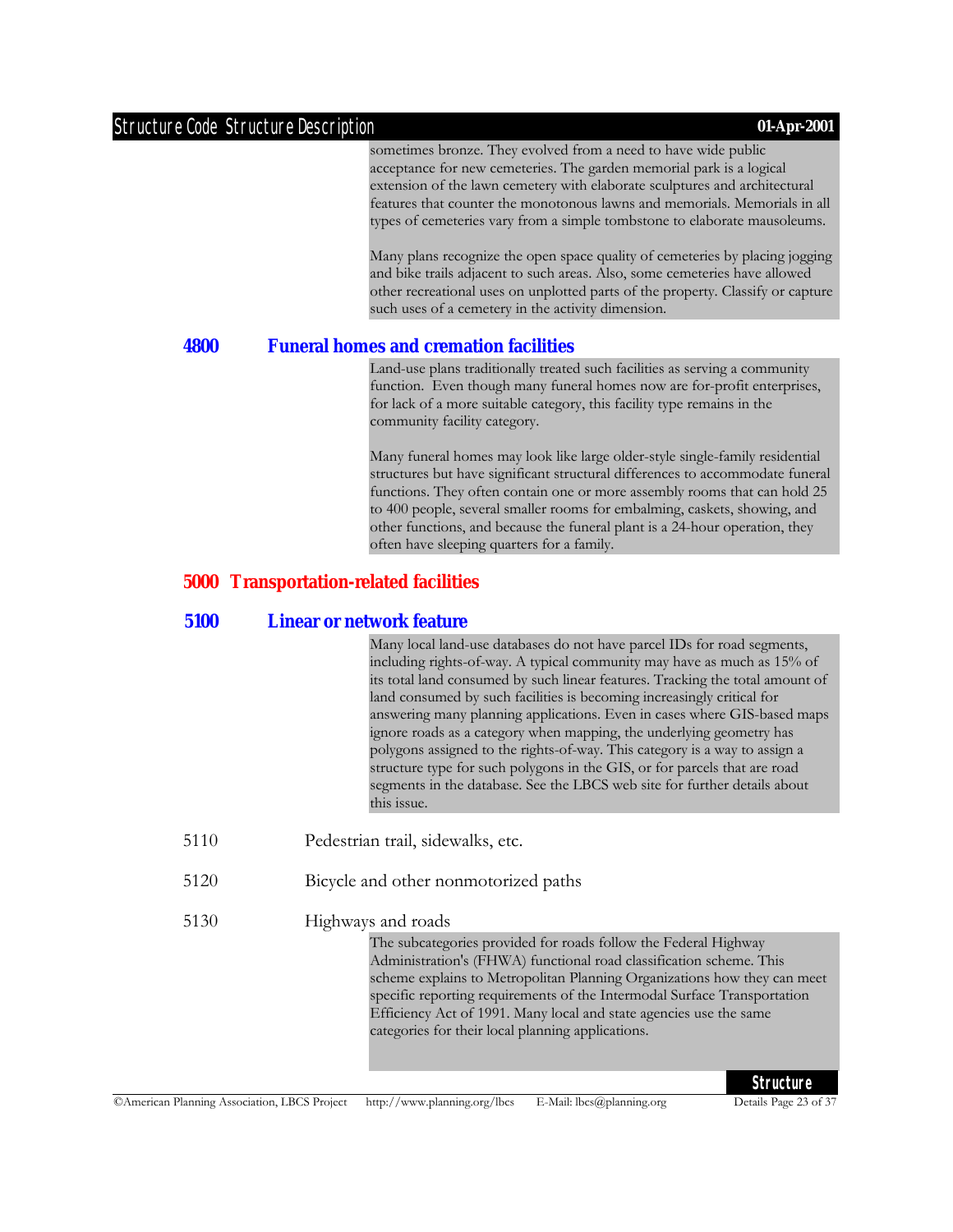sometimes bronze. They evolved from a need to have wide public acceptance for new cemeteries. The garden memorial park is a logical extension of the lawn cemetery with elaborate sculptures and architectural features that counter the monotonous lawns and memorials. Memorials in all types of cemeteries vary from a simple tombstone to elaborate mausoleums.

Many plans recognize the open space quality of cemeteries by placing jogging and bike trails adjacent to such areas. Also, some cemeteries have allowed other recreational uses on unplotted parts of the property. Classify or capture such uses of a cemetery in the activity dimension.

### 4800 Funeral homes and cremation facilities

Land-use plans traditionally treated such facilities as serving a community function. Even though many funeral homes now are for-profit enterprises, for lack of a more suitable category, this facility type remains in the community facility category.

Many funeral homes may look like large older-style single-family residential structures but have significant structural differences to accommodate funeral functions. They often contain one or more assembly rooms that can hold 25 to 400 people, several smaller rooms for embalming, caskets, showing, and other functions, and because the funeral plant is a 24-hour operation, they often have sleeping quarters for a family.

## 5000 Transportation-related facilities

### 5100 Linear or network feature

Many local land-use databases do not have parcel IDs for road segments, including rights-of-way. A typical community may have as much as 15% of its total land consumed by such linear features. Tracking the total amount of land consumed by such facilities is becoming increasingly critical for answering many planning applications. Even in cases where GIS-based maps ignore roads as a category when mapping, the underlying geometry has polygons assigned to the rights-of-way. This category is a way to assign a structure type for such polygons in the GIS, or for parcels that are road segments in the database. See the LBCS web site for further details about this issue.

5110 Pedestrian trail, sidewalks, etc.

5120 Bicycle and other nonmotorized paths

5130 Highways and roads

The subcategories provided for roads follow the Federal Highway Administration's (FHWA) functional road classification scheme. This scheme explains to Metropolitan Planning Organizations how they can meet specific reporting requirements of the Intermodal Surface Transportation Efficiency Act of 1991. Many local and state agencies use the same categories for their local planning applications.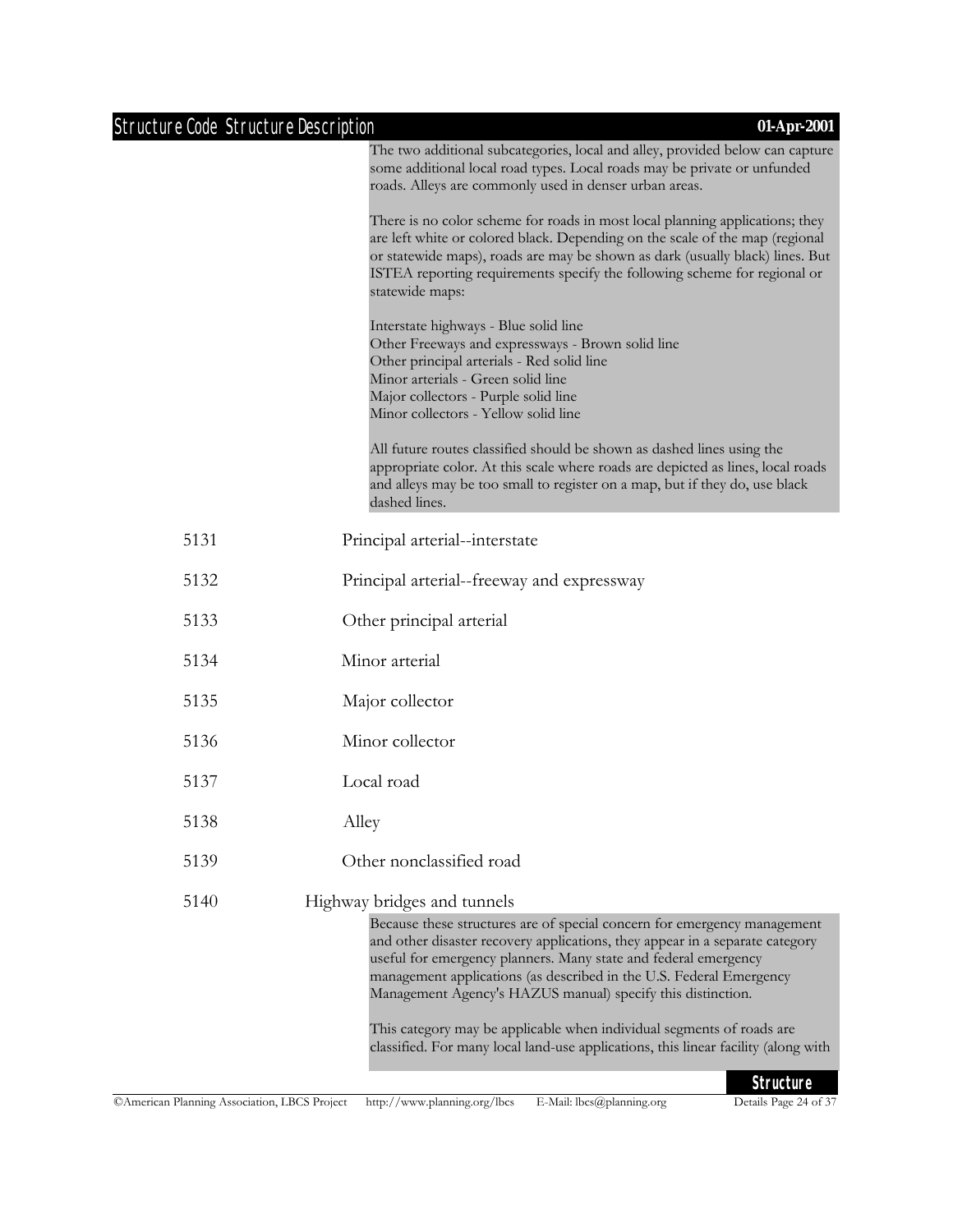The two additional subcategories, local and alley, provided below can capture some additional local road types. Local roads may be private or unfunded roads. Alleys are commonly used in denser urban areas.

There is no color scheme for roads in most local planning applications; they are left white or colored black. Depending on the scale of the map (regional or statewide maps), roads are may be shown as dark (usually black) lines. But ISTEA reporting requirements specify the following scheme for regional or statewide maps:

Interstate highways - Blue solid line
Other Freeways and expressways - Brown solid line
Other principal arterials - Red solid line
Minor arterials - Green solid line
Major collectors - Purple solid line
Minor collectors - Yellow solid line

All future routes classified should be shown as dashed lines using the appropriate color. At this scale where roads are depicted as lines, local roads and alleys may be too small to register on a map, but if they do, use black dashed lines.

| Structure Code | Structure Description |
| --- | --- |
| 5131 | Principal arterial--interstate |
| 5132 | Principal arterial--freeway and expressway |
| 5133 | Other principal arterial |
| 5134 | Minor arterial |
| 5135 | Major collector |
| 5136 | Minor collector |
| 5137 | Local road |
| 5138 | Alley |
| 5139 | Other nonclassified road |
| 5140 | Highway bridges and tunnels |

Because these structures are of special concern for emergency management and other disaster recovery applications, they appear in a separate category useful for emergency planners. Many state and federal emergency management applications (as described in the U.S. Federal Emergency Management Agency's HAZUS manual) specify this distinction.

This category may be applicable when individual segments of roads are classified. For many local land-use applications, this linear facility (along with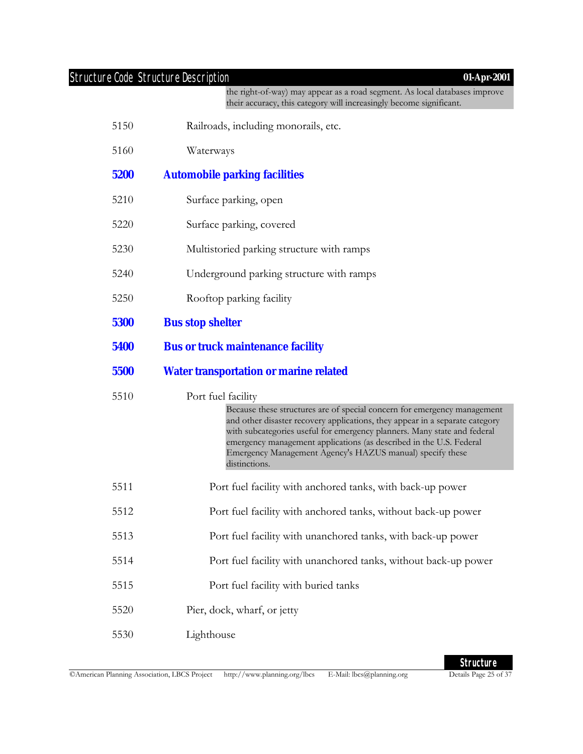the right-of-way) may appear as a road segment. As local databases improve their accuracy, this category will increasingly become significant.

5150 Railroads, including monorails, etc.

5160 Waterways

## 5200 Automobile parking facilities

5210 Surface parking, open

5220 Surface parking, covered

5230 Multistoried parking structure with ramps

5240 Underground parking structure with ramps

5250 Rooftop parking facility

## 5300 Bus stop shelter

## 5400 Bus or truck maintenance facility

## 5500 Water transportation or marine related

5510 Port fuel facility

Because these structures are of special concern for emergency management and other disaster recovery applications, they appear in a separate category with subcategories useful for emergency planners. Many state and federal emergency management applications (as described in the U.S. Federal Emergency Management Agency's HAZUS manual) specify these distinctions.

5511 Port fuel facility with anchored tanks, with back-up power

5512 Port fuel facility with anchored tanks, without back-up power

5513 Port fuel facility with unanchored tanks, with back-up power

5514 Port fuel facility with unanchored tanks, without back-up power

5515 Port fuel facility with buried tanks

5520 Pier, dock, wharf, or jetty

5530 Lighthouse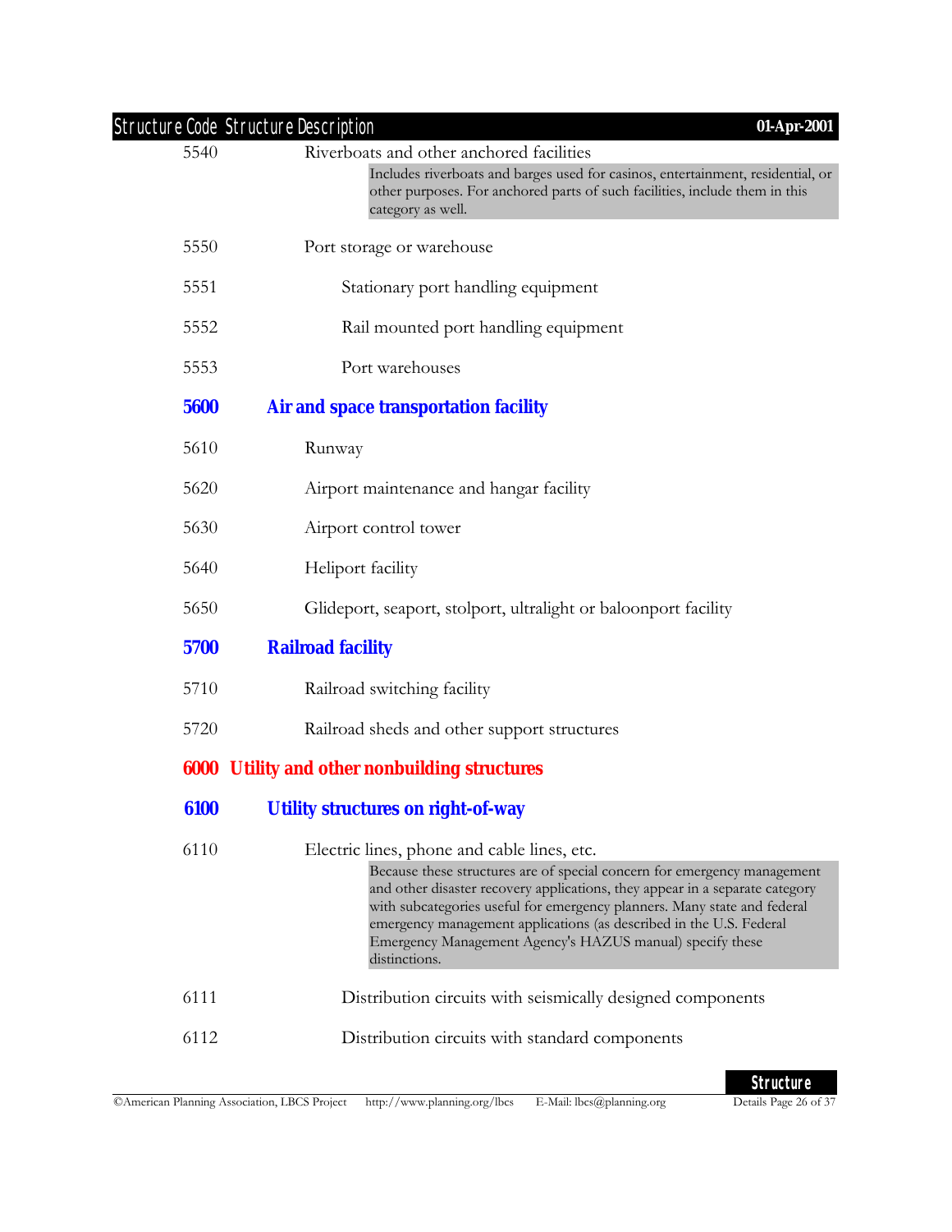| Structure Code | Structure Description |
|---|---|
| 5540 | Riverboats and other anchored facilities<br>Includes riverboats and barges used for casinos, entertainment, residential, or other purposes. For anchored parts of such facilities, include them in this category as well. |
| 5550 | Port storage or warehouse |
| 5551 | Stationary port handling equipment |
| 5552 | Rail mounted port handling equipment |
| 5553 | Port warehouses |
| **5600** | **Air and space transportation facility** |
| 5610 | Runway |
| 5620 | Airport maintenance and hangar facility |
| 5630 | Airport control tower |
| 5640 | Heliport facility |
| 5650 | Glideport, seaport, stolport, ultralight or baloonport facility |
| **5700** | **Railroad facility** |
| 5710 | Railroad switching facility |
| 5720 | Railroad sheds and other support structures |
| **6000** | **Utility and other nonbuilding structures** |
| **6100** | **Utility structures on right-of-way** |
| 6110 | Electric lines, phone and cable lines, etc.<br>Because these structures are of special concern for emergency management and other disaster recovery applications, they appear in a separate category with subcategories useful for emergency planners. Many state and federal emergency management applications (as described in the U.S. Federal Emergency Management Agency's HAZUS manual) specify these distinctions. |
| 6111 | Distribution circuits with seismically designed components |
| 6112 | Distribution circuits with standard components |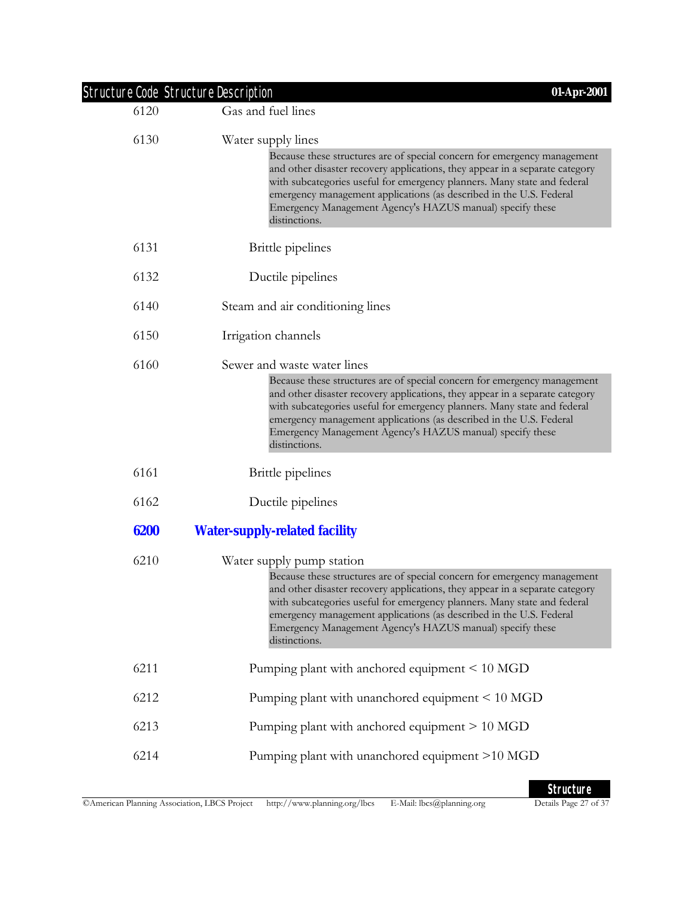| Structure Code | Structure Description |
|---|---|
| 6120 | Gas and fuel lines |
| 6130 | Water supply lines<br>Because these structures are of special concern for emergency management and other disaster recovery applications, they appear in a separate category with subcategories useful for emergency planners. Many state and federal emergency management applications (as described in the U.S. Federal Emergency Management Agency's HAZUS manual) specify these distinctions. |
| 6131 | Brittle pipelines |
| 6132 | Ductile pipelines |
| 6140 | Steam and air conditioning lines |
| 6150 | Irrigation channels |
| 6160 | Sewer and waste water lines<br>Because these structures are of special concern for emergency management and other disaster recovery applications, they appear in a separate category with subcategories useful for emergency planners. Many state and federal emergency management applications (as described in the U.S. Federal Emergency Management Agency's HAZUS manual) specify these distinctions. |
| 6161 | Brittle pipelines |
| 6162 | Ductile pipelines |
| **6200** | **Water-supply-related facility** |
| 6210 | Water supply pump station<br>Because these structures are of special concern for emergency management and other disaster recovery applications, they appear in a separate category with subcategories useful for emergency planners. Many state and federal emergency management applications (as described in the U.S. Federal Emergency Management Agency's HAZUS manual) specify these distinctions. |
| 6211 | Pumping plant with anchored equipment < 10 MGD |
| 6212 | Pumping plant with unanchored equipment < 10 MGD |
| 6213 | Pumping plant with anchored equipment > 10 MGD |
| 6214 | Pumping plant with unanchored equipment >10 MGD |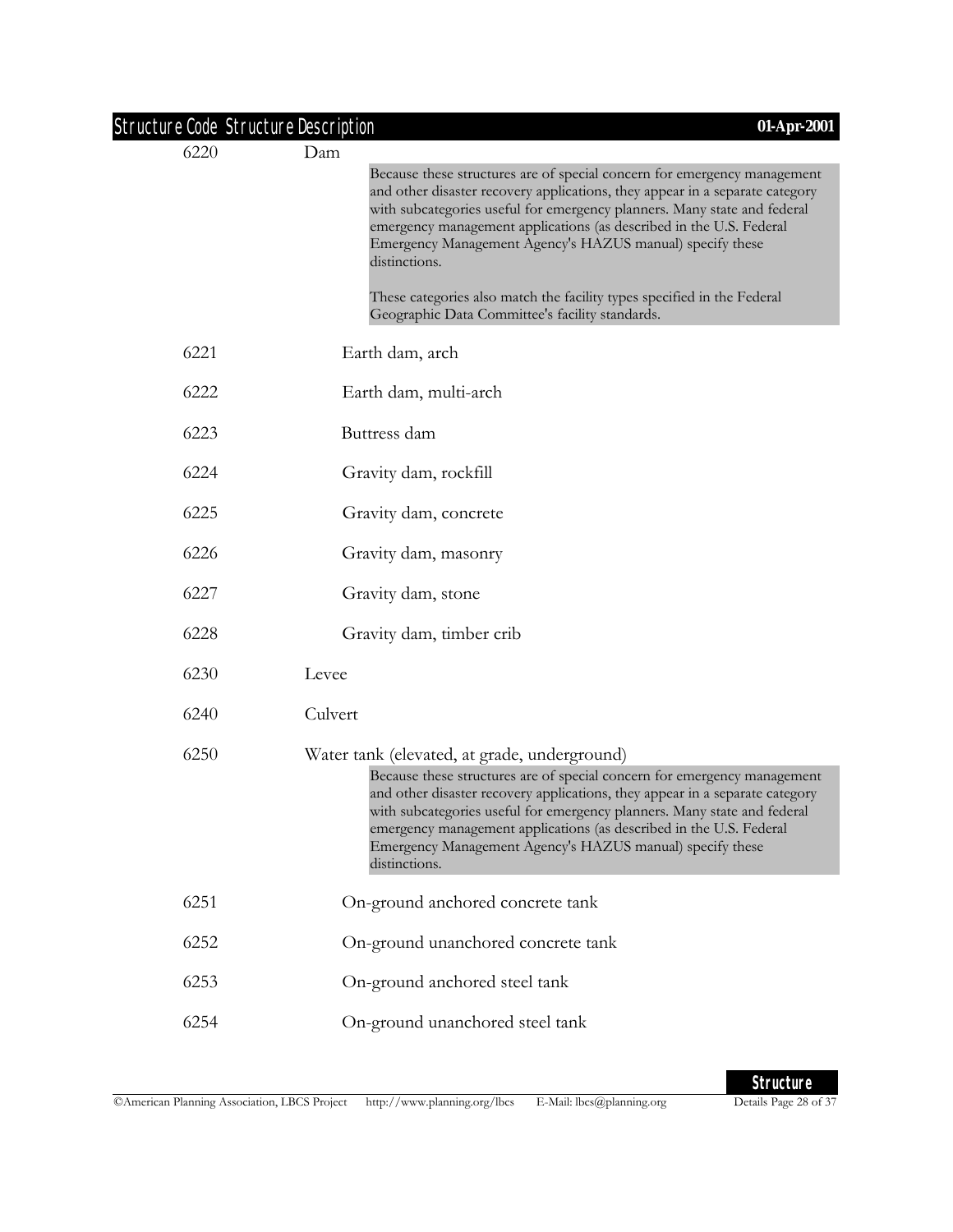| Structure Code | Structure Description |
| --- | --- |
| 6220 | Dam<br><br>Because these structures are of special concern for emergency management and other disaster recovery applications, they appear in a separate category with subcategories useful for emergency planners. Many state and federal emergency management applications (as described in the U.S. Federal Emergency Management Agency's HAZUS manual) specify these distinctions.<br><br>These categories also match the facility types specified in the Federal Geographic Data Committee's facility standards. |
| 6221 | Earth dam, arch |
| 6222 | Earth dam, multi-arch |
| 6223 | Buttress dam |
| 6224 | Gravity dam, rockfill |
| 6225 | Gravity dam, concrete |
| 6226 | Gravity dam, masonry |
| 6227 | Gravity dam, stone |
| 6228 | Gravity dam, timber crib |
| 6230 | Levee |
| 6240 | Culvert |
| 6250 | Water tank (elevated, at grade, underground)<br><br>Because these structures are of special concern for emergency management and other disaster recovery applications, they appear in a separate category with subcategories useful for emergency planners. Many state and federal emergency management applications (as described in the U.S. Federal Emergency Management Agency's HAZUS manual) specify these distinctions. |
| 6251 | On-ground anchored concrete tank |
| 6252 | On-ground unanchored concrete tank |
| 6253 | On-ground anchored steel tank |
| 6254 | On-ground unanchored steel tank |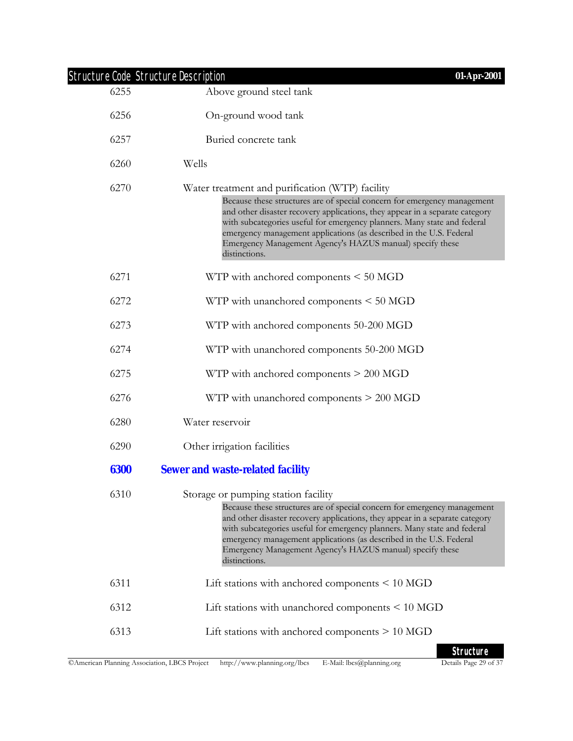| Structure Code | Structure Description |
|---|---|
| 6255 | Above ground steel tank |
| 6256 | On-ground wood tank |
| 6257 | Buried concrete tank |
| 6260 | Wells |
| 6270 | Water treatment and purification (WTP) facility<br>Because these structures are of special concern for emergency management and other disaster recovery applications, they appear in a separate category with subcategories useful for emergency planners. Many state and federal emergency management applications (as described in the U.S. Federal Emergency Management Agency's HAZUS manual) specify these distinctions. |
| 6271 | WTP with anchored components < 50 MGD |
| 6272 | WTP with unanchored components < 50 MGD |
| 6273 | WTP with anchored components 50-200 MGD |
| 6274 | WTP with unanchored components 50-200 MGD |
| 6275 | WTP with anchored components > 200 MGD |
| 6276 | WTP with unanchored components > 200 MGD |
| 6280 | Water reservoir |
| 6290 | Other irrigation facilities |
| **6300** | **Sewer and waste-related facility** |
| 6310 | Storage or pumping station facility<br>Because these structures are of special concern for emergency management and other disaster recovery applications, they appear in a separate category with subcategories useful for emergency planners. Many state and federal emergency management applications (as described in the U.S. Federal Emergency Management Agency's HAZUS manual) specify these distinctions. |
| 6311 | Lift stations with anchored components < 10 MGD |
| 6312 | Lift stations with unanchored components < 10 MGD |
| 6313 | Lift stations with anchored components > 10 MGD |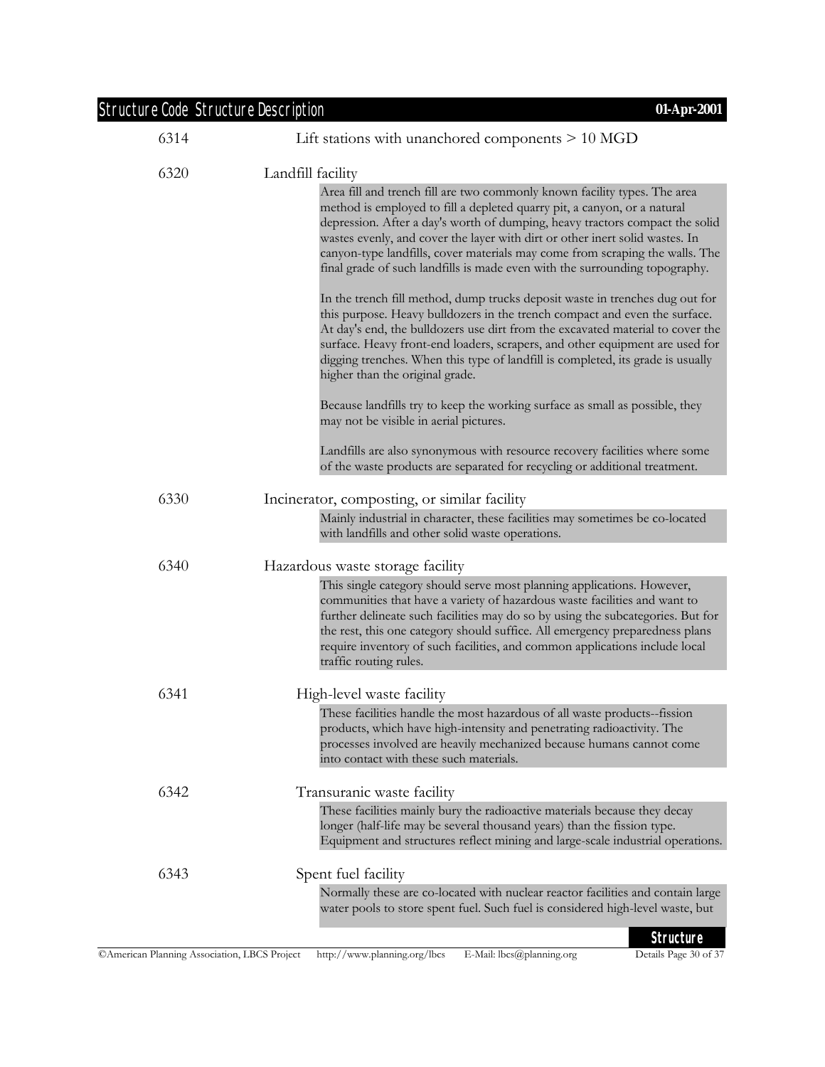6314 Lift stations with unanchored components > 10 MGD

6320 Landfill facility

Area fill and trench fill are two commonly known facility types. The area method is employed to fill a depleted quarry pit, a canyon, or a natural depression. After a day's worth of dumping, heavy tractors compact the solid wastes evenly, and cover the layer with dirt or other inert solid wastes. In canyon-type landfills, cover materials may come from scraping the walls. The final grade of such landfills is made even with the surrounding topography.

In the trench fill method, dump trucks deposit waste in trenches dug out for this purpose. Heavy bulldozers in the trench compact and even the surface. At day's end, the bulldozers use dirt from the excavated material to cover the surface. Heavy front-end loaders, scrapers, and other equipment are used for digging trenches. When this type of landfill is completed, its grade is usually higher than the original grade.

Because landfills try to keep the working surface as small as possible, they may not be visible in aerial pictures.

Landfills are also synonymous with resource recovery facilities where some of the waste products are separated for recycling or additional treatment.

6330 Incinerator, composting, or similar facility

Mainly industrial in character, these facilities may sometimes be co-located with landfills and other solid waste operations.

6340 Hazardous waste storage facility

This single category should serve most planning applications. However, communities that have a variety of hazardous waste facilities and want to further delineate such facilities may do so by using the subcategories. But for the rest, this one category should suffice. All emergency preparedness plans require inventory of such facilities, and common applications include local traffic routing rules.

6341 High-level waste facility

These facilities handle the most hazardous of all waste products--fission products, which have high-intensity and penetrating radioactivity. The processes involved are heavily mechanized because humans cannot come into contact with these such materials.

6342 Transuranic waste facility

These facilities mainly bury the radioactive materials because they decay longer (half-life may be several thousand years) than the fission type. Equipment and structures reflect mining and large-scale industrial operations.

6343 Spent fuel facility

Normally these are co-located with nuclear reactor facilities and contain large water pools to store spent fuel. Such fuel is considered high-level waste, but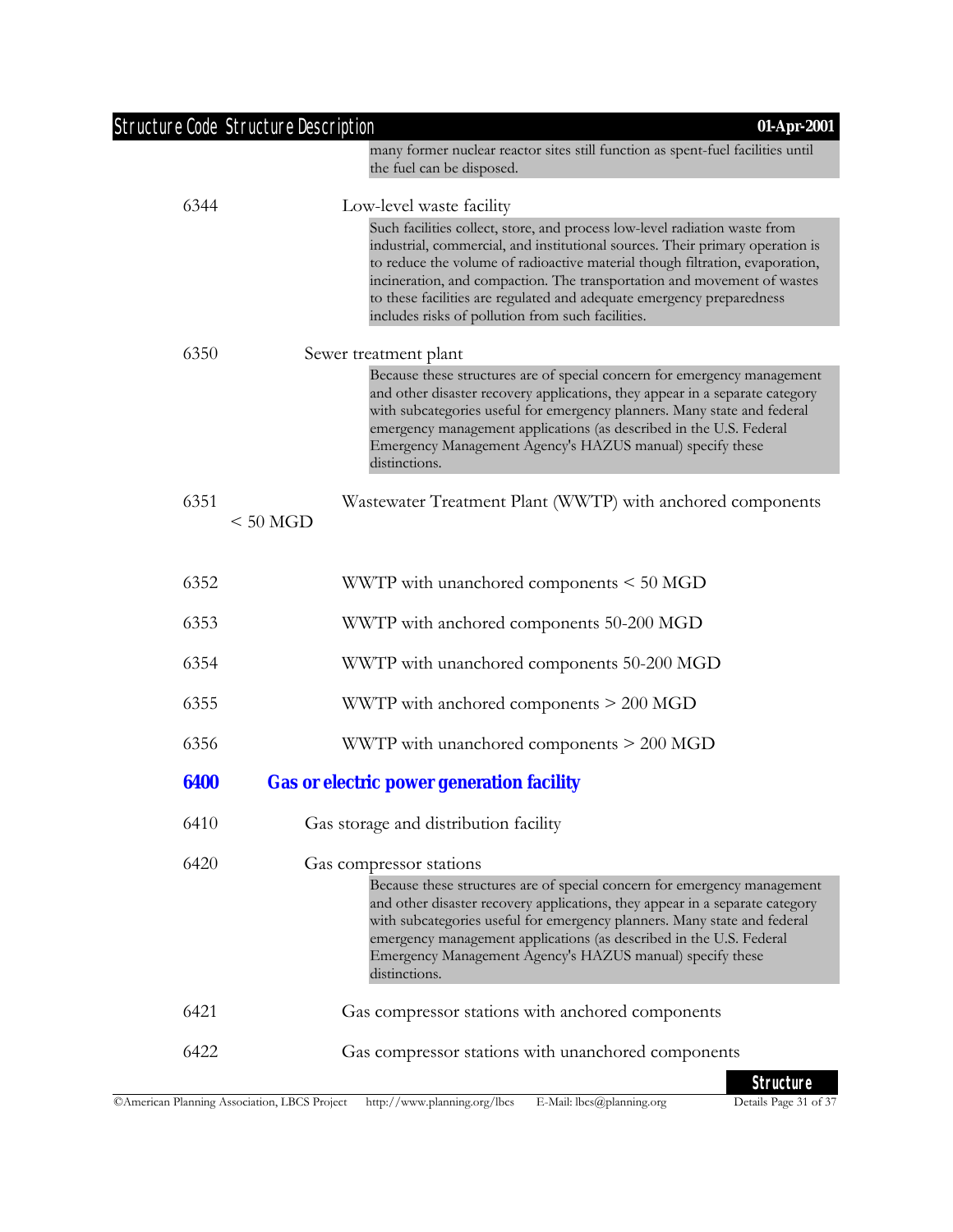many former nuclear reactor sites still function as spent-fuel facilities until the fuel can be disposed.

6344 Low-level waste facility

Such facilities collect, store, and process low-level radiation waste from industrial, commercial, and institutional sources. Their primary operation is to reduce the volume of radioactive material though filtration, evaporation, incineration, and compaction. The transportation and movement of wastes to these facilities are regulated and adequate emergency preparedness includes risks of pollution from such facilities.

6350 Sewer treatment plant

Because these structures are of special concern for emergency management and other disaster recovery applications, they appear in a separate category with subcategories useful for emergency planners. Many state and federal emergency management applications (as described in the U.S. Federal Emergency Management Agency's HAZUS manual) specify these distinctions.

6351 Wastewater Treatment Plant (WWTP) with anchored components < 50 MGD

6352 WWTP with unanchored components < 50 MGD

6353 WWTP with anchored components 50-200 MGD

6354 WWTP with unanchored components 50-200 MGD

6355 WWTP with anchored components > 200 MGD

6356 WWTP with unanchored components > 200 MGD

## 6400 Gas or electric power generation facility

6410 Gas storage and distribution facility

6420 Gas compressor stations

Because these structures are of special concern for emergency management and other disaster recovery applications, they appear in a separate category with subcategories useful for emergency planners. Many state and federal emergency management applications (as described in the U.S. Federal Emergency Management Agency's HAZUS manual) specify these distinctions.

6421 Gas compressor stations with anchored components

6422 Gas compressor stations with unanchored components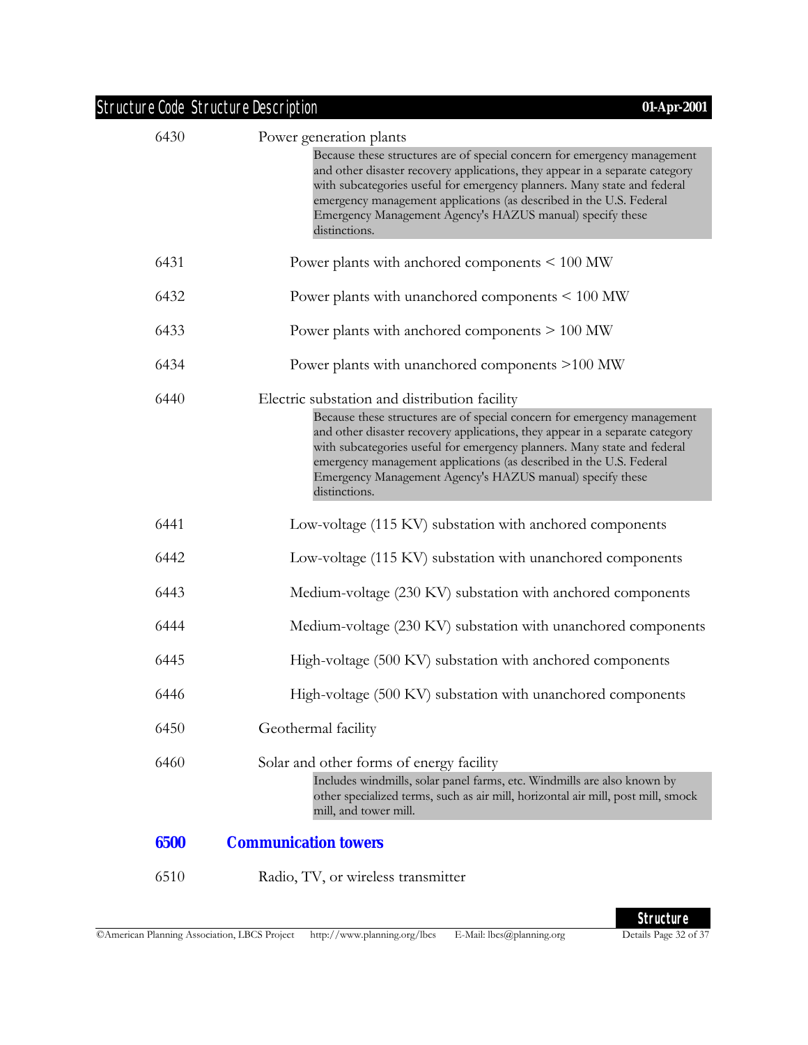| Structure Code | Structure Description |
|---|---|
| 6430 | Power generation plants<br>Because these structures are of special concern for emergency management and other disaster recovery applications, they appear in a separate category with subcategories useful for emergency planners. Many state and federal emergency management applications (as described in the U.S. Federal Emergency Management Agency's HAZUS manual) specify these distinctions. |
| 6431 | Power plants with anchored components < 100 MW |
| 6432 | Power plants with unanchored components < 100 MW |
| 6433 | Power plants with anchored components > 100 MW |
| 6434 | Power plants with unanchored components >100 MW |
| 6440 | Electric substation and distribution facility<br>Because these structures are of special concern for emergency management and other disaster recovery applications, they appear in a separate category with subcategories useful for emergency planners. Many state and federal emergency management applications (as described in the U.S. Federal Emergency Management Agency's HAZUS manual) specify these distinctions. |
| 6441 | Low-voltage (115 KV) substation with anchored components |
| 6442 | Low-voltage (115 KV) substation with unanchored components |
| 6443 | Medium-voltage (230 KV) substation with anchored components |
| 6444 | Medium-voltage (230 KV) substation with unanchored components |
| 6445 | High-voltage (500 KV) substation with anchored components |
| 6446 | High-voltage (500 KV) substation with unanchored components |
| 6450 | Geothermal facility |
| 6460 | Solar and other forms of energy facility<br>Includes windmills, solar panel farms, etc. Windmills are also known by other specialized terms, such as air mill, horizontal air mill, post mill, smock mill, and tower mill. |
| **6500** | **Communication towers** |
| 6510 | Radio, TV, or wireless transmitter |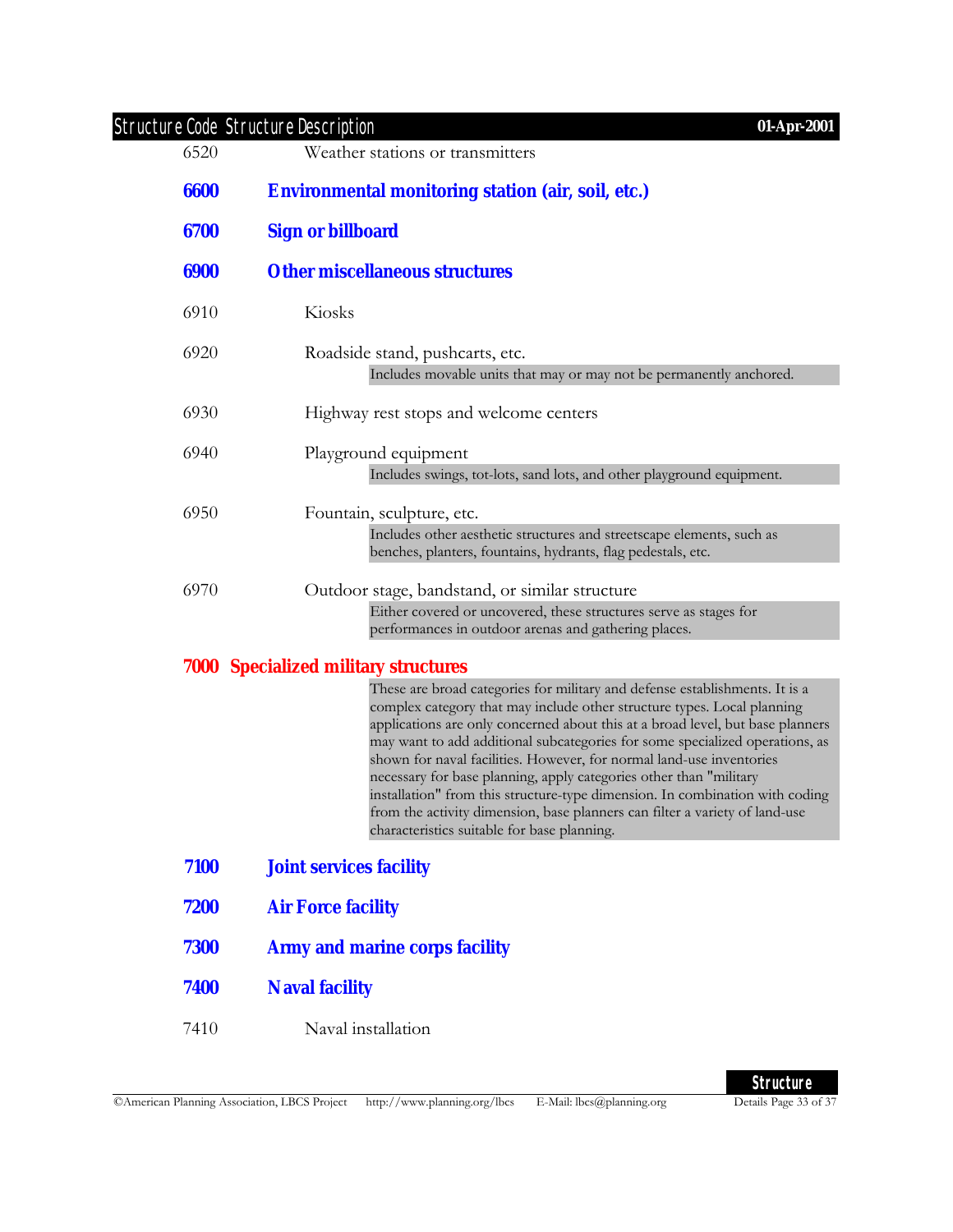6520 Weather stations or transmitters

**6600 Environmental monitoring station (air, soil, etc.)**

**6700 Sign or billboard**

**6900 Other miscellaneous structures**

6910 Kiosks

6920 Roadside stand, pushcarts, etc.

> Includes movable units that may or may not be permanently anchored.

6930 Highway rest stops and welcome centers

6940 Playground equipment

> Includes swings, tot-lots, sand lots, and other playground equipment.

6950 Fountain, sculpture, etc.

> Includes other aesthetic structures and streetscape elements, such as benches, planters, fountains, hydrants, flag pedestals, etc.

6970 Outdoor stage, bandstand, or similar structure

> Either covered or uncovered, these structures serve as stages for performances in outdoor arenas and gathering places.

## 7000 Specialized military structures

> These are broad categories for military and defense establishments. It is a complex category that may include other structure types. Local planning applications are only concerned about this at a broad level, but base planners may want to add additional subcategories for some specialized operations, as shown for naval facilities. However, for normal land-use inventories necessary for base planning, apply categories other than "military installation" from this structure-type dimension. In combination with coding from the activity dimension, base planners can filter a variety of land-use characteristics suitable for base planning.

**7100 Joint services facility**

**7200 Air Force facility**

**7300 Army and marine corps facility**

**7400 Naval facility**

7410 Naval installation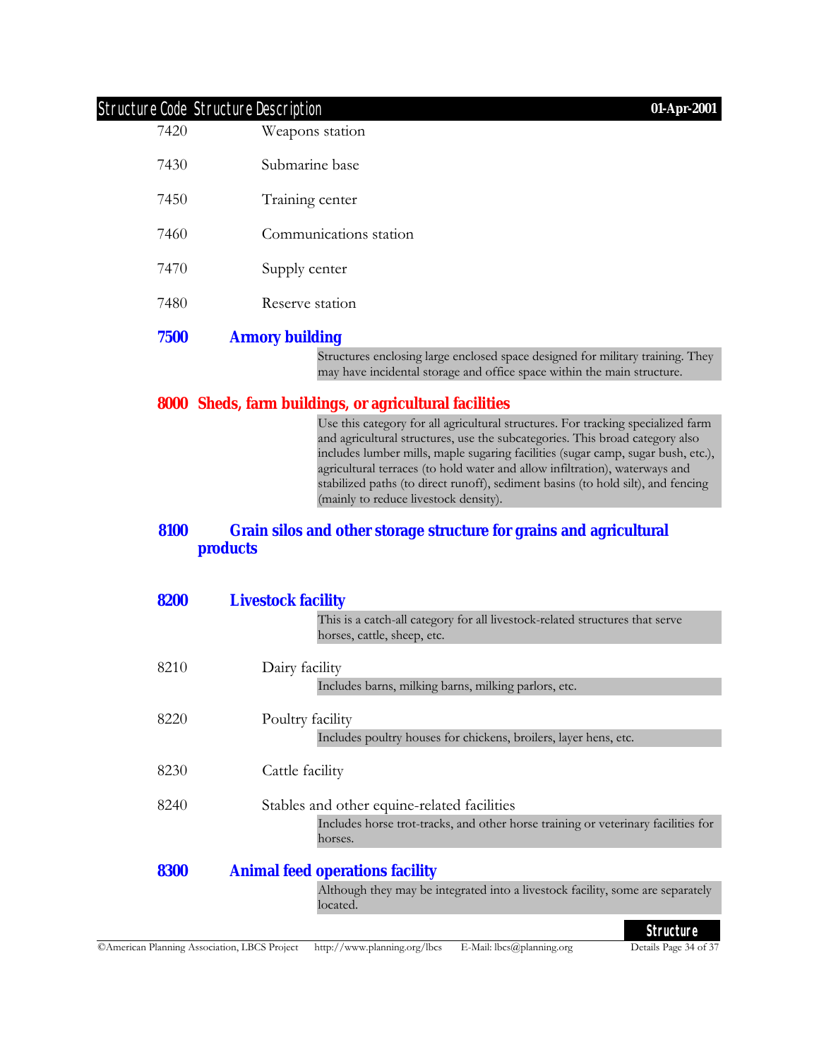7420 Weapons station

7430 Submarine base

7450 Training center

7460 Communications station

7470 Supply center

7480 Reserve station

## 7500 Armory building

Structures enclosing large enclosed space designed for military training. They may have incidental storage and office space within the main structure.

# 8000 Sheds, farm buildings, or agricultural facilities

Use this category for all agricultural structures. For tracking specialized farm and agricultural structures, use the subcategories. This broad category also includes lumber mills, maple sugaring facilities (sugar camp, sugar bush, etc.), agricultural terraces (to hold water and allow infiltration), waterways and stabilized paths (to direct runoff), sediment basins (to hold silt), and fencing (mainly to reduce livestock density).

## 8100 Grain silos and other storage structure for grains and agricultural products

## 8200 Livestock facility

This is a catch-all category for all livestock-related structures that serve horses, cattle, sheep, etc.

8210 Dairy facility

Includes barns, milking barns, milking parlors, etc.

8220 Poultry facility

Includes poultry houses for chickens, broilers, layer hens, etc.

8230 Cattle facility

8240 Stables and other equine-related facilities

Includes horse trot-tracks, and other horse training or veterinary facilities for horses.

## 8300 Animal feed operations facility

Although they may be integrated into a livestock facility, some are separately located.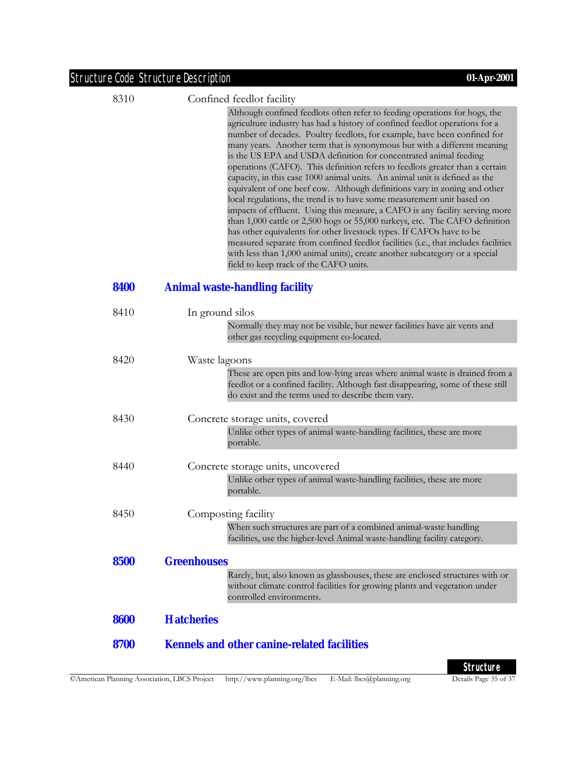8310 Confined feedlot facility

> Although confined feedlots often refer to feeding operations for hogs, the agriculture industry has had a history of confined feedlot operations for a number of decades. Poultry feedlots, for example, have been confined for many years. Another term that is synonymous but with a different meaning is the US EPA and USDA definition for concentrated animal feeding operations (CAFO). This definition refers to feedlots greater than a certain capacity, in this case 1000 animal units. An animal unit is defined as the equivalent of one beef cow. Although definitions vary in zoning and other local regulations, the trend is to have some measurement unit based on impacts of effluent. Using this measure, a CAFO is any facility serving more than 1,000 cattle or 2,500 hogs or 55,000 turkeys, etc. The CAFO definition has other equivalents for other livestock types. If CAFOs have to be measured separate from confined feedlot facilities (i.e., that includes facilities with less than 1,000 animal units), create another subcategory or a special field to keep track of the CAFO units.

## 8400 Animal waste-handling facility

8410 In ground silos

> Normally they may not be visible, but newer facilities have air vents and other gas recycling equipment co-located.

8420 Waste lagoons

> These are open pits and low-lying areas where animal waste is drained from a feedlot or a confined facility. Although fast disappearing, some of these still do exist and the terms used to describe them vary.

8430 Concrete storage units, covered

> Unlike other types of animal waste-handling facilities, these are more portable.

8440 Concrete storage units, uncovered

> Unlike other types of animal waste-handling facilities, these are more portable.

8450 Composting facility

> When such structures are part of a combined animal-waste handling facilities, use the higher-level Animal waste-handling facility category.

## 8500 Greenhouses

> Rarely, but, also known as glasshouses, these are enclosed structures with or without climate control facilities for growing plants and vegetation under controlled environments.

## 8600 Hatcheries

## 8700 Kennels and other canine-related facilities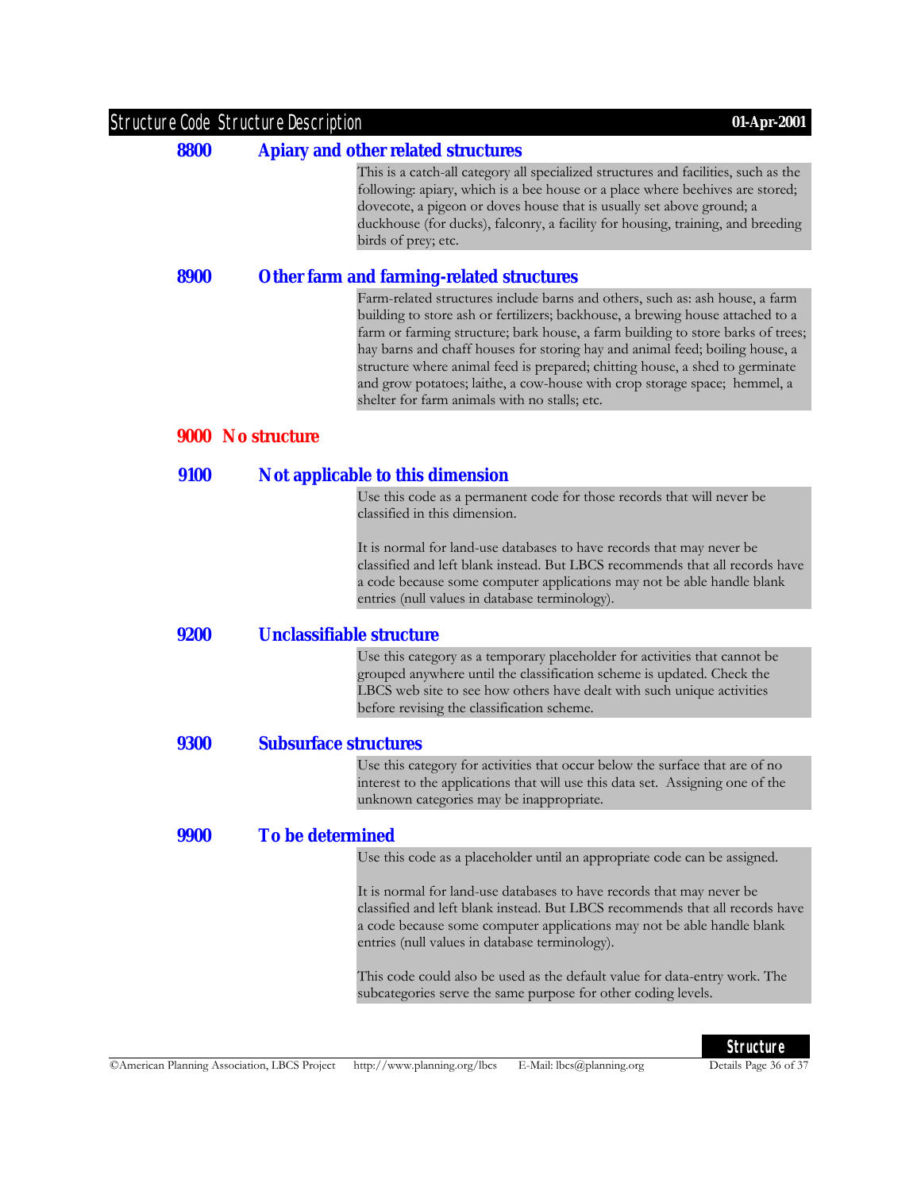### 8800 Apiary and other related structures

This is a catch-all category all specialized structures and facilities, such as the following: apiary, which is a bee house or a place where beehives are stored; dovecote, a pigeon or doves house that is usually set above ground; a duckhouse (for ducks), falconry, a facility for housing, training, and breeding birds of prey; etc.

### 8900 Other farm and farming-related structures

Farm-related structures include barns and others, such as: ash house, a farm building to store ash or fertilizers; backhouse, a brewing house attached to a farm or farming structure; bark house, a farm building to store barks of trees; hay barns and chaff houses for storing hay and animal feed; boiling house, a structure where animal feed is prepared; chitting house, a shed to germinate and grow potatoes; laithe, a cow-house with crop storage space; hemmel, a shelter for farm animals with no stalls; etc.

## 9000 No structure

### 9100 Not applicable to this dimension

Use this code as a permanent code for those records that will never be classified in this dimension.

It is normal for land-use databases to have records that may never be classified and left blank instead. But LBCS recommends that all records have a code because some computer applications may not be able handle blank entries (null values in database terminology).

### 9200 Unclassifiable structure

Use this category as a temporary placeholder for activities that cannot be grouped anywhere until the classification scheme is updated. Check the LBCS web site to see how others have dealt with such unique activities before revising the classification scheme.

### 9300 Subsurface structures

Use this category for activities that occur below the surface that are of no interest to the applications that will use this data set. Assigning one of the unknown categories may be inappropriate.

### 9900 To be determined

Use this code as a placeholder until an appropriate code can be assigned.

It is normal for land-use databases to have records that may never be classified and left blank instead. But LBCS recommends that all records have a code because some computer applications may not be able handle blank entries (null values in database terminology).

This code could also be used as the default value for data-entry work. The subcategories serve the same purpose for other coding levels.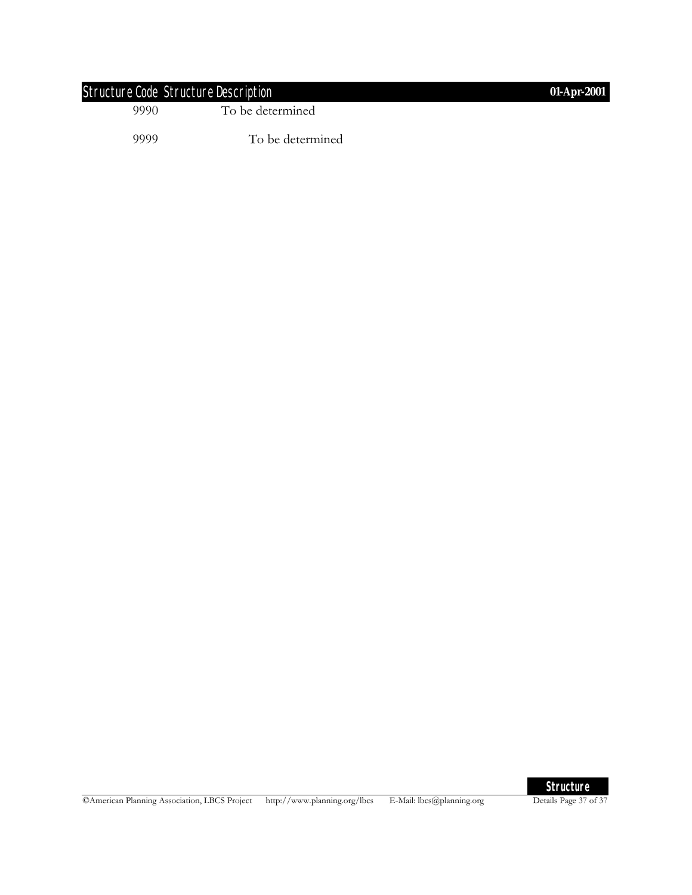| Structure Code | Structure Description |
|---|---|
| 9990 | To be determined |
| 9999 | To be determined |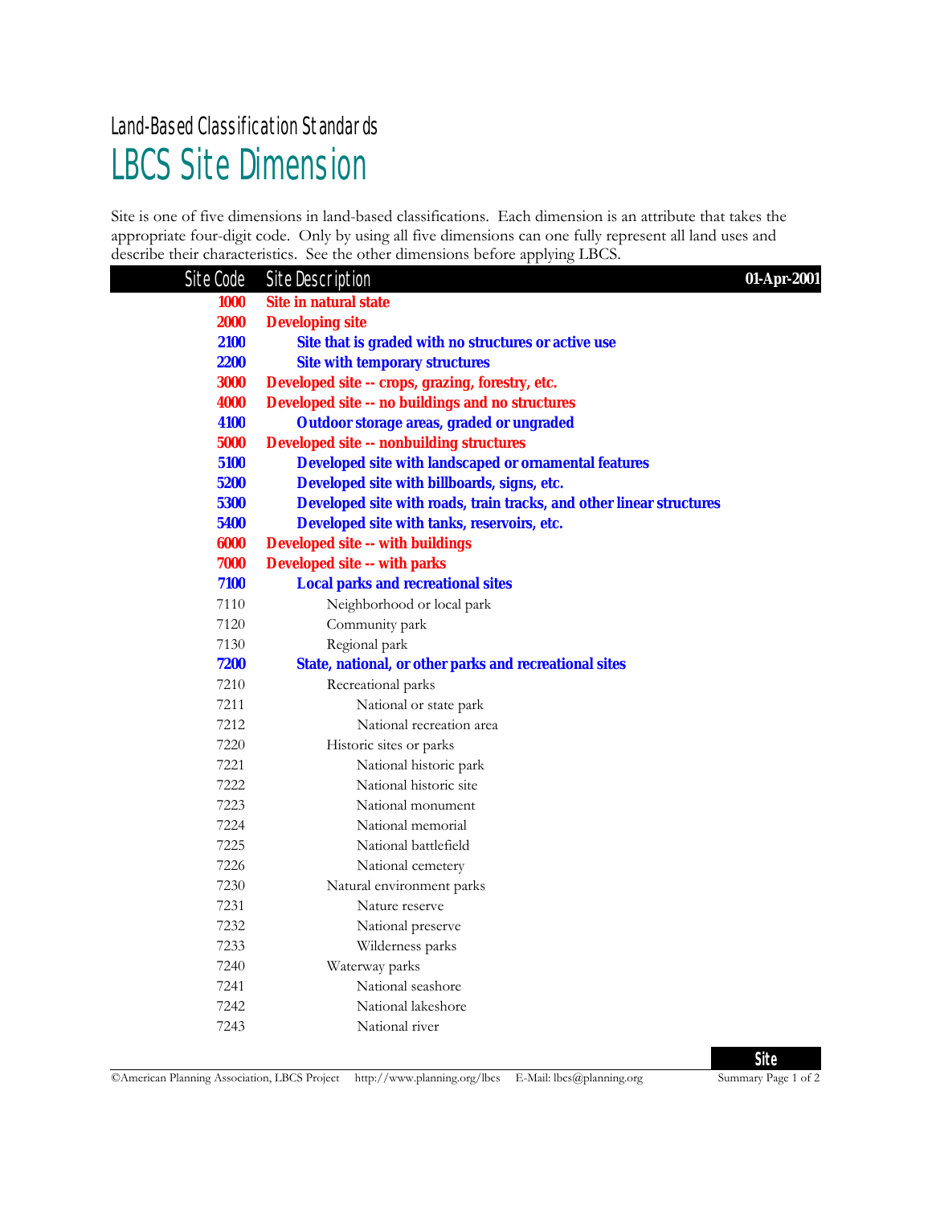Land-Based Classification Standards

# LBCS Site Dimension

Site is one of five dimensions in land-based classifications. Each dimension is an attribute that takes the appropriate four-digit code. Only by using all five dimensions can one fully represent all land uses and describe their characteristics. See the other dimensions before applying LBCS.

| Site Code | Site Description | 01-Apr-2001 |
|---|---|---|
| **1000** | **Site in natural state** | |
| **2000** | **Developing site** | |
| **2100** | **Site that is graded with no structures or active use** | |
| **2200** | **Site with temporary structures** | |
| **3000** | **Developed site -- crops, grazing, forestry, etc.** | |
| **4000** | **Developed site -- no buildings and no structures** | |
| **4100** | **Outdoor storage areas, graded or ungraded** | |
| **5000** | **Developed site -- nonbuilding structures** | |
| **5100** | **Developed site with landscaped or ornamental features** | |
| **5200** | **Developed site with billboards, signs, etc.** | |
| **5300** | **Developed site with roads, train tracks, and other linear structures** | |
| **5400** | **Developed site with tanks, reservoirs, etc.** | |
| **6000** | **Developed site -- with buildings** | |
| **7000** | **Developed site -- with parks** | |
| **7100** | **Local parks and recreational sites** | |
| 7110 | Neighborhood or local park | |
| 7120 | Community park | |
| 7130 | Regional park | |
| **7200** | **State, national, or other parks and recreational sites** | |
| 7210 | Recreational parks | |
| 7211 | National or state park | |
| 7212 | National recreation area | |
| 7220 | Historic sites or parks | |
| 7221 | National historic park | |
| 7222 | National historic site | |
| 7223 | National monument | |
| 7224 | National memorial | |
| 7225 | National battlefield | |
| 7226 | National cemetery | |
| 7230 | Natural environment parks | |
| 7231 | Nature reserve | |
| 7232 | National preserve | |
| 7233 | Wilderness parks | |
| 7240 | Waterway parks | |
| 7241 | National seashore | |
| 7242 | National lakeshore | |
| 7243 | National river | |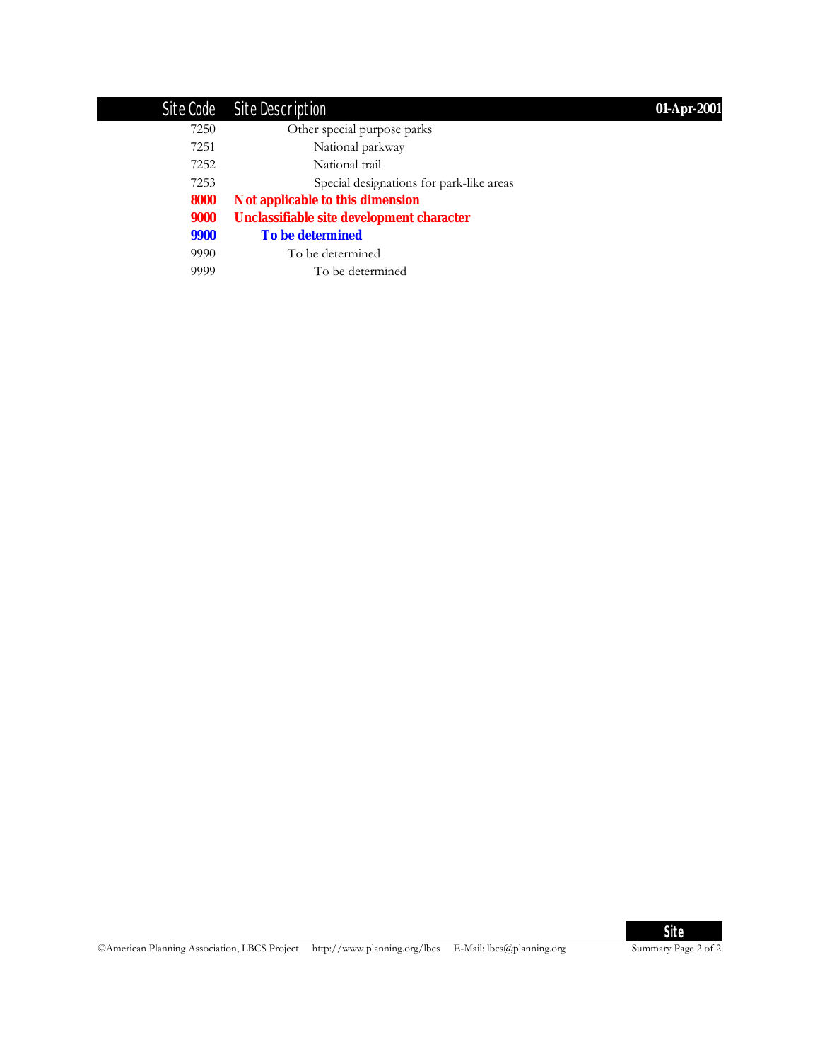| Site Code | Site Description | 01-Apr-2001 |
|---|---|---|
| 7250 | Other special purpose parks | |
| 7251 | National parkway | |
| 7252 | National trail | |
| 7253 | Special designations for park-like areas | |
| **8000** | **Not applicable to this dimension** | |
| **9000** | **Unclassifiable site development character** | |
| **9900** | **To be determined** | |
| 9990 | To be determined | |
| 9999 | To be determined | |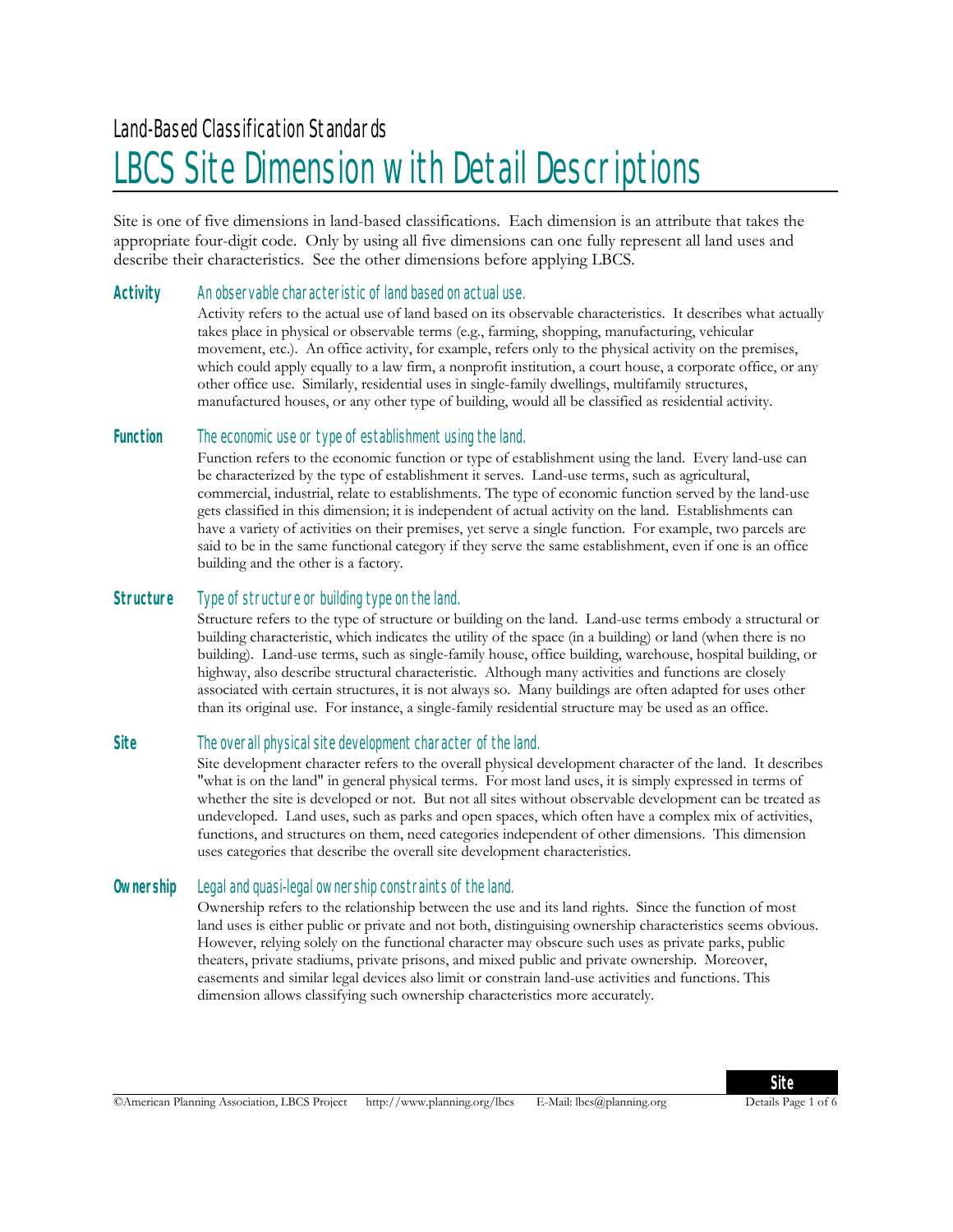Land-Based Classification Standards

# LBCS Site Dimension with Detail Descriptions

Site is one of five dimensions in land-based classifications. Each dimension is an attribute that takes the appropriate four-digit code. Only by using all five dimensions can one fully represent all land uses and describe their characteristics. See the other dimensions before applying LBCS.

**Activity** *An observable characteristic of land based on actual use.*

Activity refers to the actual use of land based on its observable characteristics. It describes what actually takes place in physical or observable terms (e.g., farming, shopping, manufacturing, vehicular movement, etc.). An office activity, for example, refers only to the physical activity on the premises, which could apply equally to a law firm, a nonprofit institution, a court house, a corporate office, or any other office use. Similarly, residential uses in single-family dwellings, multifamily structures, manufactured houses, or any other type of building, would all be classified as residential activity.

**Function** *The economic use or type of establishment using the land.*

Function refers to the economic function or type of establishment using the land. Every land-use can be characterized by the type of establishment it serves. Land-use terms, such as agricultural, commercial, industrial, relate to establishments. The type of economic function served by the land-use gets classified in this dimension; it is independent of actual activity on the land. Establishments can have a variety of activities on their premises, yet serve a single function. For example, two parcels are said to be in the same functional category if they serve the same establishment, even if one is an office building and the other is a factory.

**Structure** *Type of structure or building type on the land.*

Structure refers to the type of structure or building on the land. Land-use terms embody a structural or building characteristic, which indicates the utility of the space (in a building) or land (when there is no building). Land-use terms, such as single-family house, office building, warehouse, hospital building, or highway, also describe structural characteristic. Although many activities and functions are closely associated with certain structures, it is not always so. Many buildings are often adapted for uses other than its original use. For instance, a single-family residential structure may be used as an office.

**Site** *The overall physical site development character of the land.*

Site development character refers to the overall physical development character of the land. It describes "what is on the land" in general physical terms. For most land uses, it is simply expressed in terms of whether the site is developed or not. But not all sites without observable development can be treated as undeveloped. Land uses, such as parks and open spaces, which often have a complex mix of activities, functions, and structures on them, need categories independent of other dimensions. This dimension uses categories that describe the overall site development characteristics.

**Ownership** *Legal and quasi-legal ownership constraints of the land.*

Ownership refers to the relationship between the use and its land rights. Since the function of most land uses is either public or private and not both, distinguishing ownership characteristics seems obvious. However, relying solely on the functional character may obscure such uses as private parks, public theaters, private stadiums, private prisons, and mixed public and private ownership. Moreover, easements and similar legal devices also limit or constrain land-use activities and functions. This dimension allows classifying such ownership characteristics more accurately.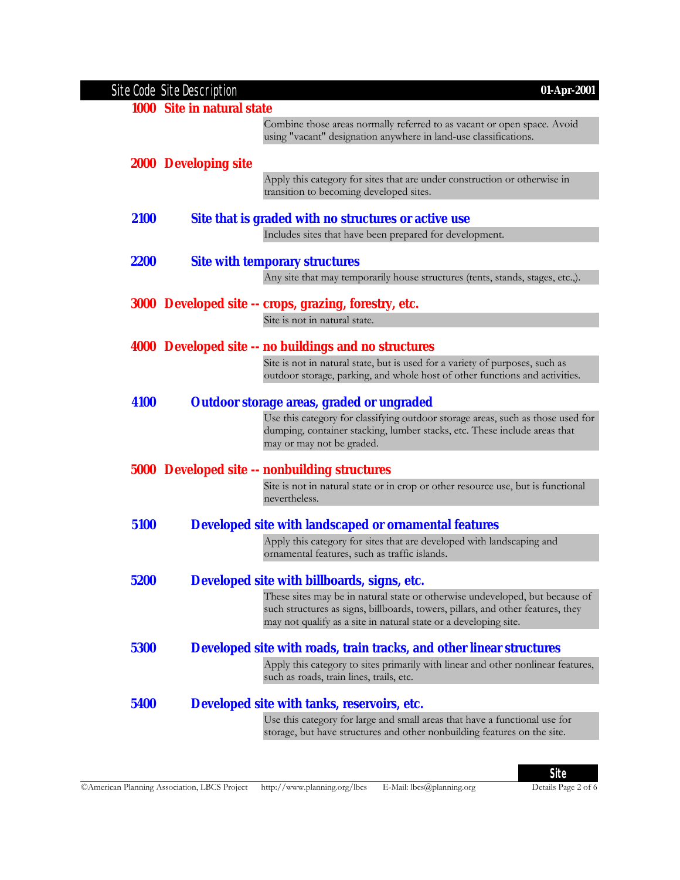| Site Code | Site Description |
|---|---|

## 1000 Site in natural state

Combine those areas normally referred to as vacant or open space. Avoid using "vacant" designation anywhere in land-use classifications.

## 2000 Developing site

Apply this category for sites that are under construction or otherwise in transition to becoming developed sites.

### 2100 Site that is graded with no structures or active use

Includes sites that have been prepared for development.

### 2200 Site with temporary structures

Any site that may temporarily house structures (tents, stands, stages, etc.,).

## 3000 Developed site -- crops, grazing, forestry, etc.

Site is not in natural state.

## 4000 Developed site -- no buildings and no structures

Site is not in natural state, but is used for a variety of purposes, such as outdoor storage, parking, and whole host of other functions and activities.

### 4100 Outdoor storage areas, graded or ungraded

Use this category for classifying outdoor storage areas, such as those used for dumping, container stacking, lumber stacks, etc. These include areas that may or may not be graded.

## 5000 Developed site -- nonbuilding structures

Site is not in natural state or in crop or other resource use, but is functional nevertheless.

### 5100 Developed site with landscaped or ornamental features

Apply this category for sites that are developed with landscaping and ornamental features, such as traffic islands.

### 5200 Developed site with billboards, signs, etc.

These sites may be in natural state or otherwise undeveloped, but because of such structures as signs, billboards, towers, pillars, and other features, they may not qualify as a site in natural state or a developing site.

### 5300 Developed site with roads, train tracks, and other linear structures

Apply this category to sites primarily with linear and other nonlinear features, such as roads, train lines, trails, etc.

### 5400 Developed site with tanks, reservoirs, etc.

Use this category for large and small areas that have a functional use for storage, but have structures and other nonbuilding features on the site.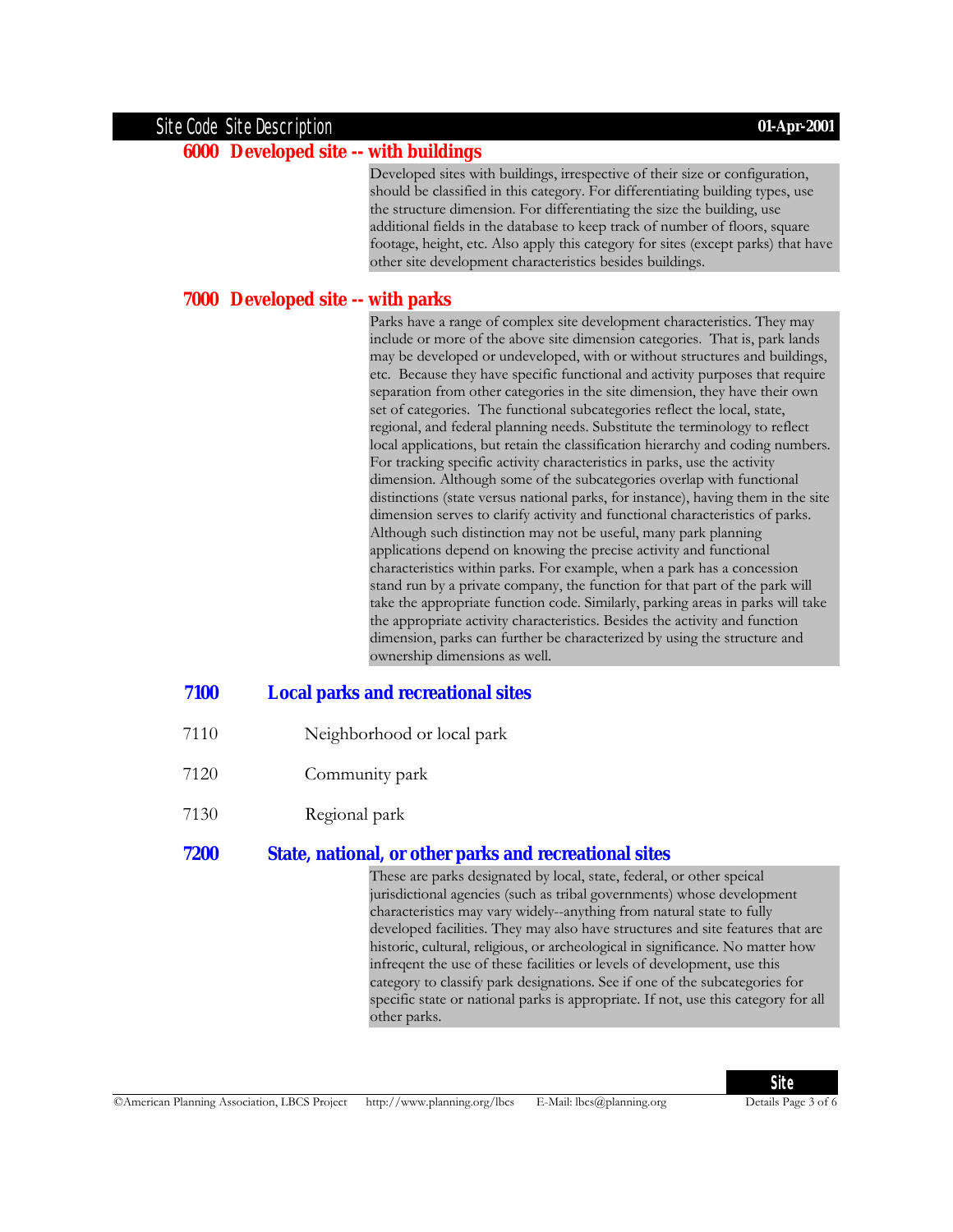## 6000 Developed site -- with buildings

Developed sites with buildings, irrespective of their size or configuration, should be classified in this category. For differentiating building types, use the structure dimension. For differentiating the size the building, use additional fields in the database to keep track of number of floors, square footage, height, etc. Also apply this category for sites (except parks) that have other site development characteristics besides buildings.

## 7000 Developed site -- with parks

Parks have a range of complex site development characteristics. They may include or more of the above site dimension categories. That is, park lands may be developed or undeveloped, with or without structures and buildings, etc. Because they have specific functional and activity purposes that require separation from other categories in the site dimension, they have their own set of categories. The functional subcategories reflect the local, state, regional, and federal planning needs. Substitute the terminology to reflect local applications, but retain the classification hierarchy and coding numbers. For tracking specific activity characteristics in parks, use the activity dimension. Although some of the subcategories overlap with functional distinctions (state versus national parks, for instance), having them in the site dimension serves to clarify activity and functional characteristics of parks. Although such distinction may not be useful, many park planning applications depend on knowing the precise activity and functional characteristics within parks. For example, when a park has a concession stand run by a private company, the function for that part of the park will take the appropriate function code. Similarly, parking areas in parks will take the appropriate activity characteristics. Besides the activity and function dimension, parks can further be characterized by using the structure and ownership dimensions as well.

### 7100 Local parks and recreational sites

7110 Neighborhood or local park

7120 Community park

7130 Regional park

### 7200 State, national, or other parks and recreational sites

These are parks designated by local, state, federal, or other speical jurisdictional agencies (such as tribal governments) whose development characteristics may vary widely--anything from natural state to fully developed facilities. They may also have structures and site features that are historic, cultural, religious, or archeological in significance. No matter how infreqent the use of these facilities or levels of development, use this category to classify park designations. See if one of the subcategories for specific state or national parks is appropriate. If not, use this category for all other parks.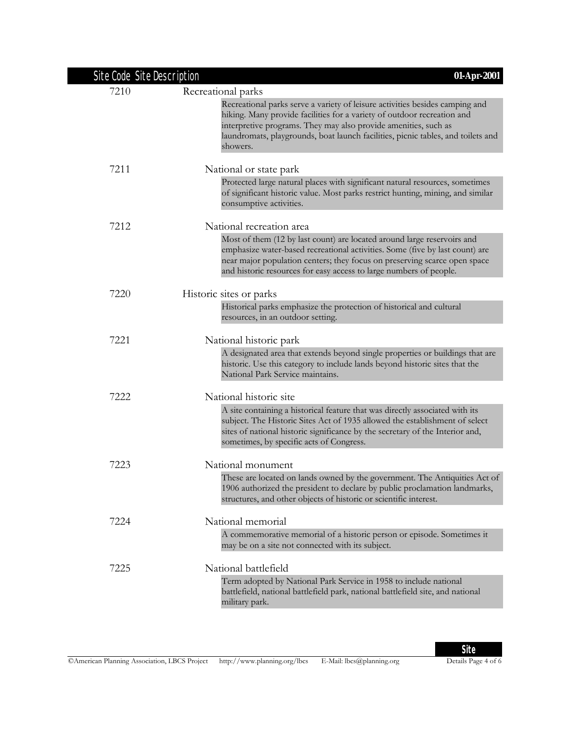| Site Code | Site Description |
|---|---|
| 7210 | Recreational parks |
| | Recreational parks serve a variety of leisure activities besides camping and hiking. Many provide facilities for a variety of outdoor recreation and interpretive programs. They may also provide amenities, such as laundromats, playgrounds, boat launch facilities, picnic tables, and toilets and showers. |
| 7211 | National or state park |
| | Protected large natural places with significant natural resources, sometimes of significant historic value. Most parks restrict hunting, mining, and similar consumptive activities. |
| 7212 | National recreation area |
| | Most of them (12 by last count) are located around large reservoirs and emphasize water-based recreational activities. Some (five by last count) are near major population centers; they focus on preserving scarce open space and historic resources for easy access to large numbers of people. |
| 7220 | Historic sites or parks |
| | Historical parks emphasize the protection of historical and cultural resources, in an outdoor setting. |
| 7221 | National historic park |
| | A designated area that extends beyond single properties or buildings that are historic. Use this category to include lands beyond historic sites that the National Park Service maintains. |
| 7222 | National historic site |
| | A site containing a historical feature that was directly associated with its subject. The Historic Sites Act of 1935 allowed the establishment of select sites of national historic significance by the secretary of the Interior and, sometimes, by specific acts of Congress. |
| 7223 | National monument |
| | These are located on lands owned by the government. The Antiquities Act of 1906 authorized the president to declare by public proclamation landmarks, structures, and other objects of historic or scientific interest. |
| 7224 | National memorial |
| | A commemorative memorial of a historic person or episode. Sometimes it may be on a site not connected with its subject. |
| 7225 | National battlefield |
| | Term adopted by National Park Service in 1958 to include national battlefield, national battlefield park, national battlefield site, and national military park. |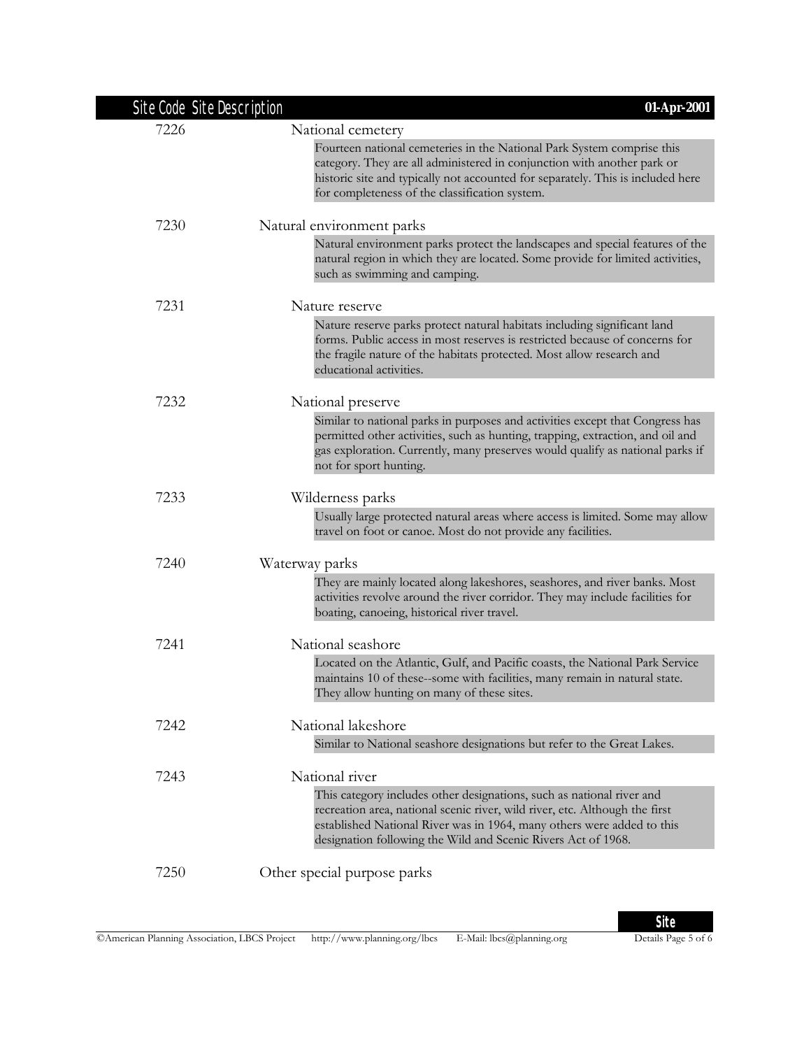| Site Code | Site Description |
|---|---|
| 7226 | National cemetery<br>Fourteen national cemeteries in the National Park System comprise this category. They are all administered in conjunction with another park or historic site and typically not accounted for separately. This is included here for completeness of the classification system. |
| 7230 | Natural environment parks<br>Natural environment parks protect the landscapes and special features of the natural region in which they are located. Some provide for limited activities, such as swimming and camping. |
| 7231 | Nature reserve<br>Nature reserve parks protect natural habitats including significant land forms. Public access in most reserves is restricted because of concerns for the fragile nature of the habitats protected. Most allow research and educational activities. |
| 7232 | National preserve<br>Similar to national parks in purposes and activities except that Congress has permitted other activities, such as hunting, trapping, extraction, and oil and gas exploration. Currently, many preserves would qualify as national parks if not for sport hunting. |
| 7233 | Wilderness parks<br>Usually large protected natural areas where access is limited. Some may allow travel on foot or canoe. Most do not provide any facilities. |
| 7240 | Waterway parks<br>They are mainly located along lakeshores, seashores, and river banks. Most activities revolve around the river corridor. They may include facilities for boating, canoeing, historical river travel. |
| 7241 | National seashore<br>Located on the Atlantic, Gulf, and Pacific coasts, the National Park Service maintains 10 of these--some with facilities, many remain in natural state. They allow hunting on many of these sites. |
| 7242 | National lakeshore<br>Similar to National seashore designations but refer to the Great Lakes. |
| 7243 | National river<br>This category includes other designations, such as national river and recreation area, national scenic river, wild river, etc. Although the first established National River was in 1964, many others were added to this designation following the Wild and Scenic Rivers Act of 1968. |
| 7250 | Other special purpose parks |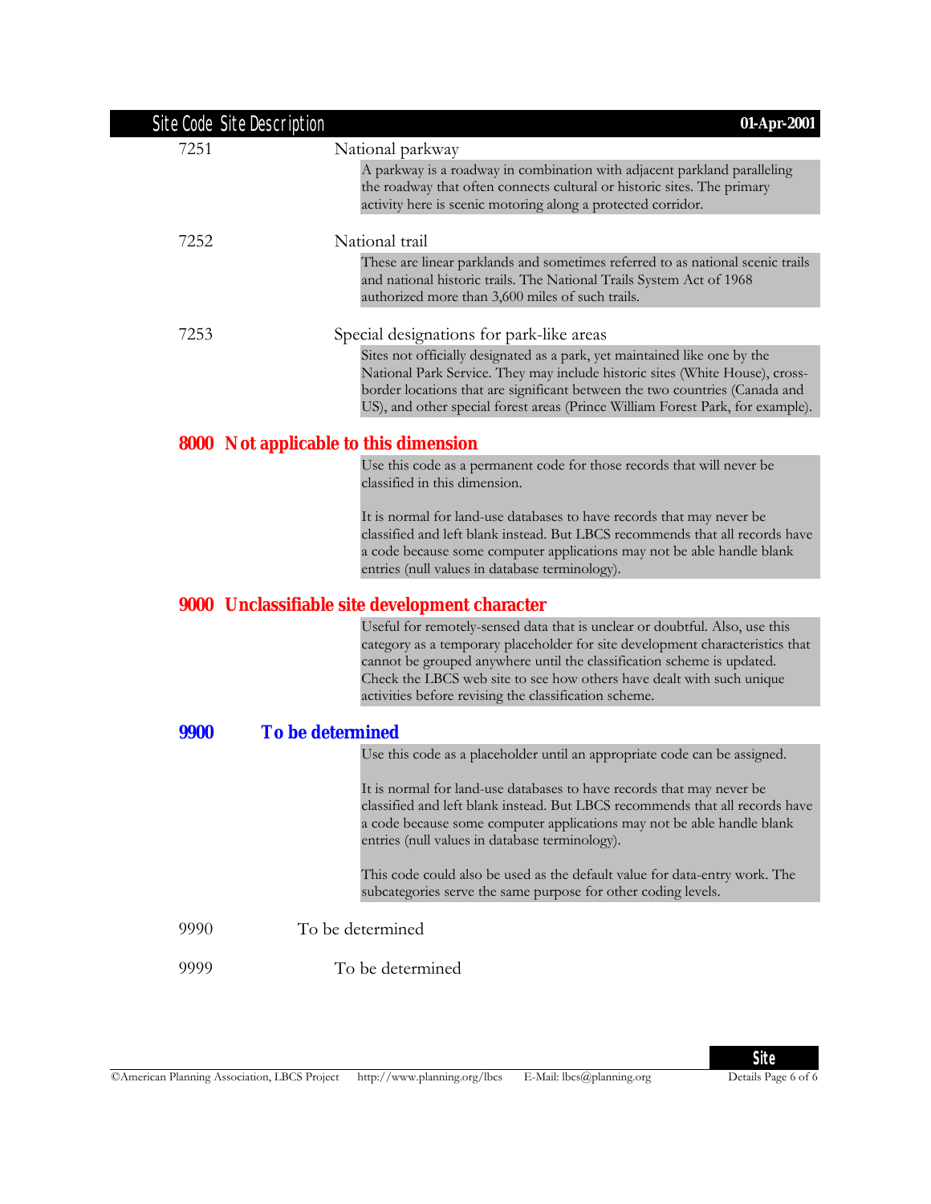7251 National parkway

A parkway is a roadway in combination with adjacent parkland paralleling the roadway that often connects cultural or historic sites. The primary activity here is scenic motoring along a protected corridor.

7252 National trail

These are linear parklands and sometimes referred to as national scenic trails and national historic trails. The National Trails System Act of 1968 authorized more than 3,600 miles of such trails.

7253 Special designations for park-like areas

Sites not officially designated as a park, yet maintained like one by the National Park Service. They may include historic sites (White House), cross-border locations that are significant between the two countries (Canada and US), and other special forest areas (Prince William Forest Park, for example).

## 8000 Not applicable to this dimension

Use this code as a permanent code for those records that will never be classified in this dimension.

It is normal for land-use databases to have records that may never be classified and left blank instead. But LBCS recommends that all records have a code because some computer applications may not be able handle blank entries (null values in database terminology).

## 9000 Unclassifiable site development character

Useful for remotely-sensed data that is unclear or doubtful. Also, use this category as a temporary placeholder for site development characteristics that cannot be grouped anywhere until the classification scheme is updated. Check the LBCS web site to see how others have dealt with such unique activities before revising the classification scheme.

## 9900 To be determined

Use this code as a placeholder until an appropriate code can be assigned.

It is normal for land-use databases to have records that may never be classified and left blank instead. But LBCS recommends that all records have a code because some computer applications may not be able handle blank entries (null values in database terminology).

This code could also be used as the default value for data-entry work. The subcategories serve the same purpose for other coding levels.

9990 To be determined

9999 To be determined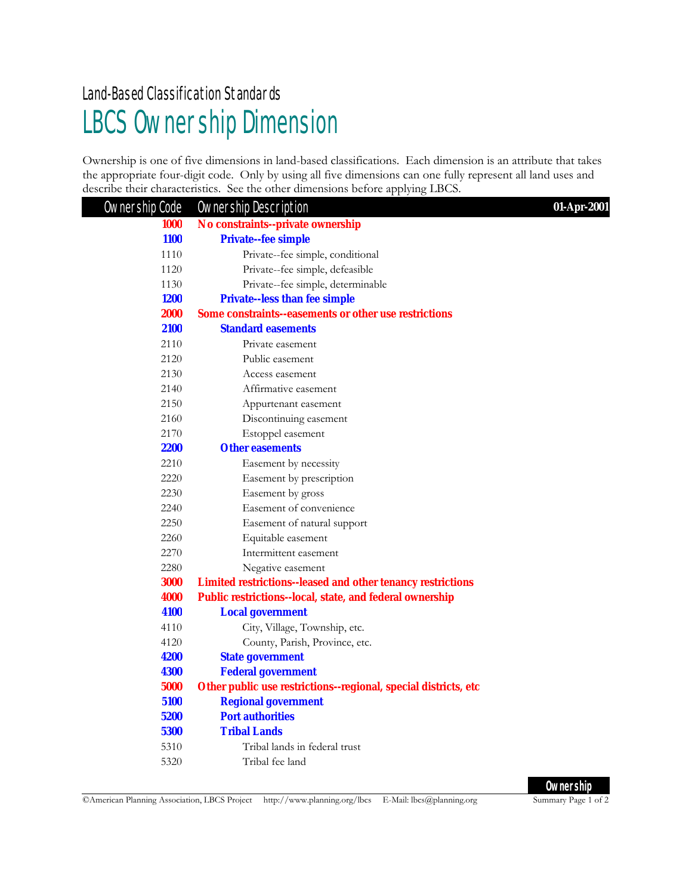Land-Based Classification Standards

# LBCS Ownership Dimension

Ownership is one of five dimensions in land-based classifications. Each dimension is an attribute that takes the appropriate four-digit code. Only by using all five dimensions can one fully represent all land uses and describe their characteristics. See the other dimensions before applying LBCS.

| Ownership Code | Ownership Description | 01-Apr-2001 |
|---|---|---|
| **1000** | **No constraints--private ownership** | |
| **1100** | **Private--fee simple** | |
| 1110 | Private--fee simple, conditional | |
| 1120 | Private--fee simple, defeasible | |
| 1130 | Private--fee simple, determinable | |
| **1200** | **Private--less than fee simple** | |
| **2000** | **Some constraints--easements or other use restrictions** | |
| **2100** | **Standard easements** | |
| 2110 | Private easement | |
| 2120 | Public easement | |
| 2130 | Access easement | |
| 2140 | Affirmative easement | |
| 2150 | Appurtenant easement | |
| 2160 | Discontinuing easement | |
| 2170 | Estoppel easement | |
| **2200** | **Other easements** | |
| 2210 | Easement by necessity | |
| 2220 | Easement by prescription | |
| 2230 | Easement by gross | |
| 2240 | Easement of convenience | |
| 2250 | Easement of natural support | |
| 2260 | Equitable easement | |
| 2270 | Intermittent easement | |
| 2280 | Negative easement | |
| **3000** | **Limited restrictions--leased and other tenancy restrictions** | |
| **4000** | **Public restrictions--local, state, and federal ownership** | |
| **4100** | **Local government** | |
| 4110 | City, Village, Township, etc. | |
| 4120 | County, Parish, Province, etc. | |
| **4200** | **State government** | |
| **4300** | **Federal government** | |
| **5000** | **Other public use restrictions--regional, special districts, etc** | |
| **5100** | **Regional government** | |
| **5200** | **Port authorities** | |
| **5300** | **Tribal Lands** | |
| 5310 | Tribal lands in federal trust | |
| 5320 | Tribal fee land | |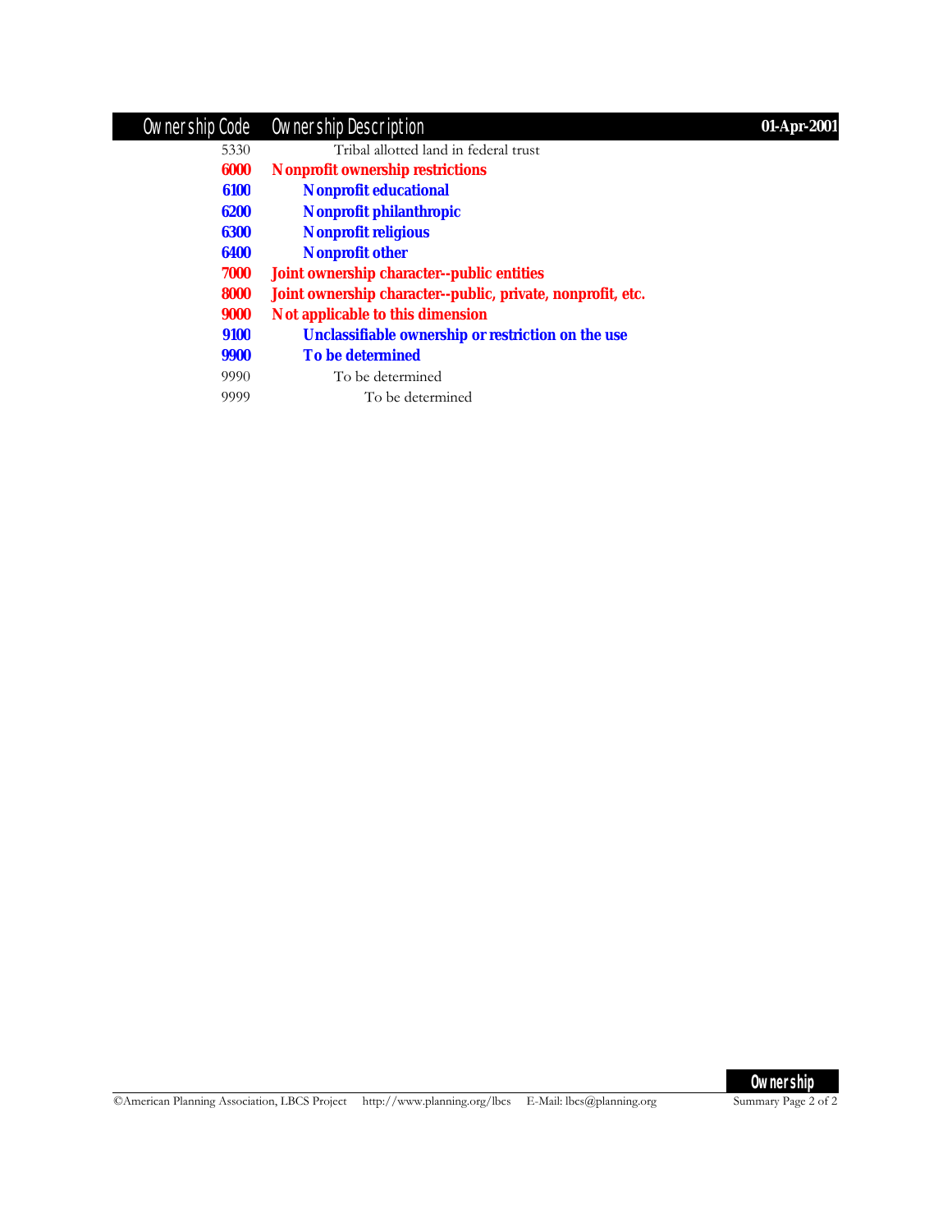| Ownership Code | Ownership Description | 01-Apr-2001 |
|---|---|---|
| 5330 | Tribal allotted land in federal trust | |
| **6000** | **Nonprofit ownership restrictions** | |
| **6100** | **Nonprofit educational** | |
| **6200** | **Nonprofit philanthropic** | |
| **6300** | **Nonprofit religious** | |
| **6400** | **Nonprofit other** | |
| **7000** | **Joint ownership character--public entities** | |
| **8000** | **Joint ownership character--public, private, nonprofit, etc.** | |
| **9000** | **Not applicable to this dimension** | |
| **9100** | **Unclassifiable ownership or restriction on the use** | |
| **9900** | **To be determined** | |
| 9990 | To be determined | |
| 9999 | To be determined | |

©American Planning Association, LBCS Project http://www.planning.org/lbcs E-Mail: lbcs@planning.org

**Ownership**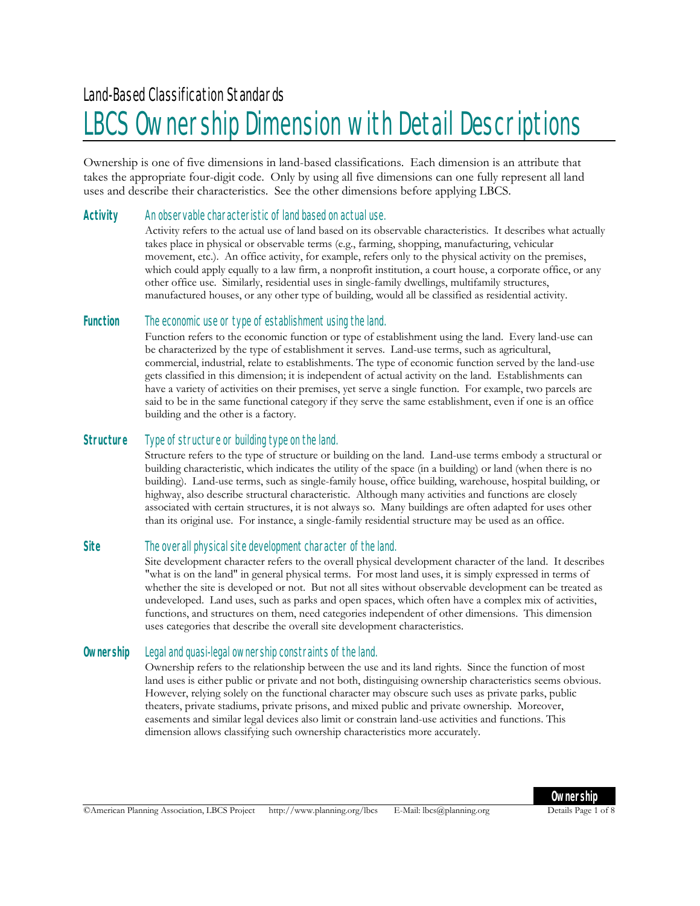Land-Based Classification Standards

# LBCS Ownership Dimension with Detail Descriptions

Ownership is one of five dimensions in land-based classifications. Each dimension is an attribute that takes the appropriate four-digit code. Only by using all five dimensions can one fully represent all land uses and describe their characteristics. See the other dimensions before applying LBCS.

**Activity** *An observable characteristic of land based on actual use.*

Activity refers to the actual use of land based on its observable characteristics. It describes what actually takes place in physical or observable terms (e.g., farming, shopping, manufacturing, vehicular movement, etc.). An office activity, for example, refers only to the physical activity on the premises, which could apply equally to a law firm, a nonprofit institution, a court house, a corporate office, or any other office use. Similarly, residential uses in single-family dwellings, multifamily structures, manufactured houses, or any other type of building, would all be classified as residential activity.

**Function** *The economic use or type of establishment using the land.*

Function refers to the economic function or type of establishment using the land. Every land-use can be characterized by the type of establishment it serves. Land-use terms, such as agricultural, commercial, industrial, relate to establishments. The type of economic function served by the land-use gets classified in this dimension; it is independent of actual activity on the land. Establishments can have a variety of activities on their premises, yet serve a single function. For example, two parcels are said to be in the same functional category if they serve the same establishment, even if one is an office building and the other is a factory.

**Structure** *Type of structure or building type on the land.*

Structure refers to the type of structure or building on the land. Land-use terms embody a structural or building characteristic, which indicates the utility of the space (in a building) or land (when there is no building). Land-use terms, such as single-family house, office building, warehouse, hospital building, or highway, also describe structural characteristic. Although many activities and functions are closely associated with certain structures, it is not always so. Many buildings are often adapted for uses other than its original use. For instance, a single-family residential structure may be used as an office.

**Site** *The overall physical site development character of the land.*

Site development character refers to the overall physical development character of the land. It describes "what is on the land" in general physical terms. For most land uses, it is simply expressed in terms of whether the site is developed or not. But not all sites without observable development can be treated as undeveloped. Land uses, such as parks and open spaces, which often have a complex mix of activities, functions, and structures on them, need categories independent of other dimensions. This dimension uses categories that describe the overall site development characteristics.

**Ownership** *Legal and quasi-legal ownership constraints of the land.*

Ownership refers to the relationship between the use and its land rights. Since the function of most land uses is either public or private and not both, distinguishing ownership characteristics seems obvious. However, relying solely on the functional character may obscure such uses as private parks, public theaters, private stadiums, private prisons, and mixed public and private ownership. Moreover, easements and similar legal devices also limit or constrain land-use activities and functions. This dimension allows classifying such ownership characteristics more accurately.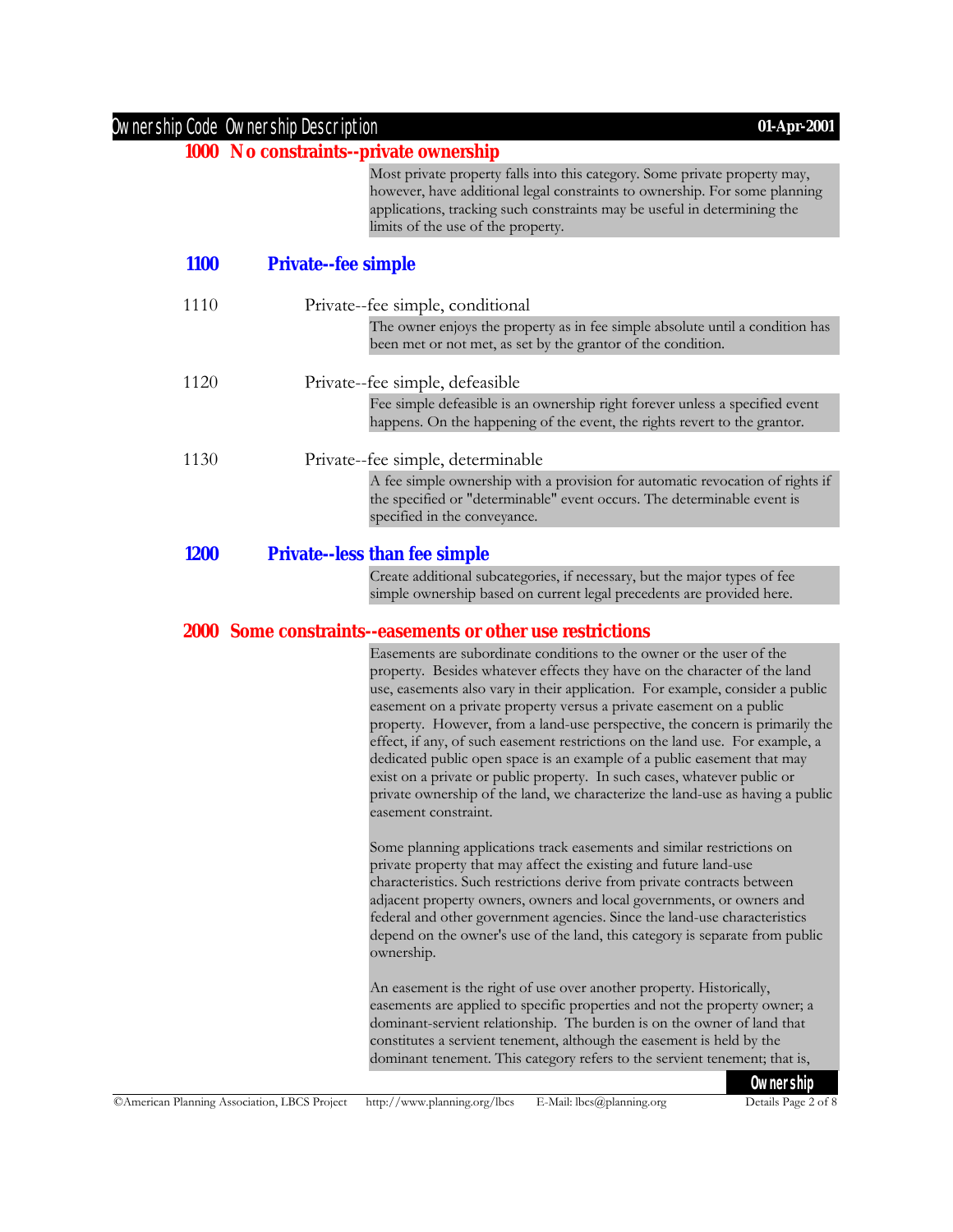| Ownership Code | Ownership Description |
|---|---|

## 1000 No constraints--private ownership

Most private property falls into this category. Some private property may, however, have additional legal constraints to ownership. For some planning applications, tracking such constraints may be useful in determining the limits of the use of the property.

### 1100 Private--fee simple

**1110** Private--fee simple, conditional

The owner enjoys the property as in fee simple absolute until a condition has been met or not met, as set by the grantor of the condition.

**1120** Private--fee simple, defeasible

Fee simple defeasible is an ownership right forever unless a specified event happens. On the happening of the event, the rights revert to the grantor.

**1130** Private--fee simple, determinable

A fee simple ownership with a provision for automatic revocation of rights if the specified or "determinable" event occurs. The determinable event is specified in the conveyance.

### 1200 Private--less than fee simple

Create additional subcategories, if necessary, but the major types of fee simple ownership based on current legal precedents are provided here.

## 2000 Some constraints--easements or other use restrictions

Easements are subordinate conditions to the owner or the user of the property. Besides whatever effects they have on the character of the land use, easements also vary in their application. For example, consider a public easement on a private property versus a private easement on a public property. However, from a land-use perspective, the concern is primarily the effect, if any, of such easement restrictions on the land use. For example, a dedicated public open space is an example of a public easement that may exist on a private or public property. In such cases, whatever public or private ownership of the land, we characterize the land-use as having a public easement constraint.

Some planning applications track easements and similar restrictions on private property that may affect the existing and future land-use characteristics. Such restrictions derive from private contracts between adjacent property owners, owners and local governments, or owners and federal and other government agencies. Since the land-use characteristics depend on the owner's use of the land, this category is separate from public ownership.

An easement is the right of use over another property. Historically, easements are applied to specific properties and not the property owner; a dominant-servient relationship. The burden is on the owner of land that constitutes a servient tenement, although the easement is held by the dominant tenement. This category refers to the servient tenement; that is,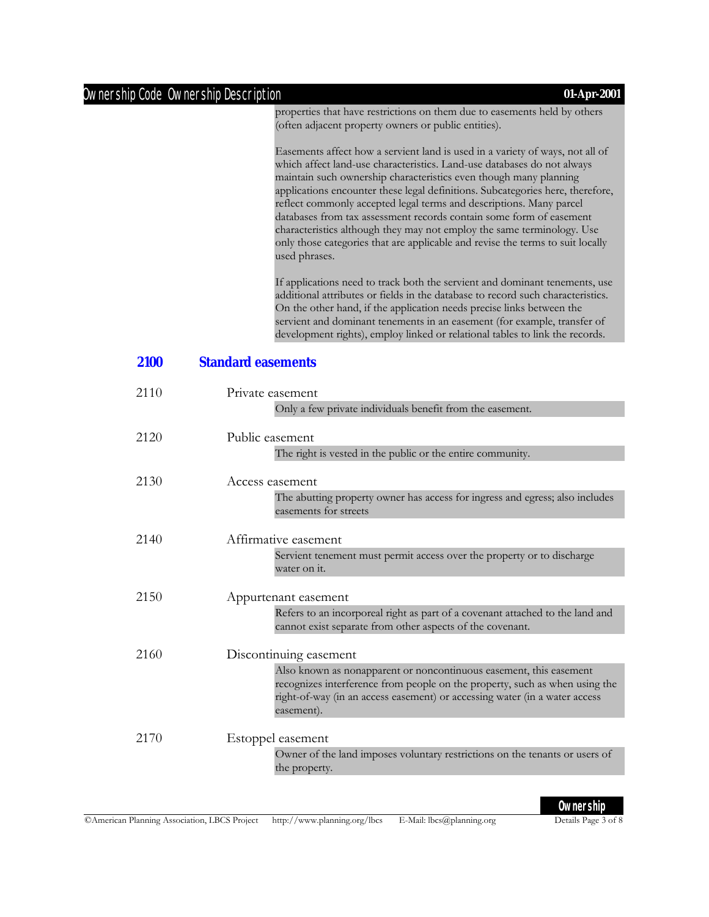properties that have restrictions on them due to easements held by others (often adjacent property owners or public entities).

Easements affect how a servient land is used in a variety of ways, not all of which affect land-use characteristics. Land-use databases do not always maintain such ownership characteristics even though many planning applications encounter these legal definitions. Subcategories here, therefore, reflect commonly accepted legal terms and descriptions. Many parcel databases from tax assessment records contain some form of easement characteristics although they may not employ the same terminology. Use only those categories that are applicable and revise the terms to suit locally used phrases.

If applications need to track both the servient and dominant tenements, use additional attributes or fields in the database to record such characteristics. On the other hand, if the application needs precise links between the servient and dominant tenements in an easement (for example, transfer of development rights), employ linked or relational tables to link the records.

## 2100 Standard easements

**2110** Private easement

Only a few private individuals benefit from the easement.

**2120** Public easement

The right is vested in the public or the entire community.

**2130** Access easement

The abutting property owner has access for ingress and egress; also includes easements for streets

**2140** Affirmative easement

Servient tenement must permit access over the property or to discharge water on it.

**2150** Appurtenant easement

Refers to an incorporeal right as part of a covenant attached to the land and cannot exist separate from other aspects of the covenant.

**2160** Discontinuing easement

Also known as nonapparent or noncontinuous easement, this easement recognizes interference from people on the property, such as when using the right-of-way (in an access easement) or accessing water (in a water access easement).

**2170** Estoppel easement

Owner of the land imposes voluntary restrictions on the tenants or users of the property.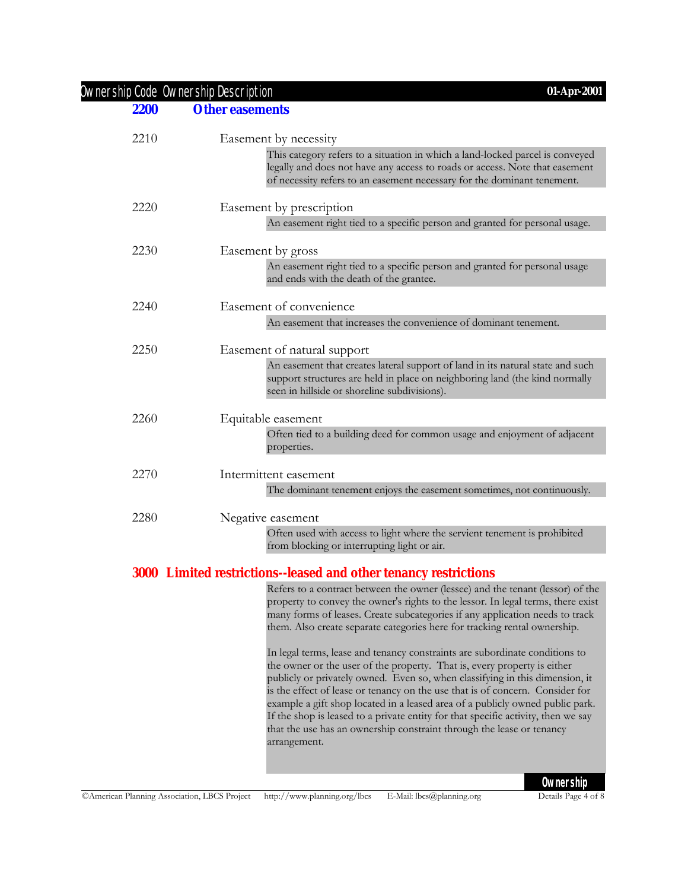| Ownership Code | Ownership Description |
|---|---|

## 2200 Other easements

**2210** Easement by necessity

This category refers to a situation in which a land-locked parcel is conveyed legally and does not have any access to roads or access. Note that easement of necessity refers to an easement necessary for the dominant tenement.

**2220** Easement by prescription

An easement right tied to a specific person and granted for personal usage.

**2230** Easement by gross

An easement right tied to a specific person and granted for personal usage and ends with the death of the grantee.

**2240** Easement of convenience

An easement that increases the convenience of dominant tenement.

**2250** Easement of natural support

An easement that creates lateral support of land in its natural state and such support structures are held in place on neighboring land (the kind normally seen in hillside or shoreline subdivisions).

**2260** Equitable easement

Often tied to a building deed for common usage and enjoyment of adjacent properties.

**2270** Intermittent easement

The dominant tenement enjoys the easement sometimes, not continuously.

**2280** Negative easement

Often used with access to light where the servient tenement is prohibited from blocking or interrupting light or air.

## 3000 Limited restrictions--leased and other tenancy restrictions

Refers to a contract between the owner (lessee) and the tenant (lessor) of the property to convey the owner's rights to the lessor. In legal terms, there exist many forms of leases. Create subcategories if any application needs to track them. Also create separate categories here for tracking rental ownership.

In legal terms, lease and tenancy constraints are subordinate conditions to the owner or the user of the property. That is, every property is either publicly or privately owned. Even so, when classifying in this dimension, it is the effect of lease or tenancy on the use that is of concern. Consider for example a gift shop located in a leased area of a publicly owned public park. If the shop is leased to a private entity for that specific activity, then we say that the use has an ownership constraint through the lease or tenancy arrangement.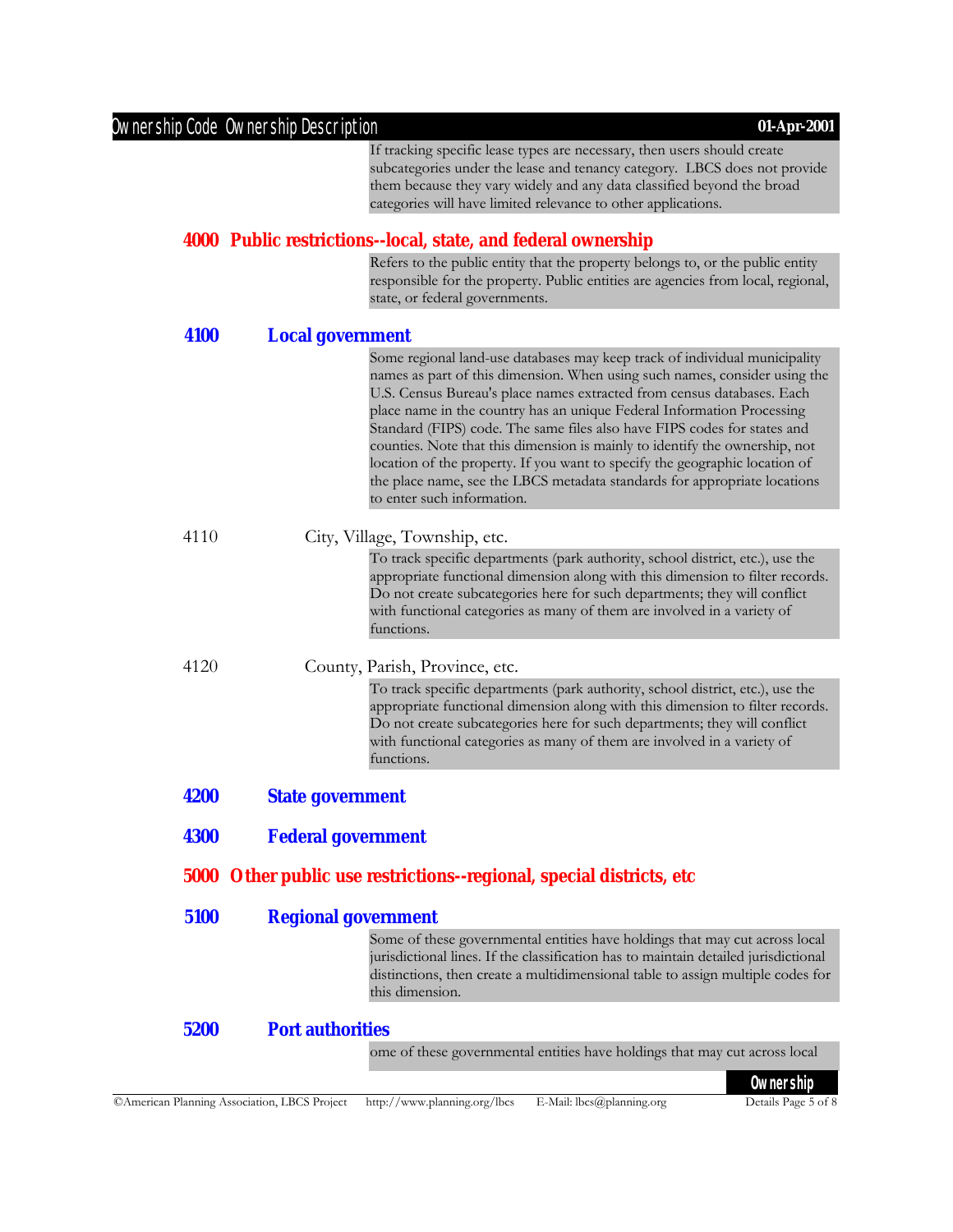If tracking specific lease types are necessary, then users should create subcategories under the lease and tenancy category. LBCS does not provide them because they vary widely and any data classified beyond the broad categories will have limited relevance to other applications.

## 4000 Public restrictions--local, state, and federal ownership

Refers to the public entity that the property belongs to, or the public entity responsible for the property. Public entities are agencies from local, regional, state, or federal governments.

### 4100 Local government

Some regional land-use databases may keep track of individual municipality names as part of this dimension. When using such names, consider using the U.S. Census Bureau's place names extracted from census databases. Each place name in the country has an unique Federal Information Processing Standard (FIPS) code. The same files also have FIPS codes for states and counties. Note that this dimension is mainly to identify the ownership, not location of the property. If you want to specify the geographic location of the place name, see the LBCS metadata standards for appropriate locations to enter such information.

4110 City, Village, Township, etc.

To track specific departments (park authority, school district, etc.), use the appropriate functional dimension along with this dimension to filter records. Do not create subcategories here for such departments; they will conflict with functional categories as many of them are involved in a variety of functions.

4120 County, Parish, Province, etc.

To track specific departments (park authority, school district, etc.), use the appropriate functional dimension along with this dimension to filter records. Do not create subcategories here for such departments; they will conflict with functional categories as many of them are involved in a variety of functions.

### 4200 State government

### 4300 Federal government

## 5000 Other public use restrictions--regional, special districts, etc

### 5100 Regional government

Some of these governmental entities have holdings that may cut across local jurisdictional lines. If the classification has to maintain detailed jurisdictional distinctions, then create a multidimensional table to assign multiple codes for this dimension.

### 5200 Port authorities

ome of these governmental entities have holdings that may cut across local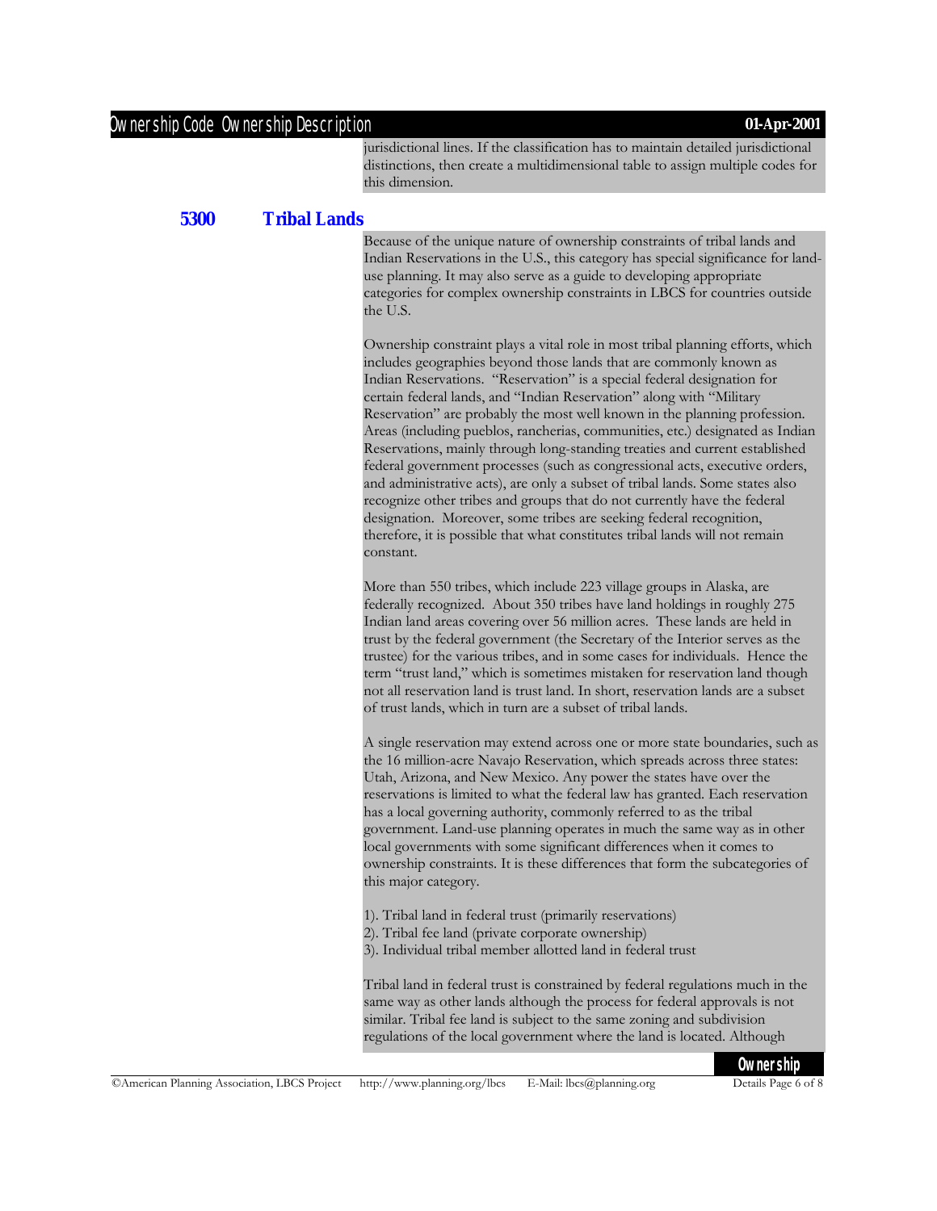jurisdictional lines. If the classification has to maintain detailed jurisdictional distinctions, then create a multidimensional table to assign multiple codes for this dimension.

## 5300 Tribal Lands

Because of the unique nature of ownership constraints of tribal lands and Indian Reservations in the U.S., this category has special significance for land-use planning. It may also serve as a guide to developing appropriate categories for complex ownership constraints in LBCS for countries outside the U.S.

Ownership constraint plays a vital role in most tribal planning efforts, which includes geographies beyond those lands that are commonly known as Indian Reservations. "Reservation" is a special federal designation for certain federal lands, and "Indian Reservation" along with "Military Reservation" are probably the most well known in the planning profession. Areas (including pueblos, rancherias, communities, etc.) designated as Indian Reservations, mainly through long-standing treaties and current established federal government processes (such as congressional acts, executive orders, and administrative acts), are only a subset of tribal lands. Some states also recognize other tribes and groups that do not currently have the federal designation. Moreover, some tribes are seeking federal recognition, therefore, it is possible that what constitutes tribal lands will not remain constant.

More than 550 tribes, which include 223 village groups in Alaska, are federally recognized. About 350 tribes have land holdings in roughly 275 Indian land areas covering over 56 million acres. These lands are held in trust by the federal government (the Secretary of the Interior serves as the trustee) for the various tribes, and in some cases for individuals. Hence the term "trust land," which is sometimes mistaken for reservation land though not all reservation land is trust land. In short, reservation lands are a subset of trust lands, which in turn are a subset of tribal lands.

A single reservation may extend across one or more state boundaries, such as the 16 million-acre Navajo Reservation, which spreads across three states: Utah, Arizona, and New Mexico. Any power the states have over the reservations is limited to what the federal law has granted. Each reservation has a local governing authority, commonly referred to as the tribal government. Land-use planning operates in much the same way as in other local governments with some significant differences when it comes to ownership constraints. It is these differences that form the subcategories of this major category.

1). Tribal land in federal trust (primarily reservations)
2). Tribal fee land (private corporate ownership)
3). Individual tribal member allotted land in federal trust

Tribal land in federal trust is constrained by federal regulations much in the same way as other lands although the process for federal approvals is not similar. Tribal fee land is subject to the same zoning and subdivision regulations of the local government where the land is located. Although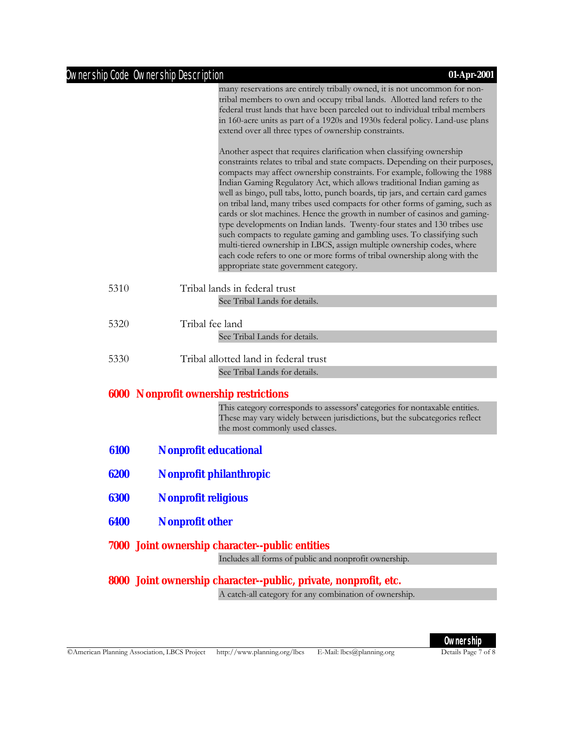many reservations are entirely tribally owned, it is not uncommon for non-tribal members to own and occupy tribal lands. Allotted land refers to the federal trust lands that have been parceled out to individual tribal members in 160-acre units as part of a 1920s and 1930s federal policy. Land-use plans extend over all three types of ownership constraints.

Another aspect that requires clarification when classifying ownership constraints relates to tribal and state compacts. Depending on their purposes, compacts may affect ownership constraints. For example, following the 1988 Indian Gaming Regulatory Act, which allows traditional Indian gaming as well as bingo, pull tabs, lotto, punch boards, tip jars, and certain card games on tribal land, many tribes used compacts for other forms of gaming, such as cards or slot machines. Hence the growth in number of casinos and gaming-type developments on Indian lands. Twenty-four states and 130 tribes use such compacts to regulate gaming and gambling uses. To classifying such multi-tiered ownership in LBCS, assign multiple ownership codes, where each code refers to one or more forms of tribal ownership along with the appropriate state government category.

5310 Tribal lands in federal trust

See Tribal Lands for details.

5320 Tribal fee land

See Tribal Lands for details.

5330 Tribal allotted land in federal trust

See Tribal Lands for details.

## 6000 Nonprofit ownership restrictions

This category corresponds to assessors' categories for nontaxable entities. These may vary widely between jurisdictions, but the subcategories reflect the most commonly used classes.

### 6100 Nonprofit educational

### 6200 Nonprofit philanthropic

### 6300 Nonprofit religious

### 6400 Nonprofit other

## 7000 Joint ownership character--public entities

Includes all forms of public and nonprofit ownership.

## 8000 Joint ownership character--public, private, nonprofit, etc.

A catch-all category for any combination of ownership.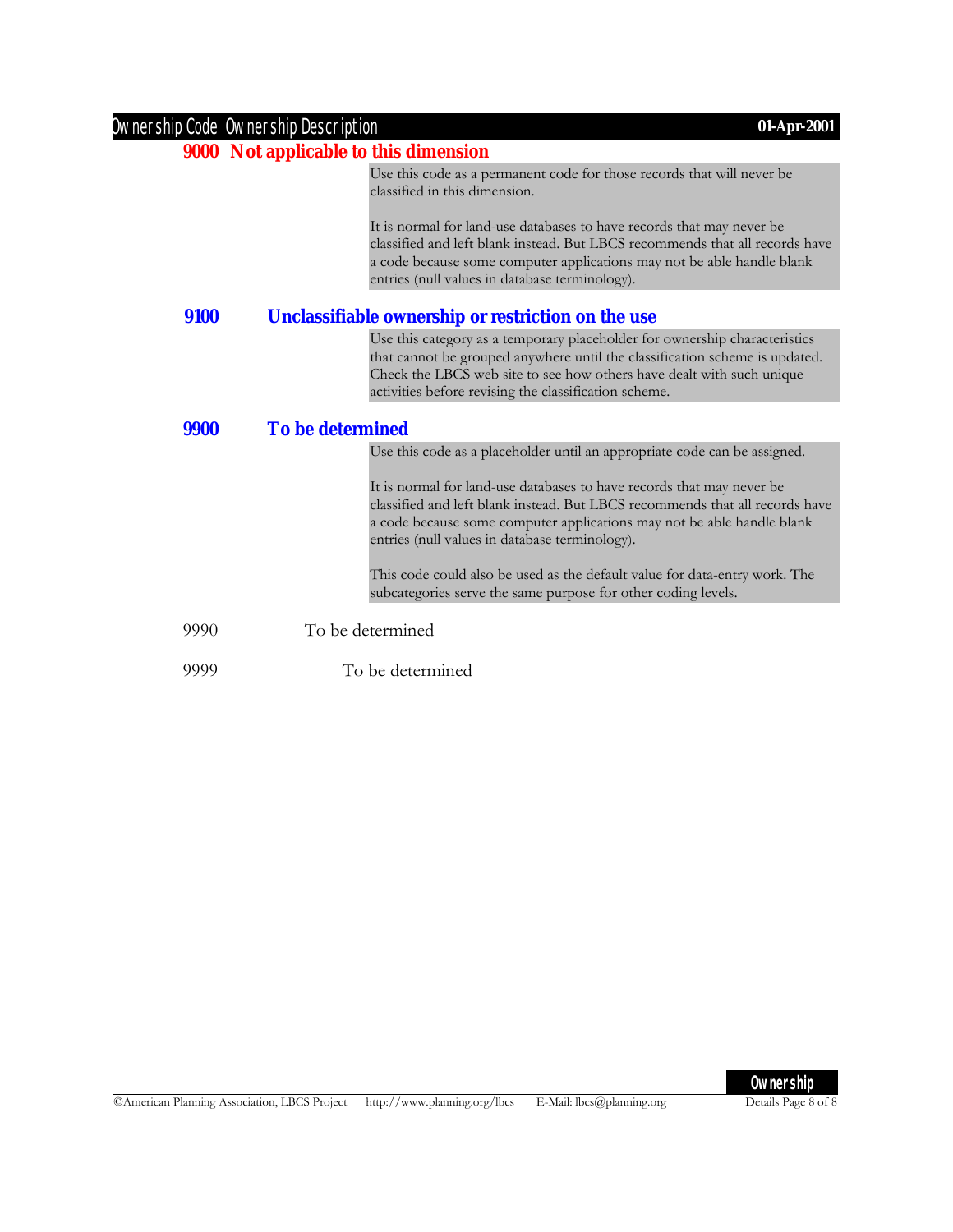| Ownership Code | Ownership Description |
|---|---|

## 9000 Not applicable to this dimension

Use this code as a permanent code for those records that will never be classified in this dimension.

It is normal for land-use databases to have records that may never be classified and left blank instead. But LBCS recommends that all records have a code because some computer applications may not be able handle blank entries (null values in database terminology).

## 9100 Unclassifiable ownership or restriction on the use

Use this category as a temporary placeholder for ownership characteristics that cannot be grouped anywhere until the classification scheme is updated. Check the LBCS web site to see how others have dealt with such unique activities before revising the classification scheme.

## 9900 To be determined

Use this code as a placeholder until an appropriate code can be assigned.

It is normal for land-use databases to have records that may never be classified and left blank instead. But LBCS recommends that all records have a code because some computer applications may not be able handle blank entries (null values in database terminology).

This code could also be used as the default value for data-entry work. The subcategories serve the same purpose for other coding levels.

9990 To be determined

9999 To be determined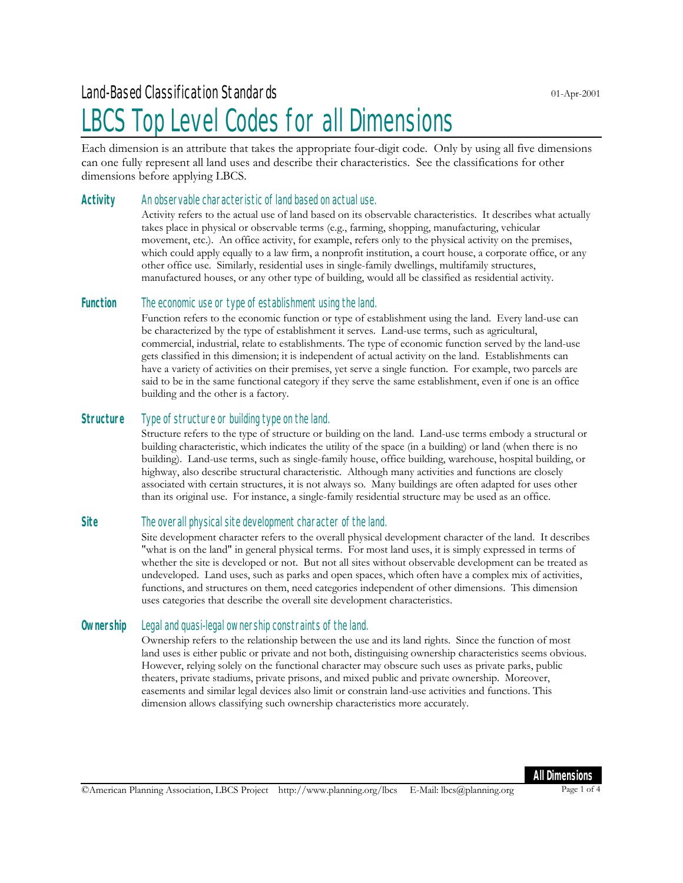Land-Based Classification Standards

01-Apr-2001

# LBCS Top Level Codes for all Dimensions

Each dimension is an attribute that takes the appropriate four-digit code. Only by using all five dimensions can one fully represent all land uses and describe their characteristics. See the classifications for other dimensions before applying LBCS.

## Activity

*An observable characteristic of land based on actual use.*

Activity refers to the actual use of land based on its observable characteristics. It describes what actually takes place in physical or observable terms (e.g., farming, shopping, manufacturing, vehicular movement, etc.). An office activity, for example, refers only to the physical activity on the premises, which could apply equally to a law firm, a nonprofit institution, a court house, a corporate office, or any other office use. Similarly, residential uses in single-family dwellings, multifamily structures, manufactured houses, or any other type of building, would all be classified as residential activity.

## Function

*The economic use or type of establishment using the land.*

Function refers to the economic function or type of establishment using the land. Every land-use can be characterized by the type of establishment it serves. Land-use terms, such as agricultural, commercial, industrial, relate to establishments. The type of economic function served by the land-use gets classified in this dimension; it is independent of actual activity on the land. Establishments can have a variety of activities on their premises, yet serve a single function. For example, two parcels are said to be in the same functional category if they serve the same establishment, even if one is an office building and the other is a factory.

## Structure

*Type of structure or building type on the land.*

Structure refers to the type of structure or building on the land. Land-use terms embody a structural or building characteristic, which indicates the utility of the space (in a building) or land (when there is no building). Land-use terms, such as single-family house, office building, warehouse, hospital building, or highway, also describe structural characteristic. Although many activities and functions are closely associated with certain structures, it is not always so. Many buildings are often adapted for uses other than its original use. For instance, a single-family residential structure may be used as an office.

## Site

*The overall physical site development character of the land.*

Site development character refers to the overall physical development character of the land. It describes "what is on the land" in general physical terms. For most land uses, it is simply expressed in terms of whether the site is developed or not. But not all sites without observable development can be treated as undeveloped. Land uses, such as parks and open spaces, which often have a complex mix of activities, functions, and structures on them, need categories independent of other dimensions. This dimension uses categories that describe the overall site development characteristics.

## Ownership

*Legal and quasi-legal ownership constraints of the land.*

Ownership refers to the relationship between the use and its land rights. Since the function of most land uses is either public or private and not both, distinguishing ownership characteristics seems obvious. However, relying solely on the functional character may obscure such uses as private parks, public theaters, private stadiums, private prisons, and mixed public and private ownership. Moreover, easements and similar legal devices also limit or constrain land-use activities and functions. This dimension allows classifying such ownership characteristics more accurately.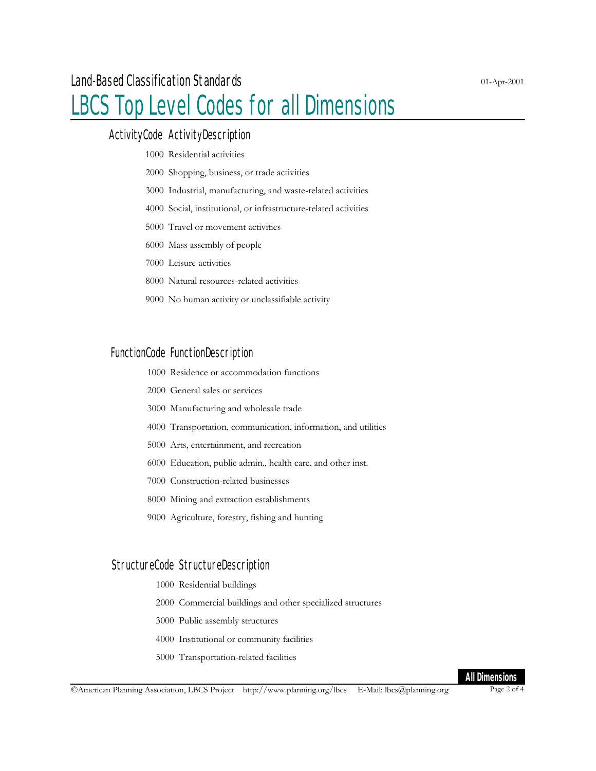# Land-Based Classification Standards

01-Apr-2001

# LBCS Top Level Codes for all Dimensions

| ActivityCode | ActivityDescription |
|---|---|
| 1000 | Residential activities |
| 2000 | Shopping, business, or trade activities |
| 3000 | Industrial, manufacturing, and waste-related activities |
| 4000 | Social, institutional, or infrastructure-related activities |
| 5000 | Travel or movement activities |
| 6000 | Mass assembly of people |
| 7000 | Leisure activities |
| 8000 | Natural resources-related activities |
| 9000 | No human activity or unclassifiable activity |

| FunctionCode | FunctionDescription |
|---|---|
| 1000 | Residence or accommodation functions |
| 2000 | General sales or services |
| 3000 | Manufacturing and wholesale trade |
| 4000 | Transportation, communication, information, and utilities |
| 5000 | Arts, entertainment, and recreation |
| 6000 | Education, public admin., health care, and other inst. |
| 7000 | Construction-related businesses |
| 8000 | Mining and extraction establishments |
| 9000 | Agriculture, forestry, fishing and hunting |

| StructureCode | StructureDescription |
|---|---|
| 1000 | Residential buildings |
| 2000 | Commercial buildings and other specialized structures |
| 3000 | Public assembly structures |
| 4000 | Institutional or community facilities |
| 5000 | Transportation-related facilities |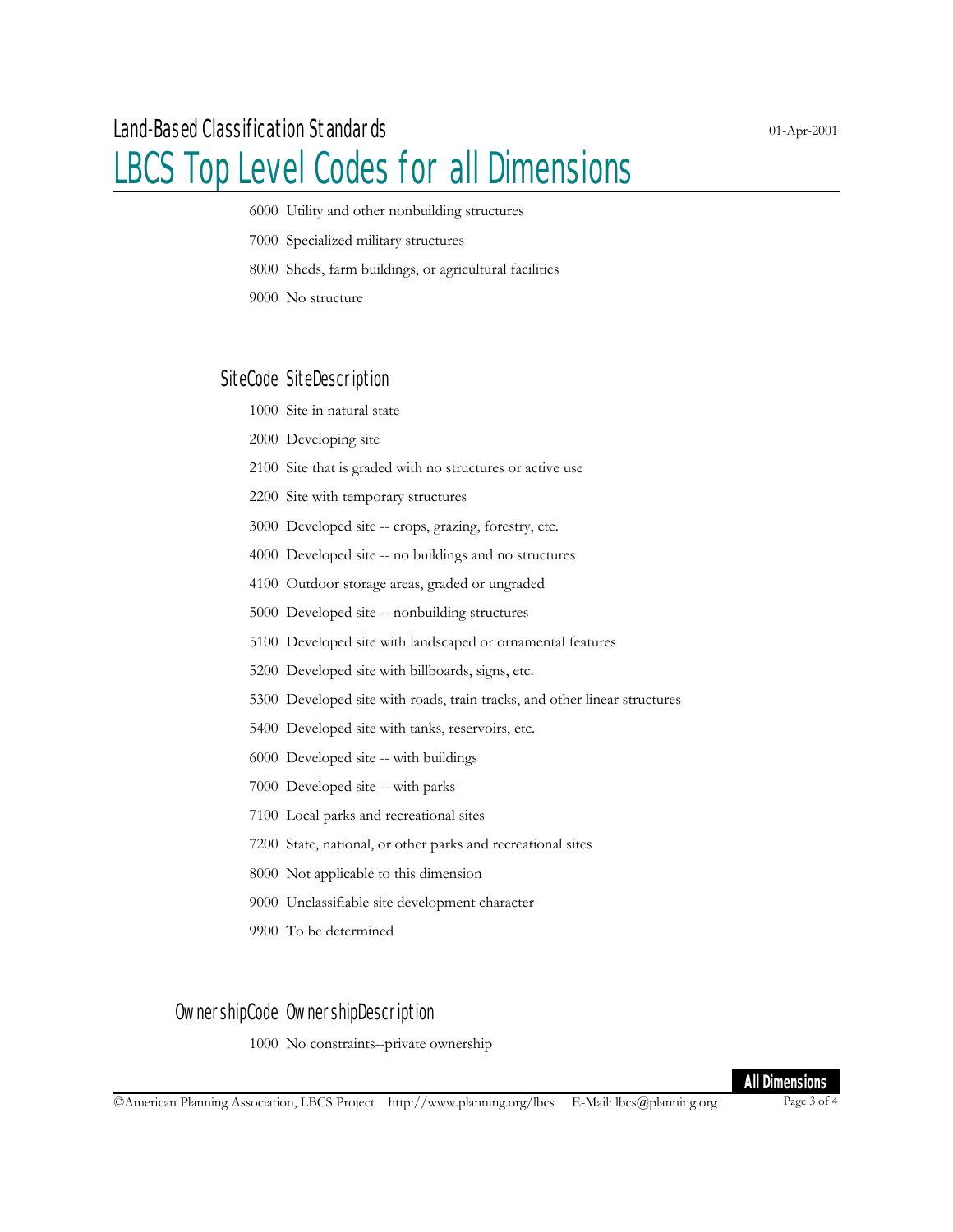# Land-Based Classification Standards

# LBCS Top Level Codes for all Dimensions

6000 Utility and other nonbuilding structures

7000 Specialized military structures

8000 Sheds, farm buildings, or agricultural facilities

9000 No structure

| SiteCode | SiteDescription |
|---|---|
| 1000 | Site in natural state |
| 2000 | Developing site |
| 2100 | Site that is graded with no structures or active use |
| 2200 | Site with temporary structures |
| 3000 | Developed site -- crops, grazing, forestry, etc. |
| 4000 | Developed site -- no buildings and no structures |
| 4100 | Outdoor storage areas, graded or ungraded |
| 5000 | Developed site -- nonbuilding structures |
| 5100 | Developed site with landscaped or ornamental features |
| 5200 | Developed site with billboards, signs, etc. |
| 5300 | Developed site with roads, train tracks, and other linear structures |
| 5400 | Developed site with tanks, reservoirs, etc. |
| 6000 | Developed site -- with buildings |
| 7000 | Developed site -- with parks |
| 7100 | Local parks and recreational sites |
| 7200 | State, national, or other parks and recreational sites |
| 8000 | Not applicable to this dimension |
| 9000 | Unclassifiable site development character |
| 9900 | To be determined |

| OwnershipCode | OwnershipDescription |
|---|---|
| 1000 | No constraints--private ownership |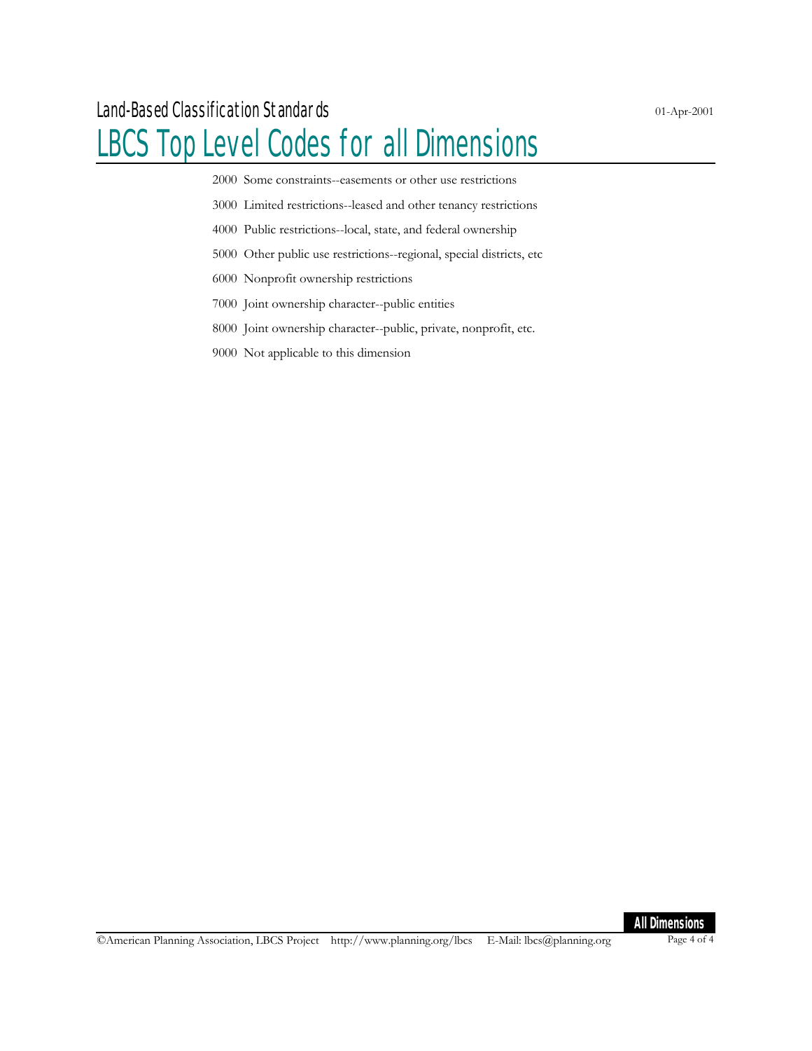2000 Some constraints--easements or other use restrictions

3000 Limited restrictions--leased and other tenancy restrictions

4000 Public restrictions--local, state, and federal ownership

5000 Other public use restrictions--regional, special districts, etc

6000 Nonprofit ownership restrictions

7000 Joint ownership character--public entities

8000 Joint ownership character--public, private, nonprofit, etc.

9000 Not applicable to this dimension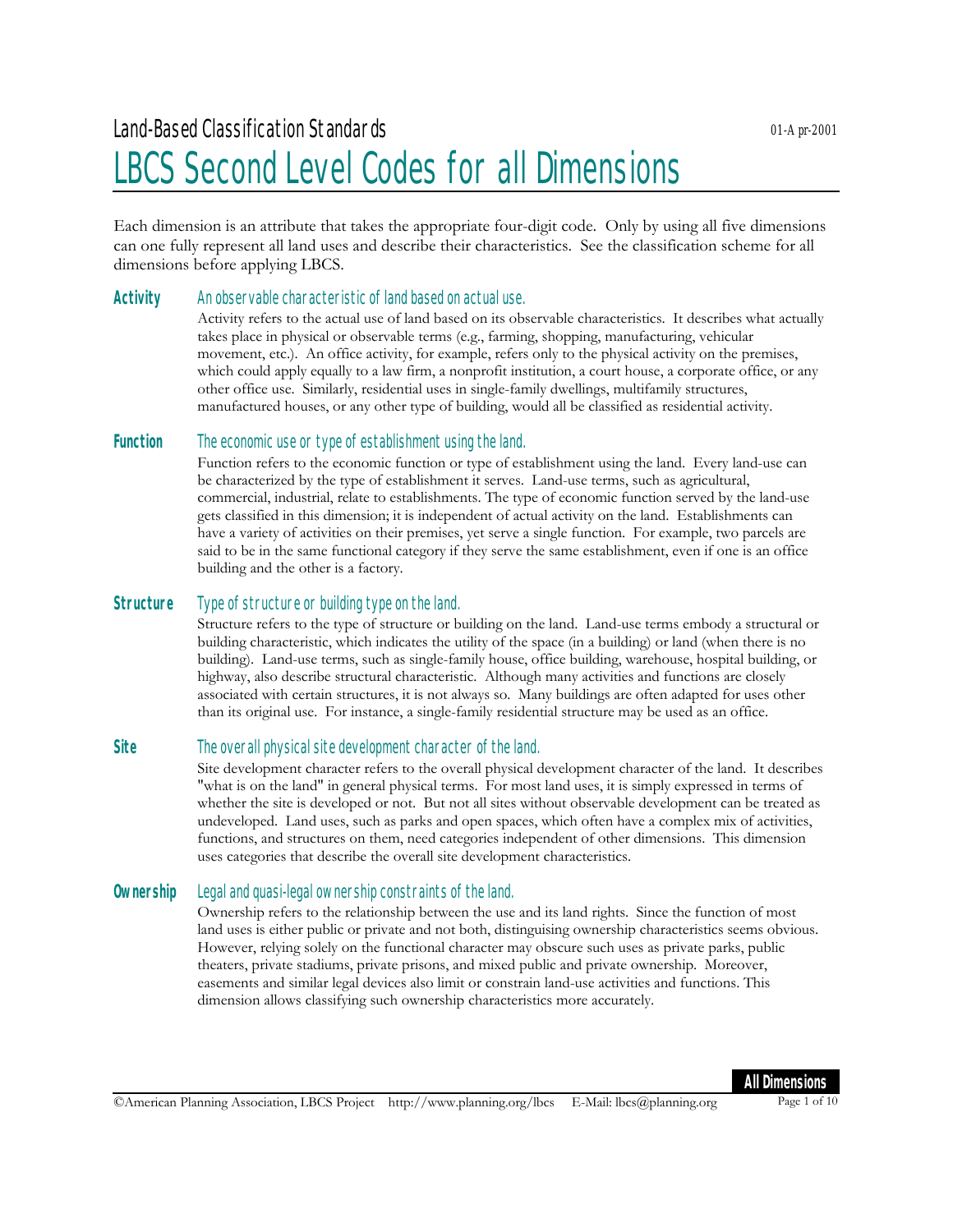Land-Based Classification Standards

01-Apr-2001

# LBCS Second Level Codes for all Dimensions

Each dimension is an attribute that takes the appropriate four-digit code. Only by using all five dimensions can one fully represent all land uses and describe their characteristics. See the classification scheme for all dimensions before applying LBCS.

## Activity

*An observable characteristic of land based on actual use.*

Activity refers to the actual use of land based on its observable characteristics. It describes what actually takes place in physical or observable terms (e.g., farming, shopping, manufacturing, vehicular movement, etc.). An office activity, for example, refers only to the physical activity on the premises, which could apply equally to a law firm, a nonprofit institution, a court house, a corporate office, or any other office use. Similarly, residential uses in single-family dwellings, multifamily structures, manufactured houses, or any other type of building, would all be classified as residential activity.

## Function

*The economic use or type of establishment using the land.*

Function refers to the economic function or type of establishment using the land. Every land-use can be characterized by the type of establishment it serves. Land-use terms, such as agricultural, commercial, industrial, relate to establishments. The type of economic function served by the land-use gets classified in this dimension; it is independent of actual activity on the land. Establishments can have a variety of activities on their premises, yet serve a single function. For example, two parcels are said to be in the same functional category if they serve the same establishment, even if one is an office building and the other is a factory.

## Structure

*Type of structure or building type on the land.*

Structure refers to the type of structure or building on the land. Land-use terms embody a structural or building characteristic, which indicates the utility of the space (in a building) or land (when there is no building). Land-use terms, such as single-family house, office building, warehouse, hospital building, or highway, also describe structural characteristic. Although many activities and functions are closely associated with certain structures, it is not always so. Many buildings are often adapted for uses other than its original use. For instance, a single-family residential structure may be used as an office.

## Site

*The overall physical site development character of the land.*

Site development character refers to the overall physical development character of the land. It describes "what is on the land" in general physical terms. For most land uses, it is simply expressed in terms of whether the site is developed or not. But not all sites without observable development can be treated as undeveloped. Land uses, such as parks and open spaces, which often have a complex mix of activities, functions, and structures on them, need categories independent of other dimensions. This dimension uses categories that describe the overall site development characteristics.

## Ownership

*Legal and quasi-legal ownership constraints of the land.*

Ownership refers to the relationship between the use and its land rights. Since the function of most land uses is either public or private and not both, distinguishing ownership characteristics seems obvious. However, relying solely on the functional character may obscure such uses as private parks, public theaters, private stadiums, private prisons, and mixed public and private ownership. Moreover, easements and similar legal devices also limit or constrain land-use activities and functions. This dimension allows classifying such ownership characteristics more accurately.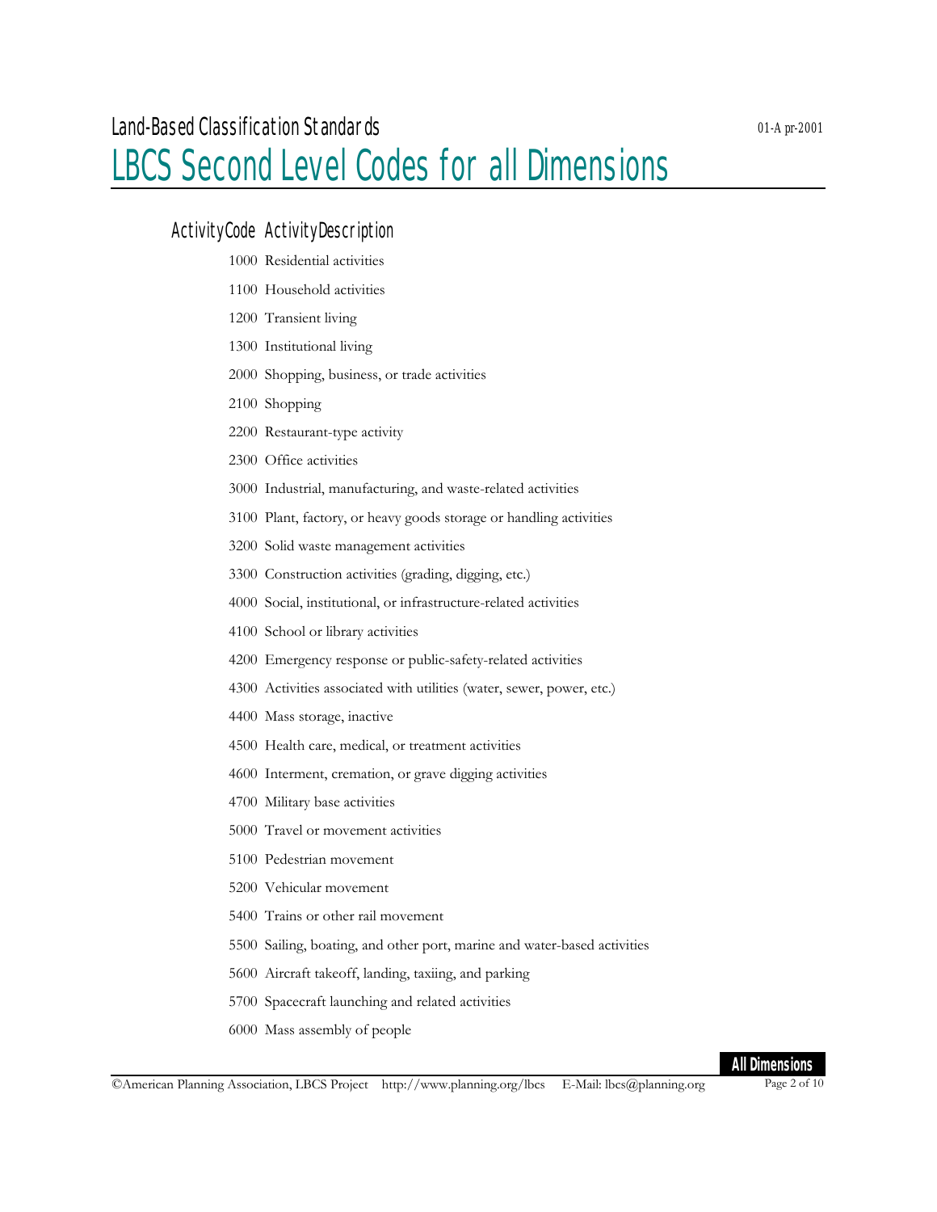# Land-Based Classification Standards

01-Apr-2001

# LBCS Second Level Codes for all Dimensions

| ActivityCode | ActivityDescription |
|---|---|
| 1000 | Residential activities |
| 1100 | Household activities |
| 1200 | Transient living |
| 1300 | Institutional living |
| 2000 | Shopping, business, or trade activities |
| 2100 | Shopping |
| 2200 | Restaurant-type activity |
| 2300 | Office activities |
| 3000 | Industrial, manufacturing, and waste-related activities |
| 3100 | Plant, factory, or heavy goods storage or handling activities |
| 3200 | Solid waste management activities |
| 3300 | Construction activities (grading, digging, etc.) |
| 4000 | Social, institutional, or infrastructure-related activities |
| 4100 | School or library activities |
| 4200 | Emergency response or public-safety-related activities |
| 4300 | Activities associated with utilities (water, sewer, power, etc.) |
| 4400 | Mass storage, inactive |
| 4500 | Health care, medical, or treatment activities |
| 4600 | Interment, cremation, or grave digging activities |
| 4700 | Military base activities |
| 5000 | Travel or movement activities |
| 5100 | Pedestrian movement |
| 5200 | Vehicular movement |
| 5400 | Trains or other rail movement |
| 5500 | Sailing, boating, and other port, marine and water-based activities |
| 5600 | Aircraft takeoff, landing, taxiing, and parking |
| 5700 | Spacecraft launching and related activities |
| 6000 | Mass assembly of people |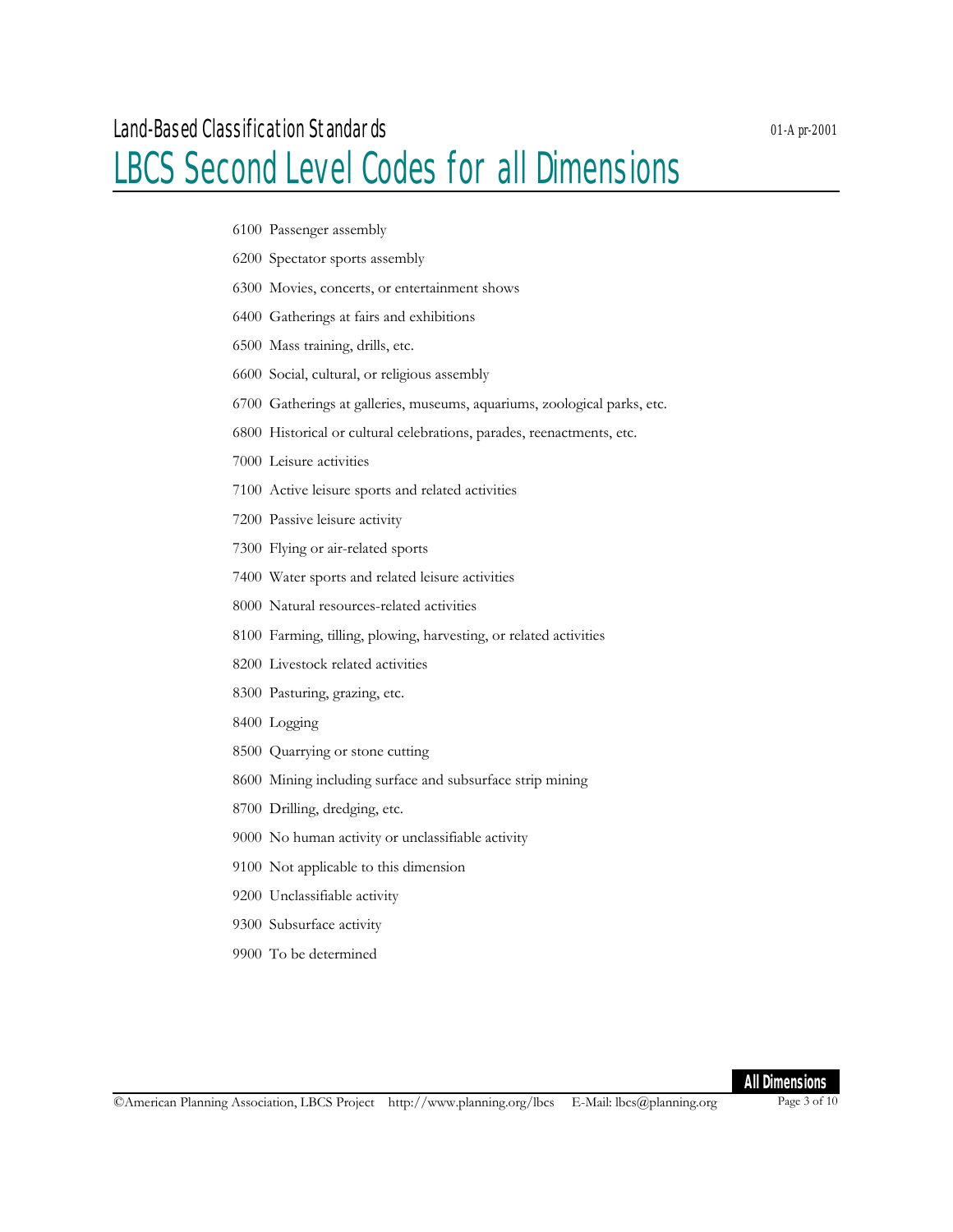6100 Passenger assembly

6200 Spectator sports assembly

6300 Movies, concerts, or entertainment shows

6400 Gatherings at fairs and exhibitions

6500 Mass training, drills, etc.

6600 Social, cultural, or religious assembly

6700 Gatherings at galleries, museums, aquariums, zoological parks, etc.

6800 Historical or cultural celebrations, parades, reenactments, etc.

7000 Leisure activities

7100 Active leisure sports and related activities

7200 Passive leisure activity

7300 Flying or air-related sports

7400 Water sports and related leisure activities

8000 Natural resources-related activities

8100 Farming, tilling, plowing, harvesting, or related activities

8200 Livestock related activities

8300 Pasturing, grazing, etc.

8400 Logging

8500 Quarrying or stone cutting

8600 Mining including surface and subsurface strip mining

8700 Drilling, dredging, etc.

9000 No human activity or unclassifiable activity

9100 Not applicable to this dimension

9200 Unclassifiable activity

9300 Subsurface activity

9900 To be determined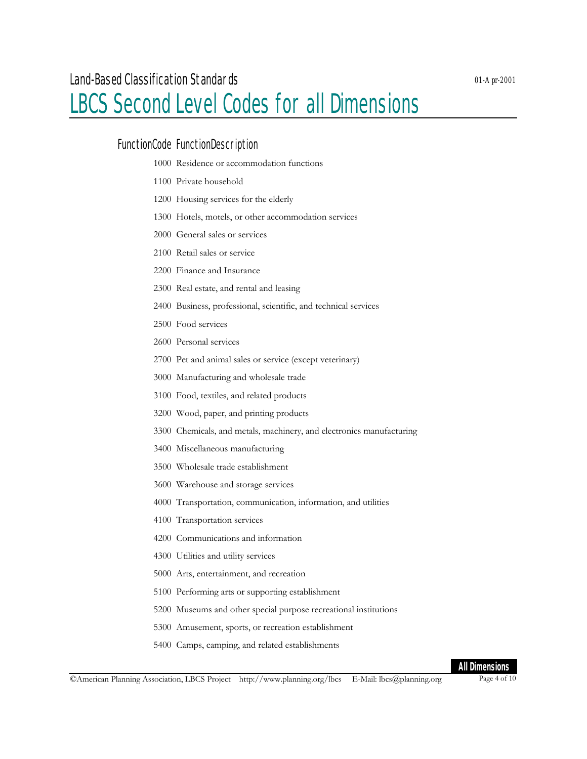# Land-Based Classification Standards

## LBCS Second Level Codes for all Dimensions

| FunctionCode | FunctionDescription |
|---|---|
| 1000 | Residence or accommodation functions |
| 1100 | Private household |
| 1200 | Housing services for the elderly |
| 1300 | Hotels, motels, or other accommodation services |
| 2000 | General sales or services |
| 2100 | Retail sales or service |
| 2200 | Finance and Insurance |
| 2300 | Real estate, and rental and leasing |
| 2400 | Business, professional, scientific, and technical services |
| 2500 | Food services |
| 2600 | Personal services |
| 2700 | Pet and animal sales or service (except veterinary) |
| 3000 | Manufacturing and wholesale trade |
| 3100 | Food, textiles, and related products |
| 3200 | Wood, paper, and printing products |
| 3300 | Chemicals, and metals, machinery, and electronics manufacturing |
| 3400 | Miscellaneous manufacturing |
| 3500 | Wholesale trade establishment |
| 3600 | Warehouse and storage services |
| 4000 | Transportation, communication, information, and utilities |
| 4100 | Transportation services |
| 4200 | Communications and information |
| 4300 | Utilities and utility services |
| 5000 | Arts, entertainment, and recreation |
| 5100 | Performing arts or supporting establishment |
| 5200 | Museums and other special purpose recreational institutions |
| 5300 | Amusement, sports, or recreation establishment |
| 5400 | Camps, camping, and related establishments |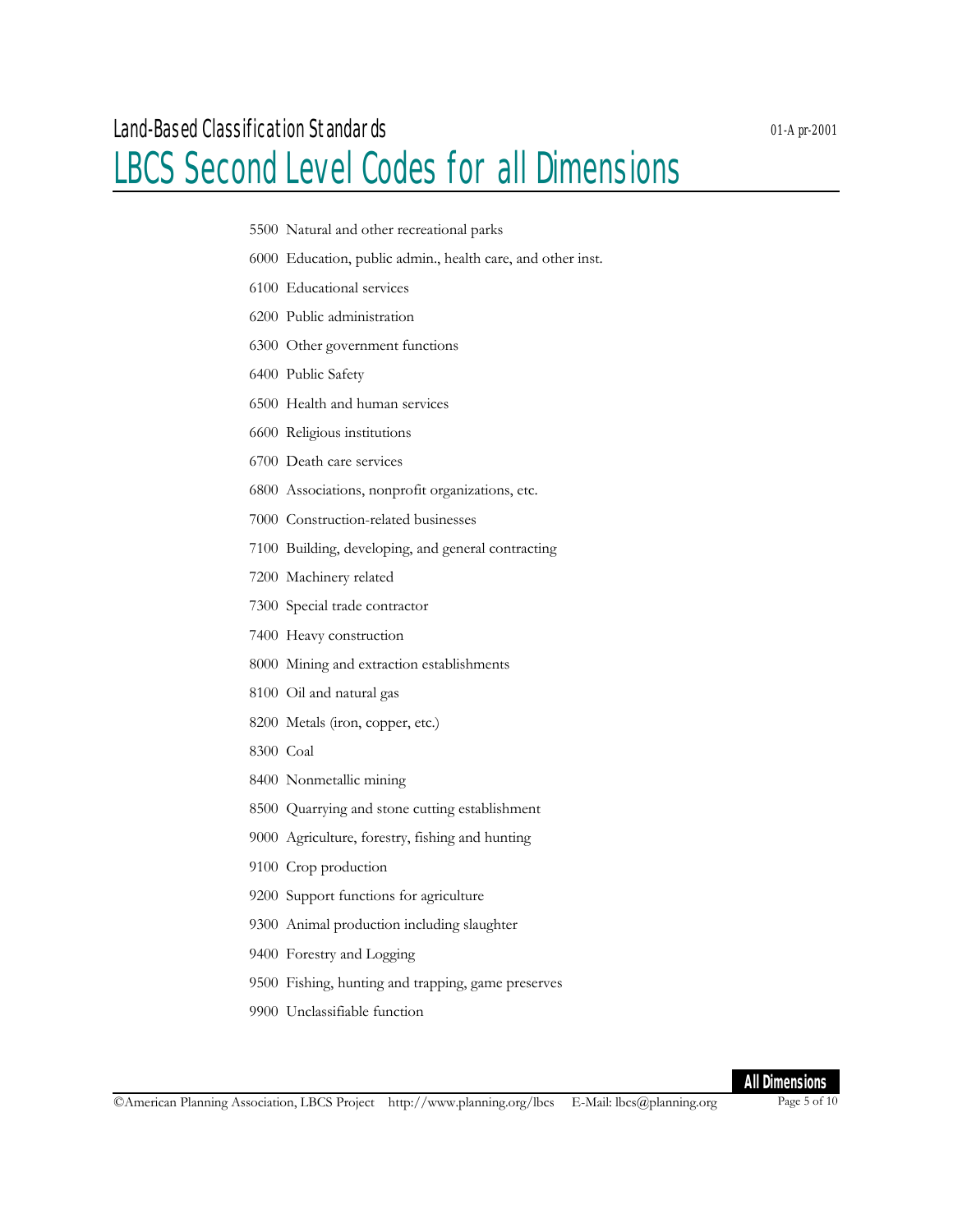5500 Natural and other recreational parks

6000 Education, public admin., health care, and other inst.

6100 Educational services

6200 Public administration

6300 Other government functions

6400 Public Safety

6500 Health and human services

6600 Religious institutions

6700 Death care services

6800 Associations, nonprofit organizations, etc.

7000 Construction-related businesses

7100 Building, developing, and general contracting

7200 Machinery related

7300 Special trade contractor

7400 Heavy construction

8000 Mining and extraction establishments

8100 Oil and natural gas

8200 Metals (iron, copper, etc.)

8300 Coal

8400 Nonmetallic mining

8500 Quarrying and stone cutting establishment

9000 Agriculture, forestry, fishing and hunting

9100 Crop production

9200 Support functions for agriculture

9300 Animal production including slaughter

9400 Forestry and Logging

9500 Fishing, hunting and trapping, game preserves

9900 Unclassifiable function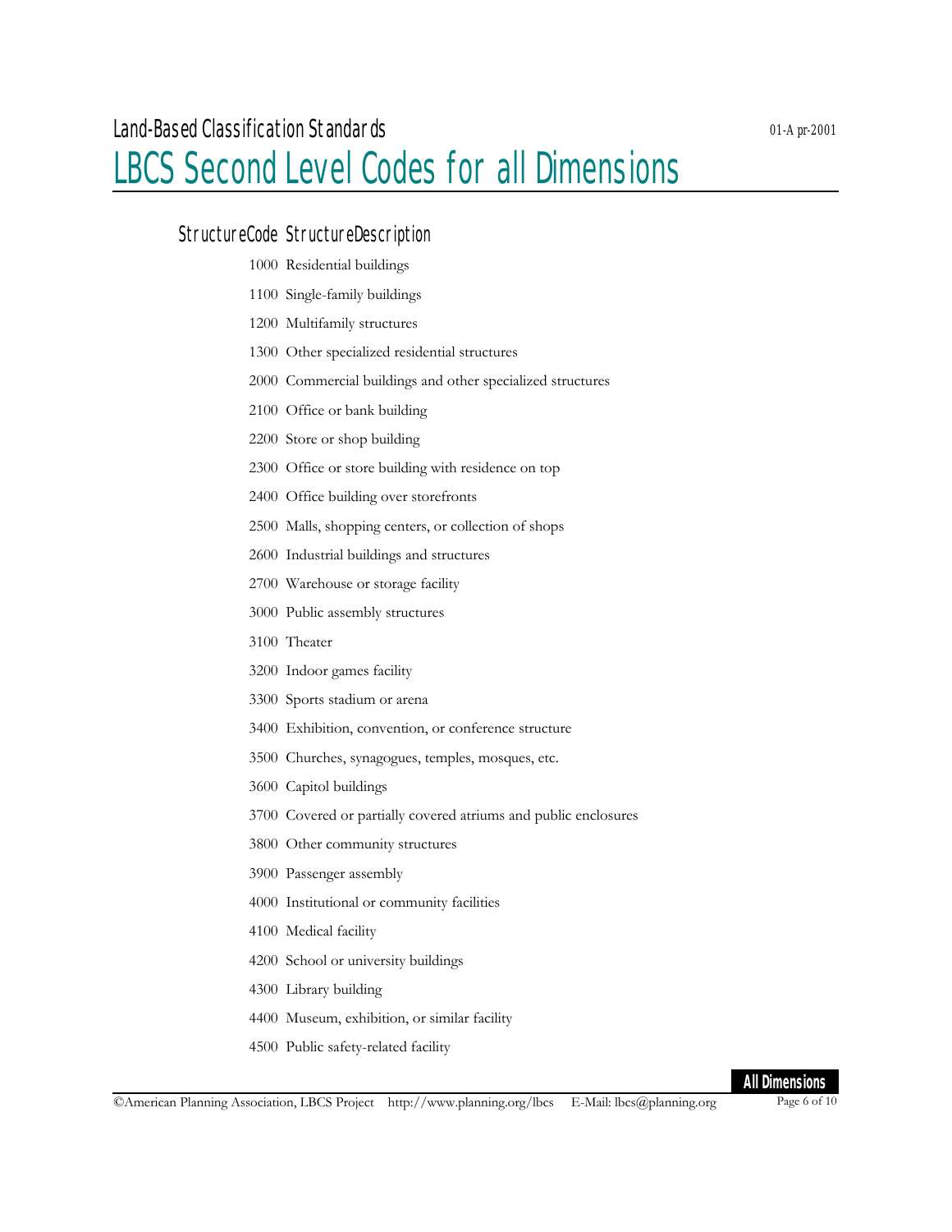# Land-Based Classification Standards

# LBCS Second Level Codes for all Dimensions

| StructureCode | StructureDescription |
| --- | --- |
| 1000 | Residential buildings |
| 1100 | Single-family buildings |
| 1200 | Multifamily structures |
| 1300 | Other specialized residential structures |
| 2000 | Commercial buildings and other specialized structures |
| 2100 | Office or bank building |
| 2200 | Store or shop building |
| 2300 | Office or store building with residence on top |
| 2400 | Office building over storefronts |
| 2500 | Malls, shopping centers, or collection of shops |
| 2600 | Industrial buildings and structures |
| 2700 | Warehouse or storage facility |
| 3000 | Public assembly structures |
| 3100 | Theater |
| 3200 | Indoor games facility |
| 3300 | Sports stadium or arena |
| 3400 | Exhibition, convention, or conference structure |
| 3500 | Churches, synagogues, temples, mosques, etc. |
| 3600 | Capitol buildings |
| 3700 | Covered or partially covered atriums and public enclosures |
| 3800 | Other community structures |
| 3900 | Passenger assembly |
| 4000 | Institutional or community facilities |
| 4100 | Medical facility |
| 4200 | School or university buildings |
| 4300 | Library building |
| 4400 | Museum, exhibition, or similar facility |
| 4500 | Public safety-related facility |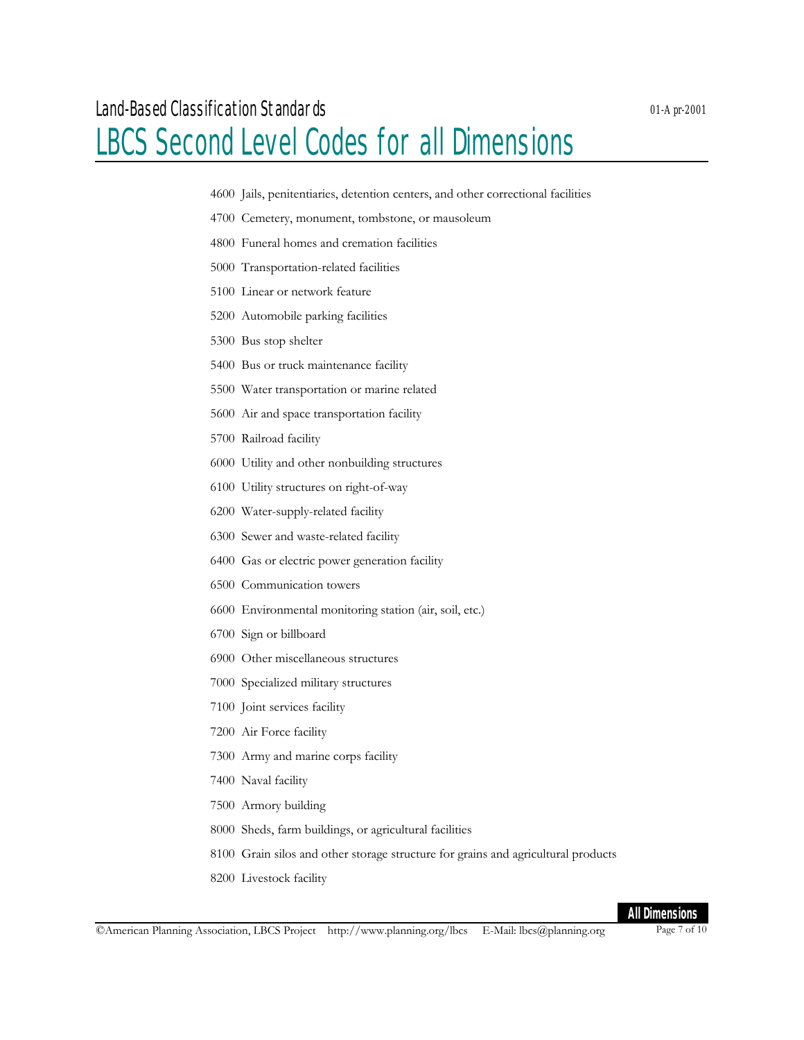4600 Jails, penitentiaries, detention centers, and other correctional facilities

4700 Cemetery, monument, tombstone, or mausoleum

4800 Funeral homes and cremation facilities

5000 Transportation-related facilities

5100 Linear or network feature

5200 Automobile parking facilities

5300 Bus stop shelter

5400 Bus or truck maintenance facility

5500 Water transportation or marine related

5600 Air and space transportation facility

5700 Railroad facility

6000 Utility and other nonbuilding structures

6100 Utility structures on right-of-way

6200 Water-supply-related facility

6300 Sewer and waste-related facility

6400 Gas or electric power generation facility

6500 Communication towers

6600 Environmental monitoring station (air, soil, etc.)

6700 Sign or billboard

6900 Other miscellaneous structures

7000 Specialized military structures

7100 Joint services facility

7200 Air Force facility

7300 Army and marine corps facility

7400 Naval facility

7500 Armory building

8000 Sheds, farm buildings, or agricultural facilities

8100 Grain silos and other storage structure for grains and agricultural products

8200 Livestock facility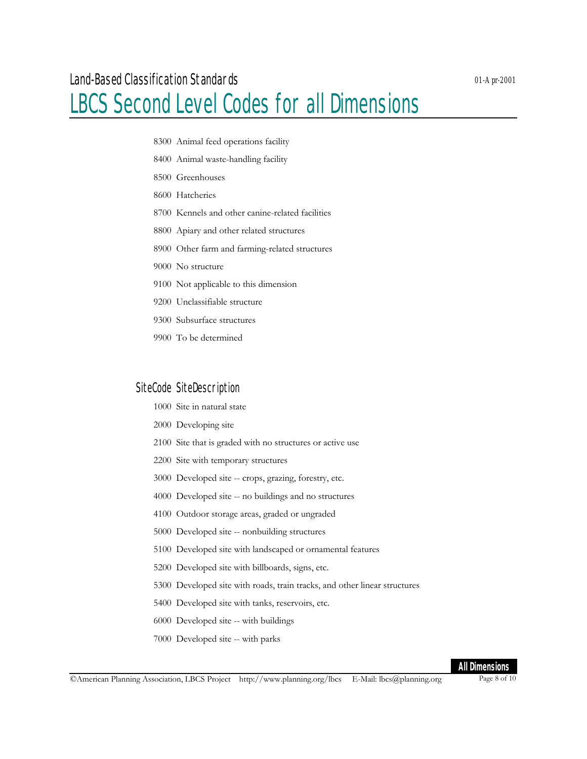8300 Animal feed operations facility

8400 Animal waste-handling facility

8500 Greenhouses

8600 Hatcheries

8700 Kennels and other canine-related facilities

8800 Apiary and other related structures

8900 Other farm and farming-related structures

9000 No structure

9100 Not applicable to this dimension

9200 Unclassifiable structure

9300 Subsurface structures

9900 To be determined

## SiteCode SiteDescription

1000 Site in natural state

2000 Developing site

2100 Site that is graded with no structures or active use

2200 Site with temporary structures

3000 Developed site -- crops, grazing, forestry, etc.

4000 Developed site -- no buildings and no structures

4100 Outdoor storage areas, graded or ungraded

5000 Developed site -- nonbuilding structures

5100 Developed site with landscaped or ornamental features

5200 Developed site with billboards, signs, etc.

5300 Developed site with roads, train tracks, and other linear structures

5400 Developed site with tanks, reservoirs, etc.

6000 Developed site -- with buildings

7000 Developed site -- with parks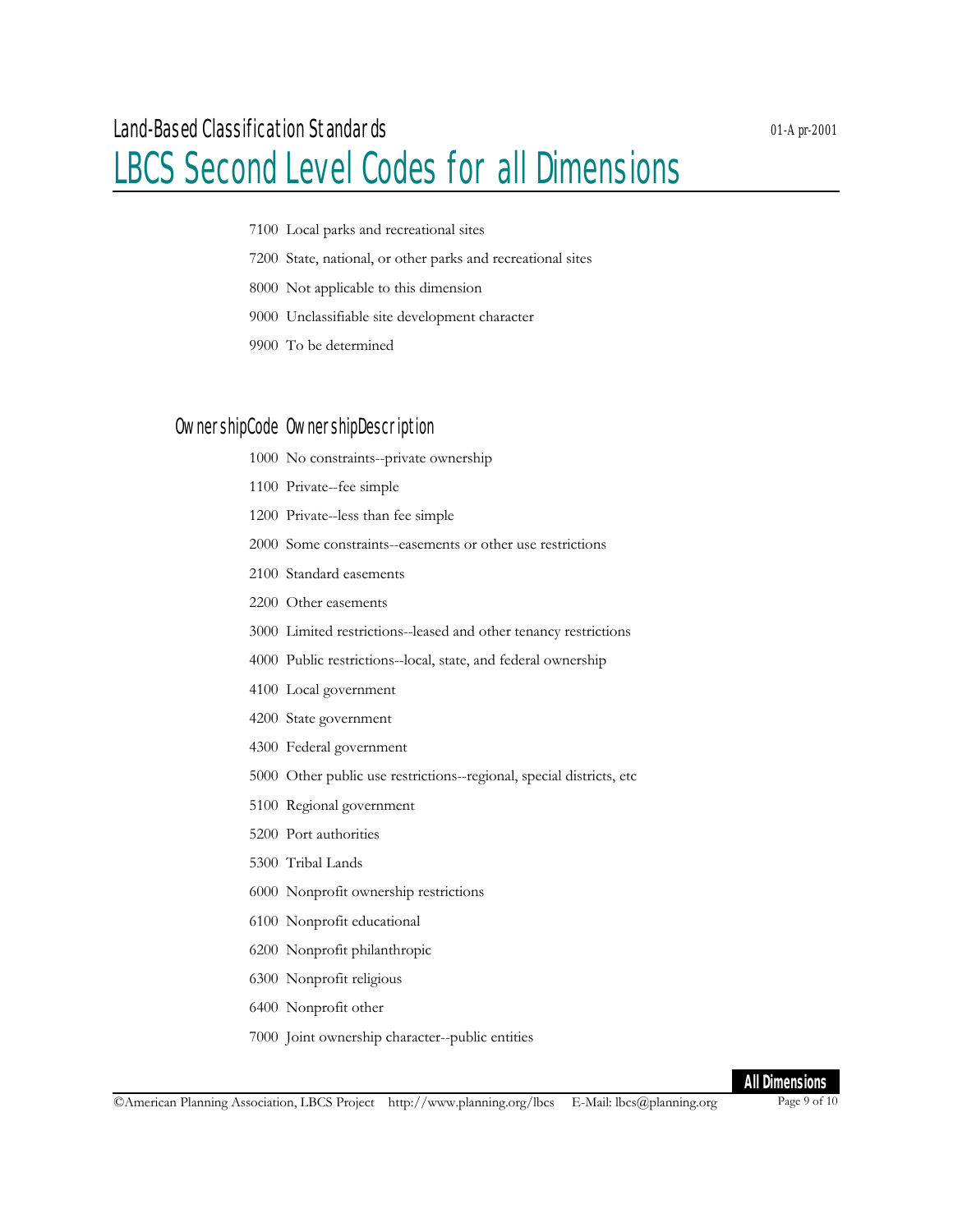7100 Local parks and recreational sites

7200 State, national, or other parks and recreational sites

8000 Not applicable to this dimension

9000 Unclassifiable site development character

9900 To be determined

## OwnershipCode OwnershipDescription

1000 No constraints--private ownership

1100 Private--fee simple

1200 Private--less than fee simple

2000 Some constraints--easements or other use restrictions

2100 Standard easements

2200 Other easements

3000 Limited restrictions--leased and other tenancy restrictions

4000 Public restrictions--local, state, and federal ownership

4100 Local government

4200 State government

4300 Federal government

5000 Other public use restrictions--regional, special districts, etc

5100 Regional government

5200 Port authorities

5300 Tribal Lands

6000 Nonprofit ownership restrictions

6100 Nonprofit educational

6200 Nonprofit philanthropic

6300 Nonprofit religious

6400 Nonprofit other

7000 Joint ownership character--public entities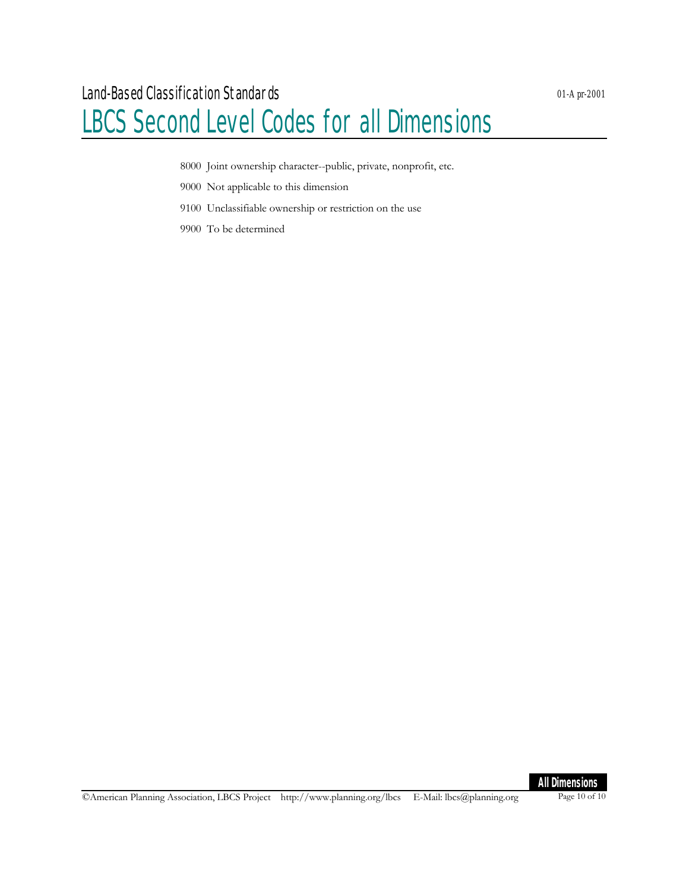8000 Joint ownership character--public, private, nonprofit, etc.

9000 Not applicable to this dimension

9100 Unclassifiable ownership or restriction on the use

9900 To be determined